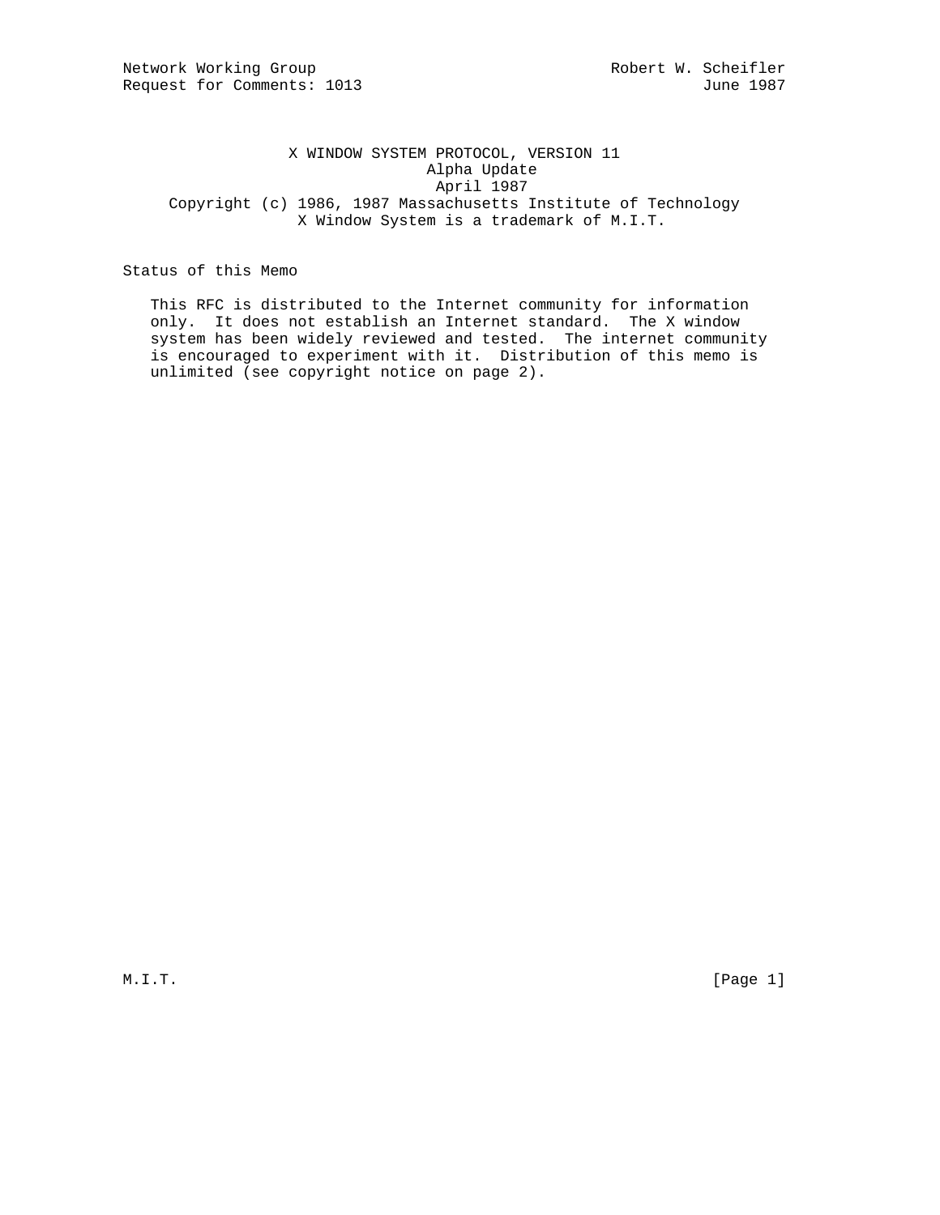Network Working Group                                     Robert W. Scheifler
Request for Comments: 1013                                          June 1987

# X WINDOW SYSTEM PROTOCOL, VERSION 11

Alpha Update

April 1987

Copyright (c) 1986, 1987 Massachusetts Institute of Technology

X Window System is a trademark of M.I.T.

## Status of this Memo

This RFC is distributed to the Internet community for information only. It does not establish an Internet standard. The X window system has been widely reviewed and tested. The internet community is encouraged to experiment with it. Distribution of this memo is unlimited (see copyright notice on page 2).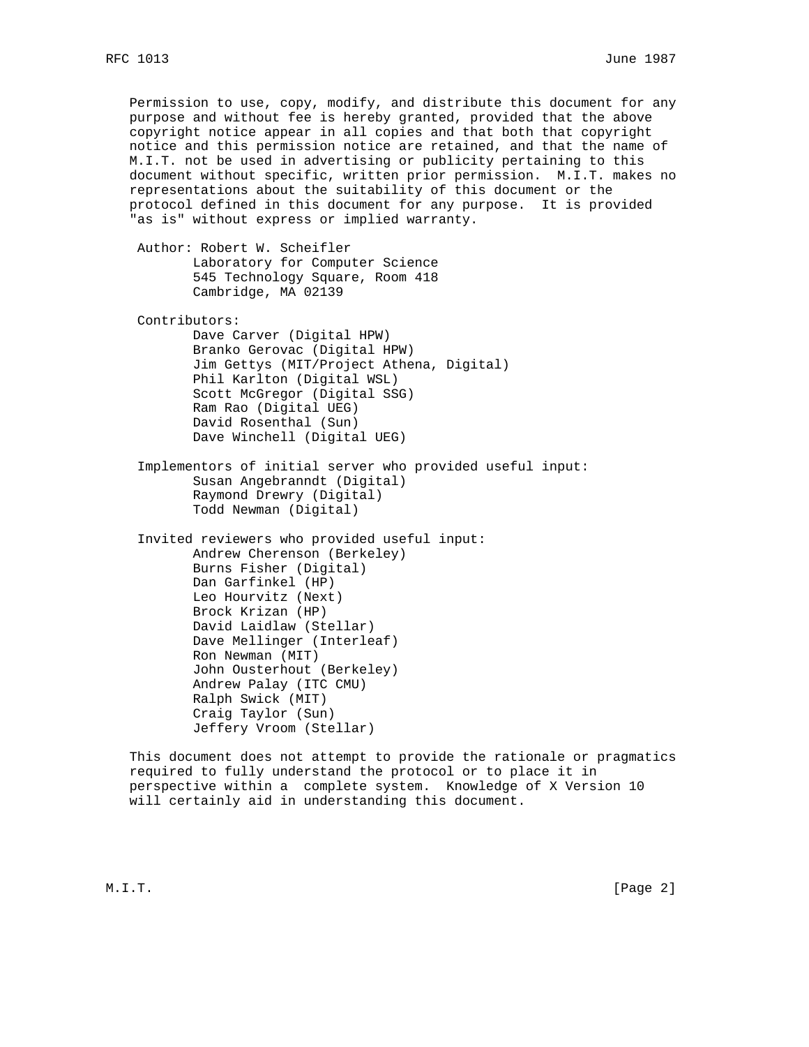Permission to use, copy, modify, and distribute this document for any purpose and without fee is hereby granted, provided that the above copyright notice appear in all copies and that both that copyright notice and this permission notice are retained, and that the name of M.I.T. not be used in advertising or publicity pertaining to this document without specific, written prior permission. M.I.T. makes no representations about the suitability of this document or the protocol defined in this document for any purpose. It is provided "as is" without express or implied warranty.

Author: Robert W. Scheifler  
Laboratory for Computer Science  
545 Technology Square, Room 418  
Cambridge, MA 02139

Contributors:

- Dave Carver (Digital HPW)
- Branko Gerovac (Digital HPW)
- Jim Gettys (MIT/Project Athena, Digital)
- Phil Karlton (Digital WSL)
- Scott McGregor (Digital SSG)
- Ram Rao (Digital UEG)
- David Rosenthal (Sun)
- Dave Winchell (Digital UEG)

Implementors of initial server who provided useful input:

- Susan Angebranndt (Digital)
- Raymond Drewry (Digital)
- Todd Newman (Digital)

Invited reviewers who provided useful input:

- Andrew Cherenson (Berkeley)
- Burns Fisher (Digital)
- Dan Garfinkel (HP)
- Leo Hourvitz (Next)
- Brock Krizan (HP)
- David Laidlaw (Stellar)
- Dave Mellinger (Interleaf)
- Ron Newman (MIT)
- John Ousterhout (Berkeley)
- Andrew Palay (ITC CMU)
- Ralph Swick (MIT)
- Craig Taylor (Sun)
- Jeffery Vroom (Stellar)

This document does not attempt to provide the rationale or pragmatics required to fully understand the protocol or to place it in perspective within a complete system. Knowledge of X Version 10 will certainly aid in understanding this document.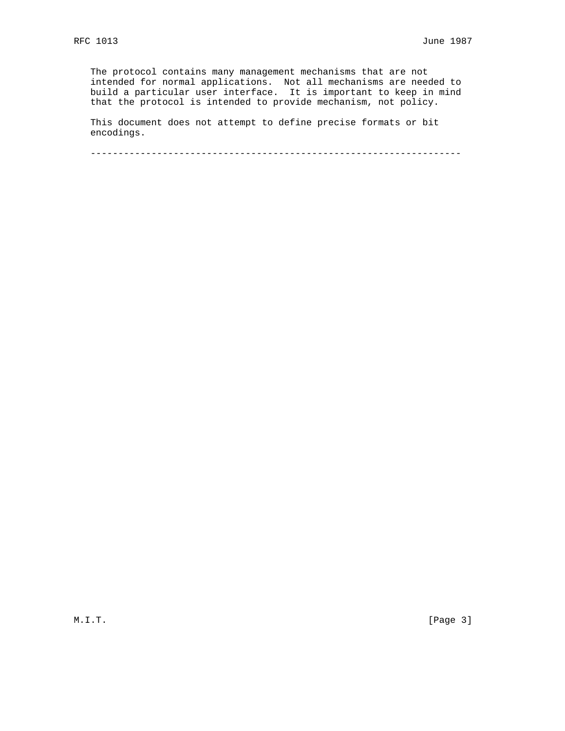The protocol contains many management mechanisms that are not intended for normal applications. Not all mechanisms are needed to build a particular user interface. It is important to keep in mind that the protocol is intended to provide mechanism, not policy.

This document does not attempt to define precise formats or bit encodings.

---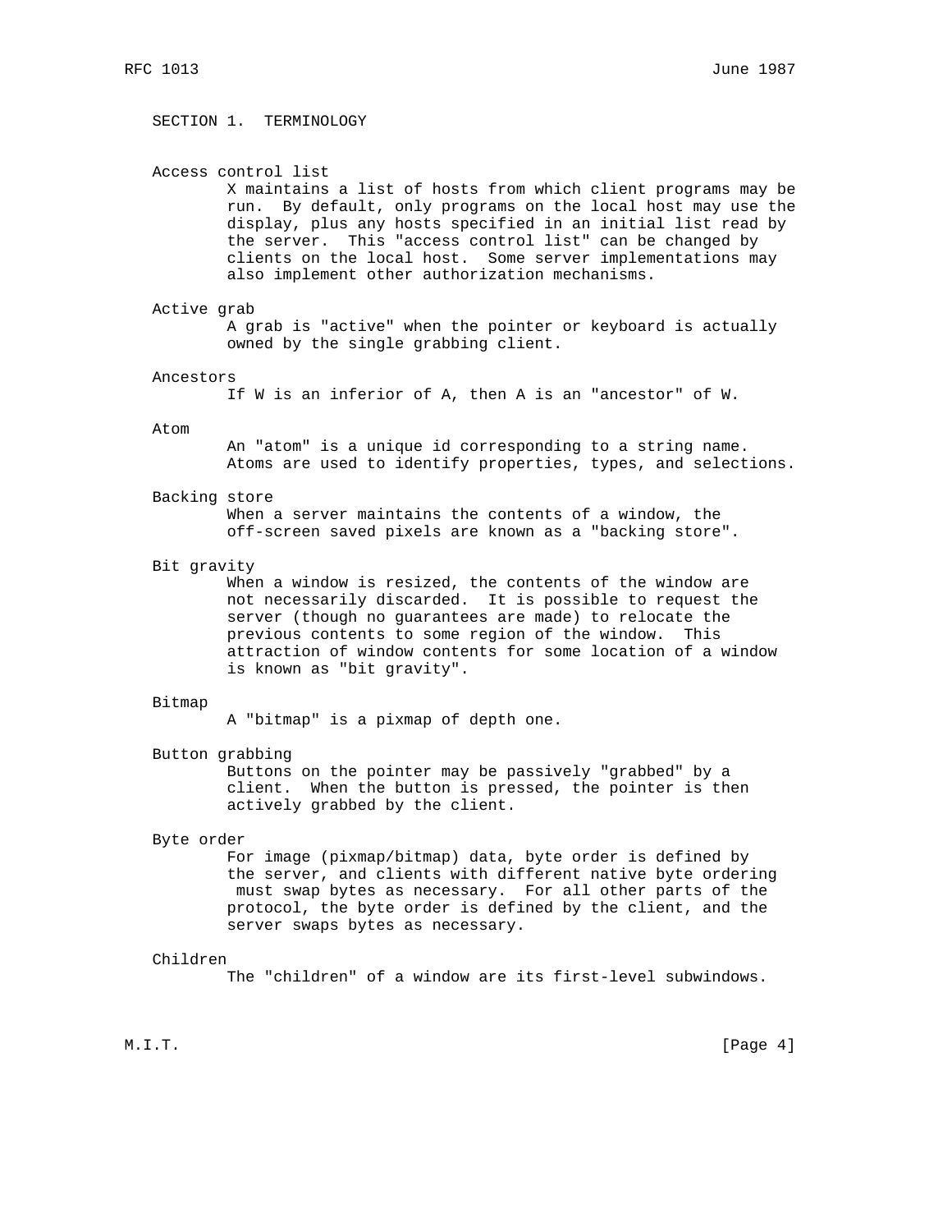## SECTION 1. TERMINOLOGY

**Access control list**

X maintains a list of hosts from which client programs may be run. By default, only programs on the local host may use the display, plus any hosts specified in an initial list read by the server. This "access control list" can be changed by clients on the local host. Some server implementations may also implement other authorization mechanisms.

**Active grab**

A grab is "active" when the pointer or keyboard is actually owned by the single grabbing client.

**Ancestors**

If W is an inferior of A, then A is an "ancestor" of W.

**Atom**

An "atom" is a unique id corresponding to a string name. Atoms are used to identify properties, types, and selections.

**Backing store**

When a server maintains the contents of a window, the off-screen saved pixels are known as a "backing store".

**Bit gravity**

When a window is resized, the contents of the window are not necessarily discarded. It is possible to request the server (though no guarantees are made) to relocate the previous contents to some region of the window. This attraction of window contents for some location of a window is known as "bit gravity".

**Bitmap**

A "bitmap" is a pixmap of depth one.

**Button grabbing**

Buttons on the pointer may be passively "grabbed" by a client. When the button is pressed, the pointer is then actively grabbed by the client.

**Byte order**

For image (pixmap/bitmap) data, byte order is defined by the server, and clients with different native byte ordering must swap bytes as necessary. For all other parts of the protocol, the byte order is defined by the client, and the server swaps bytes as necessary.

**Children**

The "children" of a window are its first-level subwindows.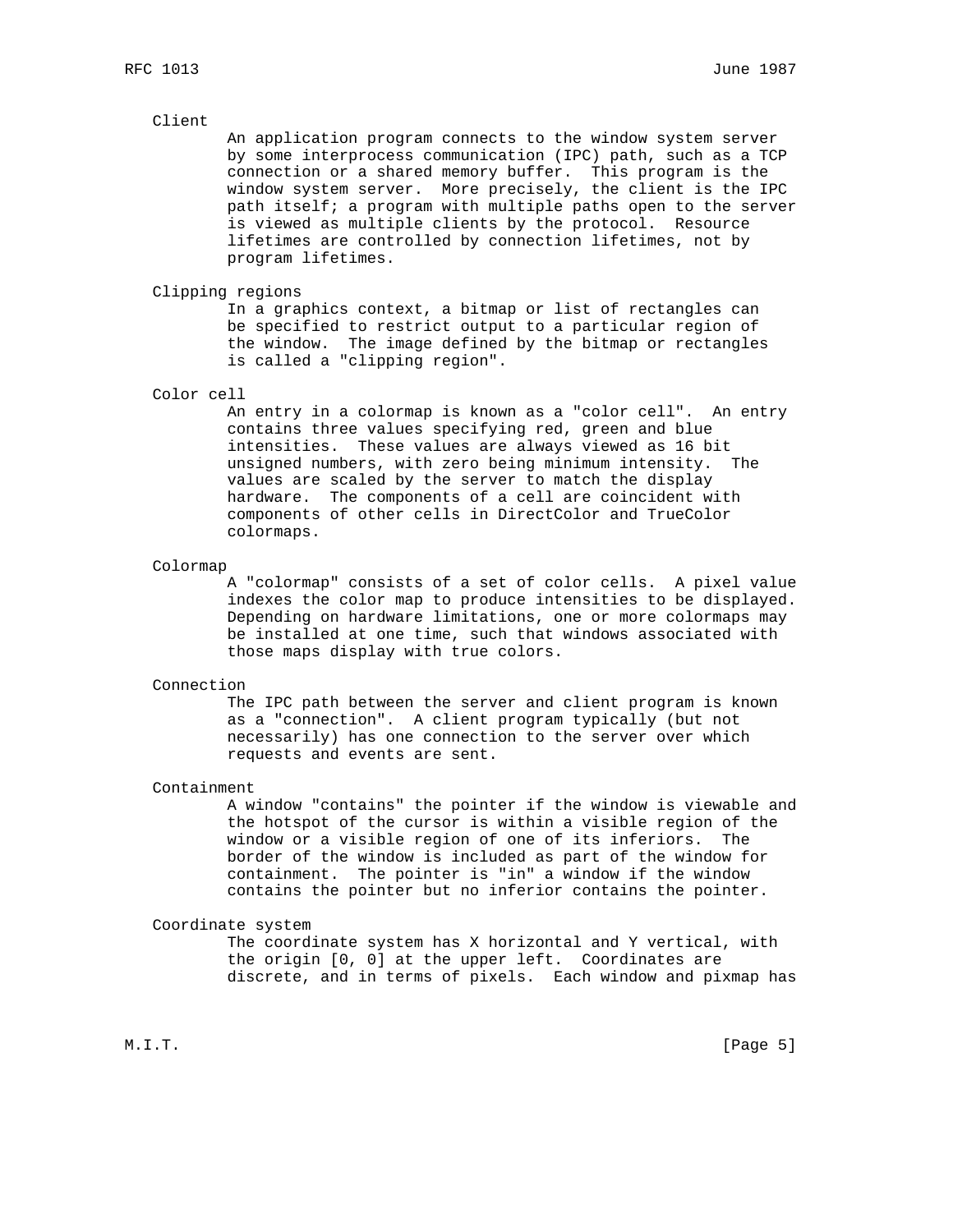Client

An application program connects to the window system server by some interprocess communication (IPC) path, such as a TCP connection or a shared memory buffer. This program is the window system server. More precisely, the client is the IPC path itself; a program with multiple paths open to the server is viewed as multiple clients by the protocol. Resource lifetimes are controlled by connection lifetimes, not by program lifetimes.

Clipping regions

In a graphics context, a bitmap or list of rectangles can be specified to restrict output to a particular region of the window. The image defined by the bitmap or rectangles is called a "clipping region".

Color cell

An entry in a colormap is known as a "color cell". An entry contains three values specifying red, green and blue intensities. These values are always viewed as 16 bit unsigned numbers, with zero being minimum intensity. The values are scaled by the server to match the display hardware. The components of a cell are coincident with components of other cells in DirectColor and TrueColor colormaps.

Colormap

A "colormap" consists of a set of color cells. A pixel value indexes the color map to produce intensities to be displayed. Depending on hardware limitations, one or more colormaps may be installed at one time, such that windows associated with those maps display with true colors.

Connection

The IPC path between the server and client program is known as a "connection". A client program typically (but not necessarily) has one connection to the server over which requests and events are sent.

Containment

A window "contains" the pointer if the window is viewable and the hotspot of the cursor is within a visible region of the window or a visible region of one of its inferiors. The border of the window is included as part of the window for containment. The pointer is "in" a window if the window contains the pointer but no inferior contains the pointer.

Coordinate system

The coordinate system has X horizontal and Y vertical, with the origin [0, 0] at the upper left. Coordinates are discrete, and in terms of pixels. Each window and pixmap has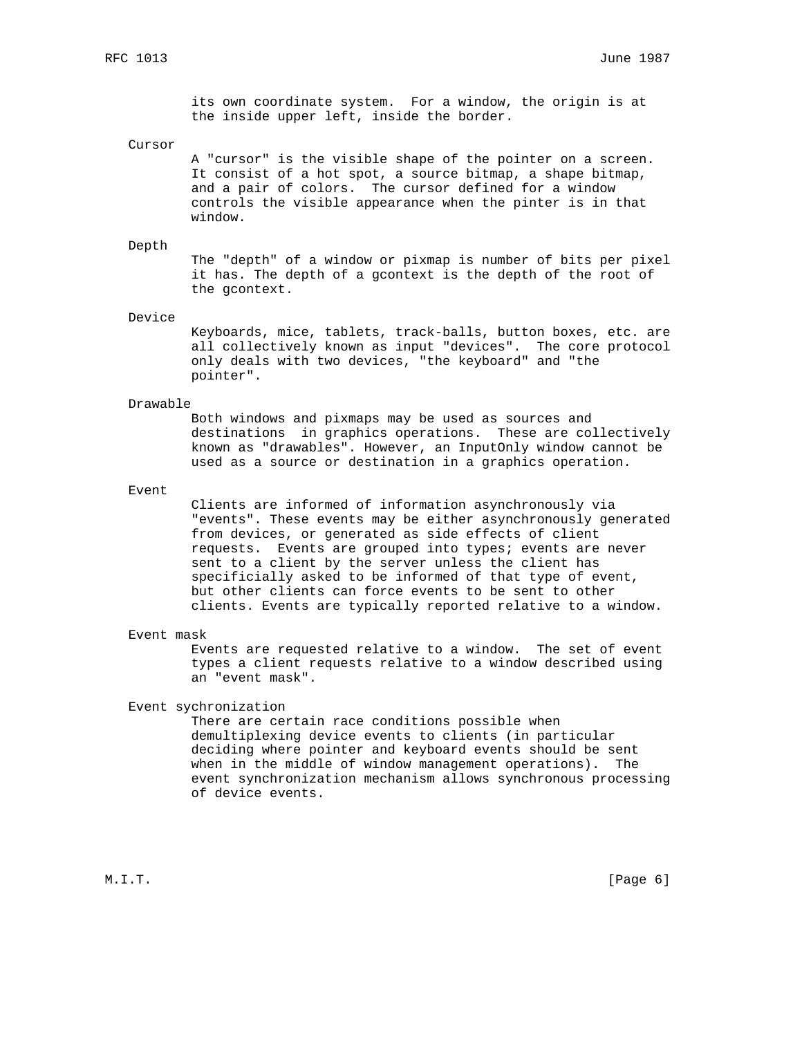its own coordinate system. For a window, the origin is at the inside upper left, inside the border.

Cursor

A "cursor" is the visible shape of the pointer on a screen. It consist of a hot spot, a source bitmap, a shape bitmap, and a pair of colors. The cursor defined for a window controls the visible appearance when the pinter is in that window.

Depth

The "depth" of a window or pixmap is number of bits per pixel it has. The depth of a gcontext is the depth of the root of the gcontext.

Device

Keyboards, mice, tablets, track-balls, button boxes, etc. are all collectively known as input "devices". The core protocol only deals with two devices, "the keyboard" and "the pointer".

Drawable

Both windows and pixmaps may be used as sources and destinations in graphics operations. These are collectively known as "drawables". However, an InputOnly window cannot be used as a source or destination in a graphics operation.

Event

Clients are informed of information asynchronously via "events". These events may be either asynchronously generated from devices, or generated as side effects of client requests. Events are grouped into types; events are never sent to a client by the server unless the client has specificially asked to be informed of that type of event, but other clients can force events to be sent to other clients. Events are typically reported relative to a window.

Event mask

Events are requested relative to a window. The set of event types a client requests relative to a window described using an "event mask".

Event sychronization

There are certain race conditions possible when demultiplexing device events to clients (in particular deciding where pointer and keyboard events should be sent when in the middle of window management operations). The event synchronization mechanism allows synchronous processing of device events.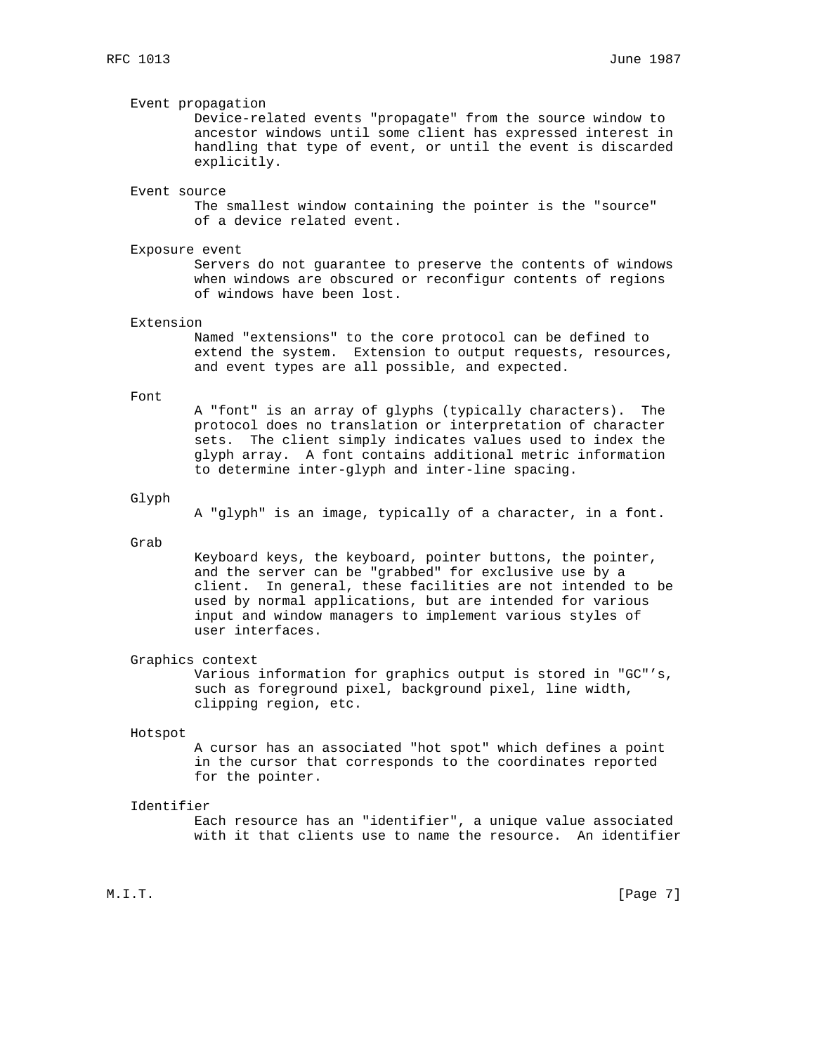Event propagation

Device-related events "propagate" from the source window to ancestor windows until some client has expressed interest in handling that type of event, or until the event is discarded explicitly.

Event source

The smallest window containing the pointer is the "source" of a device related event.

Exposure event

Servers do not guarantee to preserve the contents of windows when windows are obscured or reconfigur contents of regions of windows have been lost.

Extension

Named "extensions" to the core protocol can be defined to extend the system. Extension to output requests, resources, and event types are all possible, and expected.

Font

A "font" is an array of glyphs (typically characters). The protocol does no translation or interpretation of character sets. The client simply indicates values used to index the glyph array. A font contains additional metric information to determine inter-glyph and inter-line spacing.

Glyph

A "glyph" is an image, typically of a character, in a font.

Grab

Keyboard keys, the keyboard, pointer buttons, the pointer, and the server can be "grabbed" for exclusive use by a client. In general, these facilities are not intended to be used by normal applications, but are intended for various input and window managers to implement various styles of user interfaces.

Graphics context

Various information for graphics output is stored in "GC"'s, such as foreground pixel, background pixel, line width, clipping region, etc.

Hotspot

A cursor has an associated "hot spot" which defines a point in the cursor that corresponds to the coordinates reported for the pointer.

Identifier

Each resource has an "identifier", a unique value associated with it that clients use to name the resource. An identifier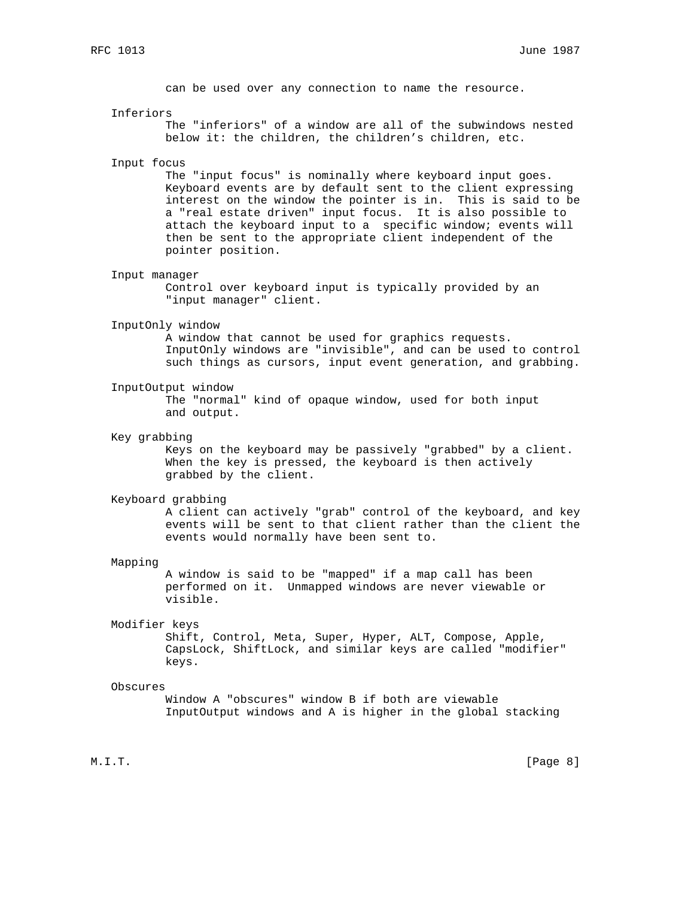can be used over any connection to name the resource.

Inferiors

The "inferiors" of a window are all of the subwindows nested below it: the children, the children's children, etc.

Input focus

The "input focus" is nominally where keyboard input goes. Keyboard events are by default sent to the client expressing interest on the window the pointer is in. This is said to be a "real estate driven" input focus. It is also possible to attach the keyboard input to a specific window; events will then be sent to the appropriate client independent of the pointer position.

Input manager

Control over keyboard input is typically provided by an "input manager" client.

InputOnly window

A window that cannot be used for graphics requests. InputOnly windows are "invisible", and can be used to control such things as cursors, input event generation, and grabbing.

InputOutput window

The "normal" kind of opaque window, used for both input and output.

Key grabbing

Keys on the keyboard may be passively "grabbed" by a client. When the key is pressed, the keyboard is then actively grabbed by the client.

Keyboard grabbing

A client can actively "grab" control of the keyboard, and key events will be sent to that client rather than the client the events would normally have been sent to.

Mapping

A window is said to be "mapped" if a map call has been performed on it. Unmapped windows are never viewable or visible.

Modifier keys

Shift, Control, Meta, Super, Hyper, ALT, Compose, Apple, CapsLock, ShiftLock, and similar keys are called "modifier" keys.

Obscures

Window A "obscures" window B if both are viewable InputOutput windows and A is higher in the global stacking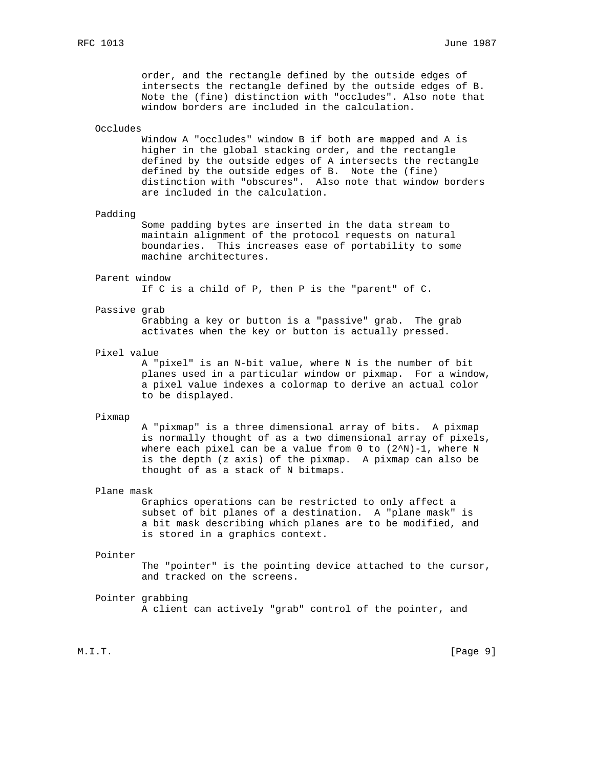order, and the rectangle defined by the outside edges of intersects the rectangle defined by the outside edges of B. Note the (fine) distinction with "occludes". Also note that window borders are included in the calculation.

**Occludes**

Window A "occludes" window B if both are mapped and A is higher in the global stacking order, and the rectangle defined by the outside edges of A intersects the rectangle defined by the outside edges of B. Note the (fine) distinction with "obscures". Also note that window borders are included in the calculation.

**Padding**

Some padding bytes are inserted in the data stream to maintain alignment of the protocol requests on natural boundaries. This increases ease of portability to some machine architectures.

**Parent window**

If C is a child of P, then P is the "parent" of C.

**Passive grab**

Grabbing a key or button is a "passive" grab. The grab activates when the key or button is actually pressed.

**Pixel value**

A "pixel" is an N-bit value, where N is the number of bit planes used in a particular window or pixmap. For a window, a pixel value indexes a colormap to derive an actual color to be displayed.

**Pixmap**

A "pixmap" is a three dimensional array of bits. A pixmap is normally thought of as a two dimensional array of pixels, where each pixel can be a value from 0 to (2^N)-1, where N is the depth (z axis) of the pixmap. A pixmap can also be thought of as a stack of N bitmaps.

**Plane mask**

Graphics operations can be restricted to only affect a subset of bit planes of a destination. A "plane mask" is a bit mask describing which planes are to be modified, and is stored in a graphics context.

**Pointer**

The "pointer" is the pointing device attached to the cursor, and tracked on the screens.

**Pointer grabbing**

A client can actively "grab" control of the pointer, and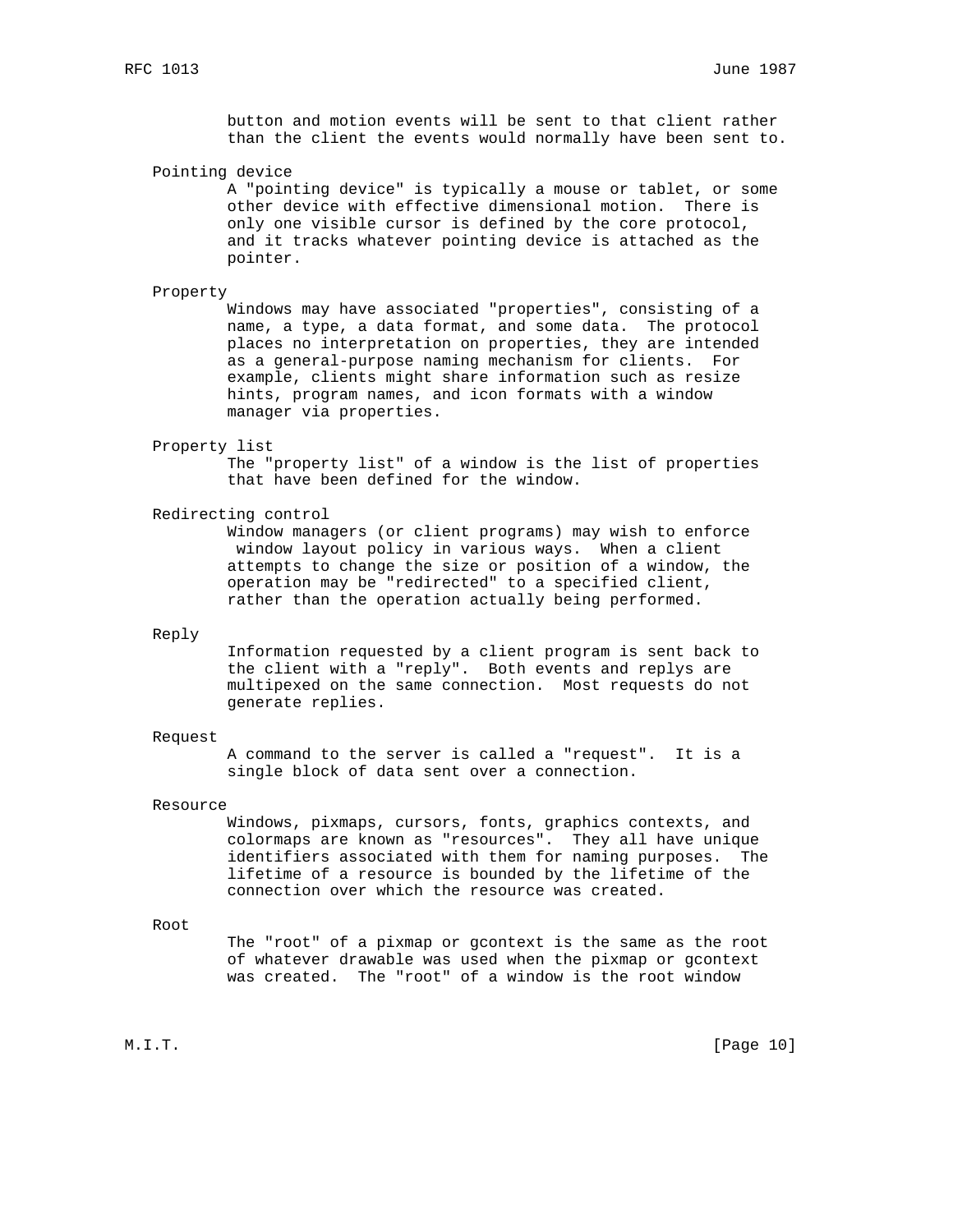button and motion events will be sent to that client rather than the client the events would normally have been sent to.

Pointing device

A "pointing device" is typically a mouse or tablet, or some other device with effective dimensional motion. There is only one visible cursor is defined by the core protocol, and it tracks whatever pointing device is attached as the pointer.

Property

Windows may have associated "properties", consisting of a name, a type, a data format, and some data. The protocol places no interpretation on properties, they are intended as a general-purpose naming mechanism for clients. For example, clients might share information such as resize hints, program names, and icon formats with a window manager via properties.

Property list

The "property list" of a window is the list of properties that have been defined for the window.

Redirecting control

Window managers (or client programs) may wish to enforce window layout policy in various ways. When a client attempts to change the size or position of a window, the operation may be "redirected" to a specified client, rather than the operation actually being performed.

Reply

Information requested by a client program is sent back to the client with a "reply". Both events and replys are multipexed on the same connection. Most requests do not generate replies.

Request

A command to the server is called a "request". It is a single block of data sent over a connection.

Resource

Windows, pixmaps, cursors, fonts, graphics contexts, and colormaps are known as "resources". They all have unique identifiers associated with them for naming purposes. The lifetime of a resource is bounded by the lifetime of the connection over which the resource was created.

Root

The "root" of a pixmap or gcontext is the same as the root of whatever drawable was used when the pixmap or gcontext was created. The "root" of a window is the root window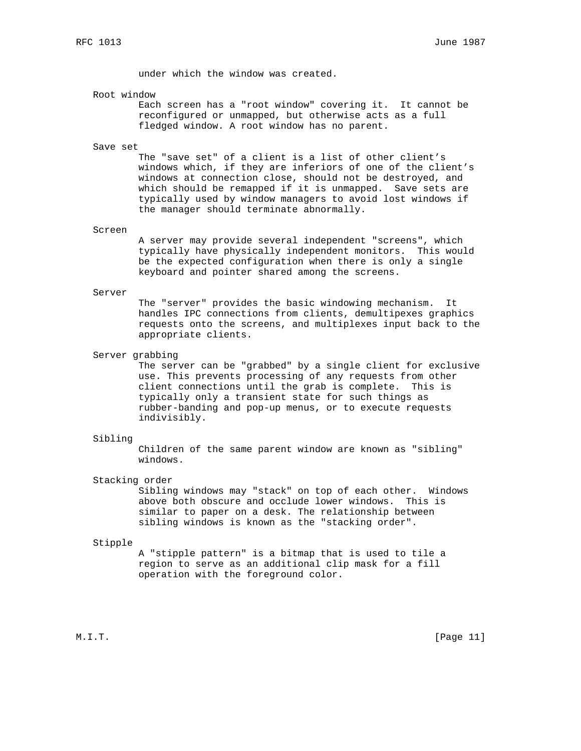under which the window was created.

Root window

Each screen has a "root window" covering it. It cannot be reconfigured or unmapped, but otherwise acts as a full fledged window. A root window has no parent.

Save set

The "save set" of a client is a list of other client's windows which, if they are inferiors of one of the client's windows at connection close, should not be destroyed, and which should be remapped if it is unmapped. Save sets are typically used by window managers to avoid lost windows if the manager should terminate abnormally.

Screen

A server may provide several independent "screens", which typically have physically independent monitors. This would be the expected configuration when there is only a single keyboard and pointer shared among the screens.

Server

The "server" provides the basic windowing mechanism. It handles IPC connections from clients, demultipexes graphics requests onto the screens, and multiplexes input back to the appropriate clients.

Server grabbing

The server can be "grabbed" by a single client for exclusive use. This prevents processing of any requests from other client connections until the grab is complete. This is typically only a transient state for such things as rubber-banding and pop-up menus, or to execute requests indivisibly.

Sibling

Children of the same parent window are known as "sibling" windows.

Stacking order

Sibling windows may "stack" on top of each other. Windows above both obscure and occlude lower windows. This is similar to paper on a desk. The relationship between sibling windows is known as the "stacking order".

Stipple

A "stipple pattern" is a bitmap that is used to tile a region to serve as an additional clip mask for a fill operation with the foreground color.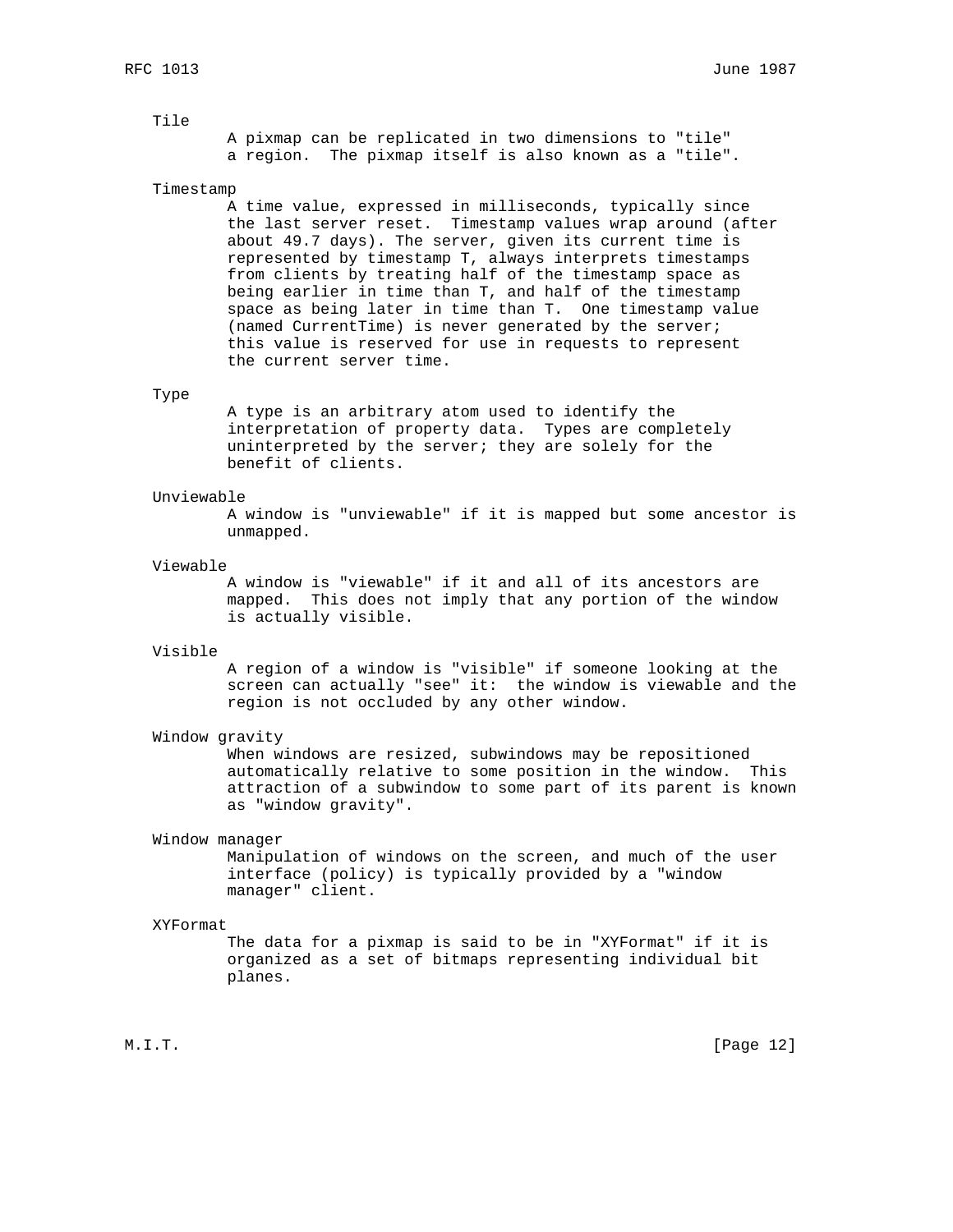Tile

A pixmap can be replicated in two dimensions to "tile" a region. The pixmap itself is also known as a "tile".

Timestamp

A time value, expressed in milliseconds, typically since the last server reset. Timestamp values wrap around (after about 49.7 days). The server, given its current time is represented by timestamp T, always interprets timestamps from clients by treating half of the timestamp space as being earlier in time than T, and half of the timestamp space as being later in time than T. One timestamp value (named CurrentTime) is never generated by the server; this value is reserved for use in requests to represent the current server time.

Type

A type is an arbitrary atom used to identify the interpretation of property data. Types are completely uninterpreted by the server; they are solely for the benefit of clients.

Unviewable

A window is "unviewable" if it is mapped but some ancestor is unmapped.

Viewable

A window is "viewable" if it and all of its ancestors are mapped. This does not imply that any portion of the window is actually visible.

Visible

A region of a window is "visible" if someone looking at the screen can actually "see" it: the window is viewable and the region is not occluded by any other window.

Window gravity

When windows are resized, subwindows may be repositioned automatically relative to some position in the window. This attraction of a subwindow to some part of its parent is known as "window gravity".

Window manager

Manipulation of windows on the screen, and much of the user interface (policy) is typically provided by a "window manager" client.

XYFormat

The data for a pixmap is said to be in "XYFormat" if it is organized as a set of bitmaps representing individual bit planes.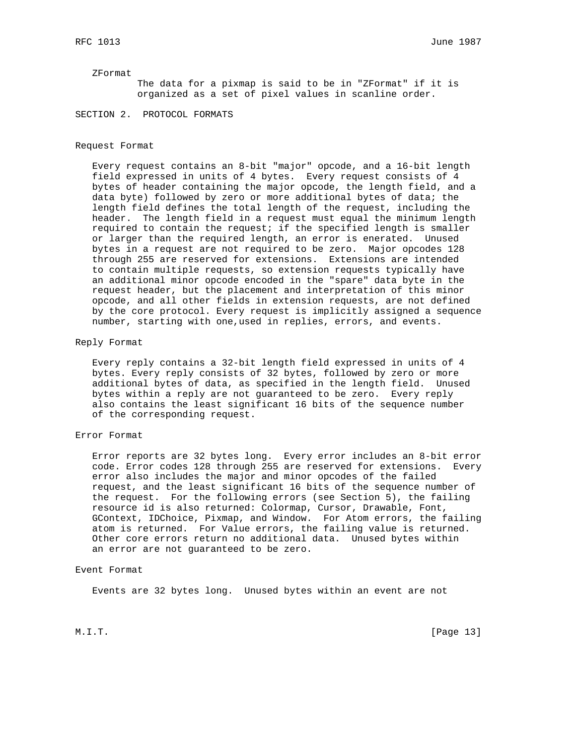ZFormat

The data for a pixmap is said to be in "ZFormat" if it is organized as a set of pixel values in scanline order.

## SECTION 2. PROTOCOL FORMATS

### Request Format

Every request contains an 8-bit "major" opcode, and a 16-bit length field expressed in units of 4 bytes. Every request consists of 4 bytes of header containing the major opcode, the length field, and a data byte) followed by zero or more additional bytes of data; the length field defines the total length of the request, including the header. The length field in a request must equal the minimum length required to contain the request; if the specified length is smaller or larger than the required length, an error is enerated. Unused bytes in a request are not required to be zero. Major opcodes 128 through 255 are reserved for extensions. Extensions are intended to contain multiple requests, so extension requests typically have an additional minor opcode encoded in the "spare" data byte in the request header, but the placement and interpretation of this minor opcode, and all other fields in extension requests, are not defined by the core protocol. Every request is implicitly assigned a sequence number, starting with one,used in replies, errors, and events.

### Reply Format

Every reply contains a 32-bit length field expressed in units of 4 bytes. Every reply consists of 32 bytes, followed by zero or more additional bytes of data, as specified in the length field. Unused bytes within a reply are not guaranteed to be zero. Every reply also contains the least significant 16 bits of the sequence number of the corresponding request.

### Error Format

Error reports are 32 bytes long. Every error includes an 8-bit error code. Error codes 128 through 255 are reserved for extensions. Every error also includes the major and minor opcodes of the failed request, and the least significant 16 bits of the sequence number of the request. For the following errors (see Section 5), the failing resource id is also returned: Colormap, Cursor, Drawable, Font, GContext, IDChoice, Pixmap, and Window. For Atom errors, the failing atom is returned. For Value errors, the failing value is returned. Other core errors return no additional data. Unused bytes within an error are not guaranteed to be zero.

### Event Format

Events are 32 bytes long. Unused bytes within an event are not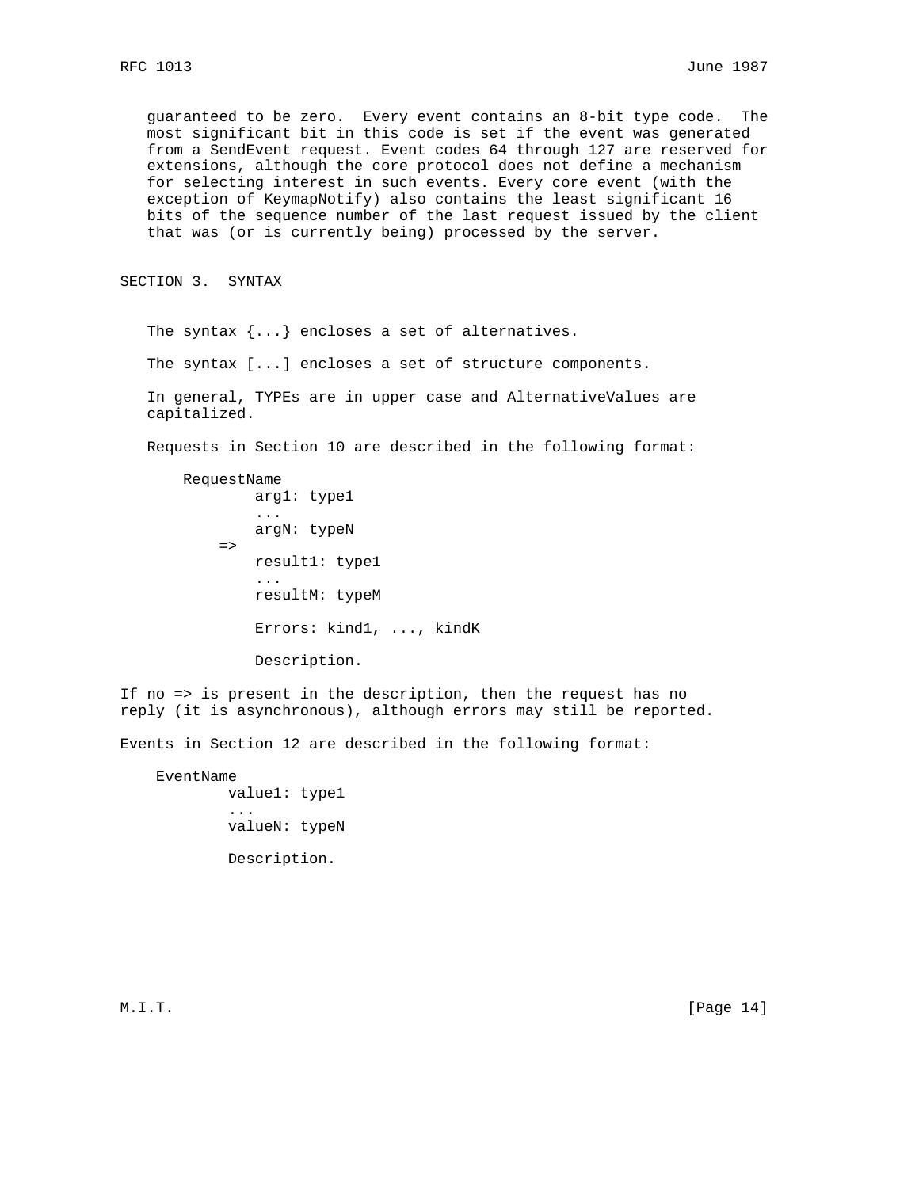guaranteed to be zero. Every event contains an 8-bit type code. The most significant bit in this code is set if the event was generated from a SendEvent request. Event codes 64 through 127 are reserved for extensions, although the core protocol does not define a mechanism for selecting interest in such events. Every core event (with the exception of KeymapNotify) also contains the least significant 16 bits of the sequence number of the last request issued by the client that was (or is currently being) processed by the server.

## SECTION 3. SYNTAX

The syntax {...} encloses a set of alternatives.

The syntax [...] encloses a set of structure components.

In general, TYPEs are in upper case and AlternativeValues are capitalized.

Requests in Section 10 are described in the following format:

```
RequestName
        arg1: type1
        ...
        argN: typeN
    =>
        result1: type1
        ...
        resultM: typeM

        Errors: kind1, ..., kindK

        Description.
```

If no => is present in the description, then the request has no reply (it is asynchronous), although errors may still be reported.

Events in Section 12 are described in the following format:

```
EventName
        value1: type1
        ...
        valueN: typeN

        Description.
```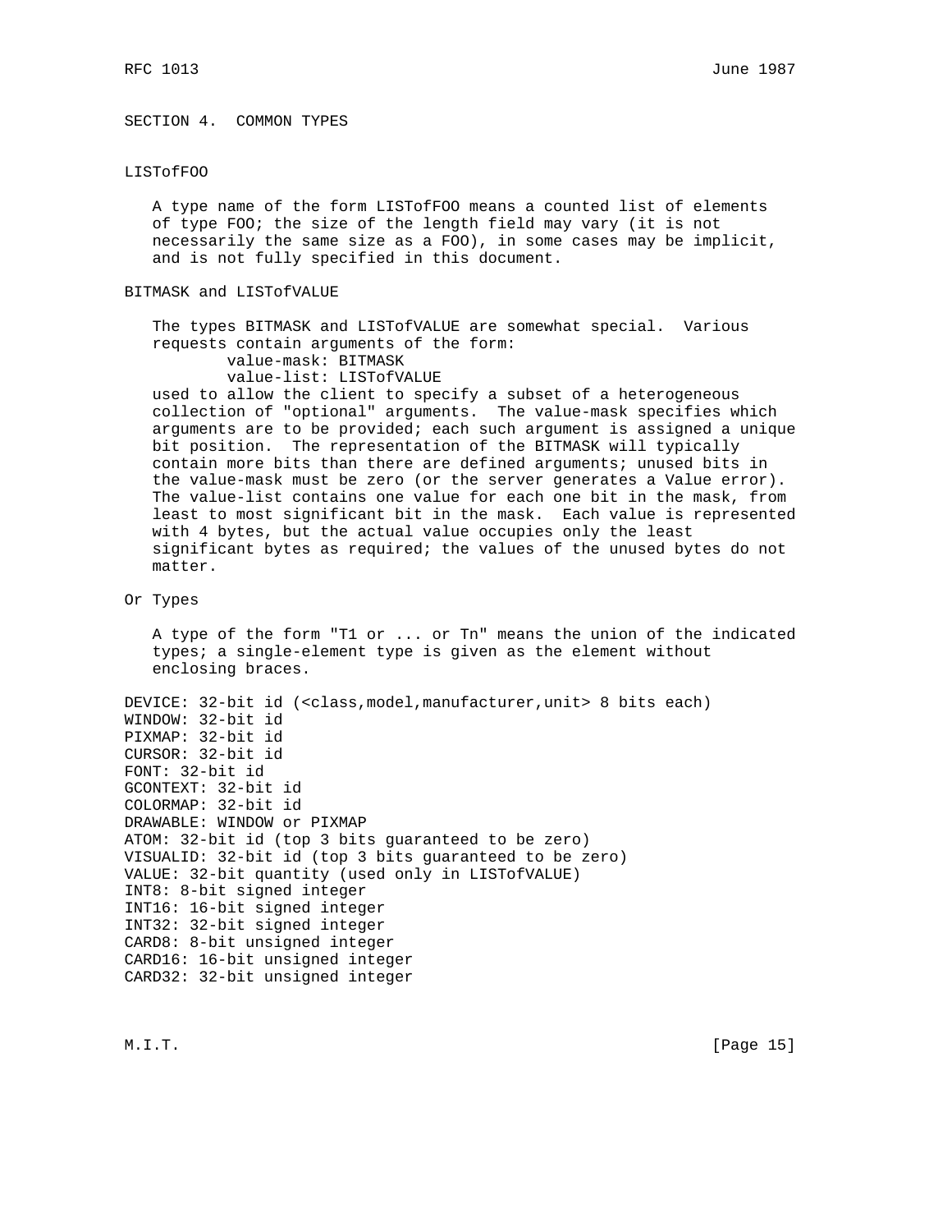## SECTION 4. COMMON TYPES

### LISTofFOO

A type name of the form LISTofFOO means a counted list of elements of type FOO; the size of the length field may vary (it is not necessarily the same size as a FOO), in some cases may be implicit, and is not fully specified in this document.

### BITMASK and LISTofVALUE

The types BITMASK and LISTofVALUE are somewhat special. Various requests contain arguments of the form:

```
        value-mask: BITMASK
        value-list: LISTofVALUE
```

used to allow the client to specify a subset of a heterogeneous collection of "optional" arguments. The value-mask specifies which arguments are to be provided; each such argument is assigned a unique bit position. The representation of the BITMASK will typically contain more bits than there are defined arguments; unused bits in the value-mask must be zero (or the server generates a Value error). The value-list contains one value for each one bit in the mask, from least to most significant bit in the mask. Each value is represented with 4 bytes, but the actual value occupies only the least significant bytes as required; the values of the unused bytes do not matter.

### Or Types

A type of the form "T1 or ... or Tn" means the union of the indicated types; a single-element type is given as the element without enclosing braces.

```
DEVICE: 32-bit id (<class,model,manufacturer,unit> 8 bits each)
WINDOW: 32-bit id
PIXMAP: 32-bit id
CURSOR: 32-bit id
FONT: 32-bit id
GCONTEXT: 32-bit id
COLORMAP: 32-bit id
DRAWABLE: WINDOW or PIXMAP
ATOM: 32-bit id (top 3 bits guaranteed to be zero)
VISUALID: 32-bit id (top 3 bits guaranteed to be zero)
VALUE: 32-bit quantity (used only in LISTofVALUE)
INT8: 8-bit signed integer
INT16: 16-bit signed integer
INT32: 32-bit signed integer
CARD8: 8-bit unsigned integer
CARD16: 16-bit unsigned integer
CARD32: 32-bit unsigned integer
```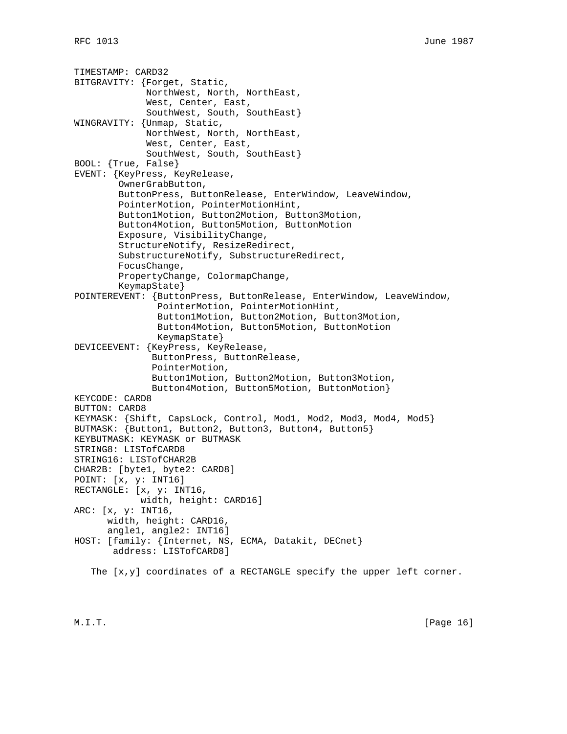```
TIMESTAMP: CARD32
BITGRAVITY: {Forget, Static,
             NorthWest, North, NorthEast,
             West, Center, East,
             SouthWest, South, SouthEast}
WINGRAVITY: {Unmap, Static,
             NorthWest, North, NorthEast,
             West, Center, East,
             SouthWest, South, SouthEast}
BOOL: {True, False}
EVENT: {KeyPress, KeyRelease,
        OwnerGrabButton,
        ButtonPress, ButtonRelease, EnterWindow, LeaveWindow,
        PointerMotion, PointerMotionHint,
        Button1Motion, Button2Motion, Button3Motion,
        Button4Motion, Button5Motion, ButtonMotion
        Exposure, VisibilityChange,
        StructureNotify, ResizeRedirect,
        SubstructureNotify, SubstructureRedirect,
        FocusChange,
        PropertyChange, ColormapChange,
        KeymapState}
POINTEREVENT: {ButtonPress, ButtonRelease, EnterWindow, LeaveWindow,
               PointerMotion, PointerMotionHint,
               Button1Motion, Button2Motion, Button3Motion,
               Button4Motion, Button5Motion, ButtonMotion
               KeymapState}
DEVICEEVENT: {KeyPress, KeyRelease,
              ButtonPress, ButtonRelease,
              PointerMotion,
              Button1Motion, Button2Motion, Button3Motion,
              Button4Motion, Button5Motion, ButtonMotion}
KEYCODE: CARD8
BUTTON: CARD8
KEYMASK: {Shift, CapsLock, Control, Mod1, Mod2, Mod3, Mod4, Mod5}
BUTMASK: {Button1, Button2, Button3, Button4, Button5}
KEYBUTMASK: KEYMASK or BUTMASK
STRING8: LISTofCARD8
STRING16: LISTofCHAR2B
CHAR2B: [byte1, byte2: CARD8]
POINT: [x, y: INT16]
RECTANGLE: [x, y: INT16,
            width, height: CARD16]
ARC: [x, y: INT16,
      width, height: CARD16,
      angle1, angle2: INT16]
HOST: [family: {Internet, NS, ECMA, Datakit, DECnet}
       address: LISTofCARD8]
```

The [x,y] coordinates of a RECTANGLE specify the upper left corner.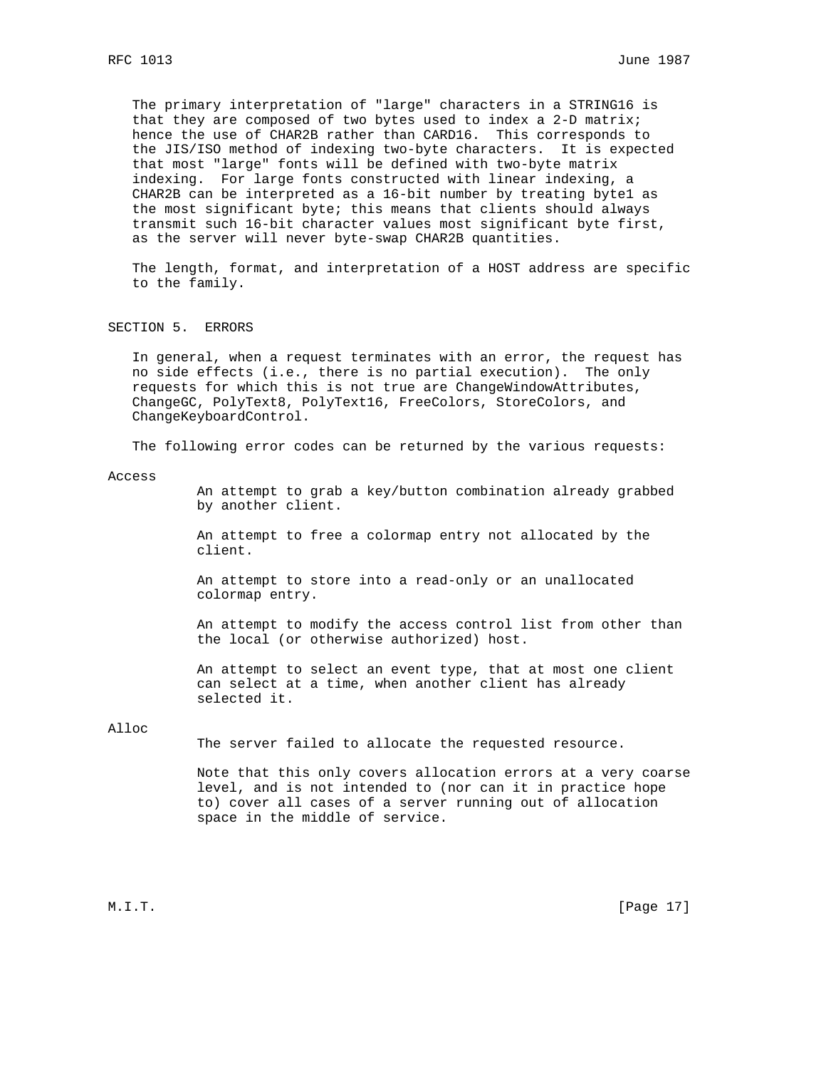The primary interpretation of "large" characters in a STRING16 is that they are composed of two bytes used to index a 2-D matrix; hence the use of CHAR2B rather than CARD16. This corresponds to the JIS/ISO method of indexing two-byte characters. It is expected that most "large" fonts will be defined with two-byte matrix indexing. For large fonts constructed with linear indexing, a CHAR2B can be interpreted as a 16-bit number by treating byte1 as the most significant byte; this means that clients should always transmit such 16-bit character values most significant byte first, as the server will never byte-swap CHAR2B quantities.

The length, format, and interpretation of a HOST address are specific to the family.

## SECTION 5. ERRORS

In general, when a request terminates with an error, the request has no side effects (i.e., there is no partial execution). The only requests for which this is not true are ChangeWindowAttributes, ChangeGC, PolyText8, PolyText16, FreeColors, StoreColors, and ChangeKeyboardControl.

The following error codes can be returned by the various requests:

**Access**

An attempt to grab a key/button combination already grabbed by another client.

An attempt to free a colormap entry not allocated by the client.

An attempt to store into a read-only or an unallocated colormap entry.

An attempt to modify the access control list from other than the local (or otherwise authorized) host.

An attempt to select an event type, that at most one client can select at a time, when another client has already selected it.

**Alloc**

The server failed to allocate the requested resource.

Note that this only covers allocation errors at a very coarse level, and is not intended to (nor can it in practice hope to) cover all cases of a server running out of allocation space in the middle of service.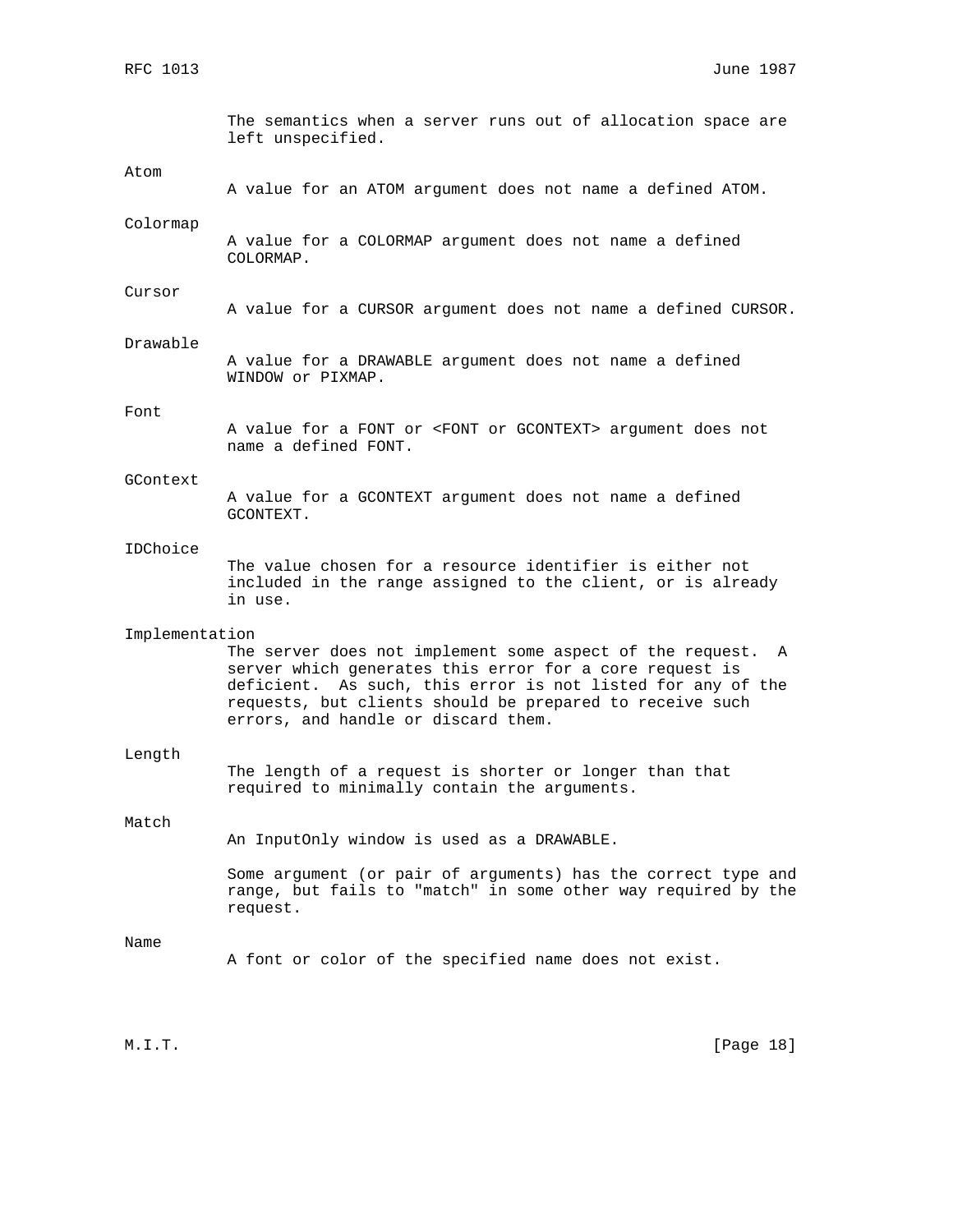The semantics when a server runs out of allocation space are left unspecified.

Atom
: A value for an ATOM argument does not name a defined ATOM.

Colormap
: A value for a COLORMAP argument does not name a defined COLORMAP.

Cursor
: A value for a CURSOR argument does not name a defined CURSOR.

Drawable
: A value for a DRAWABLE argument does not name a defined WINDOW or PIXMAP.

Font
: A value for a FONT or <FONT or GCONTEXT> argument does not name a defined FONT.

GContext
: A value for a GCONTEXT argument does not name a defined GCONTEXT.

IDChoice
: The value chosen for a resource identifier is either not included in the range assigned to the client, or is already in use.

Implementation
: The server does not implement some aspect of the request. A server which generates this error for a core request is deficient. As such, this error is not listed for any of the requests, but clients should be prepared to receive such errors, and handle or discard them.

Length
: The length of a request is shorter or longer than that required to minimally contain the arguments.

Match
: An InputOnly window is used as a DRAWABLE.

  Some argument (or pair of arguments) has the correct type and range, but fails to "match" in some other way required by the request.

Name
: A font or color of the specified name does not exist.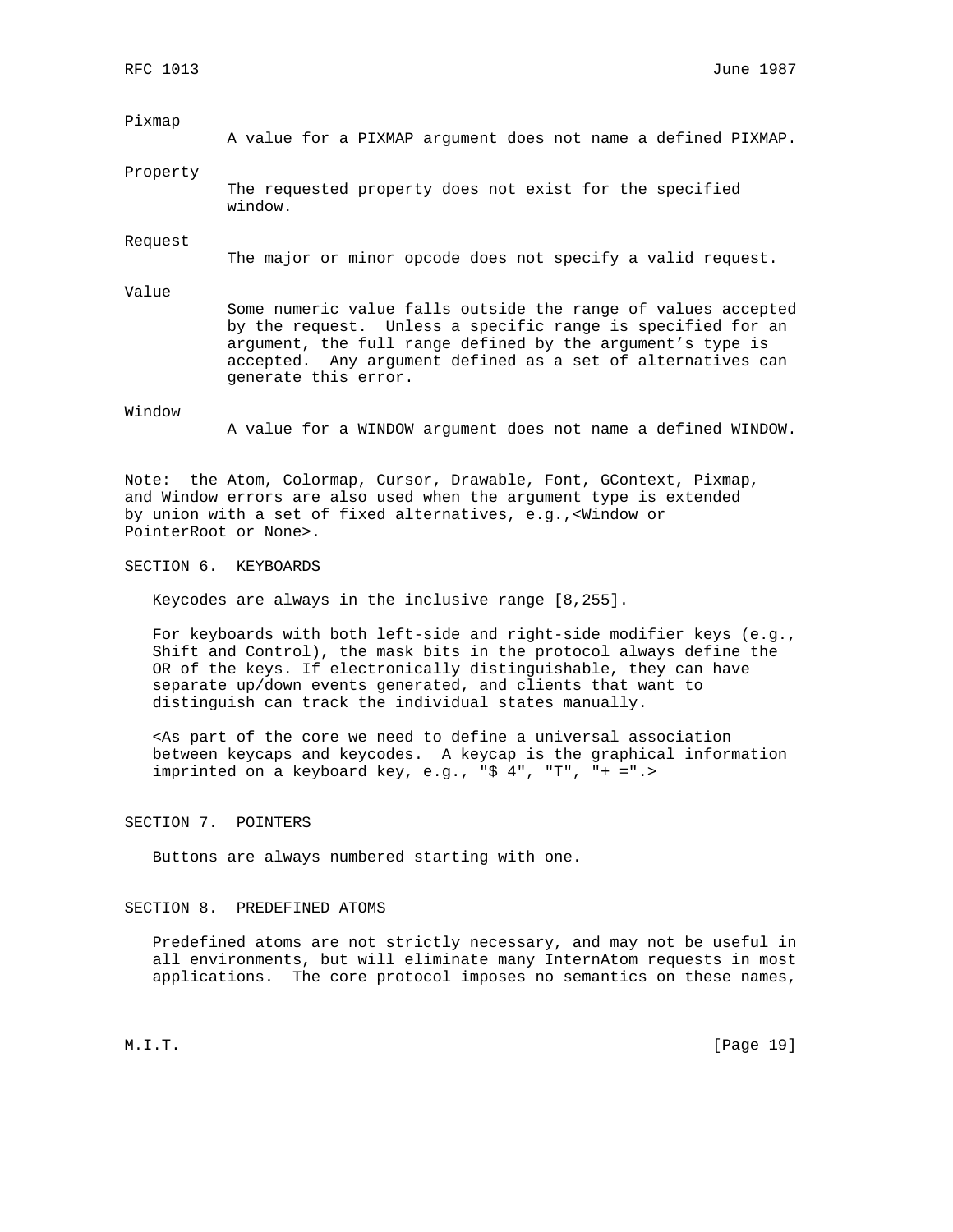Pixmap

A value for a PIXMAP argument does not name a defined PIXMAP.

Property

The requested property does not exist for the specified window.

Request

The major or minor opcode does not specify a valid request.

Value

Some numeric value falls outside the range of values accepted by the request. Unless a specific range is specified for an argument, the full range defined by the argument's type is accepted. Any argument defined as a set of alternatives can generate this error.

Window

A value for a WINDOW argument does not name a defined WINDOW.

Note: the Atom, Colormap, Cursor, Drawable, Font, GContext, Pixmap, and Window errors are also used when the argument type is extended by union with a set of fixed alternatives, e.g.,<Window or PointerRoot or None>.

## SECTION 6. KEYBOARDS

Keycodes are always in the inclusive range [8,255].

For keyboards with both left-side and right-side modifier keys (e.g., Shift and Control), the mask bits in the protocol always define the OR of the keys. If electronically distinguishable, they can have separate up/down events generated, and clients that want to distinguish can track the individual states manually.

<As part of the core we need to define a universal association between keycaps and keycodes. A keycap is the graphical information imprinted on a keyboard key, e.g., "$ 4", "T", "+ =".>

## SECTION 7. POINTERS

Buttons are always numbered starting with one.

## SECTION 8. PREDEFINED ATOMS

Predefined atoms are not strictly necessary, and may not be useful in all environments, but will eliminate many InternAtom requests in most applications. The core protocol imposes no semantics on these names,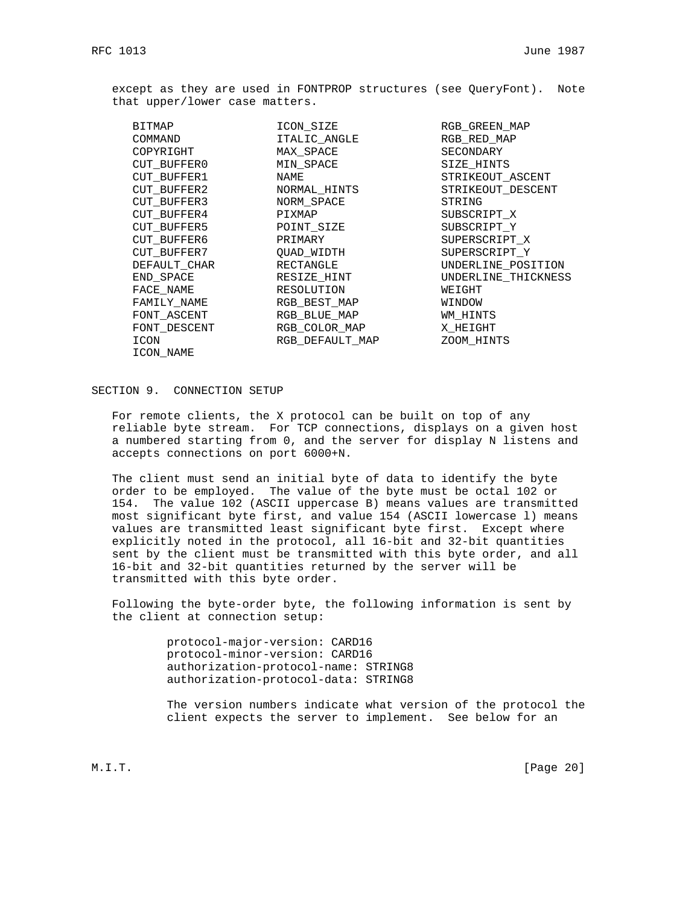except as they are used in FONTPROP structures (see QueryFont). Note that upper/lower case matters.

```
BITMAP              ICON_SIZE           RGB_GREEN_MAP
COMMAND             ITALIC_ANGLE        RGB_RED_MAP
COPYRIGHT           MAX_SPACE           SECONDARY
CUT_BUFFER0         MIN_SPACE           SIZE_HINTS
CUT_BUFFER1         NAME                STRIKEOUT_ASCENT
CUT_BUFFER2         NORMAL_HINTS        STRIKEOUT_DESCENT
CUT_BUFFER3         NORM_SPACE          STRING
CUT_BUFFER4         PIXMAP              SUBSCRIPT_X
CUT_BUFFER5         POINT_SIZE          SUBSCRIPT_Y
CUT_BUFFER6         PRIMARY             SUPERSCRIPT_X
CUT_BUFFER7         QUAD_WIDTH          SUPERSCRIPT_Y
DEFAULT_CHAR        RECTANGLE           UNDERLINE_POSITION
END_SPACE           RESIZE_HINT         UNDERLINE_THICKNESS
FACE_NAME           RESOLUTION          WEIGHT
FAMILY_NAME         RGB_BEST_MAP        WINDOW
FONT_ASCENT         RGB_BLUE_MAP        WM_HINTS
FONT_DESCENT        RGB_COLOR_MAP       X_HEIGHT
ICON                RGB_DEFAULT_MAP     ZOOM_HINTS
ICON_NAME
```

## SECTION 9. CONNECTION SETUP

For remote clients, the X protocol can be built on top of any reliable byte stream. For TCP connections, displays on a given host a numbered starting from 0, and the server for display N listens and accepts connections on port 6000+N.

The client must send an initial byte of data to identify the byte order to be employed. The value of the byte must be octal 102 or 154. The value 102 (ASCII uppercase B) means values are transmitted most significant byte first, and value 154 (ASCII lowercase l) means values are transmitted least significant byte first. Except where explicitly noted in the protocol, all 16-bit and 32-bit quantities sent by the client must be transmitted with this byte order, and all 16-bit and 32-bit quantities returned by the server will be transmitted with this byte order.

Following the byte-order byte, the following information is sent by the client at connection setup:

```
protocol-major-version: CARD16
protocol-minor-version: CARD16
authorization-protocol-name: STRING8
authorization-protocol-data: STRING8
```

The version numbers indicate what version of the protocol the client expects the server to implement. See below for an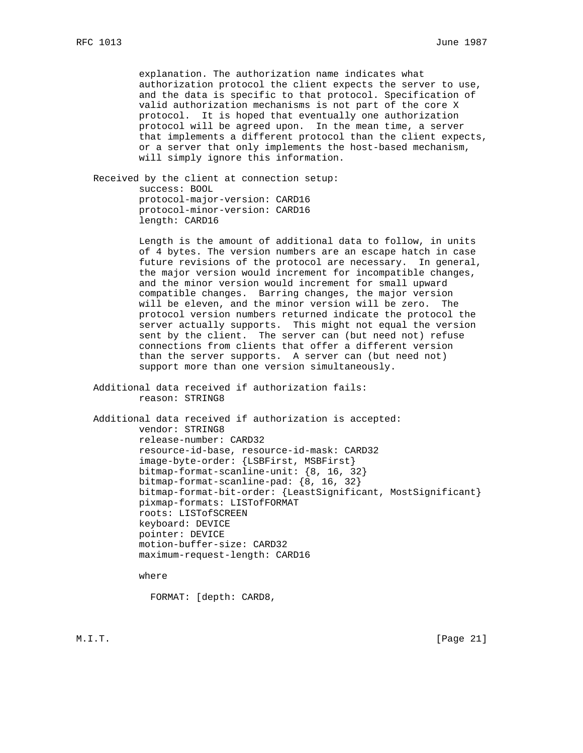explanation. The authorization name indicates what authorization protocol the client expects the server to use, and the data is specific to that protocol. Specification of valid authorization mechanisms is not part of the core X protocol. It is hoped that eventually one authorization protocol will be agreed upon. In the mean time, a server that implements a different protocol than the client expects, or a server that only implements the host-based mechanism, will simply ignore this information.

Received by the client at connection setup:

```
success: BOOL
protocol-major-version: CARD16
protocol-minor-version: CARD16
length: CARD16
```

Length is the amount of additional data to follow, in units of 4 bytes. The version numbers are an escape hatch in case future revisions of the protocol are necessary. In general, the major version would increment for incompatible changes, and the minor version would increment for small upward compatible changes. Barring changes, the major version will be eleven, and the minor version will be zero. The protocol version numbers returned indicate the protocol the server actually supports. This might not equal the version sent by the client. The server can (but need not) refuse connections from clients that offer a different version than the server supports. A server can (but need not) support more than one version simultaneously.

Additional data received if authorization fails:

```
reason: STRING8
```

Additional data received if authorization is accepted:

```
vendor: STRING8
release-number: CARD32
resource-id-base, resource-id-mask: CARD32
image-byte-order: {LSBFirst, MSBFirst}
bitmap-format-scanline-unit: {8, 16, 32}
bitmap-format-scanline-pad: {8, 16, 32}
bitmap-format-bit-order: {LeastSignificant, MostSignificant}
pixmap-formats: LISTofFORMAT
roots: LISTofSCREEN
keyboard: DEVICE
pointer: DEVICE
motion-buffer-size: CARD32
maximum-request-length: CARD16
```

where

```
FORMAT: [depth: CARD8,
```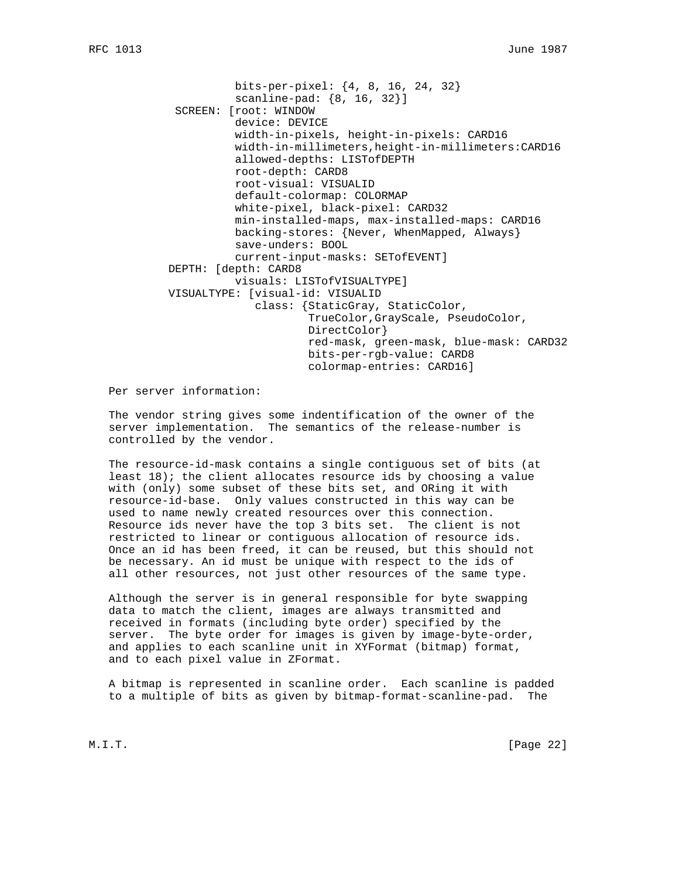```
                   bits-per-pixel: {4, 8, 16, 24, 32}
                   scanline-pad: {8, 16, 32}]
          SCREEN: [root: WINDOW
                   device: DEVICE
                   width-in-pixels, height-in-pixels: CARD16
                   width-in-millimeters,height-in-millimeters:CARD16
                   allowed-depths: LISTofDEPTH
                   root-depth: CARD8
                   root-visual: VISUALID
                   default-colormap: COLORMAP
                   white-pixel, black-pixel: CARD32
                   min-installed-maps, max-installed-maps: CARD16
                   backing-stores: {Never, WhenMapped, Always}
                   save-unders: BOOL
                   current-input-masks: SETofEVENT]
         DEPTH: [depth: CARD8
                   visuals: LISTofVISUALTYPE]
         VISUALTYPE: [visual-id: VISUALID
                      class: {StaticGray, StaticColor,
                             TrueColor,GrayScale, PseudoColor,
                             DirectColor}
                             red-mask, green-mask, blue-mask: CARD32
                             bits-per-rgb-value: CARD8
                             colormap-entries: CARD16]
```

Per server information:

The vendor string gives some indentification of the owner of the server implementation. The semantics of the release-number is controlled by the vendor.

The resource-id-mask contains a single contiguous set of bits (at least 18); the client allocates resource ids by choosing a value with (only) some subset of these bits set, and ORing it with resource-id-base. Only values constructed in this way can be used to name newly created resources over this connection. Resource ids never have the top 3 bits set. The client is not restricted to linear or contiguous allocation of resource ids. Once an id has been freed, it can be reused, but this should not be necessary. An id must be unique with respect to the ids of all other resources, not just other resources of the same type.

Although the server is in general responsible for byte swapping data to match the client, images are always transmitted and received in formats (including byte order) specified by the server. The byte order for images is given by image-byte-order, and applies to each scanline unit in XYFormat (bitmap) format, and to each pixel value in ZFormat.

A bitmap is represented in scanline order. Each scanline is padded to a multiple of bits as given by bitmap-format-scanline-pad. The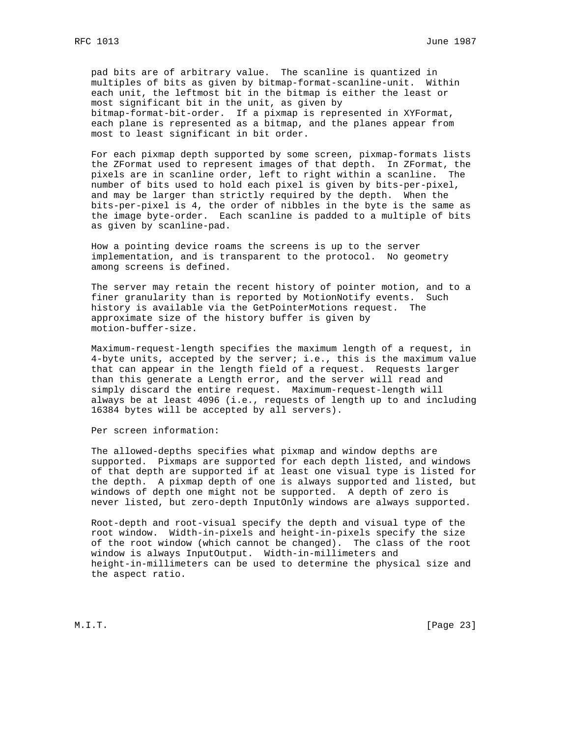pad bits are of arbitrary value. The scanline is quantized in multiples of bits as given by bitmap-format-scanline-unit. Within each unit, the leftmost bit in the bitmap is either the least or most significant bit in the unit, as given by bitmap-format-bit-order. If a pixmap is represented in XYFormat, each plane is represented as a bitmap, and the planes appear from most to least significant in bit order.

For each pixmap depth supported by some screen, pixmap-formats lists the ZFormat used to represent images of that depth. In ZFormat, the pixels are in scanline order, left to right within a scanline. The number of bits used to hold each pixel is given by bits-per-pixel, and may be larger than strictly required by the depth. When the bits-per-pixel is 4, the order of nibbles in the byte is the same as the image byte-order. Each scanline is padded to a multiple of bits as given by scanline-pad.

How a pointing device roams the screens is up to the server implementation, and is transparent to the protocol. No geometry among screens is defined.

The server may retain the recent history of pointer motion, and to a finer granularity than is reported by MotionNotify events. Such history is available via the GetPointerMotions request. The approximate size of the history buffer is given by motion-buffer-size.

Maximum-request-length specifies the maximum length of a request, in 4-byte units, accepted by the server; i.e., this is the maximum value that can appear in the length field of a request. Requests larger than this generate a Length error, and the server will read and simply discard the entire request. Maximum-request-length will always be at least 4096 (i.e., requests of length up to and including 16384 bytes will be accepted by all servers).

Per screen information:

The allowed-depths specifies what pixmap and window depths are supported. Pixmaps are supported for each depth listed, and windows of that depth are supported if at least one visual type is listed for the depth. A pixmap depth of one is always supported and listed, but windows of depth one might not be supported. A depth of zero is never listed, but zero-depth InputOnly windows are always supported.

Root-depth and root-visual specify the depth and visual type of the root window. Width-in-pixels and height-in-pixels specify the size of the root window (which cannot be changed). The class of the root window is always InputOutput. Width-in-millimeters and height-in-millimeters can be used to determine the physical size and the aspect ratio.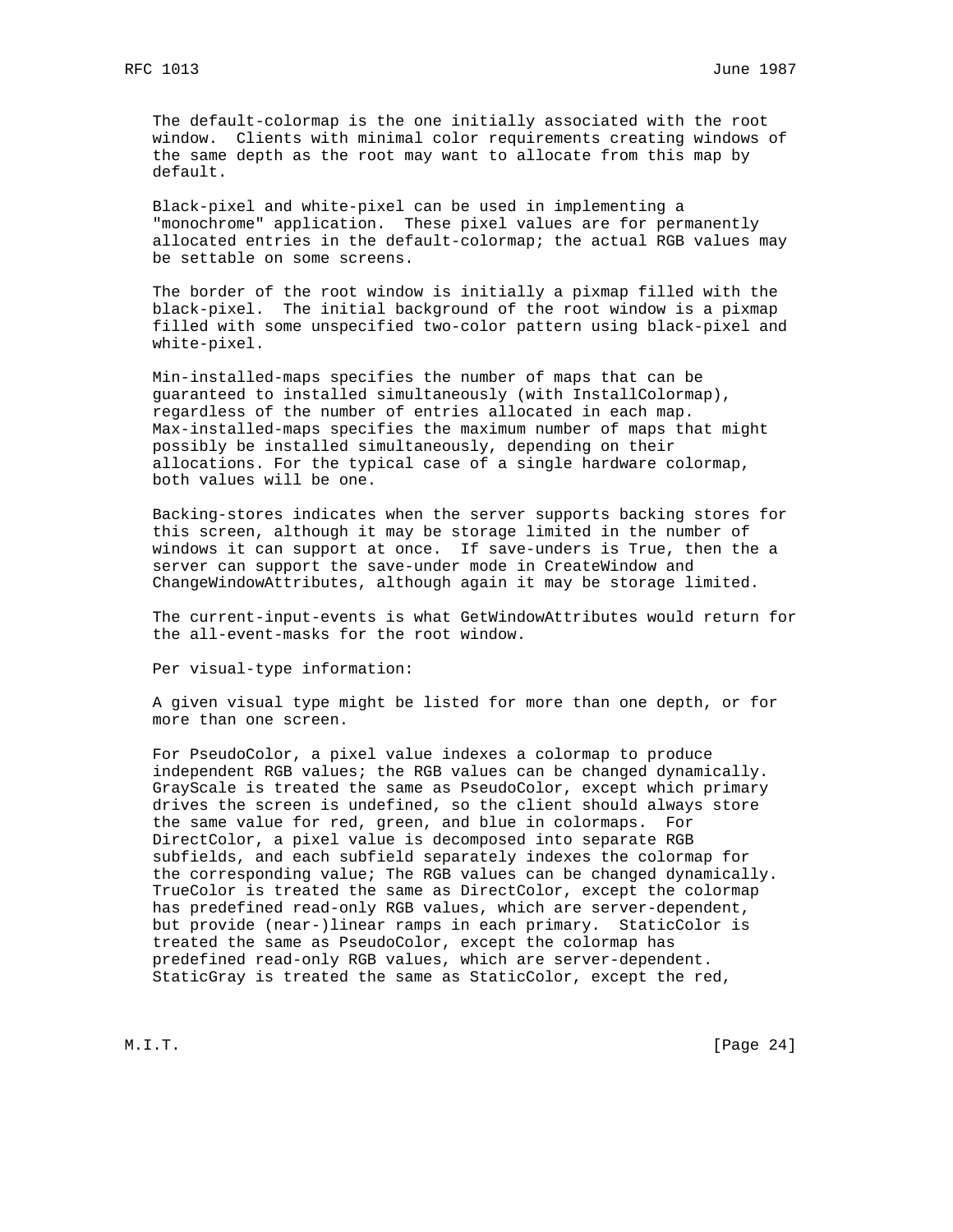The default-colormap is the one initially associated with the root window. Clients with minimal color requirements creating windows of the same depth as the root may want to allocate from this map by default.

Black-pixel and white-pixel can be used in implementing a "monochrome" application. These pixel values are for permanently allocated entries in the default-colormap; the actual RGB values may be settable on some screens.

The border of the root window is initially a pixmap filled with the black-pixel. The initial background of the root window is a pixmap filled with some unspecified two-color pattern using black-pixel and white-pixel.

Min-installed-maps specifies the number of maps that can be guaranteed to installed simultaneously (with InstallColormap), regardless of the number of entries allocated in each map. Max-installed-maps specifies the maximum number of maps that might possibly be installed simultaneously, depending on their allocations. For the typical case of a single hardware colormap, both values will be one.

Backing-stores indicates when the server supports backing stores for this screen, although it may be storage limited in the number of windows it can support at once. If save-unders is True, then the a server can support the save-under mode in CreateWindow and ChangeWindowAttributes, although again it may be storage limited.

The current-input-events is what GetWindowAttributes would return for the all-event-masks for the root window.

Per visual-type information:

A given visual type might be listed for more than one depth, or for more than one screen.

For PseudoColor, a pixel value indexes a colormap to produce independent RGB values; the RGB values can be changed dynamically. GrayScale is treated the same as PseudoColor, except which primary drives the screen is undefined, so the client should always store the same value for red, green, and blue in colormaps. For DirectColor, a pixel value is decomposed into separate RGB subfields, and each subfield separately indexes the colormap for the corresponding value; The RGB values can be changed dynamically. TrueColor is treated the same as DirectColor, except the colormap has predefined read-only RGB values, which are server-dependent, but provide (near-)linear ramps in each primary. StaticColor is treated the same as PseudoColor, except the colormap has predefined read-only RGB values, which are server-dependent. StaticGray is treated the same as StaticColor, except the red,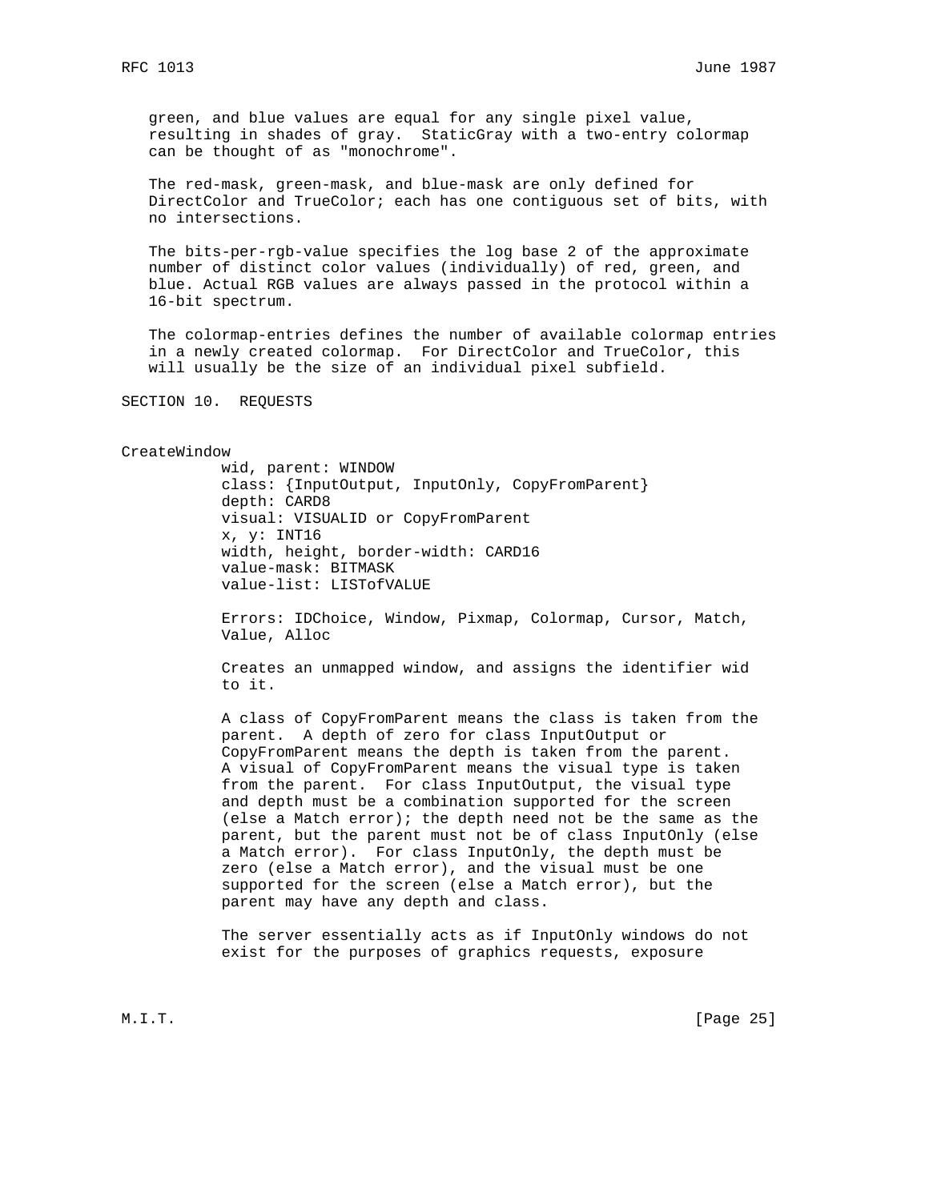green, and blue values are equal for any single pixel value, resulting in shades of gray. StaticGray with a two-entry colormap can be thought of as "monochrome".

The red-mask, green-mask, and blue-mask are only defined for DirectColor and TrueColor; each has one contiguous set of bits, with no intersections.

The bits-per-rgb-value specifies the log base 2 of the approximate number of distinct color values (individually) of red, green, and blue. Actual RGB values are always passed in the protocol within a 16-bit spectrum.

The colormap-entries defines the number of available colormap entries in a newly created colormap. For DirectColor and TrueColor, this will usually be the size of an individual pixel subfield.

## SECTION 10. REQUESTS

### CreateWindow

```
wid, parent: WINDOW
class: {InputOutput, InputOnly, CopyFromParent}
depth: CARD8
visual: VISUALID or CopyFromParent
x, y: INT16
width, height, border-width: CARD16
value-mask: BITMASK
value-list: LISTofVALUE
```

Errors: IDChoice, Window, Pixmap, Colormap, Cursor, Match, Value, Alloc

Creates an unmapped window, and assigns the identifier wid to it.

A class of CopyFromParent means the class is taken from the parent. A depth of zero for class InputOutput or CopyFromParent means the depth is taken from the parent. A visual of CopyFromParent means the visual type is taken from the parent. For class InputOutput, the visual type and depth must be a combination supported for the screen (else a Match error); the depth need not be the same as the parent, but the parent must not be of class InputOnly (else a Match error). For class InputOnly, the depth must be zero (else a Match error), and the visual must be one supported for the screen (else a Match error), but the parent may have any depth and class.

The server essentially acts as if InputOnly windows do not exist for the purposes of graphics requests, exposure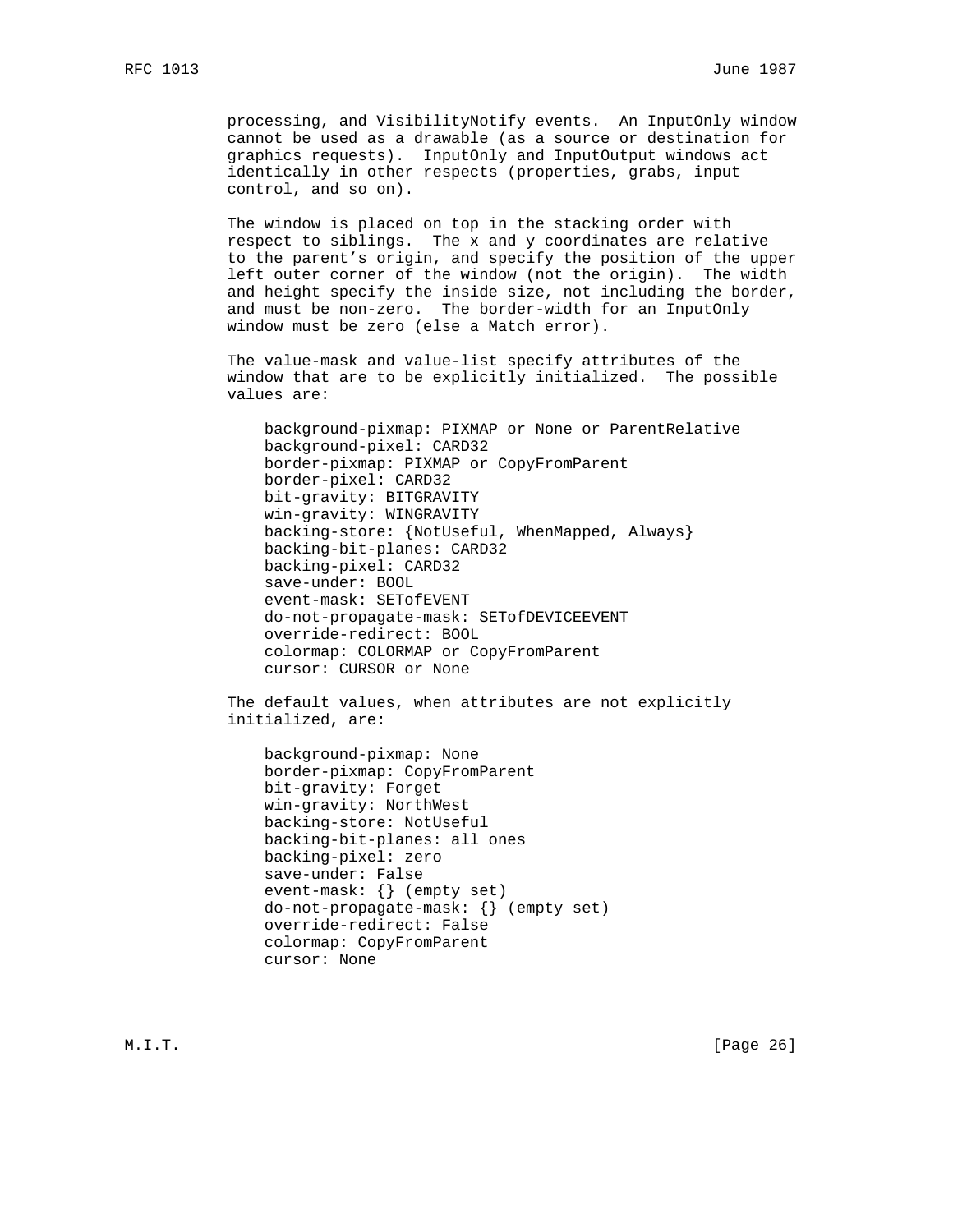processing, and VisibilityNotify events. An InputOnly window cannot be used as a drawable (as a source or destination for graphics requests). InputOnly and InputOutput windows act identically in other respects (properties, grabs, input control, and so on).

The window is placed on top in the stacking order with respect to siblings. The x and y coordinates are relative to the parent's origin, and specify the position of the upper left outer corner of the window (not the origin). The width and height specify the inside size, not including the border, and must be non-zero. The border-width for an InputOnly window must be zero (else a Match error).

The value-mask and value-list specify attributes of the window that are to be explicitly initialized. The possible values are:

```
background-pixmap: PIXMAP or None or ParentRelative
background-pixel: CARD32
border-pixmap: PIXMAP or CopyFromParent
border-pixel: CARD32
bit-gravity: BITGRAVITY
win-gravity: WINGRAVITY
backing-store: {NotUseful, WhenMapped, Always}
backing-bit-planes: CARD32
backing-pixel: CARD32
save-under: BOOL
event-mask: SETofEVENT
do-not-propagate-mask: SETofDEVICEEVENT
override-redirect: BOOL
colormap: COLORMAP or CopyFromParent
cursor: CURSOR or None
```

The default values, when attributes are not explicitly initialized, are:

```
background-pixmap: None
border-pixmap: CopyFromParent
bit-gravity: Forget
win-gravity: NorthWest
backing-store: NotUseful
backing-bit-planes: all ones
backing-pixel: zero
save-under: False
event-mask: {} (empty set)
do-not-propagate-mask: {} (empty set)
override-redirect: False
colormap: CopyFromParent
cursor: None
```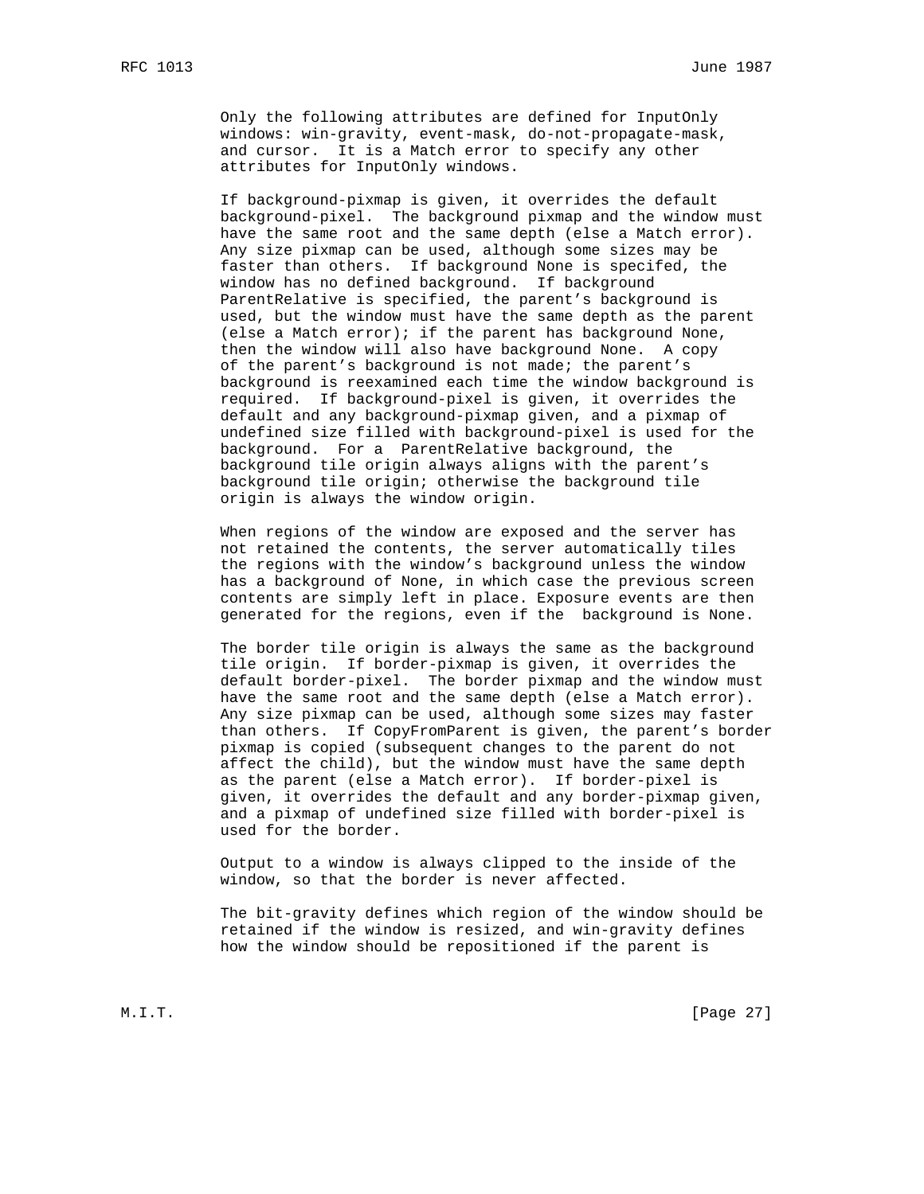Only the following attributes are defined for InputOnly windows: win-gravity, event-mask, do-not-propagate-mask, and cursor. It is a Match error to specify any other attributes for InputOnly windows.

If background-pixmap is given, it overrides the default background-pixel. The background pixmap and the window must have the same root and the same depth (else a Match error). Any size pixmap can be used, although some sizes may be faster than others. If background None is specifed, the window has no defined background. If background ParentRelative is specified, the parent's background is used, but the window must have the same depth as the parent (else a Match error); if the parent has background None, then the window will also have background None. A copy of the parent's background is not made; the parent's background is reexamined each time the window background is required. If background-pixel is given, it overrides the default and any background-pixmap given, and a pixmap of undefined size filled with background-pixel is used for the background. For a ParentRelative background, the background tile origin always aligns with the parent's background tile origin; otherwise the background tile origin is always the window origin.

When regions of the window are exposed and the server has not retained the contents, the server automatically tiles the regions with the window's background unless the window has a background of None, in which case the previous screen contents are simply left in place. Exposure events are then generated for the regions, even if the background is None.

The border tile origin is always the same as the background tile origin. If border-pixmap is given, it overrides the default border-pixel. The border pixmap and the window must have the same root and the same depth (else a Match error). Any size pixmap can be used, although some sizes may faster than others. If CopyFromParent is given, the parent's border pixmap is copied (subsequent changes to the parent do not affect the child), but the window must have the same depth as the parent (else a Match error). If border-pixel is given, it overrides the default and any border-pixmap given, and a pixmap of undefined size filled with border-pixel is used for the border.

Output to a window is always clipped to the inside of the window, so that the border is never affected.

The bit-gravity defines which region of the window should be retained if the window is resized, and win-gravity defines how the window should be repositioned if the parent is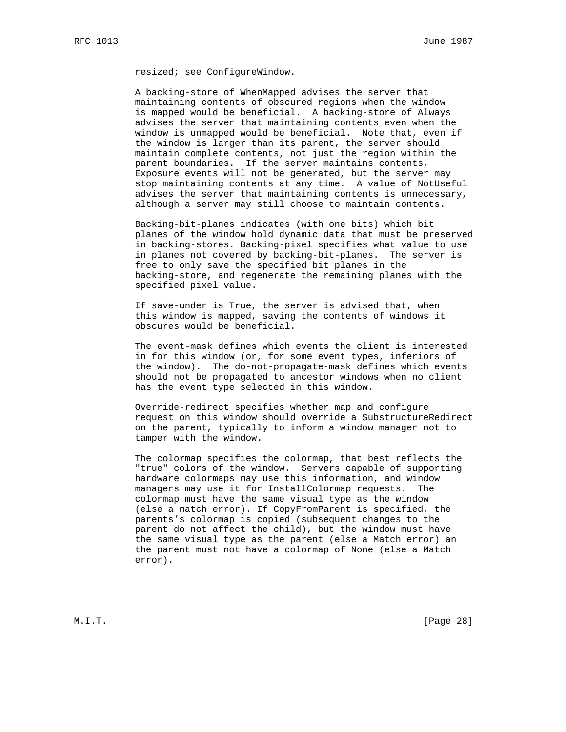resized; see ConfigureWindow.

A backing-store of WhenMapped advises the server that maintaining contents of obscured regions when the window is mapped would be beneficial. A backing-store of Always advises the server that maintaining contents even when the window is unmapped would be beneficial. Note that, even if the window is larger than its parent, the server should maintain complete contents, not just the region within the parent boundaries. If the server maintains contents, Exposure events will not be generated, but the server may stop maintaining contents at any time. A value of NotUseful advises the server that maintaining contents is unnecessary, although a server may still choose to maintain contents.

Backing-bit-planes indicates (with one bits) which bit planes of the window hold dynamic data that must be preserved in backing-stores. Backing-pixel specifies what value to use in planes not covered by backing-bit-planes. The server is free to only save the specified bit planes in the backing-store, and regenerate the remaining planes with the specified pixel value.

If save-under is True, the server is advised that, when this window is mapped, saving the contents of windows it obscures would be beneficial.

The event-mask defines which events the client is interested in for this window (or, for some event types, inferiors of the window). The do-not-propagate-mask defines which events should not be propagated to ancestor windows when no client has the event type selected in this window.

Override-redirect specifies whether map and configure request on this window should override a SubstructureRedirect on the parent, typically to inform a window manager not to tamper with the window.

The colormap specifies the colormap, that best reflects the "true" colors of the window. Servers capable of supporting hardware colormaps may use this information, and window managers may use it for InstallColormap requests. The colormap must have the same visual type as the window (else a match error). If CopyFromParent is specified, the parents's colormap is copied (subsequent changes to the parent do not affect the child), but the window must have the same visual type as the parent (else a Match error) an the parent must not have a colormap of None (else a Match error).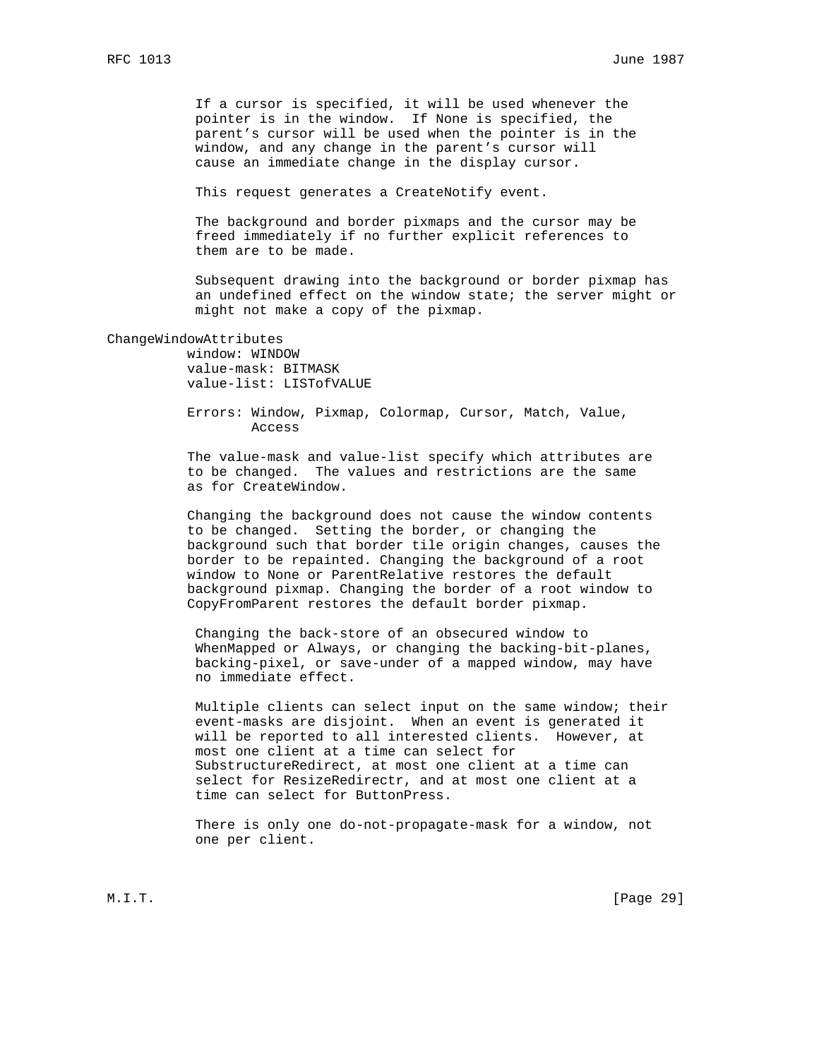If a cursor is specified, it will be used whenever the pointer is in the window. If None is specified, the parent's cursor will be used when the pointer is in the window, and any change in the parent's cursor will cause an immediate change in the display cursor.

This request generates a CreateNotify event.

The background and border pixmaps and the cursor may be freed immediately if no further explicit references to them are to be made.

Subsequent drawing into the background or border pixmap has an undefined effect on the window state; the server might or might not make a copy of the pixmap.

### ChangeWindowAttributes

```
window: WINDOW
value-mask: BITMASK
value-list: LISTofVALUE

Errors: Window, Pixmap, Colormap, Cursor, Match, Value,
        Access
```

The value-mask and value-list specify which attributes are to be changed. The values and restrictions are the same as for CreateWindow.

Changing the background does not cause the window contents to be changed. Setting the border, or changing the background such that border tile origin changes, causes the border to be repainted. Changing the background of a root window to None or ParentRelative restores the default background pixmap. Changing the border of a root window to CopyFromParent restores the default border pixmap.

Changing the back-store of an obsecured window to WhenMapped or Always, or changing the backing-bit-planes, backing-pixel, or save-under of a mapped window, may have no immediate effect.

Multiple clients can select input on the same window; their event-masks are disjoint. When an event is generated it will be reported to all interested clients. However, at most one client at a time can select for SubstructureRedirect, at most one client at a time can select for ResizeRedirectr, and at most one client at a time can select for ButtonPress.

There is only one do-not-propagate-mask for a window, not one per client.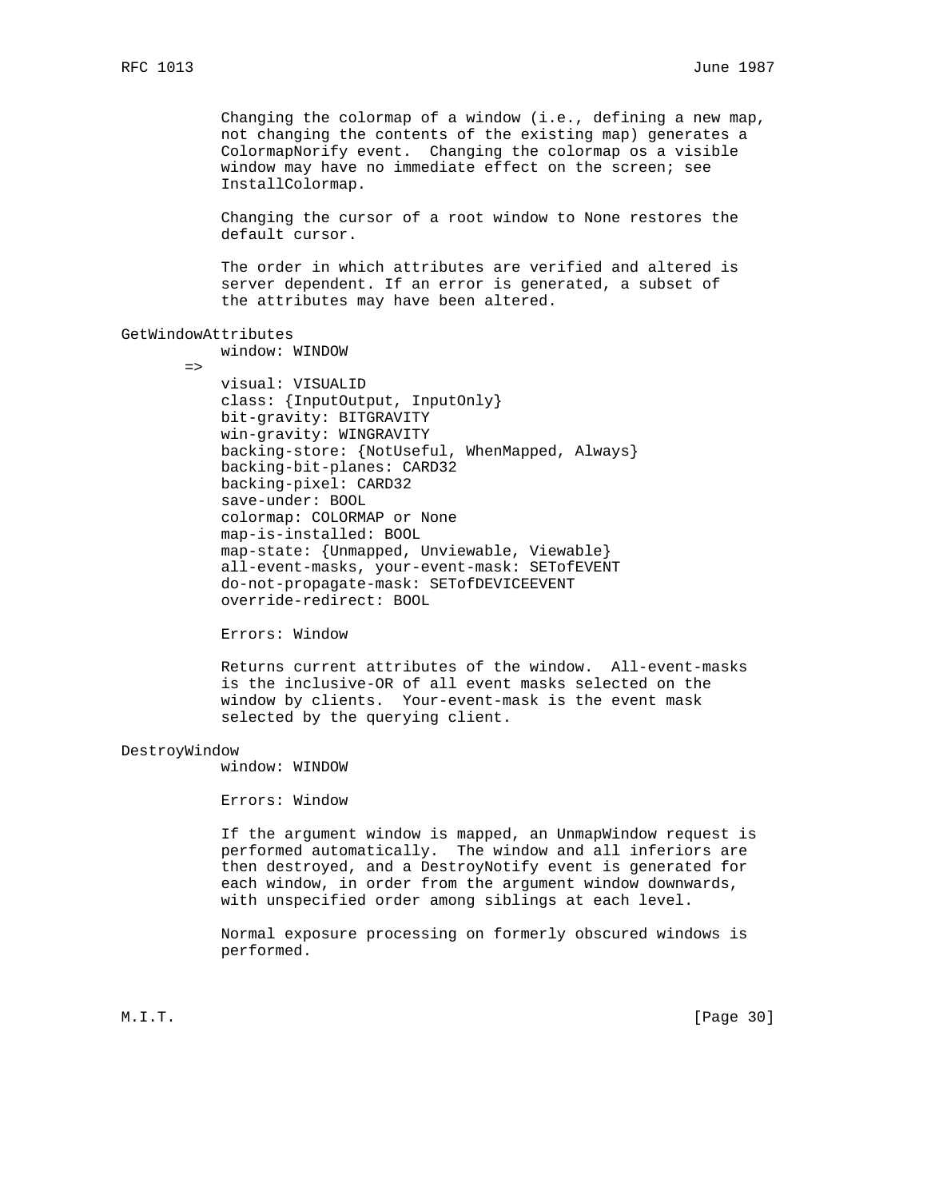Changing the colormap of a window (i.e., defining a new map, not changing the contents of the existing map) generates a ColormapNorify event. Changing the colormap os a visible window may have no immediate effect on the screen; see InstallColormap.

Changing the cursor of a root window to None restores the default cursor.

The order in which attributes are verified and altered is server dependent. If an error is generated, a subset of the attributes may have been altered.

```
GetWindowAttributes
          window: WINDOW
       =>
          visual: VISUALID
          class: {InputOutput, InputOnly}
          bit-gravity: BITGRAVITY
          win-gravity: WINGRAVITY
          backing-store: {NotUseful, WhenMapped, Always}
          backing-bit-planes: CARD32
          backing-pixel: CARD32
          save-under: BOOL
          colormap: COLORMAP or None
          map-is-installed: BOOL
          map-state: {Unmapped, Unviewable, Viewable}
          all-event-masks, your-event-mask: SETofEVENT
          do-not-propagate-mask: SETofDEVICEEVENT
          override-redirect: BOOL

          Errors: Window
```

Returns current attributes of the window. All-event-masks is the inclusive-OR of all event masks selected on the window by clients. Your-event-mask is the event mask selected by the querying client.

```
DestroyWindow
          window: WINDOW

          Errors: Window
```

If the argument window is mapped, an UnmapWindow request is performed automatically. The window and all inferiors are then destroyed, and a DestroyNotify event is generated for each window, in order from the argument window downwards, with unspecified order among siblings at each level.

Normal exposure processing on formerly obscured windows is performed.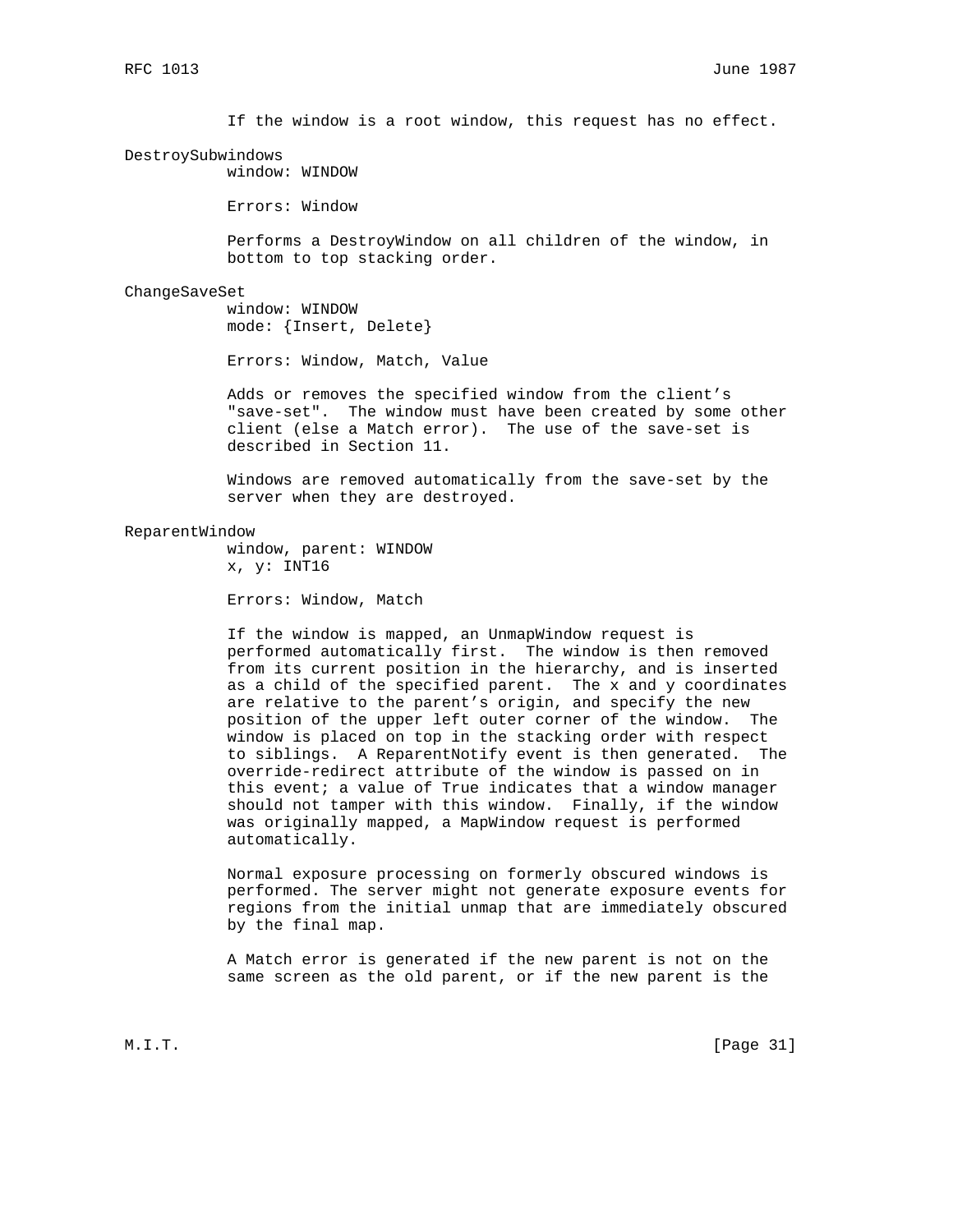If the window is a root window, this request has no effect.

DestroySubwindows

window: WINDOW

Errors: Window

Performs a DestroyWindow on all children of the window, in bottom to top stacking order.

ChangeSaveSet

window: WINDOW
mode: {Insert, Delete}

Errors: Window, Match, Value

Adds or removes the specified window from the client's "save-set". The window must have been created by some other client (else a Match error). The use of the save-set is described in Section 11.

Windows are removed automatically from the save-set by the server when they are destroyed.

ReparentWindow

window, parent: WINDOW
x, y: INT16

Errors: Window, Match

If the window is mapped, an UnmapWindow request is performed automatically first. The window is then removed from its current position in the hierarchy, and is inserted as a child of the specified parent. The x and y coordinates are relative to the parent's origin, and specify the new position of the upper left outer corner of the window. The window is placed on top in the stacking order with respect to siblings. A ReparentNotify event is then generated. The override-redirect attribute of the window is passed on in this event; a value of True indicates that a window manager should not tamper with this window. Finally, if the window was originally mapped, a MapWindow request is performed automatically.

Normal exposure processing on formerly obscured windows is performed. The server might not generate exposure events for regions from the initial unmap that are immediately obscured by the final map.

A Match error is generated if the new parent is not on the same screen as the old parent, or if the new parent is the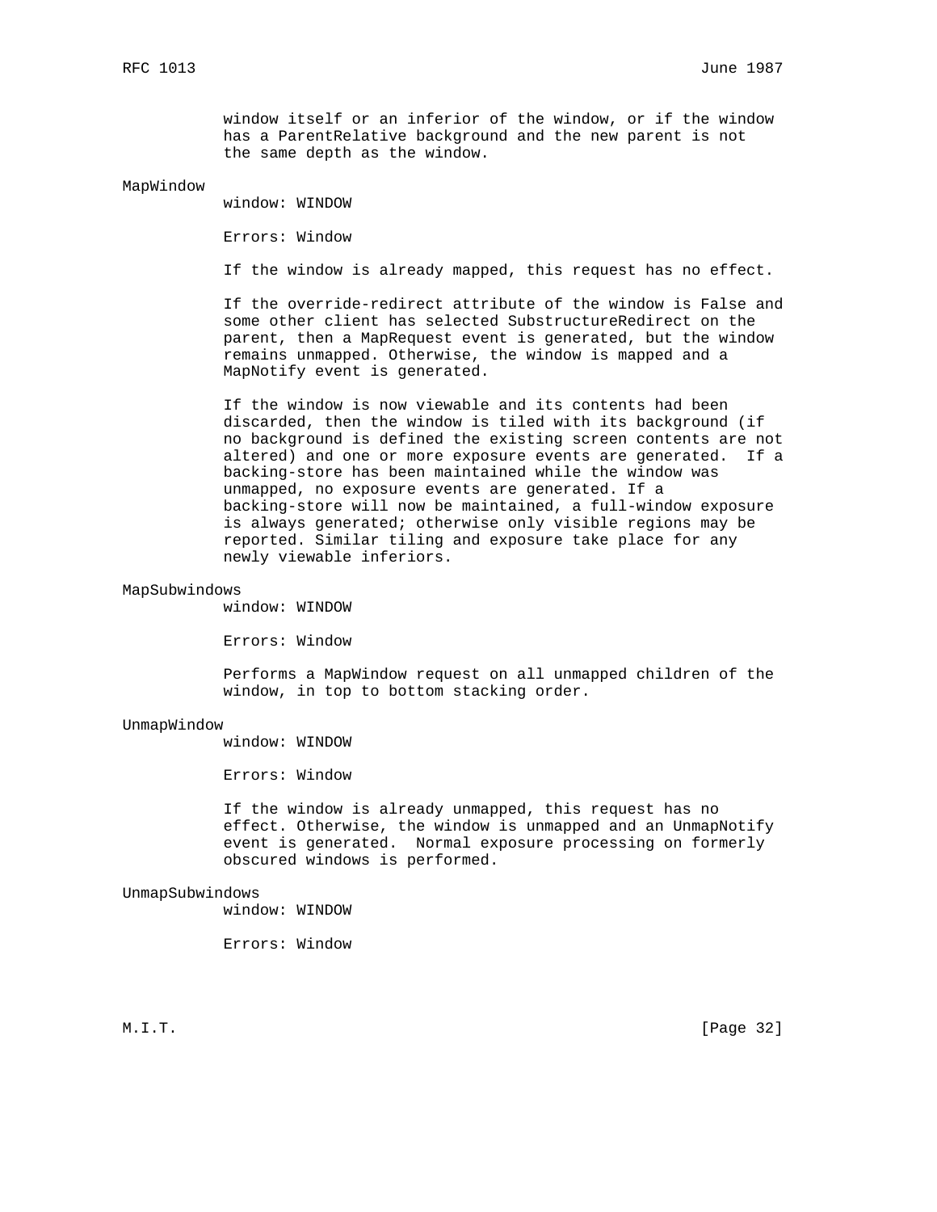window itself or an inferior of the window, or if the window has a ParentRelative background and the new parent is not the same depth as the window.

### MapWindow

window: WINDOW

Errors: Window

If the window is already mapped, this request has no effect.

If the override-redirect attribute of the window is False and some other client has selected SubstructureRedirect on the parent, then a MapRequest event is generated, but the window remains unmapped. Otherwise, the window is mapped and a MapNotify event is generated.

If the window is now viewable and its contents had been discarded, then the window is tiled with its background (if no background is defined the existing screen contents are not altered) and one or more exposure events are generated. If a backing-store has been maintained while the window was unmapped, no exposure events are generated. If a backing-store will now be maintained, a full-window exposure is always generated; otherwise only visible regions may be reported. Similar tiling and exposure take place for any newly viewable inferiors.

### MapSubwindows

window: WINDOW

Errors: Window

Performs a MapWindow request on all unmapped children of the window, in top to bottom stacking order.

### UnmapWindow

window: WINDOW

Errors: Window

If the window is already unmapped, this request has no effect. Otherwise, the window is unmapped and an UnmapNotify event is generated. Normal exposure processing on formerly obscured windows is performed.

### UnmapSubwindows

window: WINDOW

Errors: Window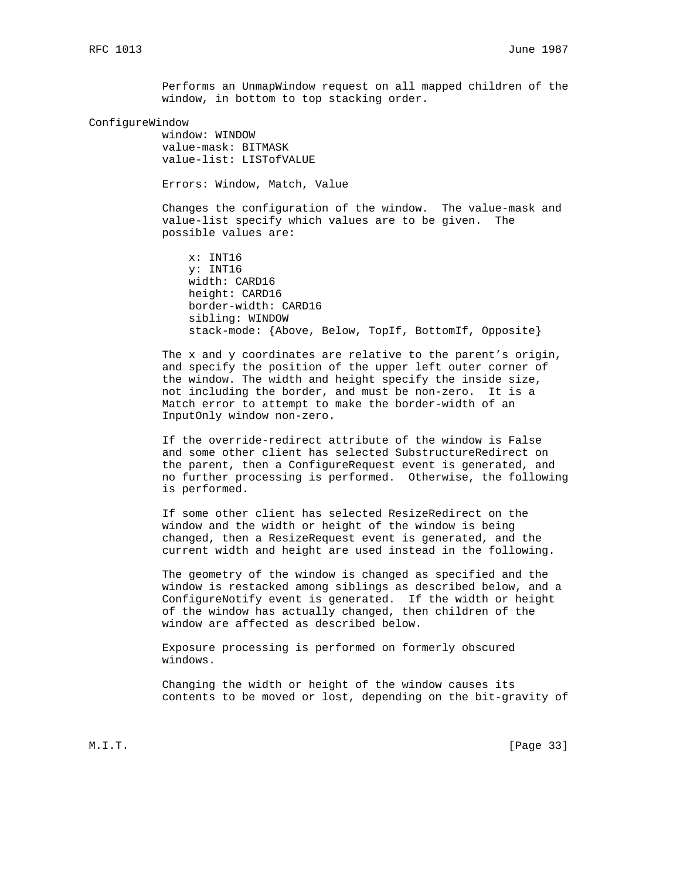Performs an UnmapWindow request on all mapped children of the window, in bottom to top stacking order.

### ConfigureWindow

window: WINDOW
value-mask: BITMASK
value-list: LISTofVALUE

Errors: Window, Match, Value

Changes the configuration of the window. The value-mask and value-list specify which values are to be given. The possible values are:

```
x: INT16
y: INT16
width: CARD16
height: CARD16
border-width: CARD16
sibling: WINDOW
stack-mode: {Above, Below, TopIf, BottomIf, Opposite}
```

The x and y coordinates are relative to the parent's origin, and specify the position of the upper left outer corner of the window. The width and height specify the inside size, not including the border, and must be non-zero. It is a Match error to attempt to make the border-width of an InputOnly window non-zero.

If the override-redirect attribute of the window is False and some other client has selected SubstructureRedirect on the parent, then a ConfigureRequest event is generated, and no further processing is performed. Otherwise, the following is performed.

If some other client has selected ResizeRedirect on the window and the width or height of the window is being changed, then a ResizeRequest event is generated, and the current width and height are used instead in the following.

The geometry of the window is changed as specified and the window is restacked among siblings as described below, and a ConfigureNotify event is generated. If the width or height of the window has actually changed, then children of the window are affected as described below.

Exposure processing is performed on formerly obscured windows.

Changing the width or height of the window causes its contents to be moved or lost, depending on the bit-gravity of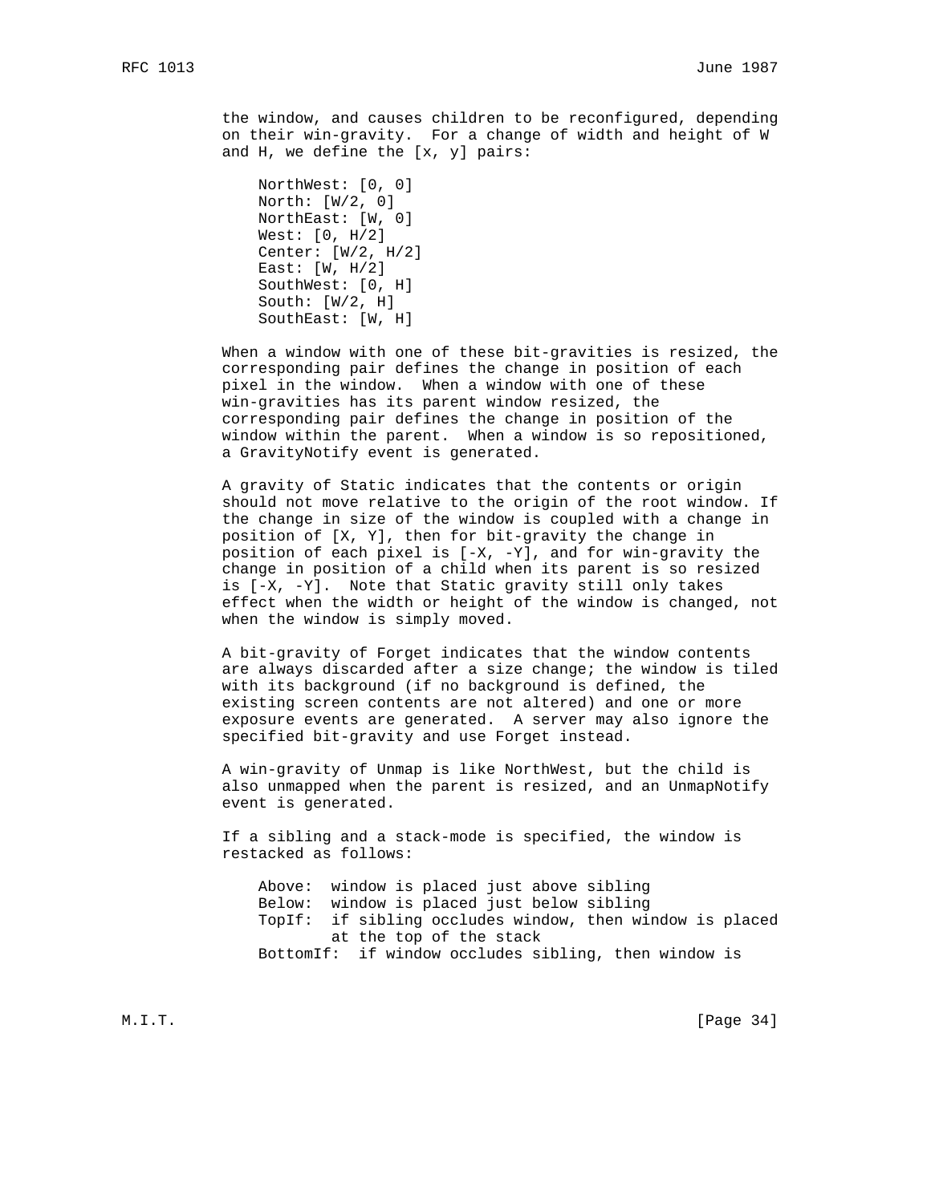the window, and causes children to be reconfigured, depending on their win-gravity. For a change of width and height of W and H, we define the [x, y] pairs:

```
NorthWest: [0, 0]
North: [W/2, 0]
NorthEast: [W, 0]
West: [0, H/2]
Center: [W/2, H/2]
East: [W, H/2]
SouthWest: [0, H]
South: [W/2, H]
SouthEast: [W, H]
```

When a window with one of these bit-gravities is resized, the corresponding pair defines the change in position of each pixel in the window. When a window with one of these win-gravities has its parent window resized, the corresponding pair defines the change in position of the window within the parent. When a window is so repositioned, a GravityNotify event is generated.

A gravity of Static indicates that the contents or origin should not move relative to the origin of the root window. If the change in size of the window is coupled with a change in position of [X, Y], then for bit-gravity the change in position of each pixel is [-X, -Y], and for win-gravity the change in position of a child when its parent is so resized is [-X, -Y]. Note that Static gravity still only takes effect when the width or height of the window is changed, not when the window is simply moved.

A bit-gravity of Forget indicates that the window contents are always discarded after a size change; the window is tiled with its background (if no background is defined, the existing screen contents are not altered) and one or more exposure events are generated. A server may also ignore the specified bit-gravity and use Forget instead.

A win-gravity of Unmap is like NorthWest, but the child is also unmapped when the parent is resized, and an UnmapNotify event is generated.

If a sibling and a stack-mode is specified, the window is restacked as follows:

```
Above:  window is placed just above sibling
Below:  window is placed just below sibling
TopIf:  if sibling occludes window, then window is placed
        at the top of the stack
BottomIf:  if window occludes sibling, then window is
```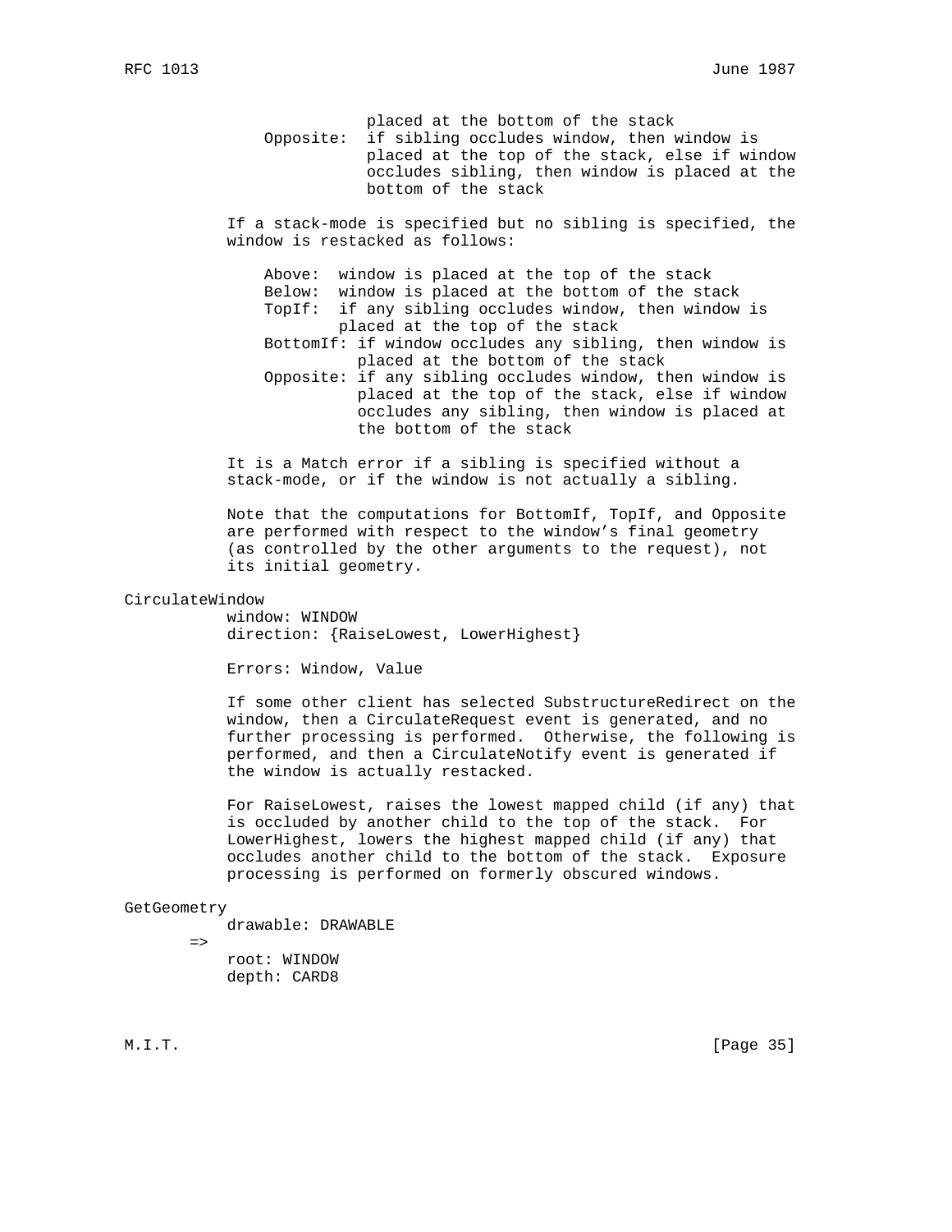placed at the bottom of the stack

Opposite: if sibling occludes window, then window is placed at the top of the stack, else if window occludes sibling, then window is placed at the bottom of the stack

If a stack-mode is specified but no sibling is specified, the window is restacked as follows:

- Above: window is placed at the top of the stack
- Below: window is placed at the bottom of the stack
- TopIf: if any sibling occludes window, then window is placed at the top of the stack
- BottomIf: if window occludes any sibling, then window is placed at the bottom of the stack
- Opposite: if any sibling occludes window, then window is placed at the top of the stack, else if window occludes any sibling, then window is placed at the bottom of the stack

It is a Match error if a sibling is specified without a stack-mode, or if the window is not actually a sibling.

Note that the computations for BottomIf, TopIf, and Opposite are performed with respect to the window's final geometry (as controlled by the other arguments to the request), not its initial geometry.

### CirculateWindow

```
window: WINDOW
direction: {RaiseLowest, LowerHighest}
```

Errors: Window, Value

If some other client has selected SubstructureRedirect on the window, then a CirculateRequest event is generated, and no further processing is performed. Otherwise, the following is performed, and then a CirculateNotify event is generated if the window is actually restacked.

For RaiseLowest, raises the lowest mapped child (if any) that is occluded by another child to the top of the stack. For LowerHighest, lowers the highest mapped child (if any) that occludes another child to the bottom of the stack. Exposure processing is performed on formerly obscured windows.

### GetGeometry

```
    drawable: DRAWABLE
=>
    root: WINDOW
    depth: CARD8
```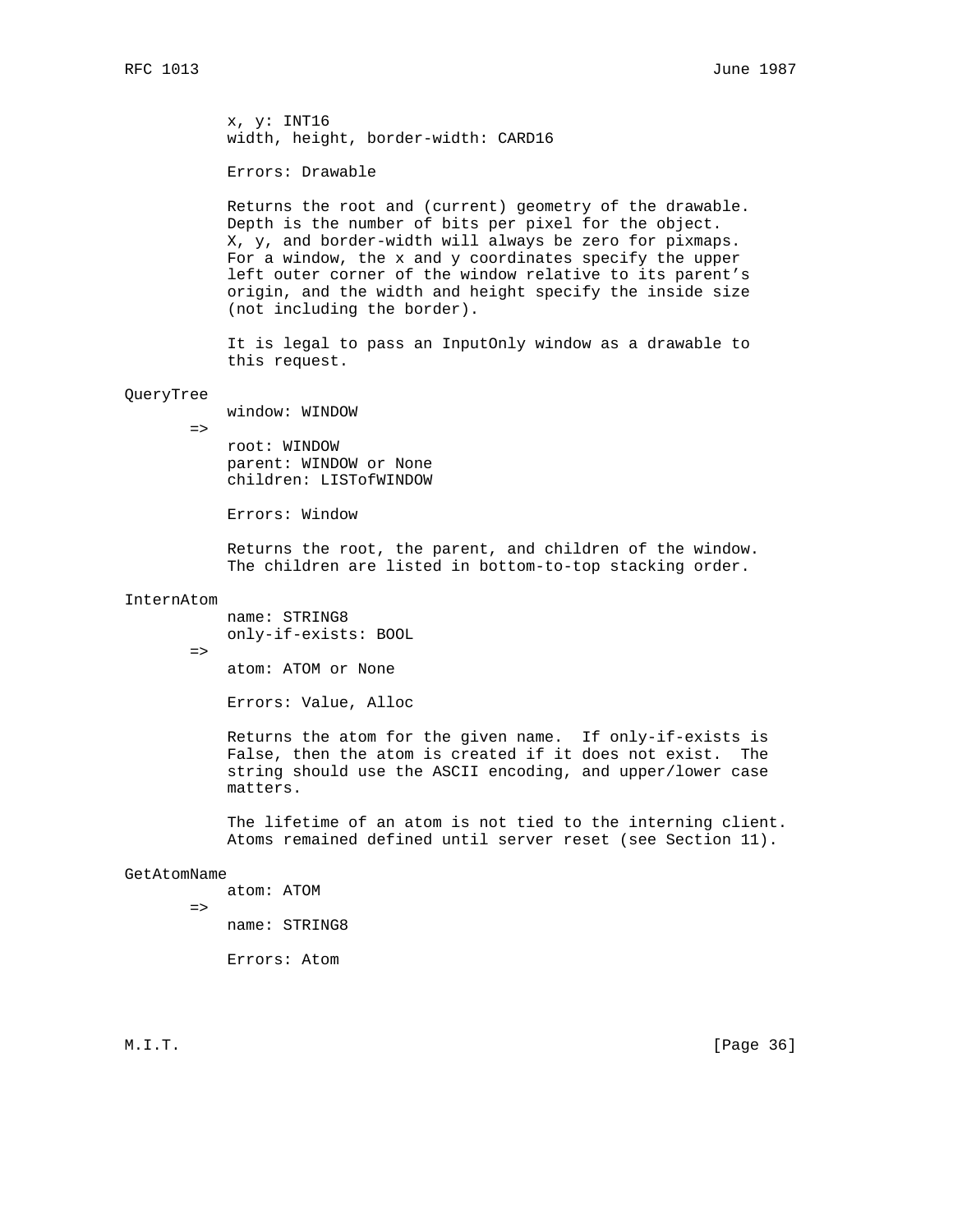x, y: INT16
width, height, border-width: CARD16

Errors: Drawable

Returns the root and (current) geometry of the drawable. Depth is the number of bits per pixel for the object. X, y, and border-width will always be zero for pixmaps. For a window, the x and y coordinates specify the upper left outer corner of the window relative to its parent's origin, and the width and height specify the inside size (not including the border).

It is legal to pass an InputOnly window as a drawable to this request.

QueryTree

window: WINDOW

=>

root: WINDOW
parent: WINDOW or None
children: LISTofWINDOW

Errors: Window

Returns the root, the parent, and children of the window. The children are listed in bottom-to-top stacking order.

InternAtom

name: STRING8
only-if-exists: BOOL

=>

atom: ATOM or None

Errors: Value, Alloc

Returns the atom for the given name. If only-if-exists is False, then the atom is created if it does not exist. The string should use the ASCII encoding, and upper/lower case matters.

The lifetime of an atom is not tied to the interning client. Atoms remained defined until server reset (see Section 11).

GetAtomName

atom: ATOM

=>

name: STRING8

Errors: Atom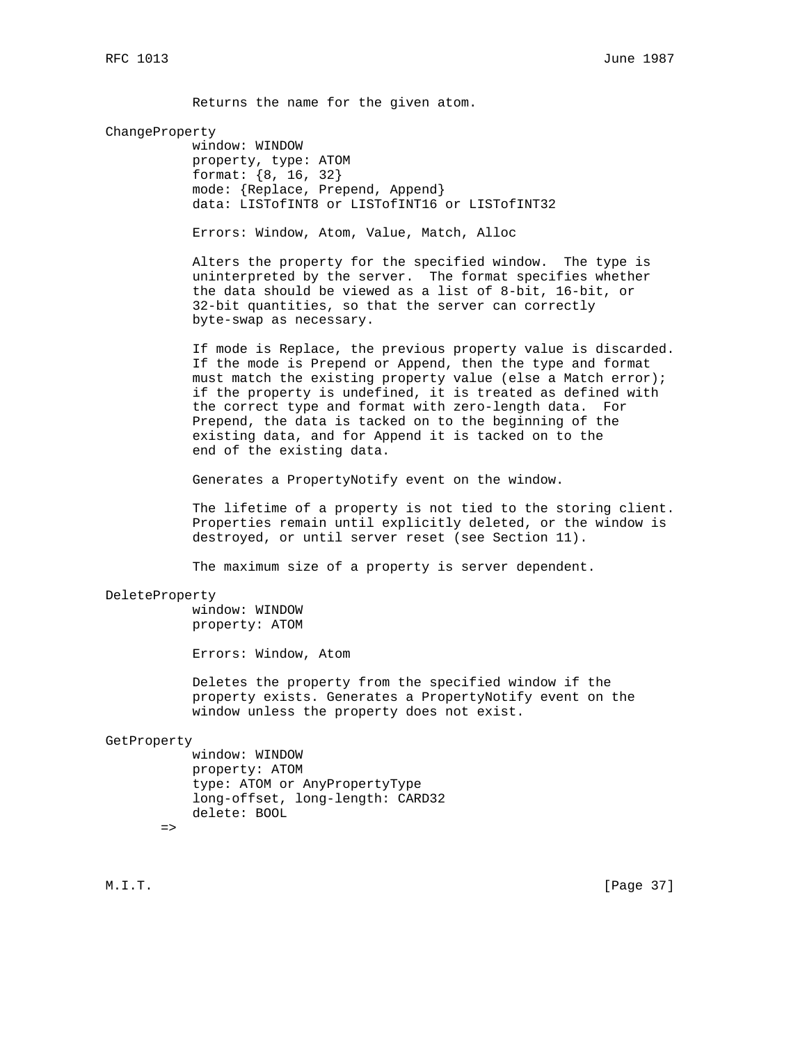Returns the name for the given atom.

### ChangeProperty

window: WINDOW
property, type: ATOM
format: {8, 16, 32}
mode: {Replace, Prepend, Append}
data: LISTofINT8 or LISTofINT16 or LISTofINT32

Errors: Window, Atom, Value, Match, Alloc

Alters the property for the specified window. The type is uninterpreted by the server. The format specifies whether the data should be viewed as a list of 8-bit, 16-bit, or 32-bit quantities, so that the server can correctly byte-swap as necessary.

If mode is Replace, the previous property value is discarded. If the mode is Prepend or Append, then the type and format must match the existing property value (else a Match error); if the property is undefined, it is treated as defined with the correct type and format with zero-length data. For Prepend, the data is tacked on to the beginning of the existing data, and for Append it is tacked on to the end of the existing data.

Generates a PropertyNotify event on the window.

The lifetime of a property is not tied to the storing client. Properties remain until explicitly deleted, or the window is destroyed, or until server reset (see Section 11).

The maximum size of a property is server dependent.

### DeleteProperty

window: WINDOW
property: ATOM

Errors: Window, Atom

Deletes the property from the specified window if the property exists. Generates a PropertyNotify event on the window unless the property does not exist.

### GetProperty

window: WINDOW
property: ATOM
type: ATOM or AnyPropertyType
long-offset, long-length: CARD32
delete: BOOL

=>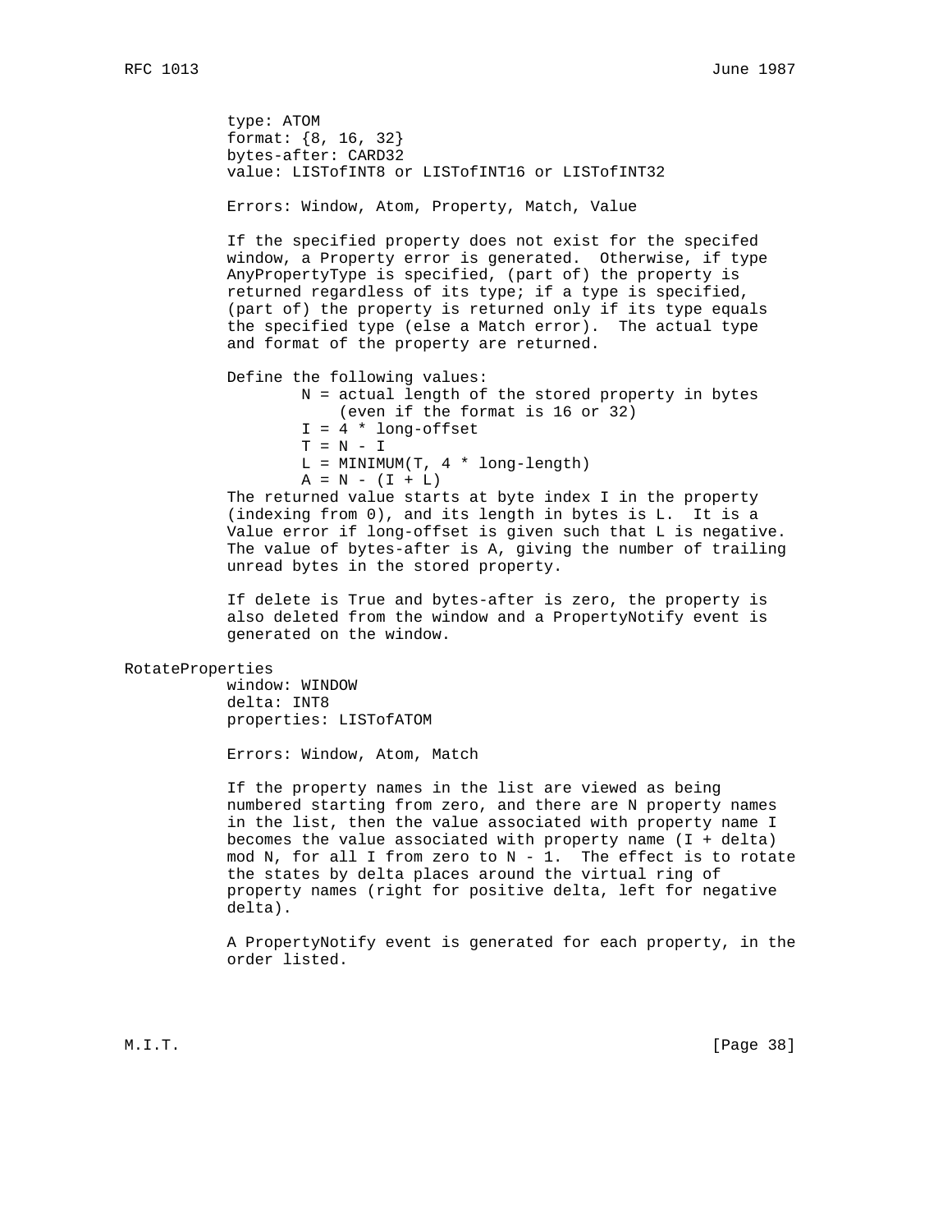type: ATOM
format: {8, 16, 32}
bytes-after: CARD32
value: LISTofINT8 or LISTofINT16 or LISTofINT32

Errors: Window, Atom, Property, Match, Value

If the specified property does not exist for the specifed window, a Property error is generated. Otherwise, if type AnyPropertyType is specified, (part of) the property is returned regardless of its type; if a type is specified, (part of) the property is returned only if its type equals the specified type (else a Match error). The actual type and format of the property are returned.

Define the following values:

```
        N = actual length of the stored property in bytes
            (even if the format is 16 or 32)
        I = 4 * long-offset
        T = N - I
        L = MINIMUM(T, 4 * long-length)
        A = N - (I + L)
```

The returned value starts at byte index I in the property (indexing from 0), and its length in bytes is L. It is a Value error if long-offset is given such that L is negative. The value of bytes-after is A, giving the number of trailing unread bytes in the stored property.

If delete is True and bytes-after is zero, the property is also deleted from the window and a PropertyNotify event is generated on the window.

RotateProperties

window: WINDOW
delta: INT8
properties: LISTofATOM

Errors: Window, Atom, Match

If the property names in the list are viewed as being numbered starting from zero, and there are N property names in the list, then the value associated with property name I becomes the value associated with property name (I + delta) mod N, for all I from zero to N - 1. The effect is to rotate the states by delta places around the virtual ring of property names (right for positive delta, left for negative delta).

A PropertyNotify event is generated for each property, in the order listed.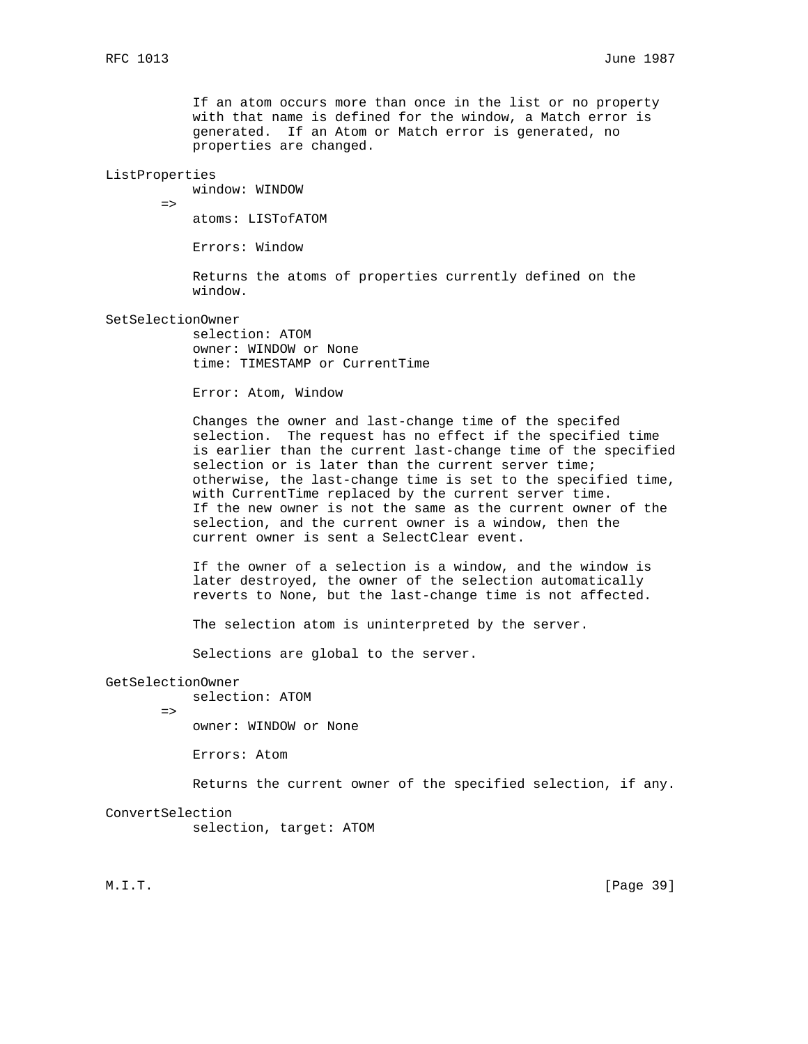If an atom occurs more than once in the list or no property with that name is defined for the window, a Match error is generated. If an Atom or Match error is generated, no properties are changed.

**ListProperties**

```
window: WINDOW
=>
atoms: LISTofATOM
```

Errors: Window

Returns the atoms of properties currently defined on the window.

**SetSelectionOwner**

```
selection: ATOM
owner: WINDOW or None
time: TIMESTAMP or CurrentTime
```

Error: Atom, Window

Changes the owner and last-change time of the specifed selection. The request has no effect if the specified time is earlier than the current last-change time of the specified selection or is later than the current server time; otherwise, the last-change time is set to the specified time, with CurrentTime replaced by the current server time. If the new owner is not the same as the current owner of the selection, and the current owner is a window, then the current owner is sent a SelectClear event.

If the owner of a selection is a window, and the window is later destroyed, the owner of the selection automatically reverts to None, but the last-change time is not affected.

The selection atom is uninterpreted by the server.

Selections are global to the server.

**GetSelectionOwner**

```
selection: ATOM
=>
owner: WINDOW or None
```

Errors: Atom

Returns the current owner of the specified selection, if any.

**ConvertSelection**

```
selection, target: ATOM
```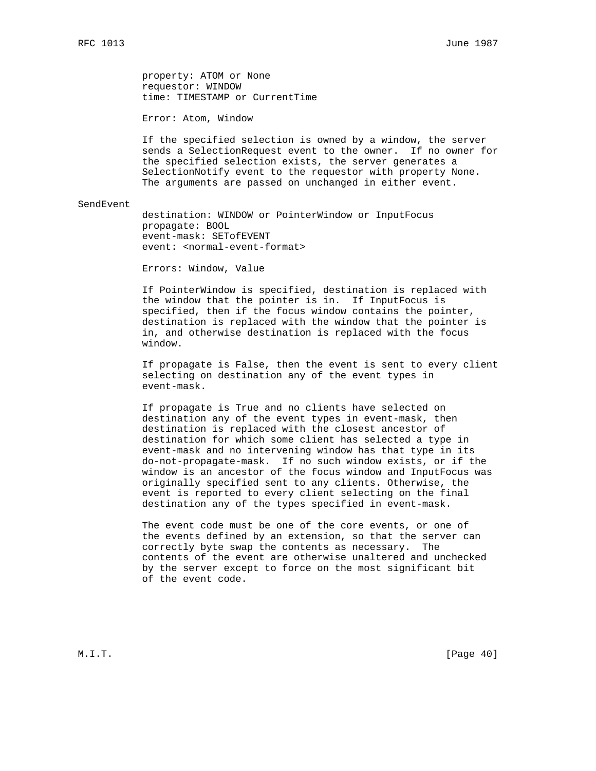property: ATOM or None
requestor: WINDOW
time: TIMESTAMP or CurrentTime

Error: Atom, Window

If the specified selection is owned by a window, the server sends a SelectionRequest event to the owner. If no owner for the specified selection exists, the server generates a SelectionNotify event to the requestor with property None. The arguments are passed on unchanged in either event.

SendEvent

destination: WINDOW or PointerWindow or InputFocus
propagate: BOOL
event-mask: SETofEVENT
event: <normal-event-format>

Errors: Window, Value

If PointerWindow is specified, destination is replaced with the window that the pointer is in. If InputFocus is specified, then if the focus window contains the pointer, destination is replaced with the window that the pointer is in, and otherwise destination is replaced with the focus window.

If propagate is False, then the event is sent to every client selecting on destination any of the event types in event-mask.

If propagate is True and no clients have selected on destination any of the event types in event-mask, then destination is replaced with the closest ancestor of destination for which some client has selected a type in event-mask and no intervening window has that type in its do-not-propagate-mask. If no such window exists, or if the window is an ancestor of the focus window and InputFocus was originally specified sent to any clients. Otherwise, the event is reported to every client selecting on the final destination any of the types specified in event-mask.

The event code must be one of the core events, or one of the events defined by an extension, so that the server can correctly byte swap the contents as necessary. The contents of the event are otherwise unaltered and unchecked by the server except to force on the most significant bit of the event code.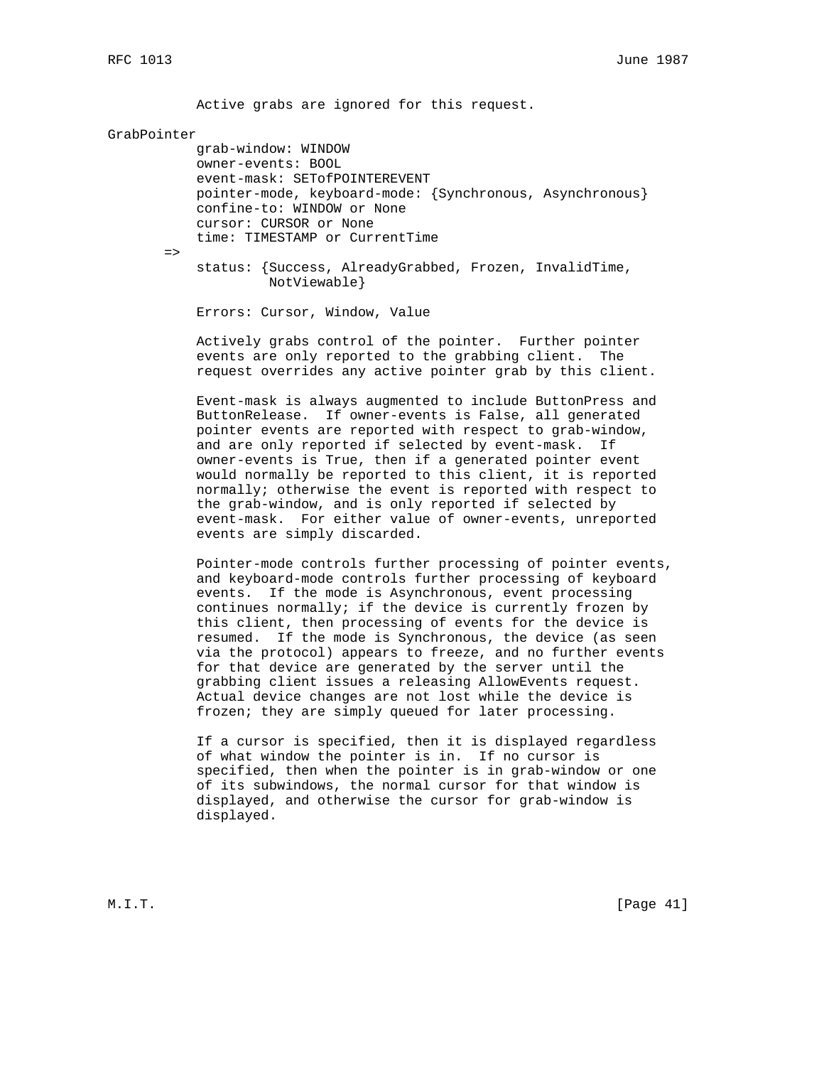Active grabs are ignored for this request.

GrabPointer

```
          grab-window: WINDOW
          owner-events: BOOL
          event-mask: SETofPOINTEREVENT
          pointer-mode, keyboard-mode: {Synchronous, Asynchronous}
          confine-to: WINDOW or None
          cursor: CURSOR or None
          time: TIMESTAMP or CurrentTime
       =>
          status: {Success, AlreadyGrabbed, Frozen, InvalidTime,
                   NotViewable}
```

Errors: Cursor, Window, Value

Actively grabs control of the pointer. Further pointer events are only reported to the grabbing client. The request overrides any active pointer grab by this client.

Event-mask is always augmented to include ButtonPress and ButtonRelease. If owner-events is False, all generated pointer events are reported with respect to grab-window, and are only reported if selected by event-mask. If owner-events is True, then if a generated pointer event would normally be reported to this client, it is reported normally; otherwise the event is reported with respect to the grab-window, and is only reported if selected by event-mask. For either value of owner-events, unreported events are simply discarded.

Pointer-mode controls further processing of pointer events, and keyboard-mode controls further processing of keyboard events. If the mode is Asynchronous, event processing continues normally; if the device is currently frozen by this client, then processing of events for the device is resumed. If the mode is Synchronous, the device (as seen via the protocol) appears to freeze, and no further events for that device are generated by the server until the grabbing client issues a releasing AllowEvents request. Actual device changes are not lost while the device is frozen; they are simply queued for later processing.

If a cursor is specified, then it is displayed regardless of what window the pointer is in. If no cursor is specified, then when the pointer is in grab-window or one of its subwindows, the normal cursor for that window is displayed, and otherwise the cursor for grab-window is displayed.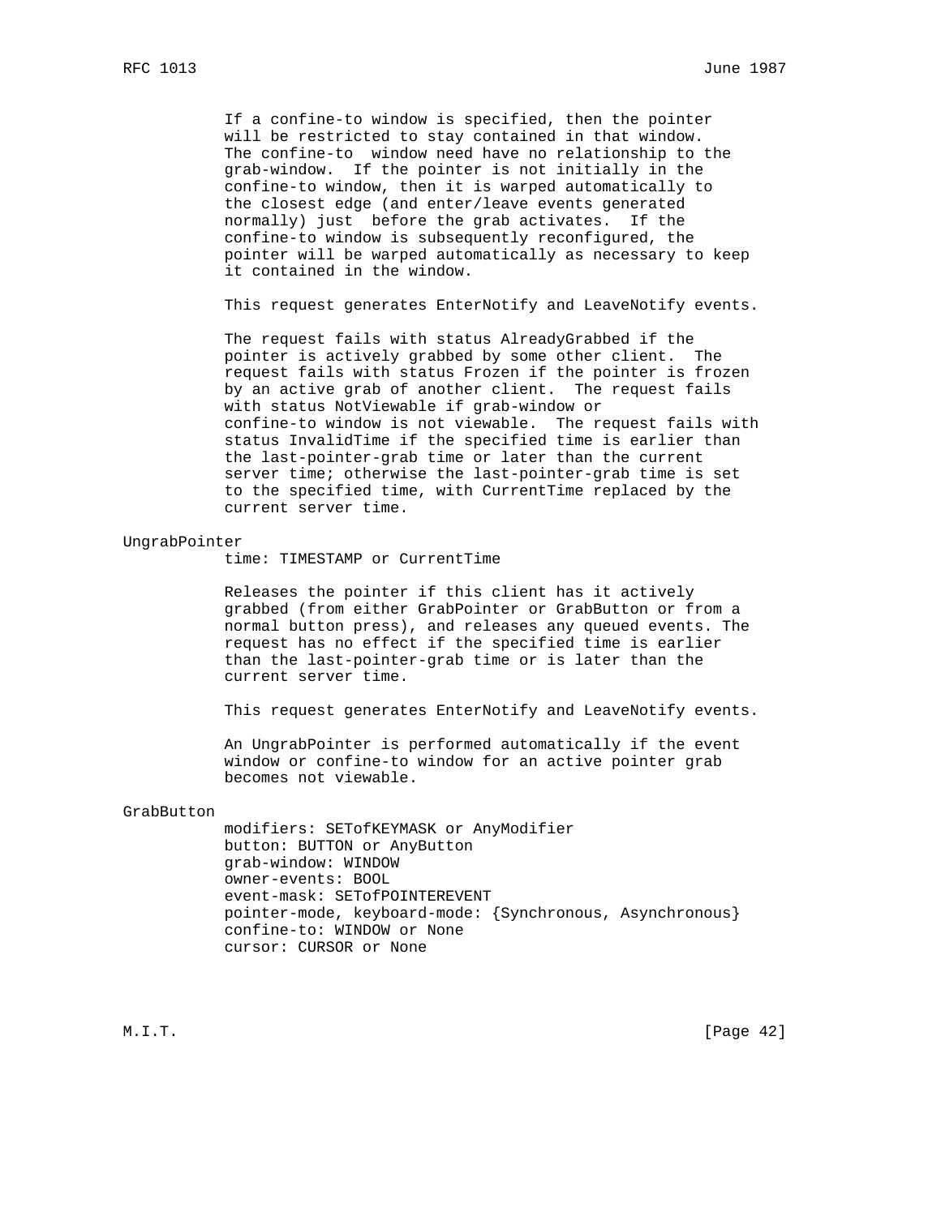If a confine-to window is specified, then the pointer will be restricted to stay contained in that window. The confine-to window need have no relationship to the grab-window. If the pointer is not initially in the confine-to window, then it is warped automatically to the closest edge (and enter/leave events generated normally) just before the grab activates. If the confine-to window is subsequently reconfigured, the pointer will be warped automatically as necessary to keep it contained in the window.

This request generates EnterNotify and LeaveNotify events.

The request fails with status AlreadyGrabbed if the pointer is actively grabbed by some other client. The request fails with status Frozen if the pointer is frozen by an active grab of another client. The request fails with status NotViewable if grab-window or confine-to window is not viewable. The request fails with status InvalidTime if the specified time is earlier than the last-pointer-grab time or later than the current server time; otherwise the last-pointer-grab time is set to the specified time, with CurrentTime replaced by the current server time.

UngrabPointer

```
time: TIMESTAMP or CurrentTime
```

Releases the pointer if this client has it actively grabbed (from either GrabPointer or GrabButton or from a normal button press), and releases any queued events. The request has no effect if the specified time is earlier than the last-pointer-grab time or is later than the current server time.

This request generates EnterNotify and LeaveNotify events.

An UngrabPointer is performed automatically if the event window or confine-to window for an active pointer grab becomes not viewable.

GrabButton

```
modifiers: SETofKEYMASK or AnyModifier
button: BUTTON or AnyButton
grab-window: WINDOW
owner-events: BOOL
event-mask: SETofPOINTEREVENT
pointer-mode, keyboard-mode: {Synchronous, Asynchronous}
confine-to: WINDOW or None
cursor: CURSOR or None
```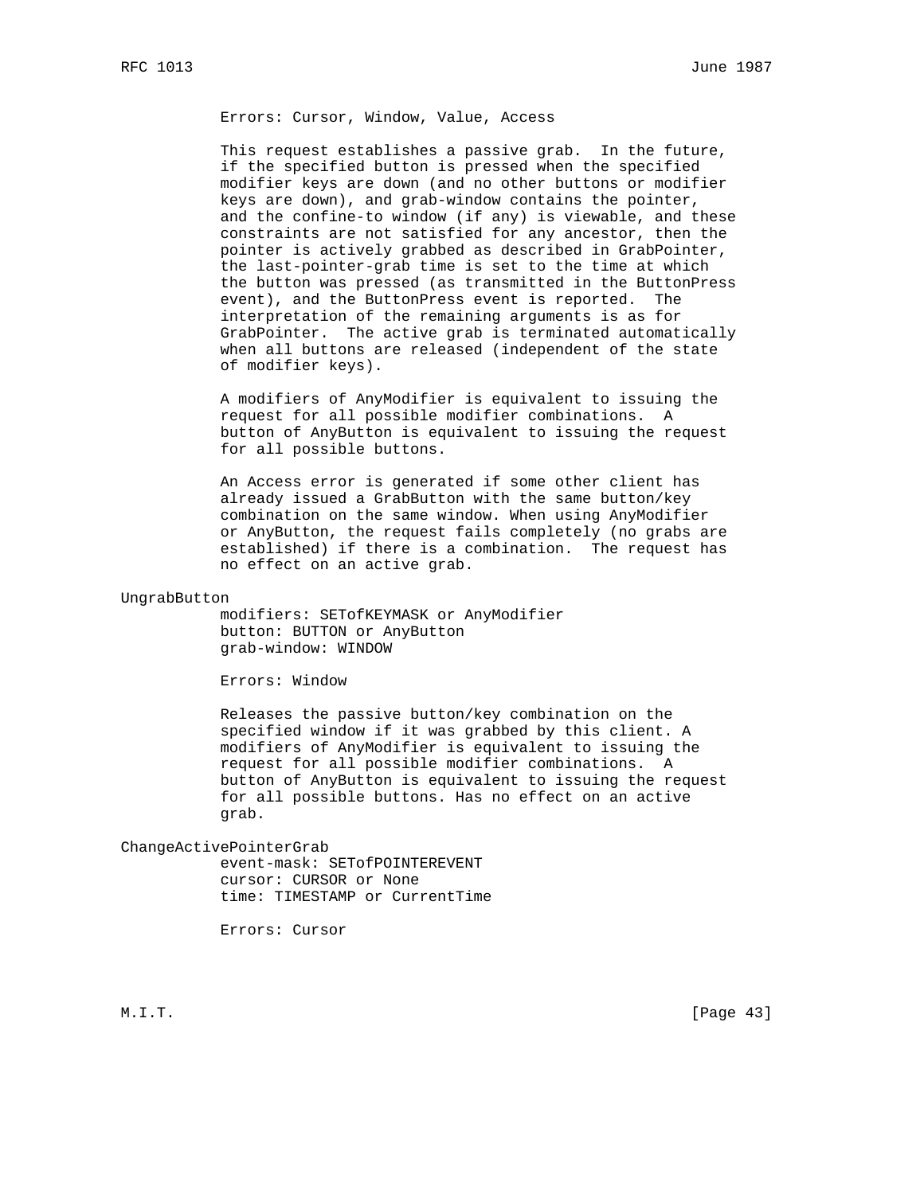Errors: Cursor, Window, Value, Access

This request establishes a passive grab. In the future, if the specified button is pressed when the specified modifier keys are down (and no other buttons or modifier keys are down), and grab-window contains the pointer, and the confine-to window (if any) is viewable, and these constraints are not satisfied for any ancestor, then the pointer is actively grabbed as described in GrabPointer, the last-pointer-grab time is set to the time at which the button was pressed (as transmitted in the ButtonPress event), and the ButtonPress event is reported. The interpretation of the remaining arguments is as for GrabPointer. The active grab is terminated automatically when all buttons are released (independent of the state of modifier keys).

A modifiers of AnyModifier is equivalent to issuing the request for all possible modifier combinations. A button of AnyButton is equivalent to issuing the request for all possible buttons.

An Access error is generated if some other client has already issued a GrabButton with the same button/key combination on the same window. When using AnyModifier or AnyButton, the request fails completely (no grabs are established) if there is a combination. The request has no effect on an active grab.

UngrabButton

modifiers: SETofKEYMASK or AnyModifier
button: BUTTON or AnyButton
grab-window: WINDOW

Errors: Window

Releases the passive button/key combination on the specified window if it was grabbed by this client. A modifiers of AnyModifier is equivalent to issuing the request for all possible modifier combinations. A button of AnyButton is equivalent to issuing the request for all possible buttons. Has no effect on an active grab.

ChangeActivePointerGrab

event-mask: SETofPOINTEREVENT
cursor: CURSOR or None
time: TIMESTAMP or CurrentTime

Errors: Cursor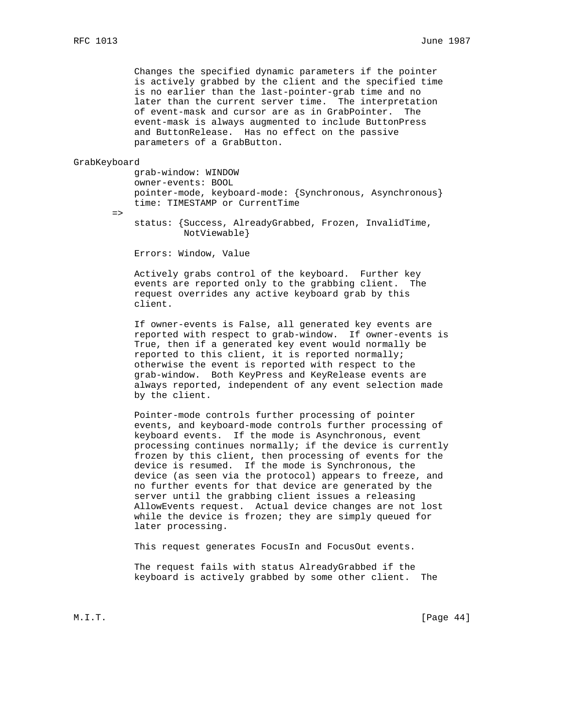Changes the specified dynamic parameters if the pointer is actively grabbed by the client and the specified time is no earlier than the last-pointer-grab time and no later than the current server time. The interpretation of event-mask and cursor are as in GrabPointer. The event-mask is always augmented to include ButtonPress and ButtonRelease. Has no effect on the passive parameters of a GrabButton.

GrabKeyboard

```
grab-window: WINDOW
owner-events: BOOL
pointer-mode, keyboard-mode: {Synchronous, Asynchronous}
time: TIMESTAMP or CurrentTime
=>
status: {Success, AlreadyGrabbed, Frozen, InvalidTime,
         NotViewable}
```

Errors: Window, Value

Actively grabs control of the keyboard. Further key events are reported only to the grabbing client. The request overrides any active keyboard grab by this client.

If owner-events is False, all generated key events are reported with respect to grab-window. If owner-events is True, then if a generated key event would normally be reported to this client, it is reported normally; otherwise the event is reported with respect to the grab-window. Both KeyPress and KeyRelease events are always reported, independent of any event selection made by the client.

Pointer-mode controls further processing of pointer events, and keyboard-mode controls further processing of keyboard events. If the mode is Asynchronous, event processing continues normally; if the device is currently frozen by this client, then processing of events for the device is resumed. If the mode is Synchronous, the device (as seen via the protocol) appears to freeze, and no further events for that device are generated by the server until the grabbing client issues a releasing AllowEvents request. Actual device changes are not lost while the device is frozen; they are simply queued for later processing.

This request generates FocusIn and FocusOut events.

The request fails with status AlreadyGrabbed if the keyboard is actively grabbed by some other client. The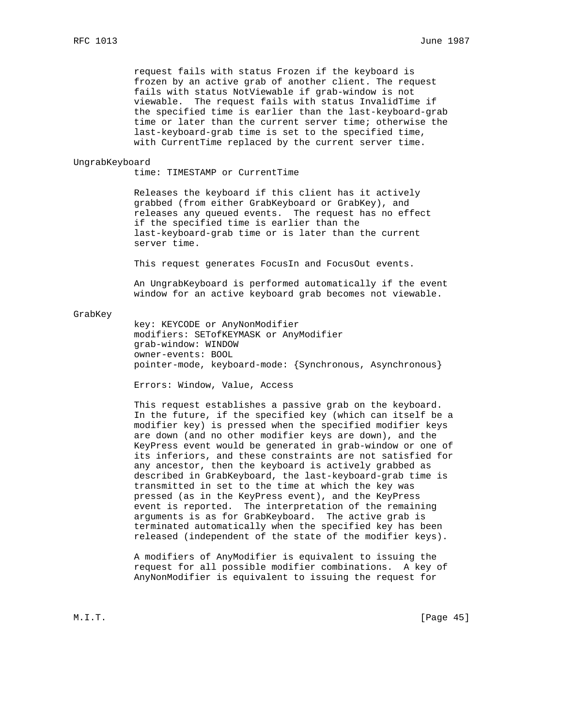request fails with status Frozen if the keyboard is frozen by an active grab of another client. The request fails with status NotViewable if grab-window is not viewable. The request fails with status InvalidTime if the specified time is earlier than the last-keyboard-grab time or later than the current server time; otherwise the last-keyboard-grab time is set to the specified time, with CurrentTime replaced by the current server time.

UngrabKeyboard

time: TIMESTAMP or CurrentTime

Releases the keyboard if this client has it actively grabbed (from either GrabKeyboard or GrabKey), and releases any queued events. The request has no effect if the specified time is earlier than the last-keyboard-grab time or is later than the current server time.

This request generates FocusIn and FocusOut events.

An UngrabKeyboard is performed automatically if the event window for an active keyboard grab becomes not viewable.

GrabKey

key: KEYCODE or AnyNonModifier
modifiers: SETofKEYMASK or AnyModifier
grab-window: WINDOW
owner-events: BOOL
pointer-mode, keyboard-mode: {Synchronous, Asynchronous}

Errors: Window, Value, Access

This request establishes a passive grab on the keyboard. In the future, if the specified key (which can itself be a modifier key) is pressed when the specified modifier keys are down (and no other modifier keys are down), and the KeyPress event would be generated in grab-window or one of its inferiors, and these constraints are not satisfied for any ancestor, then the keyboard is actively grabbed as described in GrabKeyboard, the last-keyboard-grab time is transmitted in set to the time at which the key was pressed (as in the KeyPress event), and the KeyPress event is reported. The interpretation of the remaining arguments is as for GrabKeyboard. The active grab is terminated automatically when the specified key has been released (independent of the state of the modifier keys).

A modifiers of AnyModifier is equivalent to issuing the request for all possible modifier combinations. A key of AnyNonModifier is equivalent to issuing the request for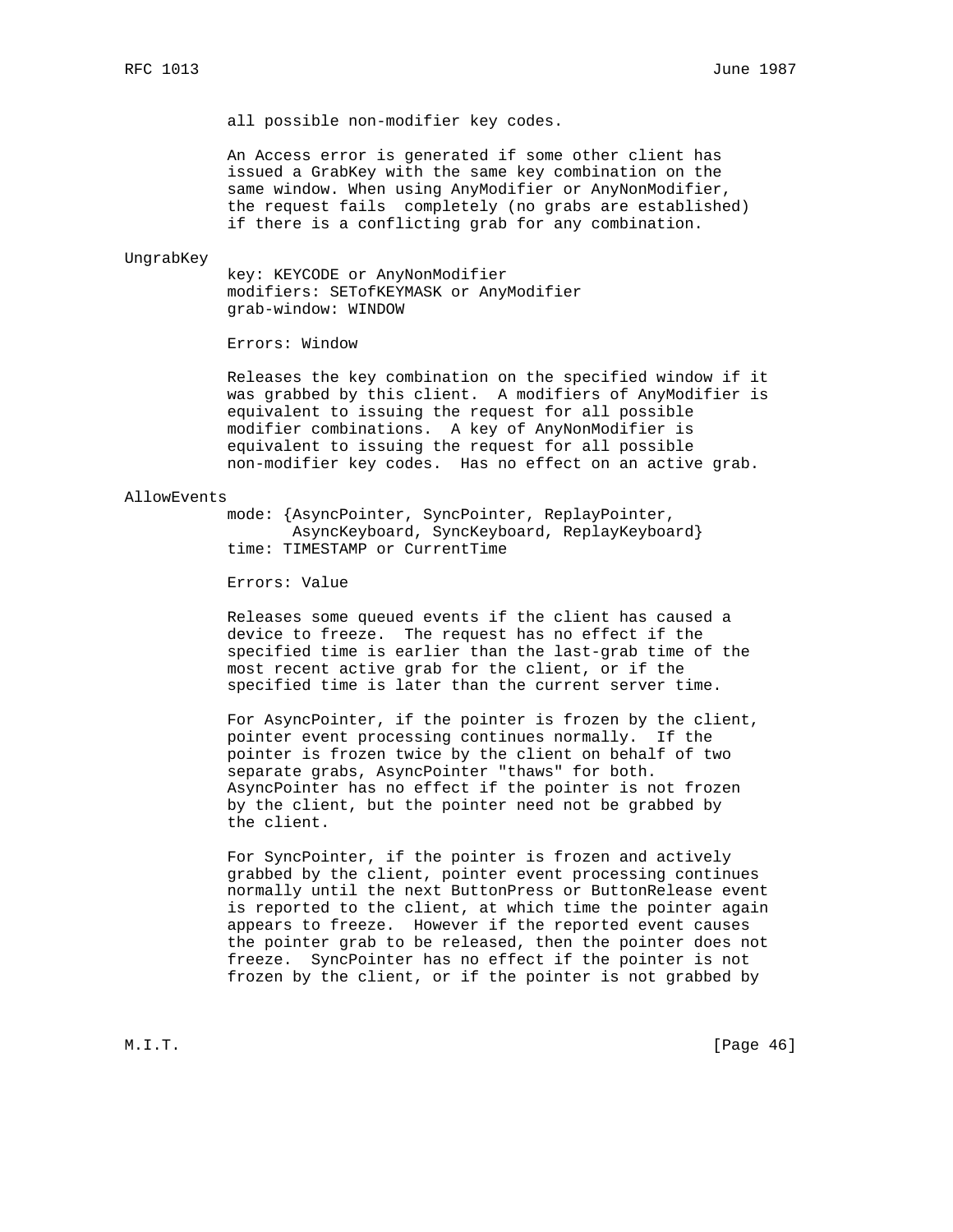all possible non-modifier key codes.

An Access error is generated if some other client has issued a GrabKey with the same key combination on the same window. When using AnyModifier or AnyNonModifier, the request fails completely (no grabs are established) if there is a conflicting grab for any combination.

UngrabKey

key: KEYCODE or AnyNonModifier
modifiers: SETofKEYMASK or AnyModifier
grab-window: WINDOW

Errors: Window

Releases the key combination on the specified window if it was grabbed by this client. A modifiers of AnyModifier is equivalent to issuing the request for all possible modifier combinations. A key of AnyNonModifier is equivalent to issuing the request for all possible non-modifier key codes. Has no effect on an active grab.

AllowEvents

mode: {AsyncPointer, SyncPointer, ReplayPointer, AsyncKeyboard, SyncKeyboard, ReplayKeyboard}
time: TIMESTAMP or CurrentTime

Errors: Value

Releases some queued events if the client has caused a device to freeze. The request has no effect if the specified time is earlier than the last-grab time of the most recent active grab for the client, or if the specified time is later than the current server time.

For AsyncPointer, if the pointer is frozen by the client, pointer event processing continues normally. If the pointer is frozen twice by the client on behalf of two separate grabs, AsyncPointer "thaws" for both. AsyncPointer has no effect if the pointer is not frozen by the client, but the pointer need not be grabbed by the client.

For SyncPointer, if the pointer is frozen and actively grabbed by the client, pointer event processing continues normally until the next ButtonPress or ButtonRelease event is reported to the client, at which time the pointer again appears to freeze. However if the reported event causes the pointer grab to be released, then the pointer does not freeze. SyncPointer has no effect if the pointer is not frozen by the client, or if the pointer is not grabbed by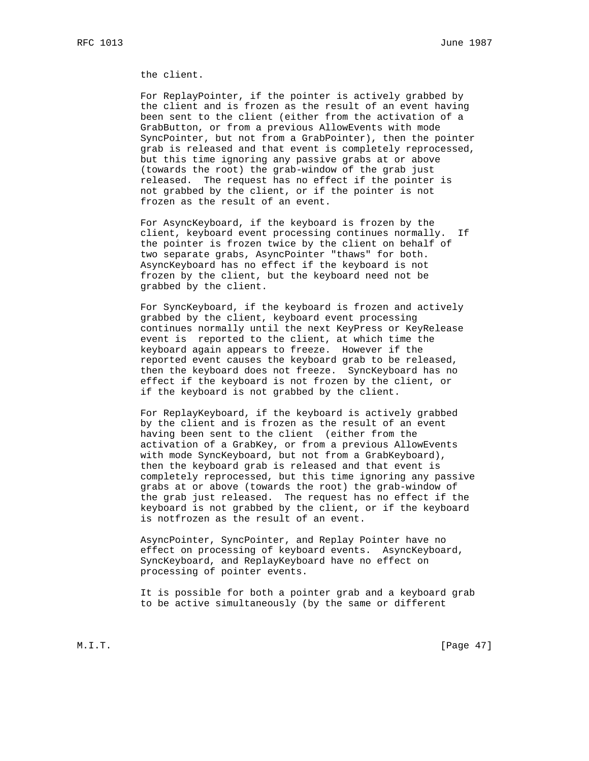the client.

For ReplayPointer, if the pointer is actively grabbed by the client and is frozen as the result of an event having been sent to the client (either from the activation of a GrabButton, or from a previous AllowEvents with mode SyncPointer, but not from a GrabPointer), then the pointer grab is released and that event is completely reprocessed, but this time ignoring any passive grabs at or above (towards the root) the grab-window of the grab just released. The request has no effect if the pointer is not grabbed by the client, or if the pointer is not frozen as the result of an event.

For AsyncKeyboard, if the keyboard is frozen by the client, keyboard event processing continues normally. If the pointer is frozen twice by the client on behalf of two separate grabs, AsyncPointer "thaws" for both. AsyncKeyboard has no effect if the keyboard is not frozen by the client, but the keyboard need not be grabbed by the client.

For SyncKeyboard, if the keyboard is frozen and actively grabbed by the client, keyboard event processing continues normally until the next KeyPress or KeyRelease event is reported to the client, at which time the keyboard again appears to freeze. However if the reported event causes the keyboard grab to be released, then the keyboard does not freeze. SyncKeyboard has no effect if the keyboard is not frozen by the client, or if the keyboard is not grabbed by the client.

For ReplayKeyboard, if the keyboard is actively grabbed by the client and is frozen as the result of an event having been sent to the client (either from the activation of a GrabKey, or from a previous AllowEvents with mode SyncKeyboard, but not from a GrabKeyboard), then the keyboard grab is released and that event is completely reprocessed, but this time ignoring any passive grabs at or above (towards the root) the grab-window of the grab just released. The request has no effect if the keyboard is not grabbed by the client, or if the keyboard is notfrozen as the result of an event.

AsyncPointer, SyncPointer, and Replay Pointer have no effect on processing of keyboard events. AsyncKeyboard, SyncKeyboard, and ReplayKeyboard have no effect on processing of pointer events.

It is possible for both a pointer grab and a keyboard grab to be active simultaneously (by the same or different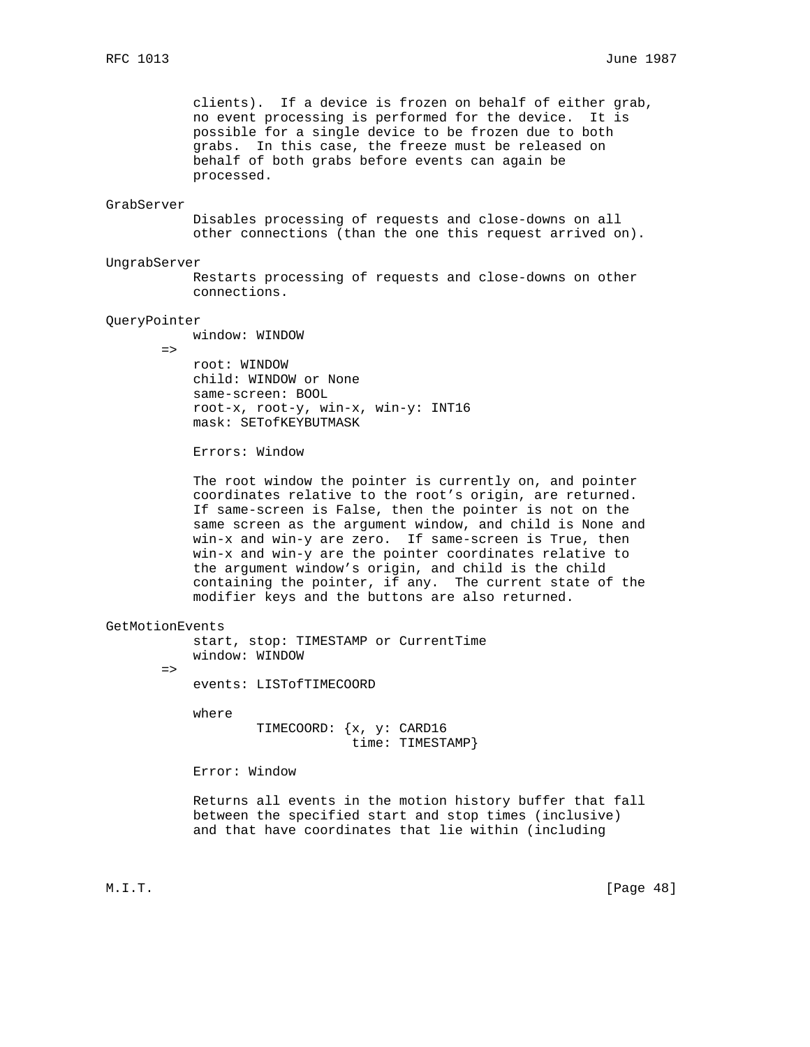clients). If a device is frozen on behalf of either grab, no event processing is performed for the device. It is possible for a single device to be frozen due to both grabs. In this case, the freeze must be released on behalf of both grabs before events can again be processed.

GrabServer

Disables processing of requests and close-downs on all other connections (than the one this request arrived on).

UngrabServer

Restarts processing of requests and close-downs on other connections.

QueryPointer

```
        window: WINDOW
     =>
        root: WINDOW
        child: WINDOW or None
        same-screen: BOOL
        root-x, root-y, win-x, win-y: INT16
        mask: SETofKEYBUTMASK

        Errors: Window
```

The root window the pointer is currently on, and pointer coordinates relative to the root's origin, are returned. If same-screen is False, then the pointer is not on the same screen as the argument window, and child is None and win-x and win-y are zero. If same-screen is True, then win-x and win-y are the pointer coordinates relative to the argument window's origin, and child is the child containing the pointer, if any. The current state of the modifier keys and the buttons are also returned.

GetMotionEvents

```
        start, stop: TIMESTAMP or CurrentTime
        window: WINDOW
     =>
        events: LISTofTIMECOORD

        where
                TIMECOORD: {x, y: CARD16
                            time: TIMESTAMP}

        Error: Window
```

Returns all events in the motion history buffer that fall between the specified start and stop times (inclusive) and that have coordinates that lie within (including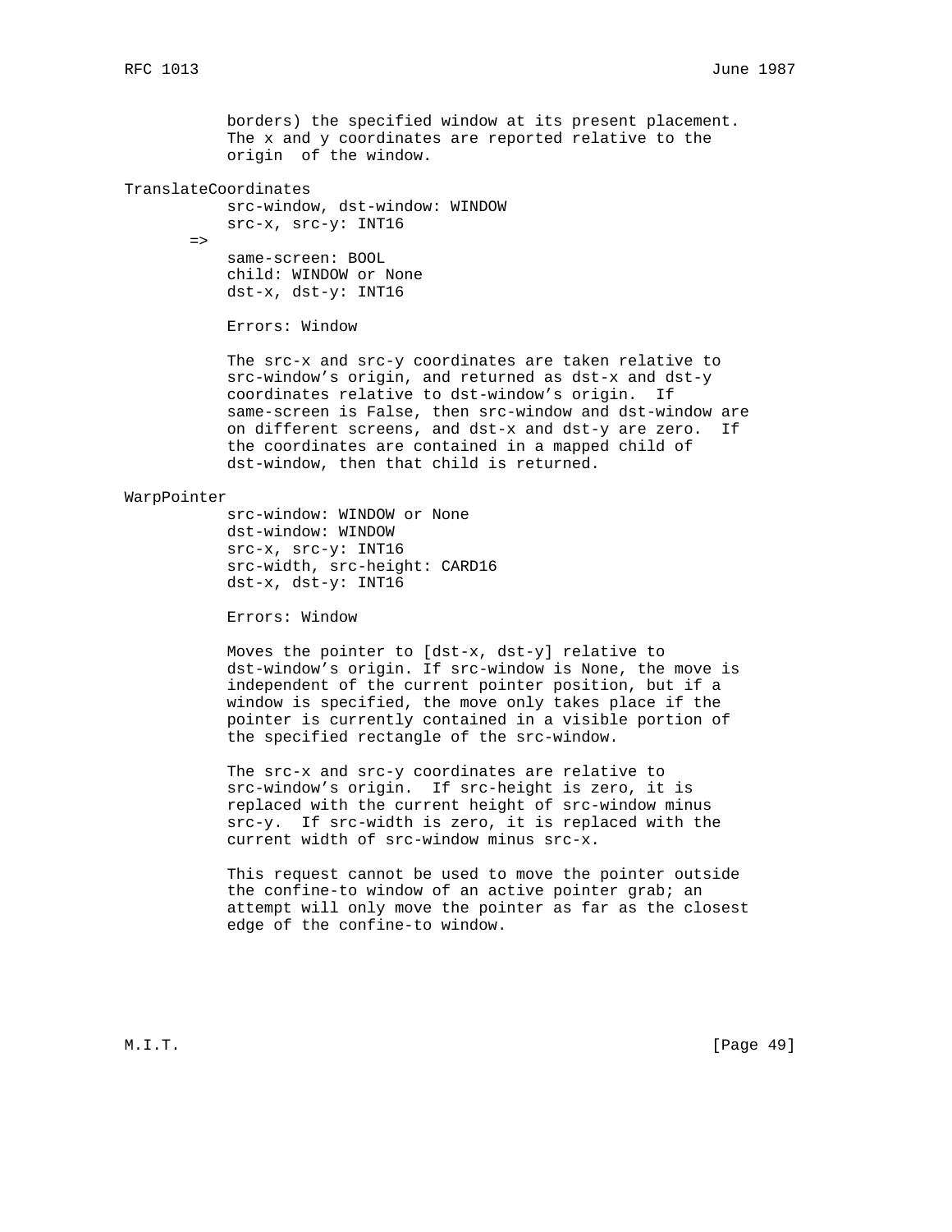borders) the specified window at its present placement. The x and y coordinates are reported relative to the origin of the window.

TranslateCoordinates

```
        src-window, dst-window: WINDOW
        src-x, src-y: INT16
    =>
        same-screen: BOOL
        child: WINDOW or None
        dst-x, dst-y: INT16
```

Errors: Window

The src-x and src-y coordinates are taken relative to src-window's origin, and returned as dst-x and dst-y coordinates relative to dst-window's origin. If same-screen is False, then src-window and dst-window are on different screens, and dst-x and dst-y are zero. If the coordinates are contained in a mapped child of dst-window, then that child is returned.

WarpPointer

```
        src-window: WINDOW or None
        dst-window: WINDOW
        src-x, src-y: INT16
        src-width, src-height: CARD16
        dst-x, dst-y: INT16
```

Errors: Window

Moves the pointer to [dst-x, dst-y] relative to dst-window's origin. If src-window is None, the move is independent of the current pointer position, but if a window is specified, the move only takes place if the pointer is currently contained in a visible portion of the specified rectangle of the src-window.

The src-x and src-y coordinates are relative to src-window's origin. If src-height is zero, it is replaced with the current height of src-window minus src-y. If src-width is zero, it is replaced with the current width of src-window minus src-x.

This request cannot be used to move the pointer outside the confine-to window of an active pointer grab; an attempt will only move the pointer as far as the closest edge of the confine-to window.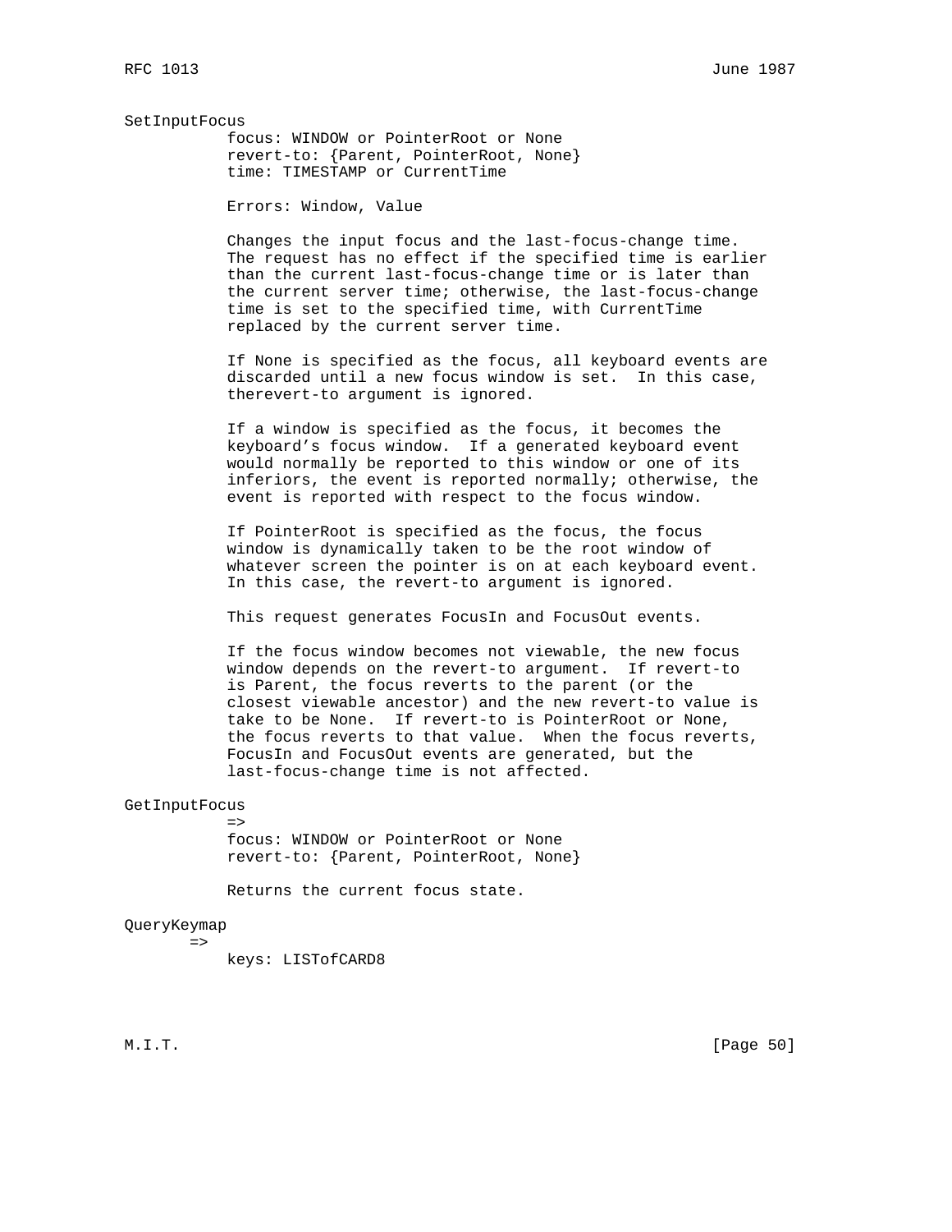SetInputFocus

focus: WINDOW or PointerRoot or None
revert-to: {Parent, PointerRoot, None}
time: TIMESTAMP or CurrentTime

Errors: Window, Value

Changes the input focus and the last-focus-change time. The request has no effect if the specified time is earlier than the current last-focus-change time or is later than the current server time; otherwise, the last-focus-change time is set to the specified time, with CurrentTime replaced by the current server time.

If None is specified as the focus, all keyboard events are discarded until a new focus window is set. In this case, therevert-to argument is ignored.

If a window is specified as the focus, it becomes the keyboard's focus window. If a generated keyboard event would normally be reported to this window or one of its inferiors, the event is reported normally; otherwise, the event is reported with respect to the focus window.

If PointerRoot is specified as the focus, the focus window is dynamically taken to be the root window of whatever screen the pointer is on at each keyboard event. In this case, the revert-to argument is ignored.

This request generates FocusIn and FocusOut events.

If the focus window becomes not viewable, the new focus window depends on the revert-to argument. If revert-to is Parent, the focus reverts to the parent (or the closest viewable ancestor) and the new revert-to value is take to be None. If revert-to is PointerRoot or None, the focus reverts to that value. When the focus reverts, FocusIn and FocusOut events are generated, but the last-focus-change time is not affected.

GetInputFocus

=>
focus: WINDOW or PointerRoot or None
revert-to: {Parent, PointerRoot, None}

Returns the current focus state.

QueryKeymap

=>
keys: LISTofCARD8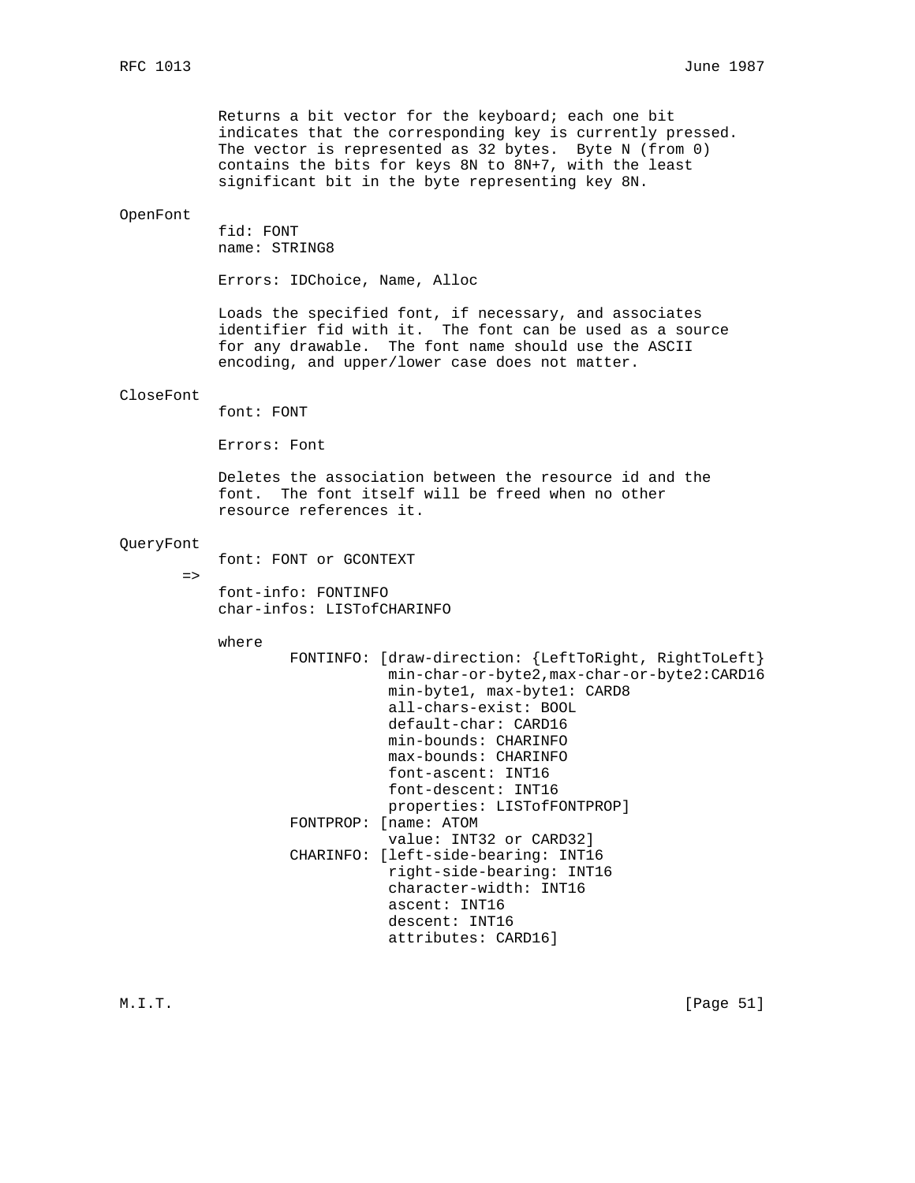Returns a bit vector for the keyboard; each one bit indicates that the corresponding key is currently pressed. The vector is represented as 32 bytes. Byte N (from 0) contains the bits for keys 8N to 8N+7, with the least significant bit in the byte representing key 8N.

**OpenFont**

```
fid: FONT
name: STRING8

Errors: IDChoice, Name, Alloc
```

Loads the specified font, if necessary, and associates identifier fid with it. The font can be used as a source for any drawable. The font name should use the ASCII encoding, and upper/lower case does not matter.

**CloseFont**

```
font: FONT

Errors: Font
```

Deletes the association between the resource id and the font. The font itself will be freed when no other resource references it.

**QueryFont**

```
     font: FONT or GCONTEXT
 =>
     font-info: FONTINFO
     char-infos: LISTofCHARINFO

     where
             FONTINFO: [draw-direction: {LeftToRight, RightToLeft}
                        min-char-or-byte2,max-char-or-byte2:CARD16
                        min-byte1, max-byte1: CARD8
                        all-chars-exist: BOOL
                        default-char: CARD16
                        min-bounds: CHARINFO
                        max-bounds: CHARINFO
                        font-ascent: INT16
                        font-descent: INT16
                        properties: LISTofFONTPROP]
             FONTPROP: [name: ATOM
                        value: INT32 or CARD32]
             CHARINFO: [left-side-bearing: INT16
                        right-side-bearing: INT16
                        character-width: INT16
                        ascent: INT16
                        descent: INT16
                        attributes: CARD16]
```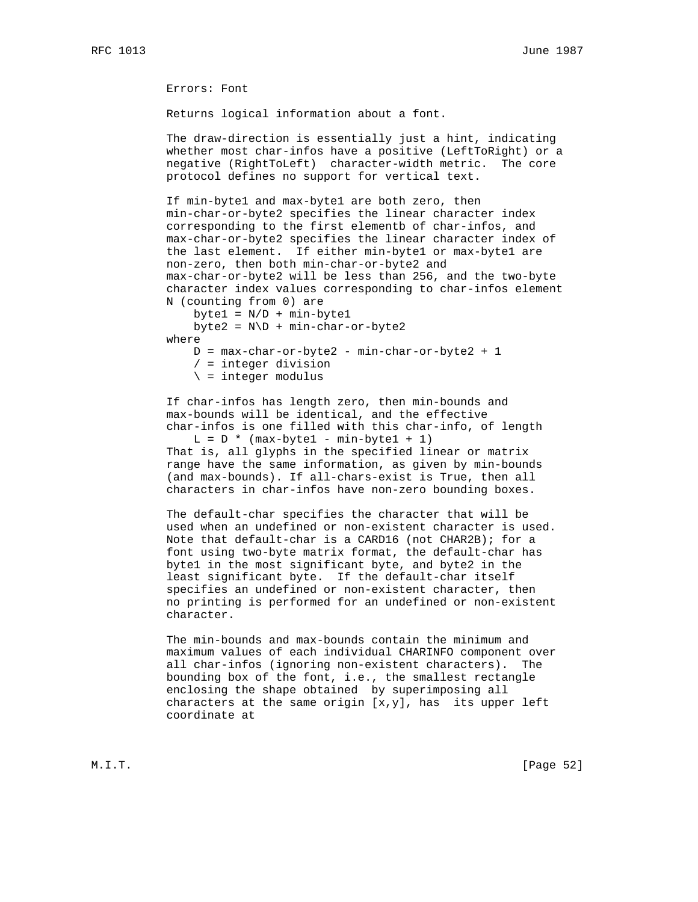Errors: Font

Returns logical information about a font.

The draw-direction is essentially just a hint, indicating whether most char-infos have a positive (LeftToRight) or a negative (RightToLeft) character-width metric. The core protocol defines no support for vertical text.

If min-byte1 and max-byte1 are both zero, then min-char-or-byte2 specifies the linear character index corresponding to the first elementb of char-infos, and max-char-or-byte2 specifies the linear character index of the last element. If either min-byte1 or max-byte1 are non-zero, then both min-char-or-byte2 and max-char-or-byte2 will be less than 256, and the two-byte character index values corresponding to char-infos element N (counting from 0) are

```
    byte1 = N/D + min-byte1
    byte2 = N\D + min-char-or-byte2
where
    D = max-char-or-byte2 - min-char-or-byte2 + 1
    / = integer division
    \ = integer modulus
```

If char-infos has length zero, then min-bounds and max-bounds will be identical, and the effective char-infos is one filled with this char-info, of length

```
    L = D * (max-byte1 - min-byte1 + 1)
```

That is, all glyphs in the specified linear or matrix range have the same information, as given by min-bounds (and max-bounds). If all-chars-exist is True, then all characters in char-infos have non-zero bounding boxes.

The default-char specifies the character that will be used when an undefined or non-existent character is used. Note that default-char is a CARD16 (not CHAR2B); for a font using two-byte matrix format, the default-char has byte1 in the most significant byte, and byte2 in the least significant byte. If the default-char itself specifies an undefined or non-existent character, then no printing is performed for an undefined or non-existent character.

The min-bounds and max-bounds contain the minimum and maximum values of each individual CHARINFO component over all char-infos (ignoring non-existent characters). The bounding box of the font, i.e., the smallest rectangle enclosing the shape obtained by superimposing all characters at the same origin [x,y], has its upper left coordinate at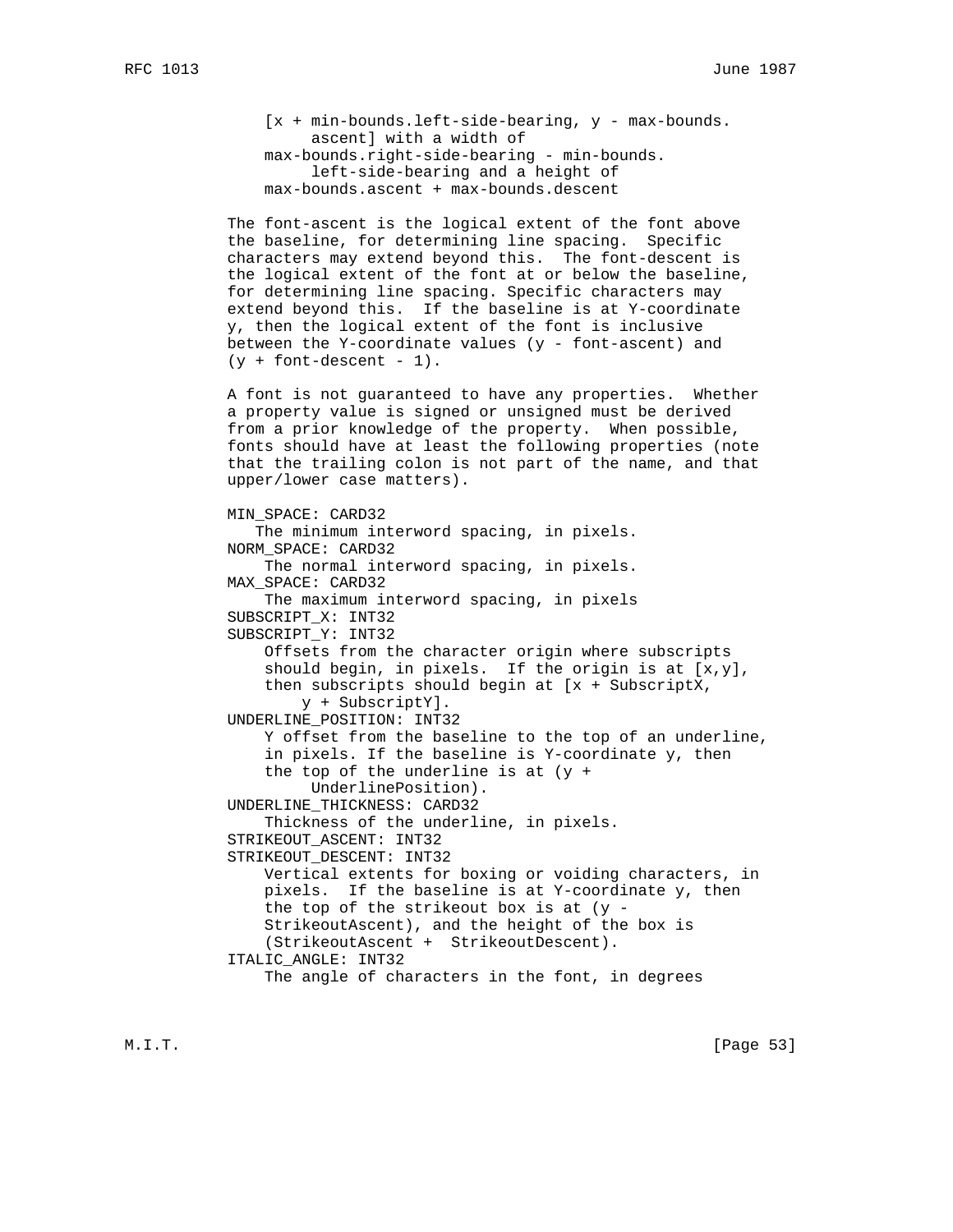[x + min-bounds.left-side-bearing, y - max-bounds.ascent] with a width of max-bounds.right-side-bearing - min-bounds.left-side-bearing and a height of max-bounds.ascent + max-bounds.descent

The font-ascent is the logical extent of the font above the baseline, for determining line spacing. Specific characters may extend beyond this. The font-descent is the logical extent of the font at or below the baseline, for determining line spacing. Specific characters may extend beyond this. If the baseline is at Y-coordinate y, then the logical extent of the font is inclusive between the Y-coordinate values (y - font-ascent) and (y + font-descent - 1).

A font is not guaranteed to have any properties. Whether a property value is signed or unsigned must be derived from a prior knowledge of the property. When possible, fonts should have at least the following properties (note that the trailing colon is not part of the name, and that upper/lower case matters).

MIN_SPACE: CARD32
  The minimum interword spacing, in pixels.

NORM_SPACE: CARD32
  The normal interword spacing, in pixels.

MAX_SPACE: CARD32
  The maximum interword spacing, in pixels

SUBSCRIPT_X: INT32
SUBSCRIPT_Y: INT32
  Offsets from the character origin where subscripts should begin, in pixels. If the origin is at [x,y], then subscripts should begin at [x + SubscriptX, y + SubscriptY].

UNDERLINE_POSITION: INT32
  Y offset from the baseline to the top of an underline, in pixels. If the baseline is Y-coordinate y, then the top of the underline is at (y + UnderlinePosition).

UNDERLINE_THICKNESS: CARD32
  Thickness of the underline, in pixels.

STRIKEOUT_ASCENT: INT32
STRIKEOUT_DESCENT: INT32
  Vertical extents for boxing or voiding characters, in pixels. If the baseline is at Y-coordinate y, then the top of the strikeout box is at (y - StrikeoutAscent), and the height of the box is (StrikeoutAscent + StrikeoutDescent).

ITALIC_ANGLE: INT32
  The angle of characters in the font, in degrees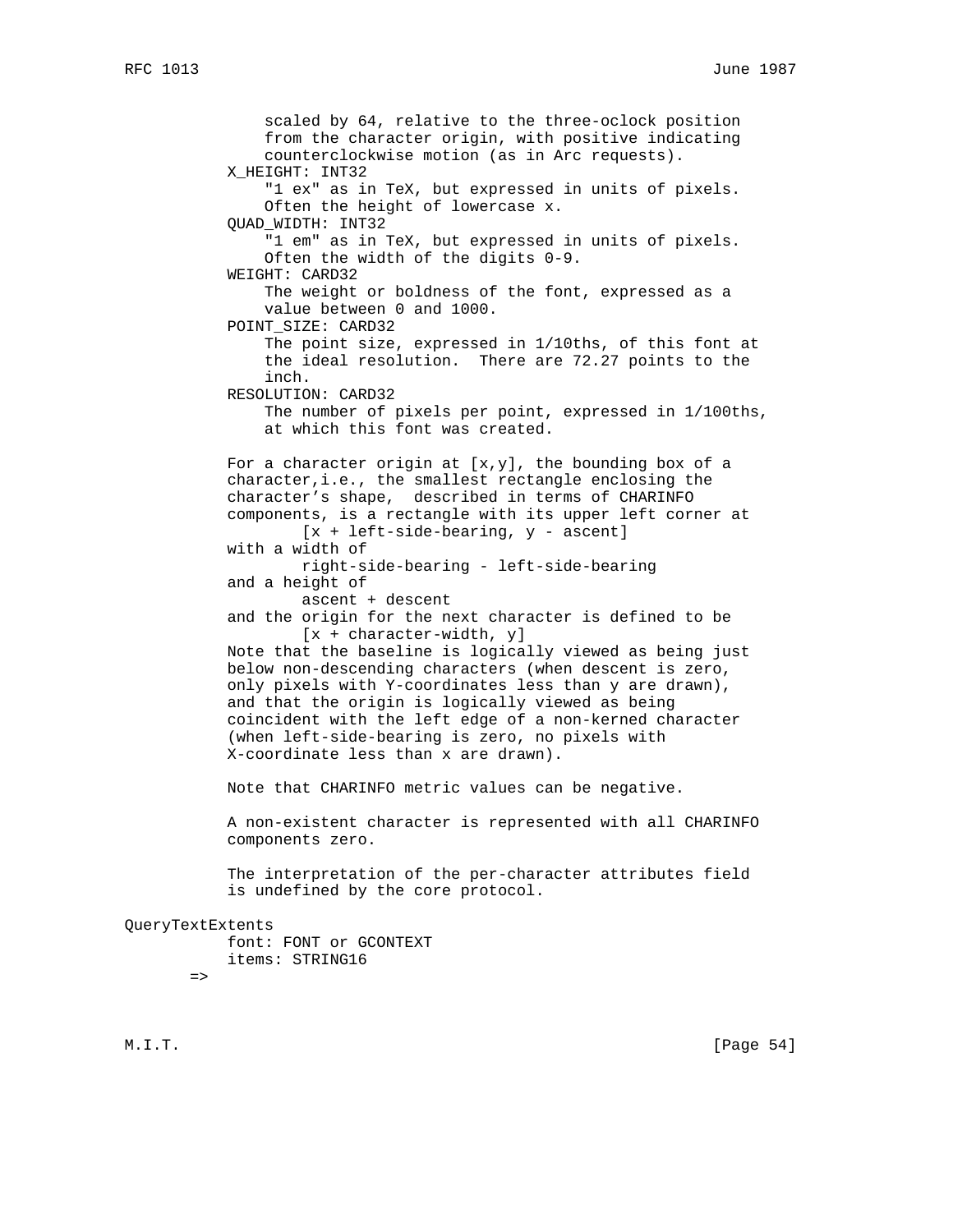scaled by 64, relative to the three-oclock position from the character origin, with positive indicating counterclockwise motion (as in Arc requests).

X_HEIGHT: INT32
"1 ex" as in TeX, but expressed in units of pixels. Often the height of lowercase x.

QUAD_WIDTH: INT32
"1 em" as in TeX, but expressed in units of pixels. Often the width of the digits 0-9.

WEIGHT: CARD32
The weight or boldness of the font, expressed as a value between 0 and 1000.

POINT_SIZE: CARD32
The point size, expressed in 1/10ths, of this font at the ideal resolution. There are 72.27 points to the inch.

RESOLUTION: CARD32
The number of pixels per point, expressed in 1/100ths, at which this font was created.

For a character origin at [x,y], the bounding box of a character,i.e., the smallest rectangle enclosing the character’s shape, described in terms of CHARINFO components, is a rectangle with its upper left corner at

```
        [x + left-side-bearing, y - ascent]
```

with a width of

```
        right-side-bearing - left-side-bearing
```

and a height of

```
        ascent + descent
```

and the origin for the next character is defined to be

```
        [x + character-width, y]
```

Note that the baseline is logically viewed as being just below non-descending characters (when descent is zero, only pixels with Y-coordinates less than y are drawn), and that the origin is logically viewed as being coincident with the left edge of a non-kerned character (when left-side-bearing is zero, no pixels with X-coordinate less than x are drawn).

Note that CHARINFO metric values can be negative.

A non-existent character is represented with all CHARINFO components zero.

The interpretation of the per-character attributes field is undefined by the core protocol.

QueryTextExtents

```
        font: FONT or GCONTEXT
        items: STRING16
    =>
```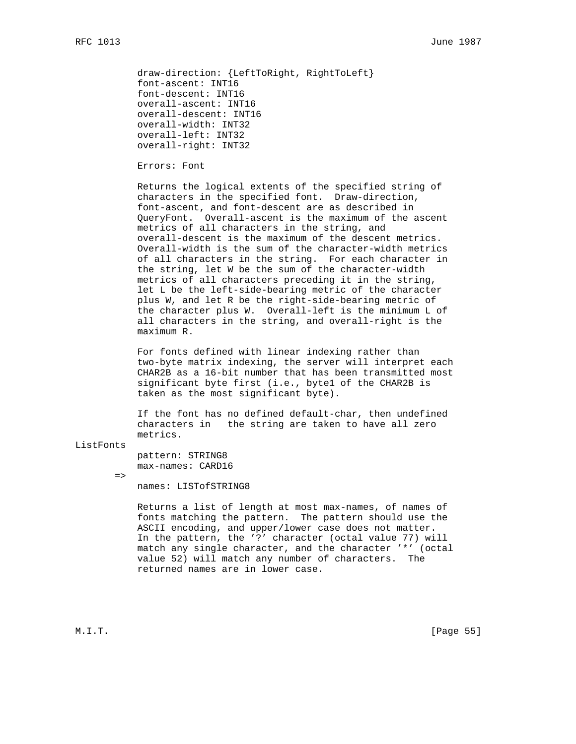draw-direction: {LeftToRight, RightToLeft}
font-ascent: INT16
font-descent: INT16
overall-ascent: INT16
overall-descent: INT16
overall-width: INT32
overall-left: INT32
overall-right: INT32

Errors: Font

Returns the logical extents of the specified string of characters in the specified font. Draw-direction, font-ascent, and font-descent are as described in QueryFont. Overall-ascent is the maximum of the ascent metrics of all characters in the string, and overall-descent is the maximum of the descent metrics. Overall-width is the sum of the character-width metrics of all characters in the string. For each character in the string, let W be the sum of the character-width metrics of all characters preceding it in the string, let L be the left-side-bearing metric of the character plus W, and let R be the right-side-bearing metric of the character plus W. Overall-left is the minimum L of all characters in the string, and overall-right is the maximum R.

For fonts defined with linear indexing rather than two-byte matrix indexing, the server will interpret each CHAR2B as a 16-bit number that has been transmitted most significant byte first (i.e., byte1 of the CHAR2B is taken as the most significant byte).

If the font has no defined default-char, then undefined characters in the string are taken to have all zero metrics.

ListFonts

pattern: STRING8
max-names: CARD16

=>

names: LISTofSTRING8

Returns a list of length at most max-names, of names of fonts matching the pattern. The pattern should use the ASCII encoding, and upper/lower case does not matter. In the pattern, the '?' character (octal value 77) will match any single character, and the character '*' (octal value 52) will match any number of characters. The returned names are in lower case.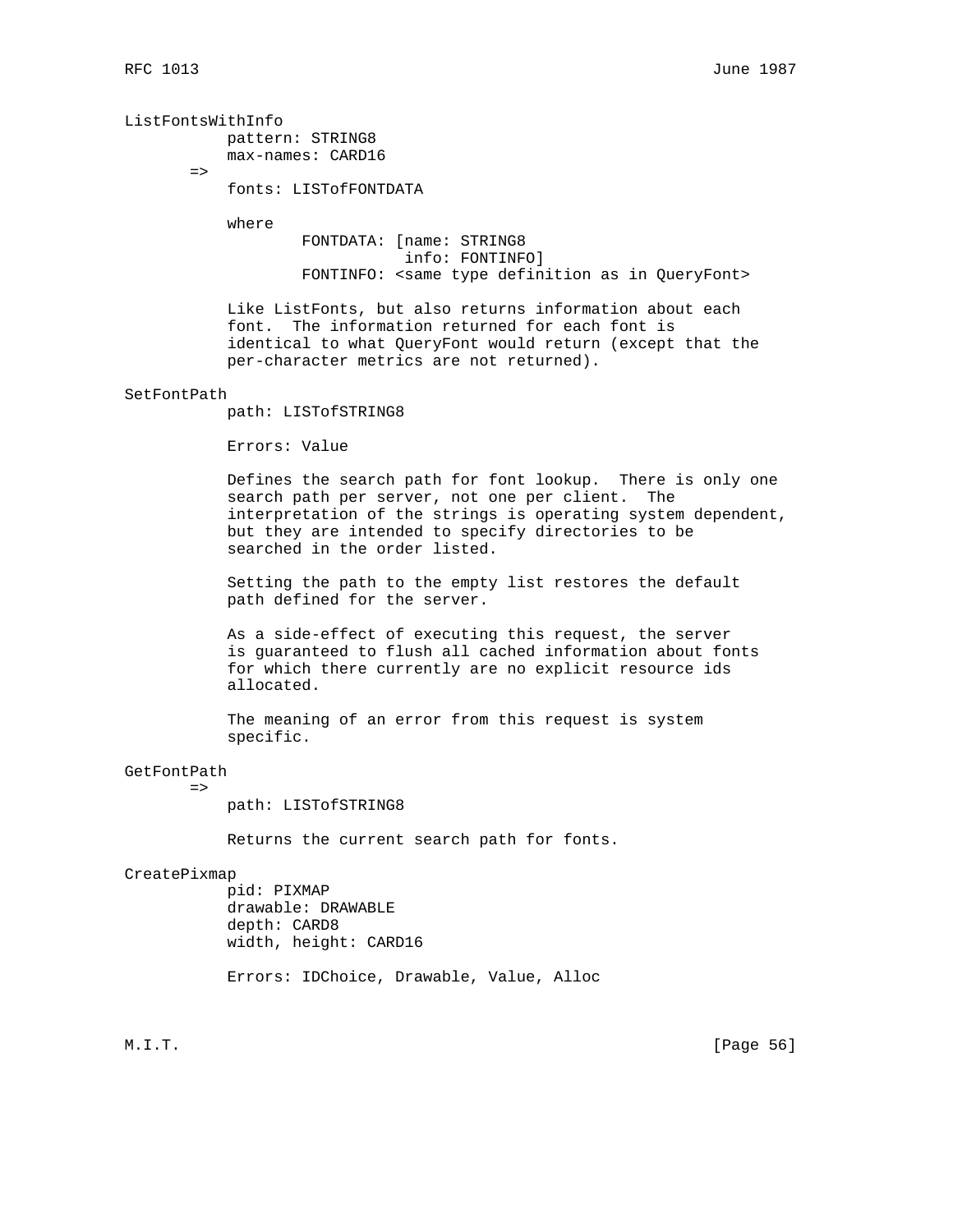ListFontsWithInfo

```
           pattern: STRING8
           max-names: CARD16
       =>
           fonts: LISTofFONTDATA

           where
                   FONTDATA: [name: STRING8
                              info: FONTINFO]
                   FONTINFO: <same type definition as in QueryFont>
```

Like ListFonts, but also returns information about each font. The information returned for each font is identical to what QueryFont would return (except that the per-character metrics are not returned).

SetFontPath

```
           path: LISTofSTRING8

           Errors: Value
```

Defines the search path for font lookup. There is only one search path per server, not one per client. The interpretation of the strings is operating system dependent, but they are intended to specify directories to be searched in the order listed.

Setting the path to the empty list restores the default path defined for the server.

As a side-effect of executing this request, the server is guaranteed to flush all cached information about fonts for which there currently are no explicit resource ids allocated.

The meaning of an error from this request is system specific.

GetFontPath

```
       =>
           path: LISTofSTRING8
```

Returns the current search path for fonts.

CreatePixmap

```
           pid: PIXMAP
           drawable: DRAWABLE
           depth: CARD8
           width, height: CARD16

           Errors: IDChoice, Drawable, Value, Alloc
```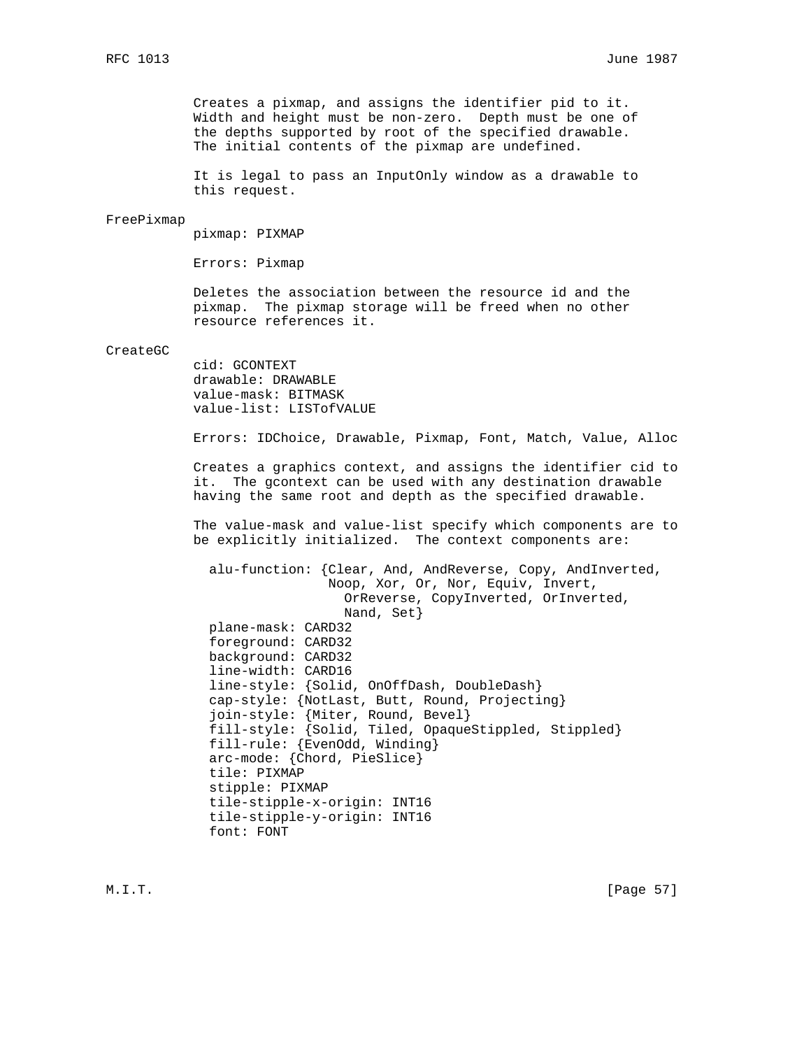Creates a pixmap, and assigns the identifier pid to it. Width and height must be non-zero. Depth must be one of the depths supported by root of the specified drawable. The initial contents of the pixmap are undefined.

It is legal to pass an InputOnly window as a drawable to this request.

### FreePixmap

pixmap: PIXMAP

Errors: Pixmap

Deletes the association between the resource id and the pixmap. The pixmap storage will be freed when no other resource references it.

### CreateGC

cid: GCONTEXT
drawable: DRAWABLE
value-mask: BITMASK
value-list: LISTofVALUE

Errors: IDChoice, Drawable, Pixmap, Font, Match, Value, Alloc

Creates a graphics context, and assigns the identifier cid to it. The gcontext can be used with any destination drawable having the same root and depth as the specified drawable.

The value-mask and value-list specify which components are to be explicitly initialized. The context components are:

```
alu-function: {Clear, And, AndReverse, Copy, AndInverted,
               Noop, Xor, Or, Nor, Equiv, Invert,
                 OrReverse, CopyInverted, OrInverted,
                 Nand, Set}
plane-mask: CARD32
foreground: CARD32
background: CARD32
line-width: CARD16
line-style: {Solid, OnOffDash, DoubleDash}
cap-style: {NotLast, Butt, Round, Projecting}
join-style: {Miter, Round, Bevel}
fill-style: {Solid, Tiled, OpaqueStippled, Stippled}
fill-rule: {EvenOdd, Winding}
arc-mode: {Chord, PieSlice}
tile: PIXMAP
stipple: PIXMAP
tile-stipple-x-origin: INT16
tile-stipple-y-origin: INT16
font: FONT
```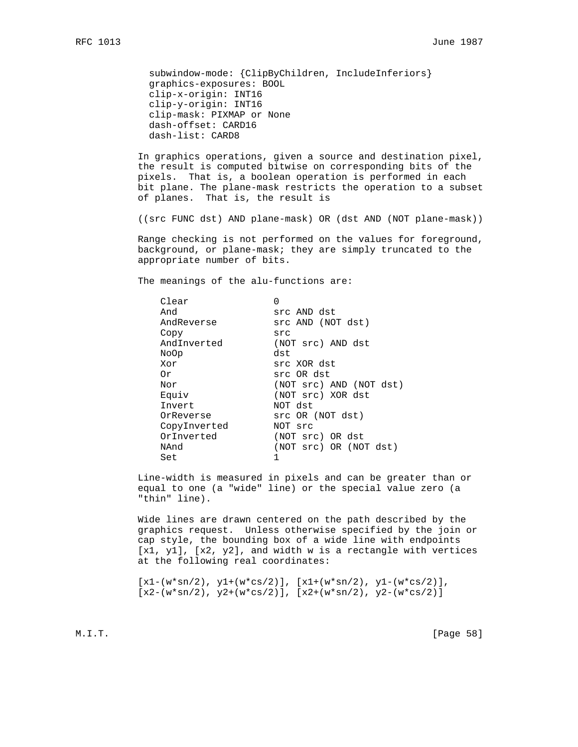```
subwindow-mode: {ClipByChildren, IncludeInferiors}
graphics-exposures: BOOL
clip-x-origin: INT16
clip-y-origin: INT16
clip-mask: PIXMAP or None
dash-offset: CARD16
dash-list: CARD8
```

In graphics operations, given a source and destination pixel, the result is computed bitwise on corresponding bits of the pixels. That is, a boolean operation is performed in each bit plane. The plane-mask restricts the operation to a subset of planes. That is, the result is

```
((src FUNC dst) AND plane-mask) OR (dst AND (NOT plane-mask))
```

Range checking is not performed on the values for foreground, background, or plane-mask; they are simply truncated to the appropriate number of bits.

The meanings of the alu-functions are:

| | |
|---|---|
| Clear | 0 |
| And | src AND dst |
| AndReverse | src AND (NOT dst) |
| Copy | src |
| AndInverted | (NOT src) AND dst |
| NoOp | dst |
| Xor | src XOR dst |
| Or | src OR dst |
| Nor | (NOT src) AND (NOT dst) |
| Equiv | (NOT src) XOR dst |
| Invert | NOT dst |
| OrReverse | src OR (NOT dst) |
| CopyInverted | NOT src |
| OrInverted | (NOT src) OR dst |
| NAnd | (NOT src) OR (NOT dst) |
| Set | 1 |

Line-width is measured in pixels and can be greater than or equal to one (a "wide" line) or the special value zero (a "thin" line).

Wide lines are drawn centered on the path described by the graphics request. Unless otherwise specified by the join or cap style, the bounding box of a wide line with endpoints [x1, y1], [x2, y2], and width w is a rectangle with vertices at the following real coordinates:

```
[x1-(w*sn/2), y1+(w*cs/2)], [x1+(w*sn/2), y1-(w*cs/2)],
[x2-(w*sn/2), y2+(w*cs/2)], [x2+(w*sn/2), y2-(w*cs/2)]
```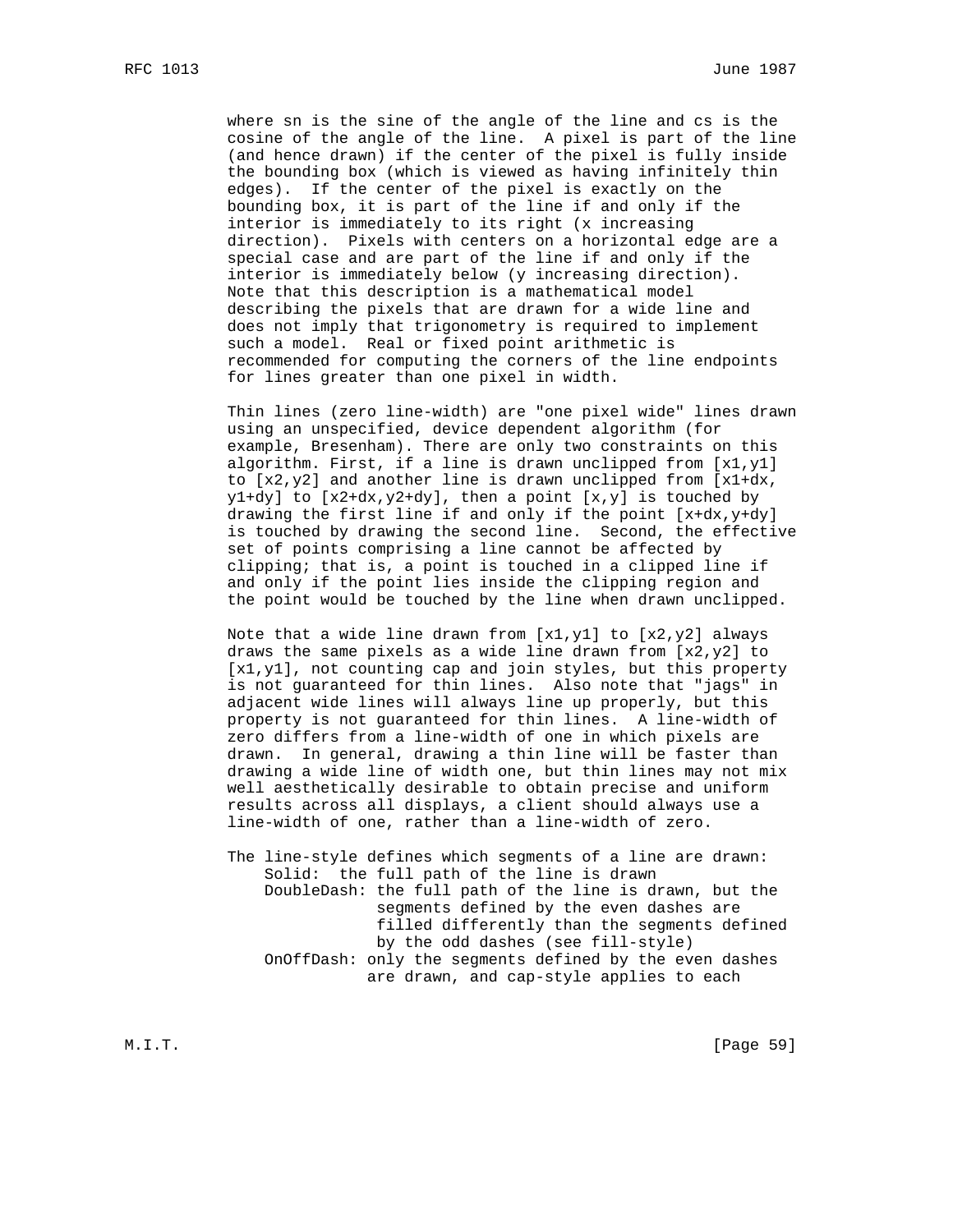where sn is the sine of the angle of the line and cs is the cosine of the angle of the line. A pixel is part of the line (and hence drawn) if the center of the pixel is fully inside the bounding box (which is viewed as having infinitely thin edges). If the center of the pixel is exactly on the bounding box, it is part of the line if and only if the interior is immediately to its right (x increasing direction). Pixels with centers on a horizontal edge are a special case and are part of the line if and only if the interior is immediately below (y increasing direction). Note that this description is a mathematical model describing the pixels that are drawn for a wide line and does not imply that trigonometry is required to implement such a model. Real or fixed point arithmetic is recommended for computing the corners of the line endpoints for lines greater than one pixel in width.

Thin lines (zero line-width) are "one pixel wide" lines drawn using an unspecified, device dependent algorithm (for example, Bresenham). There are only two constraints on this algorithm. First, if a line is drawn unclipped from [x1,y1] to [x2,y2] and another line is drawn unclipped from [x1+dx, y1+dy] to [x2+dx,y2+dy], then a point [x,y] is touched by drawing the first line if and only if the point [x+dx,y+dy] is touched by drawing the second line. Second, the effective set of points comprising a line cannot be affected by clipping; that is, a point is touched in a clipped line if and only if the point lies inside the clipping region and the point would be touched by the line when drawn unclipped.

Note that a wide line drawn from [x1,y1] to [x2,y2] always draws the same pixels as a wide line drawn from [x2,y2] to [x1,y1], not counting cap and join styles, but this property is not guaranteed for thin lines. Also note that "jags" in adjacent wide lines will always line up properly, but this property is not guaranteed for thin lines. A line-width of zero differs from a line-width of one in which pixels are drawn. In general, drawing a thin line will be faster than drawing a wide line of width one, but thin lines may not mix well aesthetically desirable to obtain precise and uniform results across all displays, a client should always use a line-width of one, rather than a line-width of zero.

The line-style defines which segments of a line are drawn:

- Solid: the full path of the line is drawn
- DoubleDash: the full path of the line is drawn, but the segments defined by the even dashes are filled differently than the segments defined by the odd dashes (see fill-style)
- OnOffDash: only the segments defined by the even dashes are drawn, and cap-style applies to each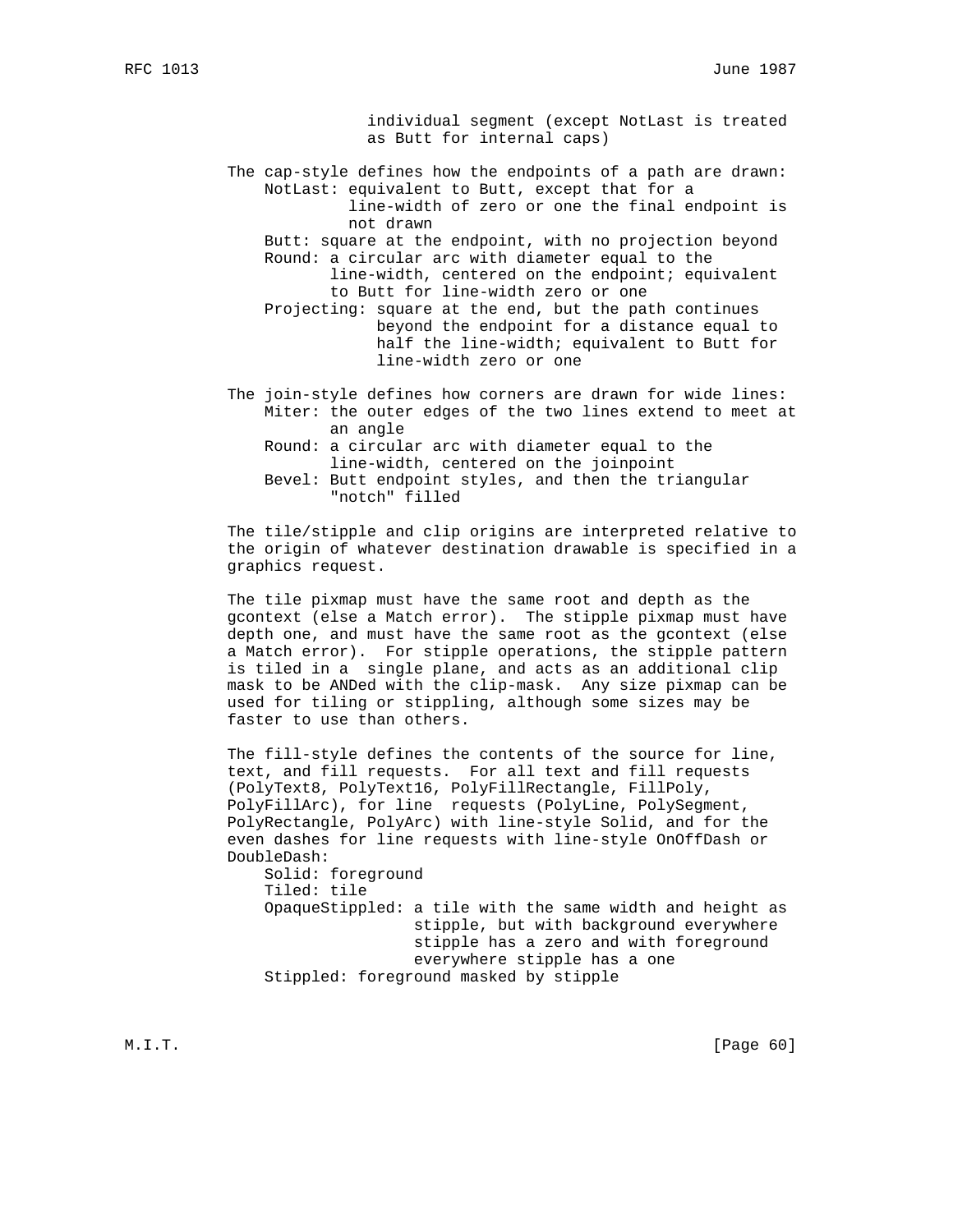individual segment (except NotLast is treated as Butt for internal caps)

The cap-style defines how the endpoints of a path are drawn:

- NotLast: equivalent to Butt, except that for a line-width of zero or one the final endpoint is not drawn
- Butt: square at the endpoint, with no projection beyond
- Round: a circular arc with diameter equal to the line-width, centered on the endpoint; equivalent to Butt for line-width zero or one
- Projecting: square at the end, but the path continues beyond the endpoint for a distance equal to half the line-width; equivalent to Butt for line-width zero or one

The join-style defines how corners are drawn for wide lines:

- Miter: the outer edges of the two lines extend to meet at an angle
- Round: a circular arc with diameter equal to the line-width, centered on the joinpoint
- Bevel: Butt endpoint styles, and then the triangular "notch" filled

The tile/stipple and clip origins are interpreted relative to the origin of whatever destination drawable is specified in a graphics request.

The tile pixmap must have the same root and depth as the gcontext (else a Match error). The stipple pixmap must have depth one, and must have the same root as the gcontext (else a Match error). For stipple operations, the stipple pattern is tiled in a single plane, and acts as an additional clip mask to be ANDed with the clip-mask. Any size pixmap can be used for tiling or stippling, although some sizes may be faster to use than others.

The fill-style defines the contents of the source for line, text, and fill requests. For all text and fill requests (PolyText8, PolyText16, PolyFillRectangle, FillPoly, PolyFillArc), for line requests (PolyLine, PolySegment, PolyRectangle, PolyArc) with line-style Solid, and for the even dashes for line requests with line-style OnOffDash or DoubleDash:

- Solid: foreground
- Tiled: tile
- OpaqueStippled: a tile with the same width and height as stipple, but with background everywhere stipple has a zero and with foreground everywhere stipple has a one
- Stippled: foreground masked by stipple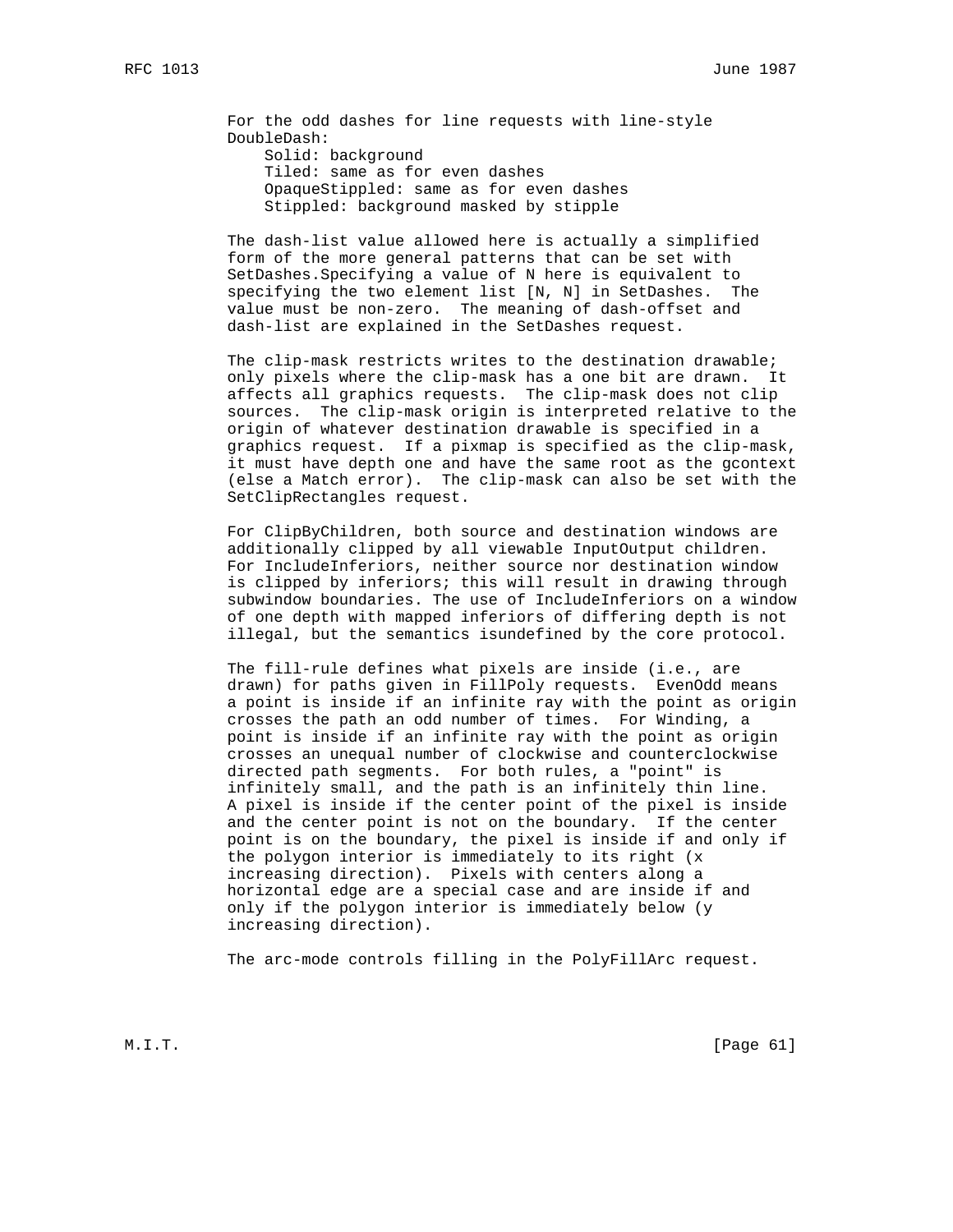For the odd dashes for line requests with line-style DoubleDash:

- Solid: background
- Tiled: same as for even dashes
- OpaqueStippled: same as for even dashes
- Stippled: background masked by stipple

The dash-list value allowed here is actually a simplified form of the more general patterns that can be set with SetDashes.Specifying a value of N here is equivalent to specifying the two element list [N, N] in SetDashes. The value must be non-zero. The meaning of dash-offset and dash-list are explained in the SetDashes request.

The clip-mask restricts writes to the destination drawable; only pixels where the clip-mask has a one bit are drawn. It affects all graphics requests. The clip-mask does not clip sources. The clip-mask origin is interpreted relative to the origin of whatever destination drawable is specified in a graphics request. If a pixmap is specified as the clip-mask, it must have depth one and have the same root as the gcontext (else a Match error). The clip-mask can also be set with the SetClipRectangles request.

For ClipByChildren, both source and destination windows are additionally clipped by all viewable InputOutput children. For IncludeInferiors, neither source nor destination window is clipped by inferiors; this will result in drawing through subwindow boundaries. The use of IncludeInferiors on a window of one depth with mapped inferiors of differing depth is not illegal, but the semantics isundefined by the core protocol.

The fill-rule defines what pixels are inside (i.e., are drawn) for paths given in FillPoly requests. EvenOdd means a point is inside if an infinite ray with the point as origin crosses the path an odd number of times. For Winding, a point is inside if an infinite ray with the point as origin crosses an unequal number of clockwise and counterclockwise directed path segments. For both rules, a "point" is infinitely small, and the path is an infinitely thin line. A pixel is inside if the center point of the pixel is inside and the center point is not on the boundary. If the center point is on the boundary, the pixel is inside if and only if the polygon interior is immediately to its right (x increasing direction). Pixels with centers along a horizontal edge are a special case and are inside if and only if the polygon interior is immediately below (y increasing direction).

The arc-mode controls filling in the PolyFillArc request.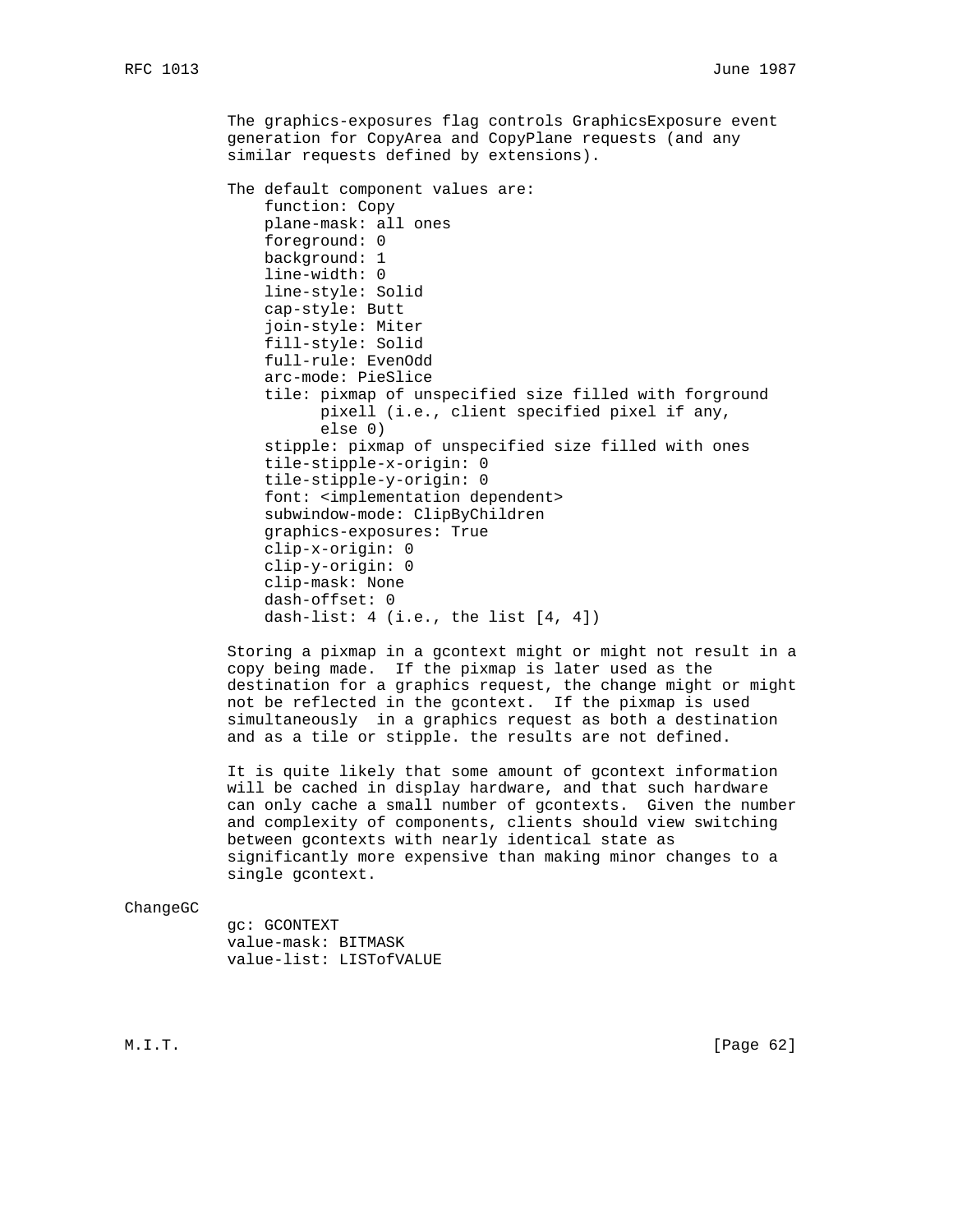The graphics-exposures flag controls GraphicsExposure event generation for CopyArea and CopyPlane requests (and any similar requests defined by extensions).

The default component values are:

```
function: Copy
plane-mask: all ones
foreground: 0
background: 1
line-width: 0
line-style: Solid
cap-style: Butt
join-style: Miter
fill-style: Solid
full-rule: EvenOdd
arc-mode: PieSlice
tile: pixmap of unspecified size filled with forground
      pixell (i.e., client specified pixel if any,
      else 0)
stipple: pixmap of unspecified size filled with ones
tile-stipple-x-origin: 0
tile-stipple-y-origin: 0
font: <implementation dependent>
subwindow-mode: ClipByChildren
graphics-exposures: True
clip-x-origin: 0
clip-y-origin: 0
clip-mask: None
dash-offset: 0
dash-list: 4 (i.e., the list [4, 4])
```

Storing a pixmap in a gcontext might or might not result in a copy being made. If the pixmap is later used as the destination for a graphics request, the change might or might not be reflected in the gcontext. If the pixmap is used simultaneously in a graphics request as both a destination and as a tile or stipple. the results are not defined.

It is quite likely that some amount of gcontext information will be cached in display hardware, and that such hardware can only cache a small number of gcontexts. Given the number and complexity of components, clients should view switching between gcontexts with nearly identical state as significantly more expensive than making minor changes to a single gcontext.

ChangeGC

```
gc: GCONTEXT
value-mask: BITMASK
value-list: LISTofVALUE
```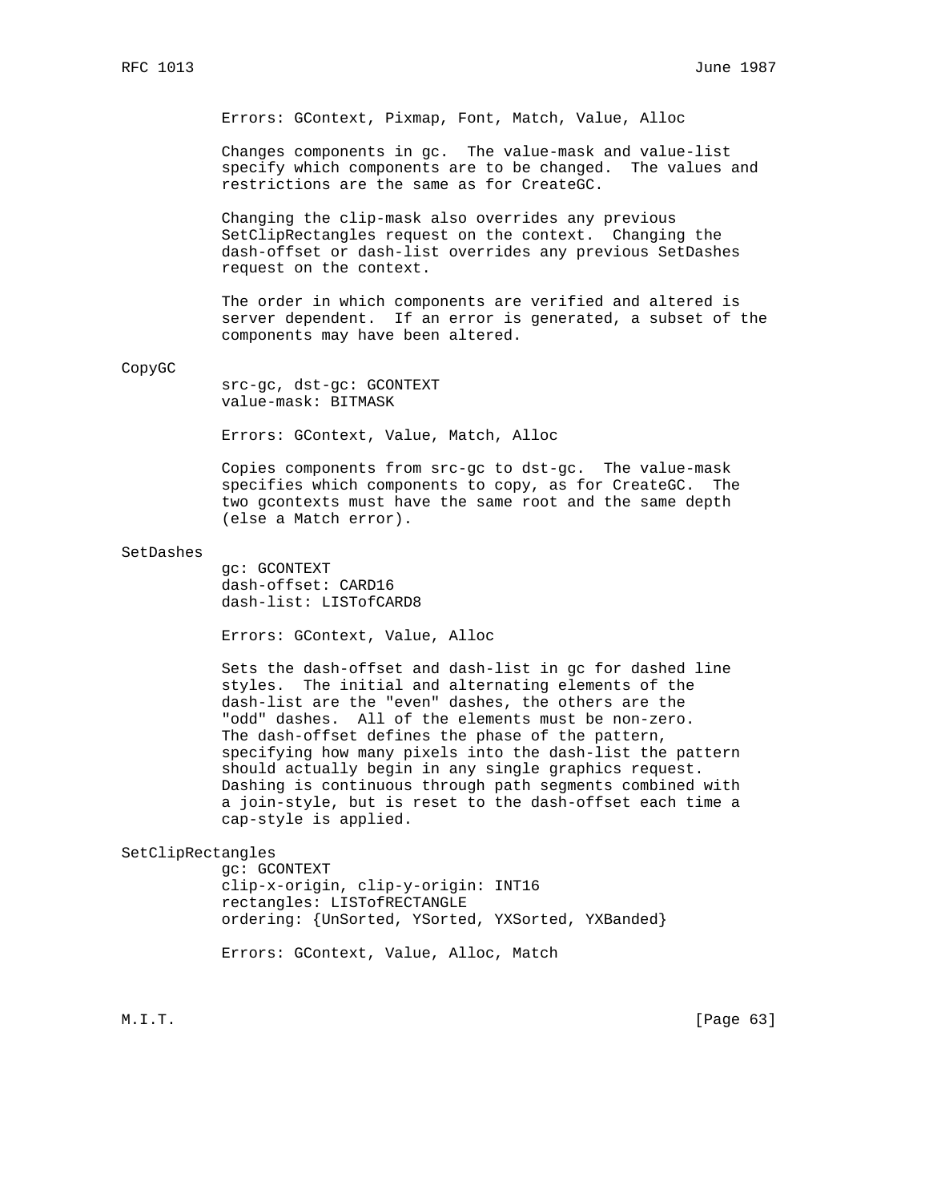Errors: GContext, Pixmap, Font, Match, Value, Alloc

Changes components in gc. The value-mask and value-list specify which components are to be changed. The values and restrictions are the same as for CreateGC.

Changing the clip-mask also overrides any previous SetClipRectangles request on the context. Changing the dash-offset or dash-list overrides any previous SetDashes request on the context.

The order in which components are verified and altered is server dependent. If an error is generated, a subset of the components may have been altered.

CopyGC

src-gc, dst-gc: GCONTEXT
value-mask: BITMASK

Errors: GContext, Value, Match, Alloc

Copies components from src-gc to dst-gc. The value-mask specifies which components to copy, as for CreateGC. The two gcontexts must have the same root and the same depth (else a Match error).

SetDashes

gc: GCONTEXT
dash-offset: CARD16
dash-list: LISTofCARD8

Errors: GContext, Value, Alloc

Sets the dash-offset and dash-list in gc for dashed line styles. The initial and alternating elements of the dash-list are the "even" dashes, the others are the "odd" dashes. All of the elements must be non-zero. The dash-offset defines the phase of the pattern, specifying how many pixels into the dash-list the pattern should actually begin in any single graphics request. Dashing is continuous through path segments combined with a join-style, but is reset to the dash-offset each time a cap-style is applied.

SetClipRectangles

gc: GCONTEXT
clip-x-origin, clip-y-origin: INT16
rectangles: LISTofRECTANGLE
ordering: {UnSorted, YSorted, YXSorted, YXBanded}

Errors: GContext, Value, Alloc, Match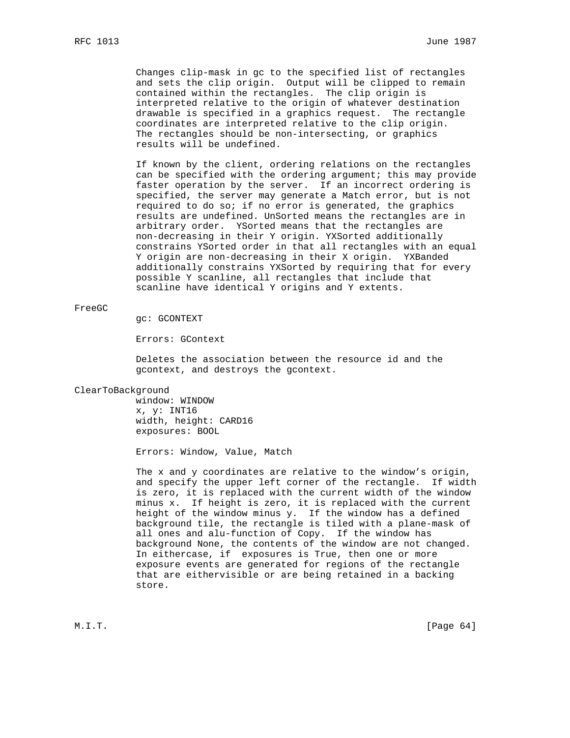Changes clip-mask in gc to the specified list of rectangles and sets the clip origin. Output will be clipped to remain contained within the rectangles. The clip origin is interpreted relative to the origin of whatever destination drawable is specified in a graphics request. The rectangle coordinates are interpreted relative to the clip origin. The rectangles should be non-intersecting, or graphics results will be undefined.

If known by the client, ordering relations on the rectangles can be specified with the ordering argument; this may provide faster operation by the server. If an incorrect ordering is specified, the server may generate a Match error, but is not required to do so; if no error is generated, the graphics results are undefined. UnSorted means the rectangles are in arbitrary order. YSorted means that the rectangles are non-decreasing in their Y origin. YXSorted additionally constrains YSorted order in that all rectangles with an equal Y origin are non-decreasing in their X origin. YXBanded additionally constrains YXSorted by requiring that for every possible Y scanline, all rectangles that include that scanline have identical Y origins and Y extents.

FreeGC

gc: GCONTEXT

Errors: GContext

Deletes the association between the resource id and the gcontext, and destroys the gcontext.

ClearToBackground

window: WINDOW
x, y: INT16
width, height: CARD16
exposures: BOOL

Errors: Window, Value, Match

The x and y coordinates are relative to the window's origin, and specify the upper left corner of the rectangle. If width is zero, it is replaced with the current width of the window minus x. If height is zero, it is replaced with the current height of the window minus y. If the window has a defined background tile, the rectangle is tiled with a plane-mask of all ones and alu-function of Copy. If the window has background None, the contents of the window are not changed. In eithercase, if exposures is True, then one or more exposure events are generated for regions of the rectangle that are eithervisible or are being retained in a backing store.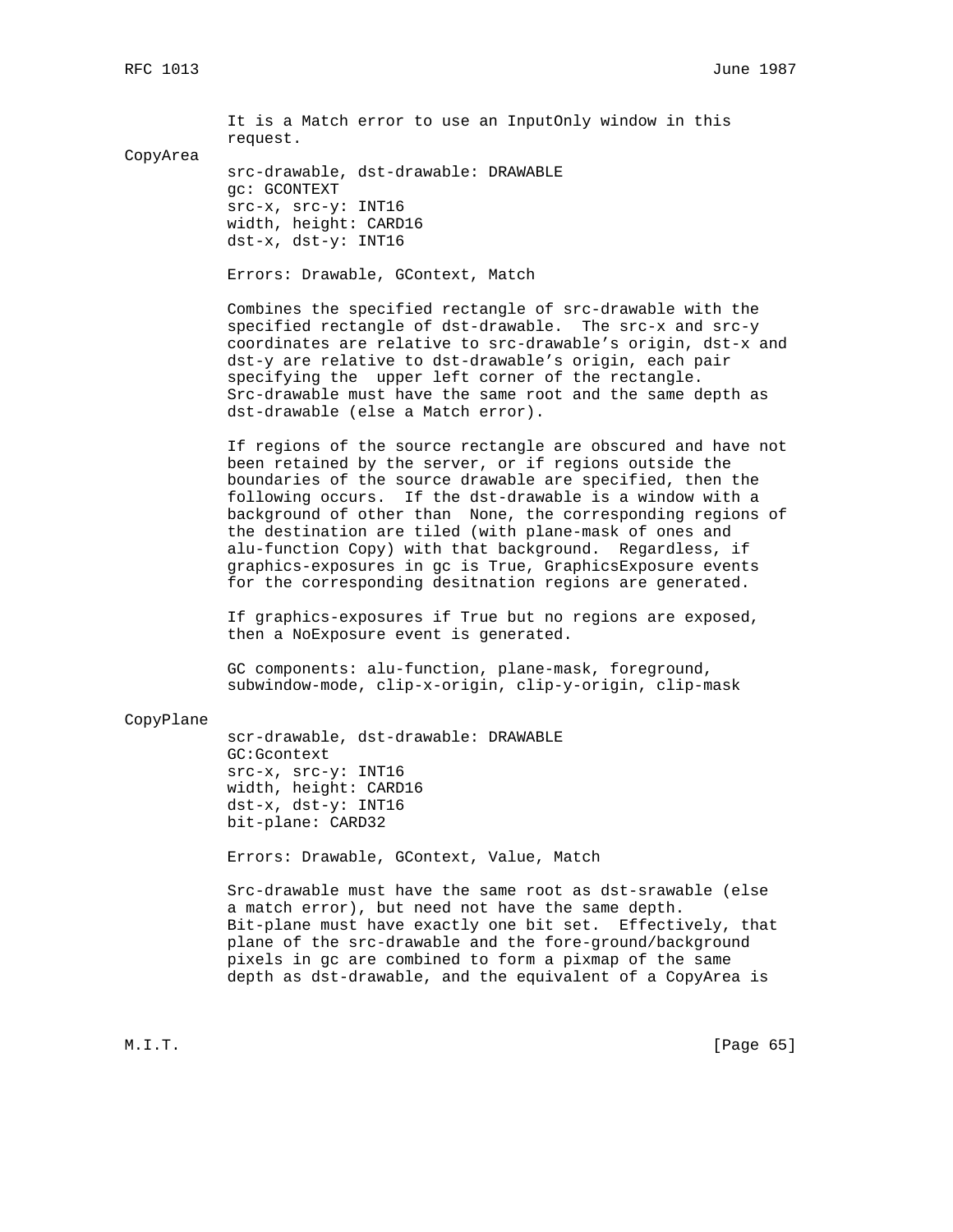It is a Match error to use an InputOnly window in this request.

### CopyArea

src-drawable, dst-drawable: DRAWABLE
gc: GCONTEXT
src-x, src-y: INT16
width, height: CARD16
dst-x, dst-y: INT16

Errors: Drawable, GContext, Match

Combines the specified rectangle of src-drawable with the specified rectangle of dst-drawable. The src-x and src-y coordinates are relative to src-drawable's origin, dst-x and dst-y are relative to dst-drawable's origin, each pair specifying the upper left corner of the rectangle. Src-drawable must have the same root and the same depth as dst-drawable (else a Match error).

If regions of the source rectangle are obscured and have not been retained by the server, or if regions outside the boundaries of the source drawable are specified, then the following occurs. If the dst-drawable is a window with a background of other than None, the corresponding regions of the destination are tiled (with plane-mask of ones and alu-function Copy) with that background. Regardless, if graphics-exposures in gc is True, GraphicsExposure events for the corresponding desitnation regions are generated.

If graphics-exposures if True but no regions are exposed, then a NoExposure event is generated.

GC components: alu-function, plane-mask, foreground, subwindow-mode, clip-x-origin, clip-y-origin, clip-mask

### CopyPlane

scr-drawable, dst-drawable: DRAWABLE
GC:Gcontext
src-x, src-y: INT16
width, height: CARD16
dst-x, dst-y: INT16
bit-plane: CARD32

Errors: Drawable, GContext, Value, Match

Src-drawable must have the same root as dst-srawable (else a match error), but need not have the same depth. Bit-plane must have exactly one bit set. Effectively, that plane of the src-drawable and the fore-ground/background pixels in gc are combined to form a pixmap of the same depth as dst-drawable, and the equivalent of a CopyArea is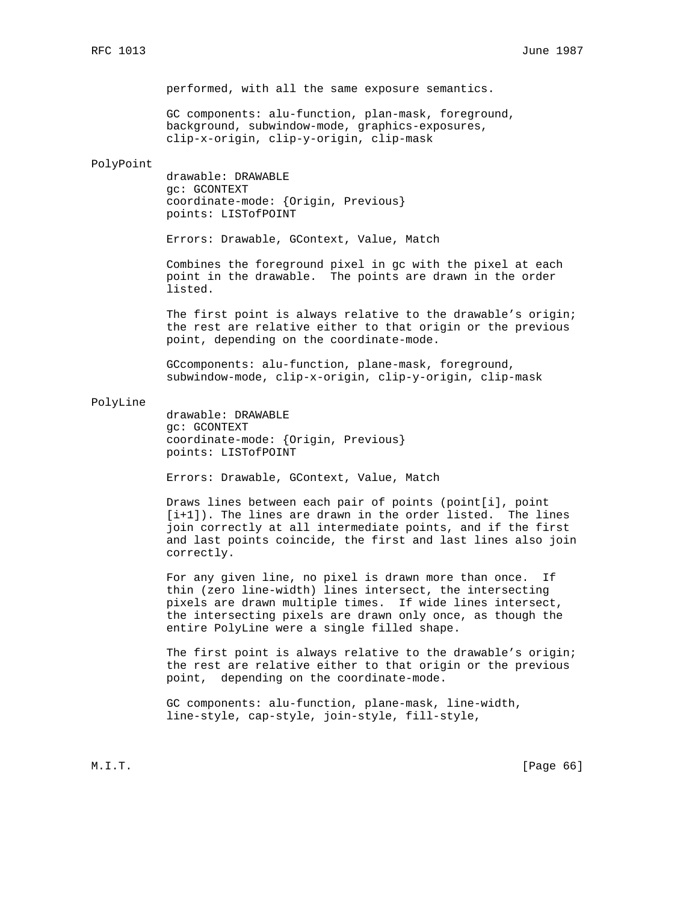performed, with all the same exposure semantics.

GC components: alu-function, plan-mask, foreground, background, subwindow-mode, graphics-exposures, clip-x-origin, clip-y-origin, clip-mask

PolyPoint

drawable: DRAWABLE
gc: GCONTEXT
coordinate-mode: {Origin, Previous}
points: LISTofPOINT

Errors: Drawable, GContext, Value, Match

Combines the foreground pixel in gc with the pixel at each point in the drawable. The points are drawn in the order listed.

The first point is always relative to the drawable's origin; the rest are relative either to that origin or the previous point, depending on the coordinate-mode.

GCcomponents: alu-function, plane-mask, foreground, subwindow-mode, clip-x-origin, clip-y-origin, clip-mask

PolyLine

drawable: DRAWABLE
gc: GCONTEXT
coordinate-mode: {Origin, Previous}
points: LISTofPOINT

Errors: Drawable, GContext, Value, Match

Draws lines between each pair of points (point[i], point [i+1]). The lines are drawn in the order listed. The lines join correctly at all intermediate points, and if the first and last points coincide, the first and last lines also join correctly.

For any given line, no pixel is drawn more than once. If thin (zero line-width) lines intersect, the intersecting pixels are drawn multiple times. If wide lines intersect, the intersecting pixels are drawn only once, as though the entire PolyLine were a single filled shape.

The first point is always relative to the drawable's origin; the rest are relative either to that origin or the previous point, depending on the coordinate-mode.

GC components: alu-function, plane-mask, line-width, line-style, cap-style, join-style, fill-style,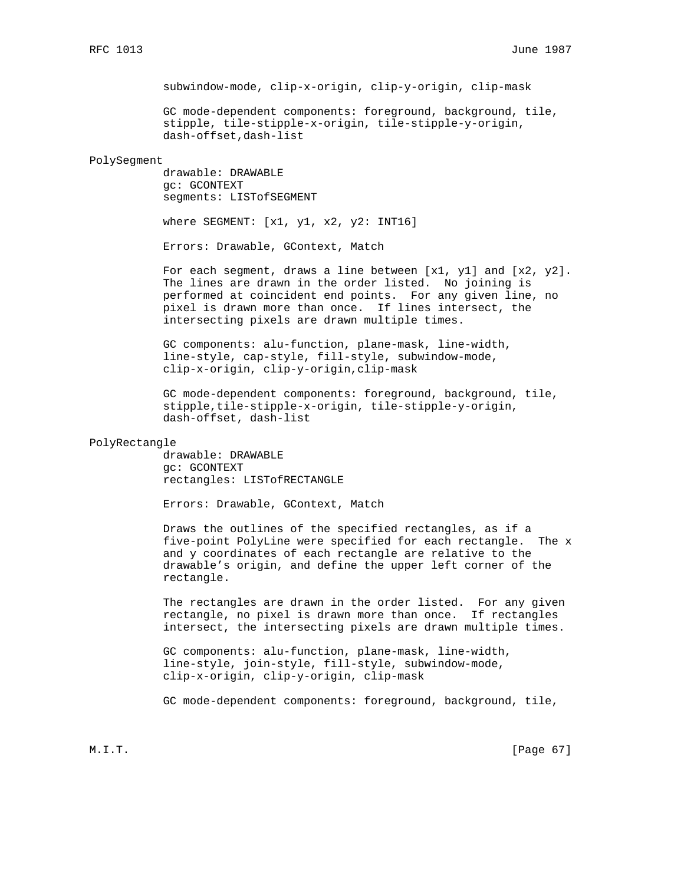subwindow-mode, clip-x-origin, clip-y-origin, clip-mask

GC mode-dependent components: foreground, background, tile, stipple, tile-stipple-x-origin, tile-stipple-y-origin, dash-offset,dash-list

PolySegment

drawable: DRAWABLE
gc: GCONTEXT
segments: LISTofSEGMENT

where SEGMENT: [x1, y1, x2, y2: INT16]

Errors: Drawable, GContext, Match

For each segment, draws a line between [x1, y1] and [x2, y2]. The lines are drawn in the order listed. No joining is performed at coincident end points. For any given line, no pixel is drawn more than once. If lines intersect, the intersecting pixels are drawn multiple times.

GC components: alu-function, plane-mask, line-width, line-style, cap-style, fill-style, subwindow-mode, clip-x-origin, clip-y-origin,clip-mask

GC mode-dependent components: foreground, background, tile, stipple,tile-stipple-x-origin, tile-stipple-y-origin, dash-offset, dash-list

PolyRectangle

drawable: DRAWABLE
gc: GCONTEXT
rectangles: LISTofRECTANGLE

Errors: Drawable, GContext, Match

Draws the outlines of the specified rectangles, as if a five-point PolyLine were specified for each rectangle. The x and y coordinates of each rectangle are relative to the drawable's origin, and define the upper left corner of the rectangle.

The rectangles are drawn in the order listed. For any given rectangle, no pixel is drawn more than once. If rectangles intersect, the intersecting pixels are drawn multiple times.

GC components: alu-function, plane-mask, line-width, line-style, join-style, fill-style, subwindow-mode, clip-x-origin, clip-y-origin, clip-mask

GC mode-dependent components: foreground, background, tile,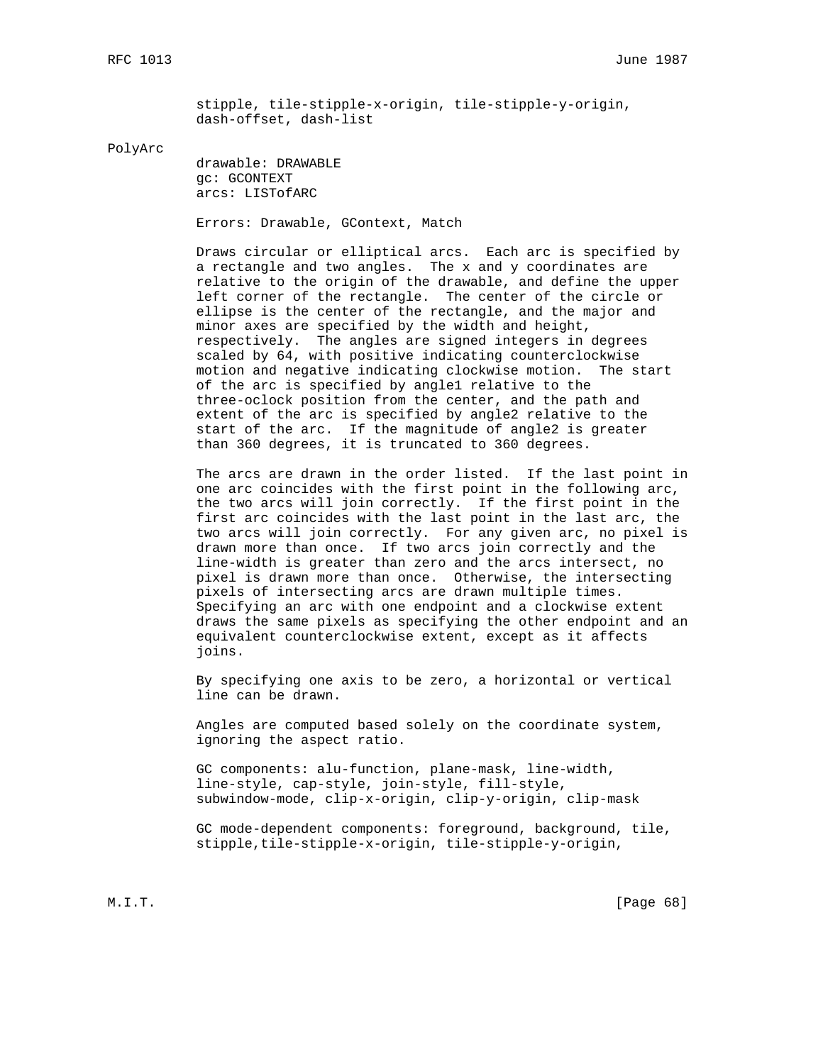stipple, tile-stipple-x-origin, tile-stipple-y-origin, dash-offset, dash-list

PolyArc

drawable: DRAWABLE
gc: GCONTEXT
arcs: LISTofARC

Errors: Drawable, GContext, Match

Draws circular or elliptical arcs. Each arc is specified by a rectangle and two angles. The x and y coordinates are relative to the origin of the drawable, and define the upper left corner of the rectangle. The center of the circle or ellipse is the center of the rectangle, and the major and minor axes are specified by the width and height, respectively. The angles are signed integers in degrees scaled by 64, with positive indicating counterclockwise motion and negative indicating clockwise motion. The start of the arc is specified by angle1 relative to the three-oclock position from the center, and the path and extent of the arc is specified by angle2 relative to the start of the arc. If the magnitude of angle2 is greater than 360 degrees, it is truncated to 360 degrees.

The arcs are drawn in the order listed. If the last point in one arc coincides with the first point in the following arc, the two arcs will join correctly. If the first point in the first arc coincides with the last point in the last arc, the two arcs will join correctly. For any given arc, no pixel is drawn more than once. If two arcs join correctly and the line-width is greater than zero and the arcs intersect, no pixel is drawn more than once. Otherwise, the intersecting pixels of intersecting arcs are drawn multiple times. Specifying an arc with one endpoint and a clockwise extent draws the same pixels as specifying the other endpoint and an equivalent counterclockwise extent, except as it affects joins.

By specifying one axis to be zero, a horizontal or vertical line can be drawn.

Angles are computed based solely on the coordinate system, ignoring the aspect ratio.

GC components: alu-function, plane-mask, line-width, line-style, cap-style, join-style, fill-style, subwindow-mode, clip-x-origin, clip-y-origin, clip-mask

GC mode-dependent components: foreground, background, tile, stipple,tile-stipple-x-origin, tile-stipple-y-origin,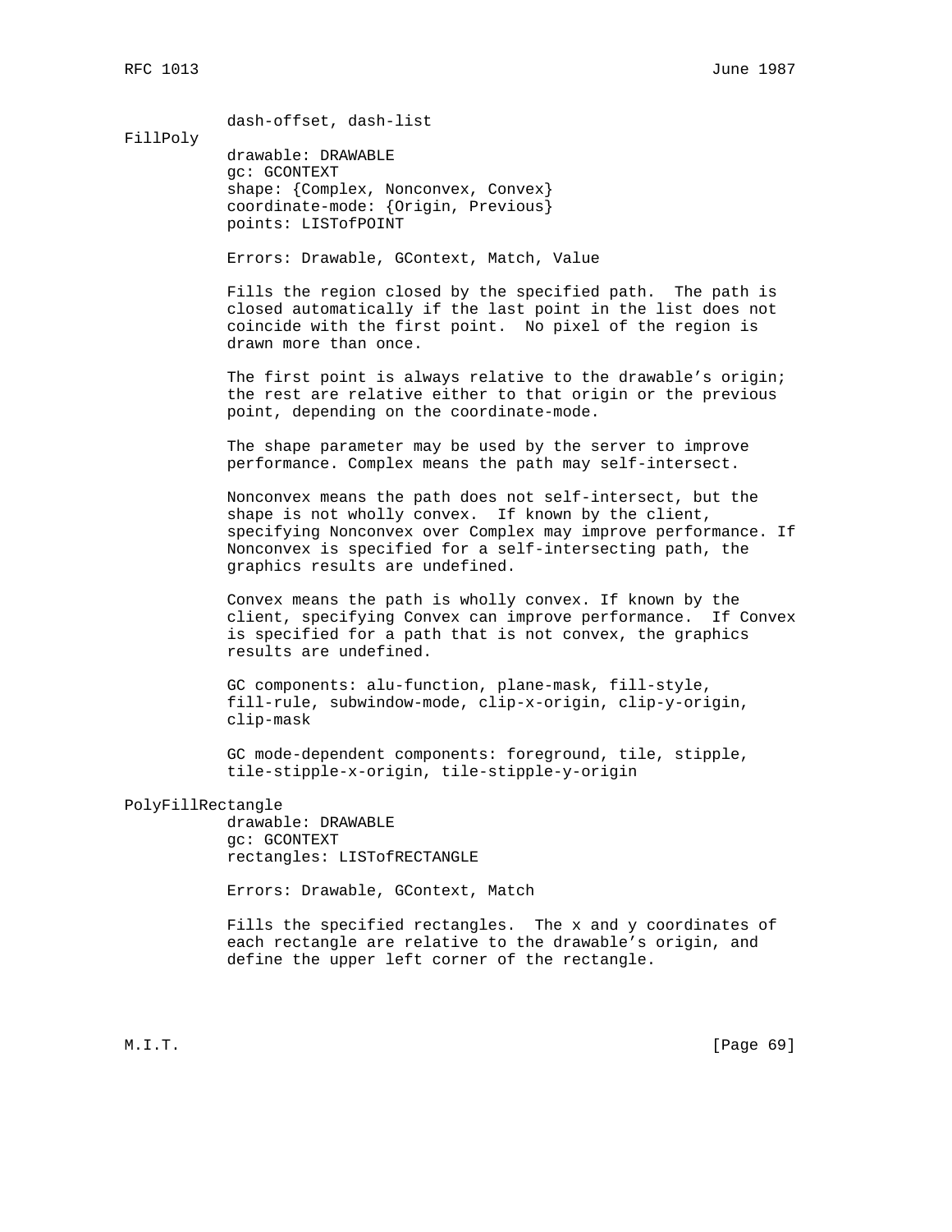dash-offset, dash-list

FillPoly

drawable: DRAWABLE
gc: GCONTEXT
shape: {Complex, Nonconvex, Convex}
coordinate-mode: {Origin, Previous}
points: LISTofPOINT

Errors: Drawable, GContext, Match, Value

Fills the region closed by the specified path. The path is closed automatically if the last point in the list does not coincide with the first point. No pixel of the region is drawn more than once.

The first point is always relative to the drawable's origin; the rest are relative either to that origin or the previous point, depending on the coordinate-mode.

The shape parameter may be used by the server to improve performance. Complex means the path may self-intersect.

Nonconvex means the path does not self-intersect, but the shape is not wholly convex. If known by the client, specifying Nonconvex over Complex may improve performance. If Nonconvex is specified for a self-intersecting path, the graphics results are undefined.

Convex means the path is wholly convex. If known by the client, specifying Convex can improve performance. If Convex is specified for a path that is not convex, the graphics results are undefined.

GC components: alu-function, plane-mask, fill-style, fill-rule, subwindow-mode, clip-x-origin, clip-y-origin, clip-mask

GC mode-dependent components: foreground, tile, stipple, tile-stipple-x-origin, tile-stipple-y-origin

PolyFillRectangle

drawable: DRAWABLE
gc: GCONTEXT
rectangles: LISTofRECTANGLE

Errors: Drawable, GContext, Match

Fills the specified rectangles. The x and y coordinates of each rectangle are relative to the drawable's origin, and define the upper left corner of the rectangle.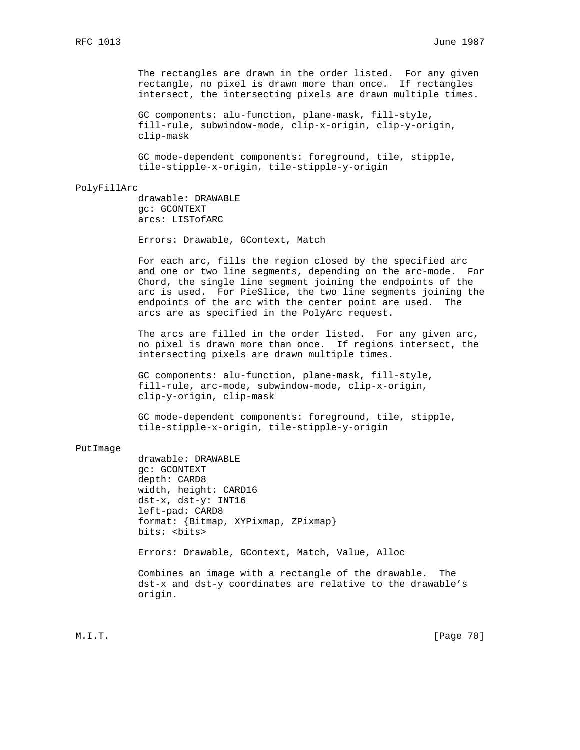The rectangles are drawn in the order listed. For any given rectangle, no pixel is drawn more than once. If rectangles intersect, the intersecting pixels are drawn multiple times.

GC components: alu-function, plane-mask, fill-style, fill-rule, subwindow-mode, clip-x-origin, clip-y-origin, clip-mask

GC mode-dependent components: foreground, tile, stipple, tile-stipple-x-origin, tile-stipple-y-origin

### PolyFillArc

drawable: DRAWABLE
gc: GCONTEXT
arcs: LISTofARC

Errors: Drawable, GContext, Match

For each arc, fills the region closed by the specified arc and one or two line segments, depending on the arc-mode. For Chord, the single line segment joining the endpoints of the arc is used. For PieSlice, the two line segments joining the endpoints of the arc with the center point are used. The arcs are as specified in the PolyArc request.

The arcs are filled in the order listed. For any given arc, no pixel is drawn more than once. If regions intersect, the intersecting pixels are drawn multiple times.

GC components: alu-function, plane-mask, fill-style, fill-rule, arc-mode, subwindow-mode, clip-x-origin, clip-y-origin, clip-mask

GC mode-dependent components: foreground, tile, stipple, tile-stipple-x-origin, tile-stipple-y-origin

### PutImage

drawable: DRAWABLE
gc: GCONTEXT
depth: CARD8
width, height: CARD16
dst-x, dst-y: INT16
left-pad: CARD8
format: {Bitmap, XYPixmap, ZPixmap}
bits: <bits>

Errors: Drawable, GContext, Match, Value, Alloc

Combines an image with a rectangle of the drawable. The dst-x and dst-y coordinates are relative to the drawable's origin.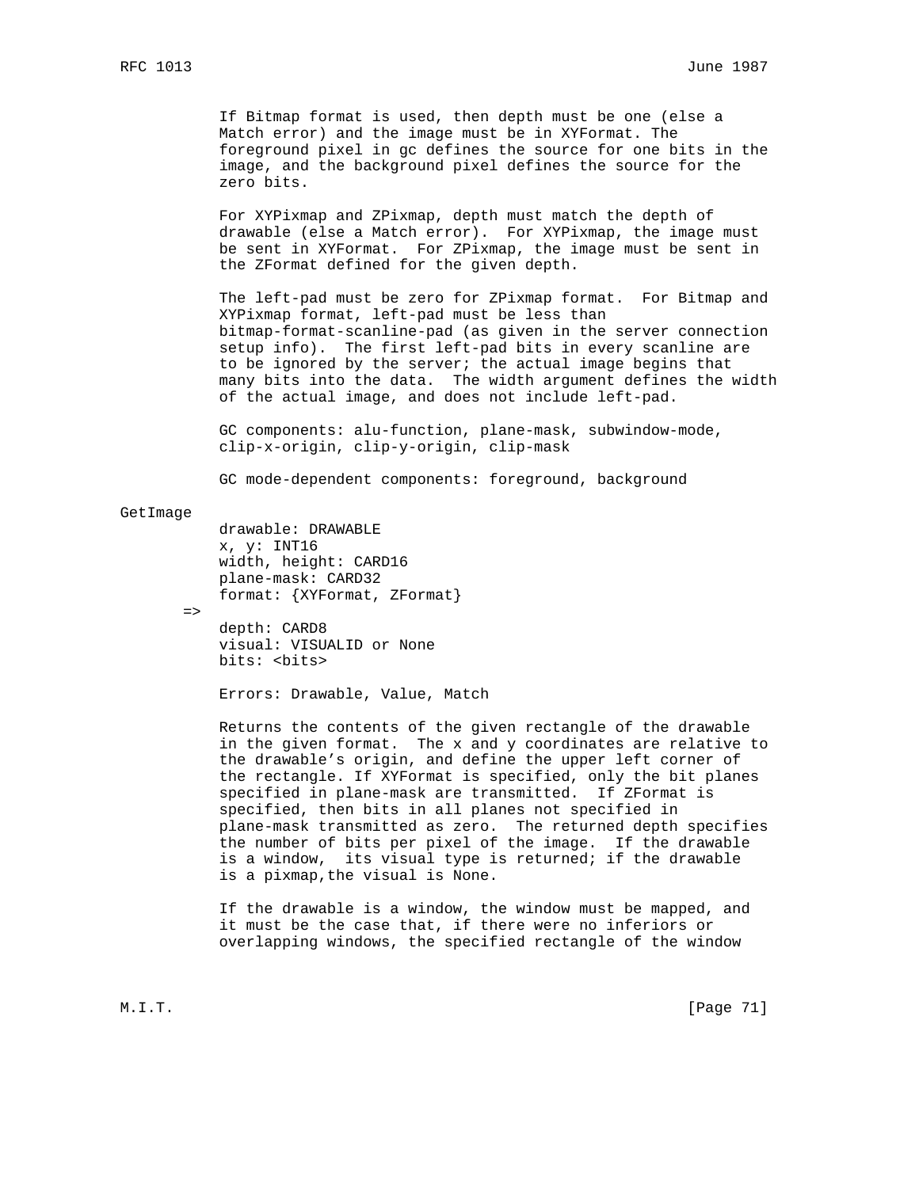If Bitmap format is used, then depth must be one (else a Match error) and the image must be in XYFormat. The foreground pixel in gc defines the source for one bits in the image, and the background pixel defines the source for the zero bits.

For XYPixmap and ZPixmap, depth must match the depth of drawable (else a Match error). For XYPixmap, the image must be sent in XYFormat. For ZPixmap, the image must be sent in the ZFormat defined for the given depth.

The left-pad must be zero for ZPixmap format. For Bitmap and XYPixmap format, left-pad must be less than bitmap-format-scanline-pad (as given in the server connection setup info). The first left-pad bits in every scanline are to be ignored by the server; the actual image begins that many bits into the data. The width argument defines the width of the actual image, and does not include left-pad.

GC components: alu-function, plane-mask, subwindow-mode, clip-x-origin, clip-y-origin, clip-mask

GC mode-dependent components: foreground, background

```
GetImage
        drawable: DRAWABLE
        x, y: INT16
        width, height: CARD16
        plane-mask: CARD32
        format: {XYFormat, ZFormat}
      =>
        depth: CARD8
        visual: VISUALID or None
        bits: <bits>
```

Errors: Drawable, Value, Match

Returns the contents of the given rectangle of the drawable in the given format. The x and y coordinates are relative to the drawable's origin, and define the upper left corner of the rectangle. If XYFormat is specified, only the bit planes specified in plane-mask are transmitted. If ZFormat is specified, then bits in all planes not specified in plane-mask transmitted as zero. The returned depth specifies the number of bits per pixel of the image. If the drawable is a window, its visual type is returned; if the drawable is a pixmap,the visual is None.

If the drawable is a window, the window must be mapped, and it must be the case that, if there were no inferiors or overlapping windows, the specified rectangle of the window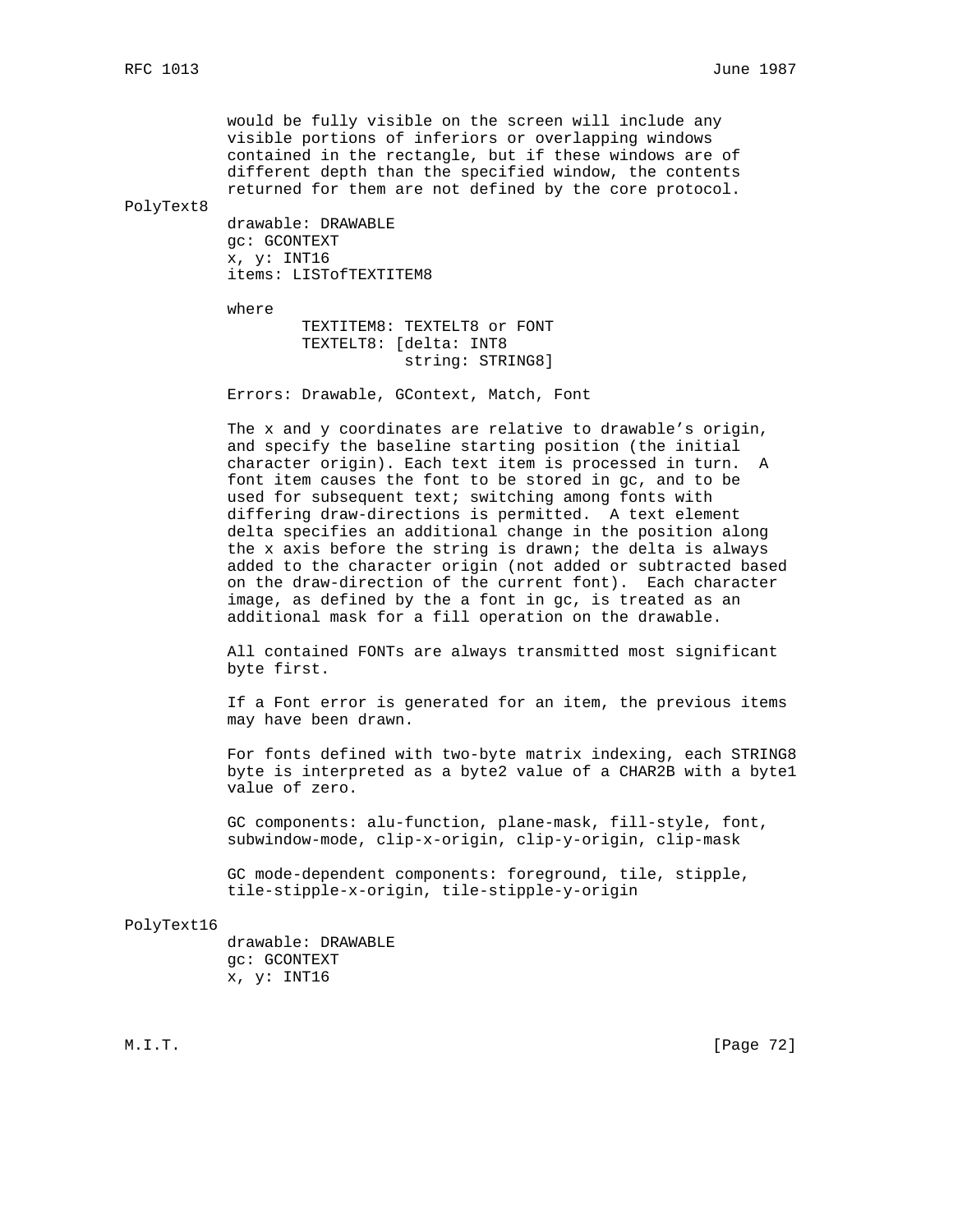would be fully visible on the screen will include any visible portions of inferiors or overlapping windows contained in the rectangle, but if these windows are of different depth than the specified window, the contents returned for them are not defined by the core protocol.

PolyText8

```
drawable: DRAWABLE
gc: GCONTEXT
x, y: INT16
items: LISTofTEXTITEM8

where
        TEXTITEM8: TEXTELT8 or FONT
        TEXTELT8: [delta: INT8
                   string: STRING8]
```

Errors: Drawable, GContext, Match, Font

The x and y coordinates are relative to drawable's origin, and specify the baseline starting position (the initial character origin). Each text item is processed in turn. A font item causes the font to be stored in gc, and to be used for subsequent text; switching among fonts with differing draw-directions is permitted. A text element delta specifies an additional change in the position along the x axis before the string is drawn; the delta is always added to the character origin (not added or subtracted based on the draw-direction of the current font). Each character image, as defined by the a font in gc, is treated as an additional mask for a fill operation on the drawable.

All contained FONTs are always transmitted most significant byte first.

If a Font error is generated for an item, the previous items may have been drawn.

For fonts defined with two-byte matrix indexing, each STRING8 byte is interpreted as a byte2 value of a CHAR2B with a byte1 value of zero.

GC components: alu-function, plane-mask, fill-style, font, subwindow-mode, clip-x-origin, clip-y-origin, clip-mask

GC mode-dependent components: foreground, tile, stipple, tile-stipple-x-origin, tile-stipple-y-origin

PolyText16

```
drawable: DRAWABLE
gc: GCONTEXT
x, y: INT16
```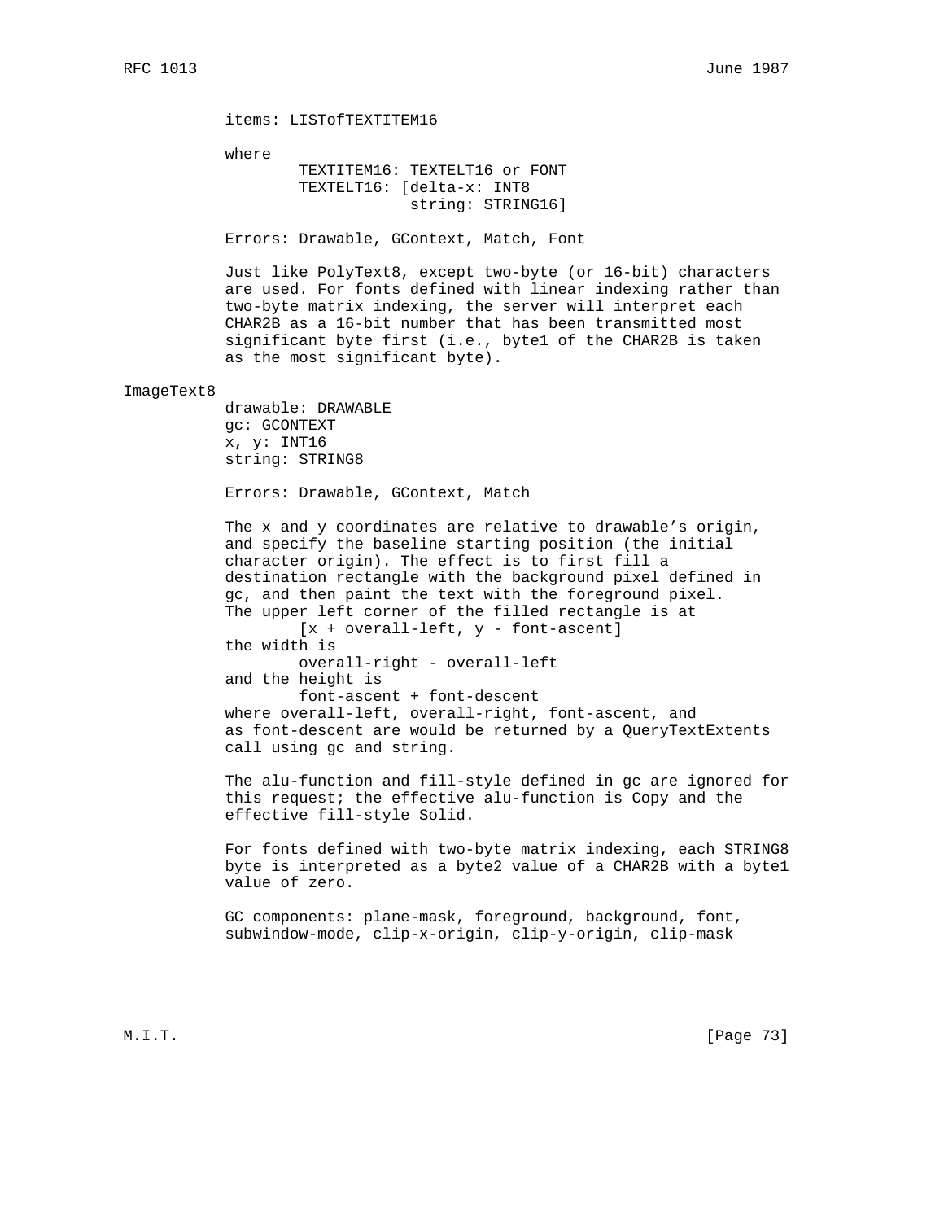items: LISTofTEXTITEM16

where

```
        TEXTITEM16: TEXTELT16 or FONT
        TEXTELT16: [delta-x: INT8
                    string: STRING16]
```

Errors: Drawable, GContext, Match, Font

Just like PolyText8, except two-byte (or 16-bit) characters are used. For fonts defined with linear indexing rather than two-byte matrix indexing, the server will interpret each CHAR2B as a 16-bit number that has been transmitted most significant byte first (i.e., byte1 of the CHAR2B is taken as the most significant byte).

### ImageText8

drawable: DRAWABLE
gc: GCONTEXT
x, y: INT16
string: STRING8

Errors: Drawable, GContext, Match

The x and y coordinates are relative to drawable’s origin, and specify the baseline starting position (the initial character origin). The effect is to first fill a destination rectangle with the background pixel defined in gc, and then paint the text with the foreground pixel. The upper left corner of the filled rectangle is at

```
        [x + overall-left, y - font-ascent]
```

the width is

```
        overall-right - overall-left
```

and the height is

```
        font-ascent + font-descent
```

where overall-left, overall-right, font-ascent, and as font-descent are would be returned by a QueryTextExtents call using gc and string.

The alu-function and fill-style defined in gc are ignored for this request; the effective alu-function is Copy and the effective fill-style Solid.

For fonts defined with two-byte matrix indexing, each STRING8 byte is interpreted as a byte2 value of a CHAR2B with a byte1 value of zero.

GC components: plane-mask, foreground, background, font, subwindow-mode, clip-x-origin, clip-y-origin, clip-mask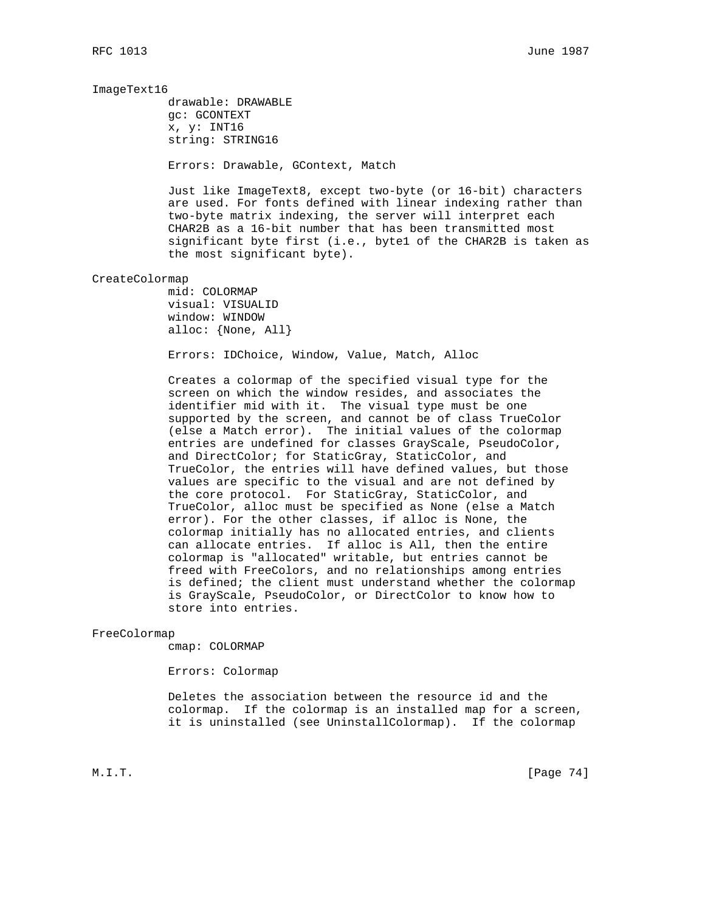### ImageText16

drawable: DRAWABLE
gc: GCONTEXT
x, y: INT16
string: STRING16

Errors: Drawable, GContext, Match

Just like ImageText8, except two-byte (or 16-bit) characters are used. For fonts defined with linear indexing rather than two-byte matrix indexing, the server will interpret each CHAR2B as a 16-bit number that has been transmitted most significant byte first (i.e., byte1 of the CHAR2B is taken as the most significant byte).

### CreateColormap

mid: COLORMAP
visual: VISUALID
window: WINDOW
alloc: {None, All}

Errors: IDChoice, Window, Value, Match, Alloc

Creates a colormap of the specified visual type for the screen on which the window resides, and associates the identifier mid with it. The visual type must be one supported by the screen, and cannot be of class TrueColor (else a Match error). The initial values of the colormap entries are undefined for classes GrayScale, PseudoColor, and DirectColor; for StaticGray, StaticColor, and TrueColor, the entries will have defined values, but those values are specific to the visual and are not defined by the core protocol. For StaticGray, StaticColor, and TrueColor, alloc must be specified as None (else a Match error). For the other classes, if alloc is None, the colormap initially has no allocated entries, and clients can allocate entries. If alloc is All, then the entire colormap is "allocated" writable, but entries cannot be freed with FreeColors, and no relationships among entries is defined; the client must understand whether the colormap is GrayScale, PseudoColor, or DirectColor to know how to store into entries.

### FreeColormap

cmap: COLORMAP

Errors: Colormap

Deletes the association between the resource id and the colormap. If the colormap is an installed map for a screen, it is uninstalled (see UninstallColormap). If the colormap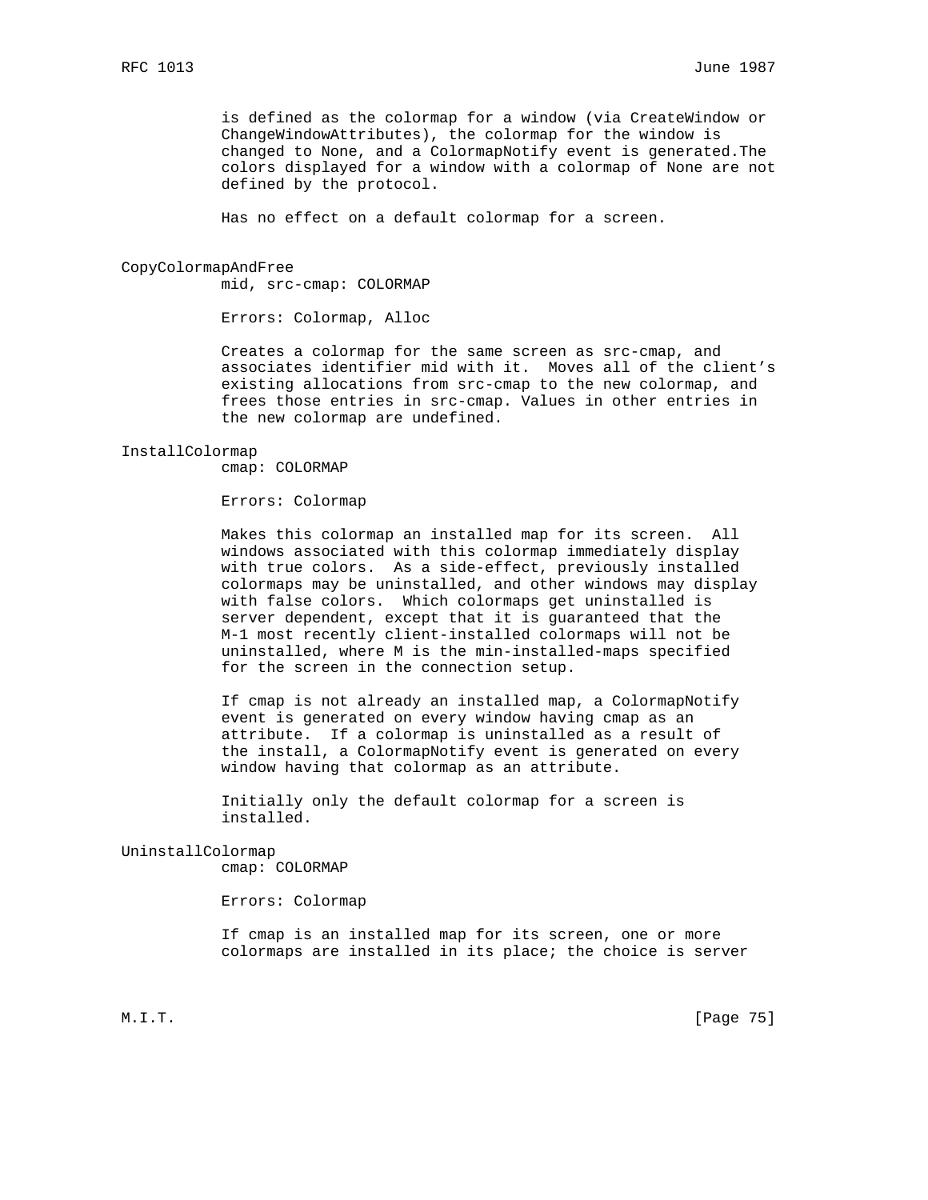is defined as the colormap for a window (via CreateWindow or ChangeWindowAttributes), the colormap for the window is changed to None, and a ColormapNotify event is generated.The colors displayed for a window with a colormap of None are not defined by the protocol.

Has no effect on a default colormap for a screen.

**CopyColormapAndFree**

mid, src-cmap: COLORMAP

Errors: Colormap, Alloc

Creates a colormap for the same screen as src-cmap, and associates identifier mid with it. Moves all of the client's existing allocations from src-cmap to the new colormap, and frees those entries in src-cmap. Values in other entries in the new colormap are undefined.

**InstallColormap**

cmap: COLORMAP

Errors: Colormap

Makes this colormap an installed map for its screen. All windows associated with this colormap immediately display with true colors. As a side-effect, previously installed colormaps may be uninstalled, and other windows may display with false colors. Which colormaps get uninstalled is server dependent, except that it is guaranteed that the M-1 most recently client-installed colormaps will not be uninstalled, where M is the min-installed-maps specified for the screen in the connection setup.

If cmap is not already an installed map, a ColormapNotify event is generated on every window having cmap as an attribute. If a colormap is uninstalled as a result of the install, a ColormapNotify event is generated on every window having that colormap as an attribute.

Initially only the default colormap for a screen is installed.

**UninstallColormap**

cmap: COLORMAP

Errors: Colormap

If cmap is an installed map for its screen, one or more colormaps are installed in its place; the choice is server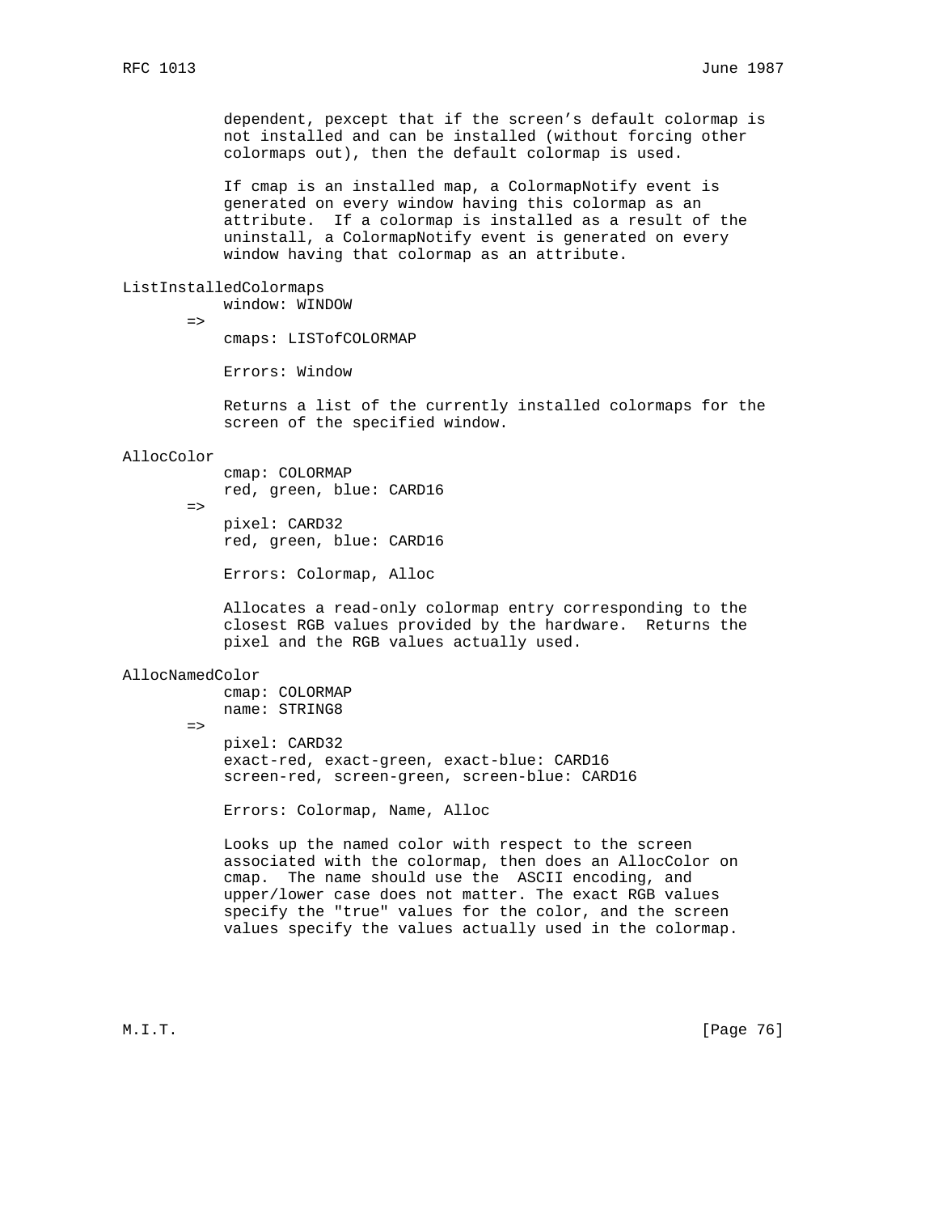dependent, pexcept that if the screen's default colormap is not installed and can be installed (without forcing other colormaps out), then the default colormap is used.

If cmap is an installed map, a ColormapNotify event is generated on every window having this colormap as an attribute. If a colormap is installed as a result of the uninstall, a ColormapNotify event is generated on every window having that colormap as an attribute.

```
ListInstalledColormaps
           window: WINDOW
       =>
           cmaps: LISTofCOLORMAP

           Errors: Window
```

Returns a list of the currently installed colormaps for the screen of the specified window.

```
AllocColor
           cmap: COLORMAP
           red, green, blue: CARD16
       =>
           pixel: CARD32
           red, green, blue: CARD16

           Errors: Colormap, Alloc
```

Allocates a read-only colormap entry corresponding to the closest RGB values provided by the hardware. Returns the pixel and the RGB values actually used.

```
AllocNamedColor
           cmap: COLORMAP
           name: STRING8
       =>
           pixel: CARD32
           exact-red, exact-green, exact-blue: CARD16
           screen-red, screen-green, screen-blue: CARD16

           Errors: Colormap, Name, Alloc
```

Looks up the named color with respect to the screen associated with the colormap, then does an AllocColor on cmap. The name should use the ASCII encoding, and upper/lower case does not matter. The exact RGB values specify the "true" values for the color, and the screen values specify the values actually used in the colormap.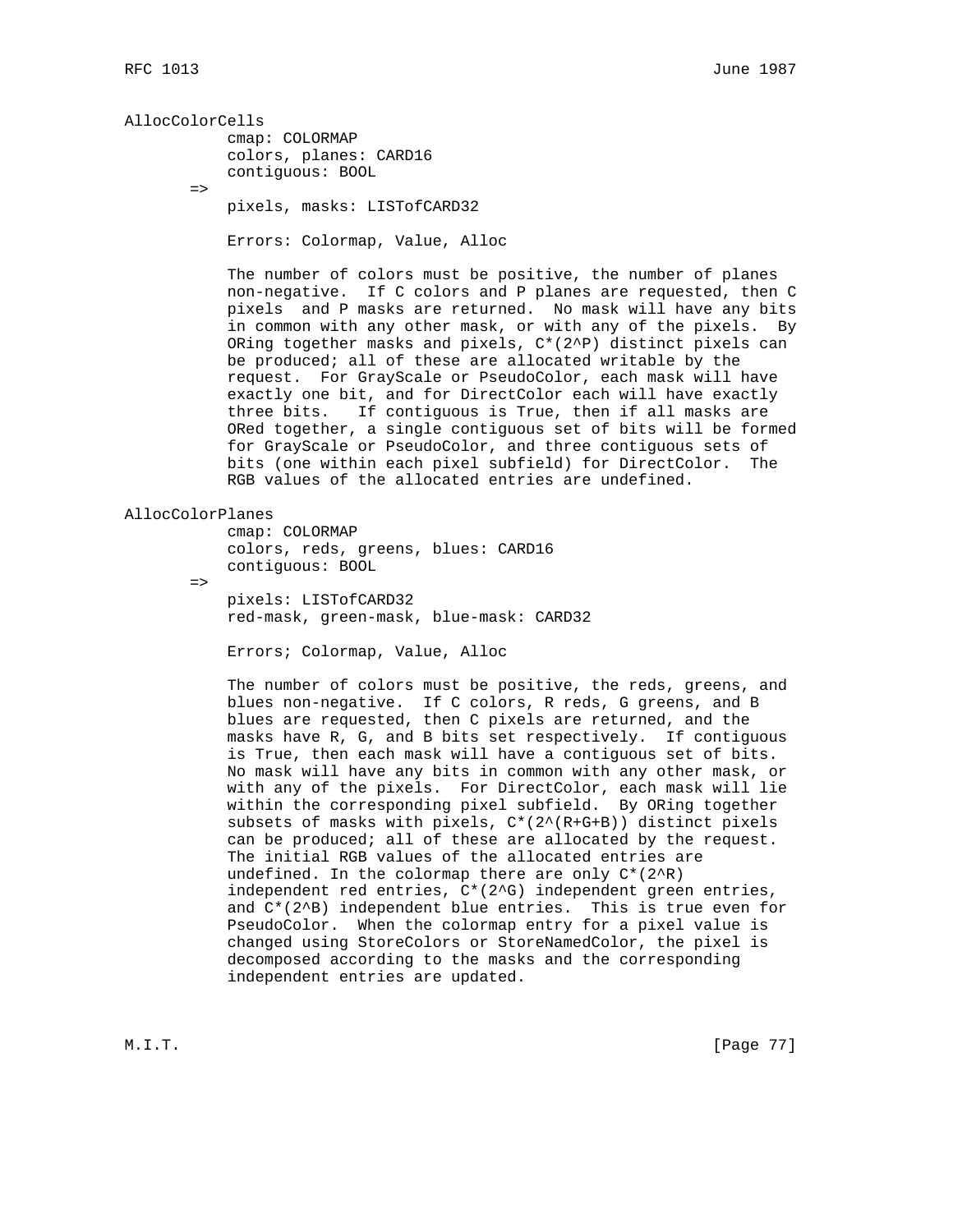AllocColorCells

```
        cmap: COLORMAP
        colors, planes: CARD16
        contiguous: BOOL
    =>
        pixels, masks: LISTofCARD32

        Errors: Colormap, Value, Alloc
```

The number of colors must be positive, the number of planes non-negative. If C colors and P planes are requested, then C pixels and P masks are returned. No mask will have any bits in common with any other mask, or with any of the pixels. By ORing together masks and pixels, C*(2^P) distinct pixels can be produced; all of these are allocated writable by the request. For GrayScale or PseudoColor, each mask will have exactly one bit, and for DirectColor each will have exactly three bits. If contiguous is True, then if all masks are ORed together, a single contiguous set of bits will be formed for GrayScale or PseudoColor, and three contiguous sets of bits (one within each pixel subfield) for DirectColor. The RGB values of the allocated entries are undefined.

AllocColorPlanes

```
        cmap: COLORMAP
        colors, reds, greens, blues: CARD16
        contiguous: BOOL
    =>
        pixels: LISTofCARD32
        red-mask, green-mask, blue-mask: CARD32

        Errors; Colormap, Value, Alloc
```

The number of colors must be positive, the reds, greens, and blues non-negative. If C colors, R reds, G greens, and B blues are requested, then C pixels are returned, and the masks have R, G, and B bits set respectively. If contiguous is True, then each mask will have a contiguous set of bits. No mask will have any bits in common with any other mask, or with any of the pixels. For DirectColor, each mask will lie within the corresponding pixel subfield. By ORing together subsets of masks with pixels, C*(2^(R+G+B)) distinct pixels can be produced; all of these are allocated by the request. The initial RGB values of the allocated entries are undefined. In the colormap there are only C*(2^R) independent red entries, C*(2^G) independent green entries, and C*(2^B) independent blue entries. This is true even for PseudoColor. When the colormap entry for a pixel value is changed using StoreColors or StoreNamedColor, the pixel is decomposed according to the masks and the corresponding independent entries are updated.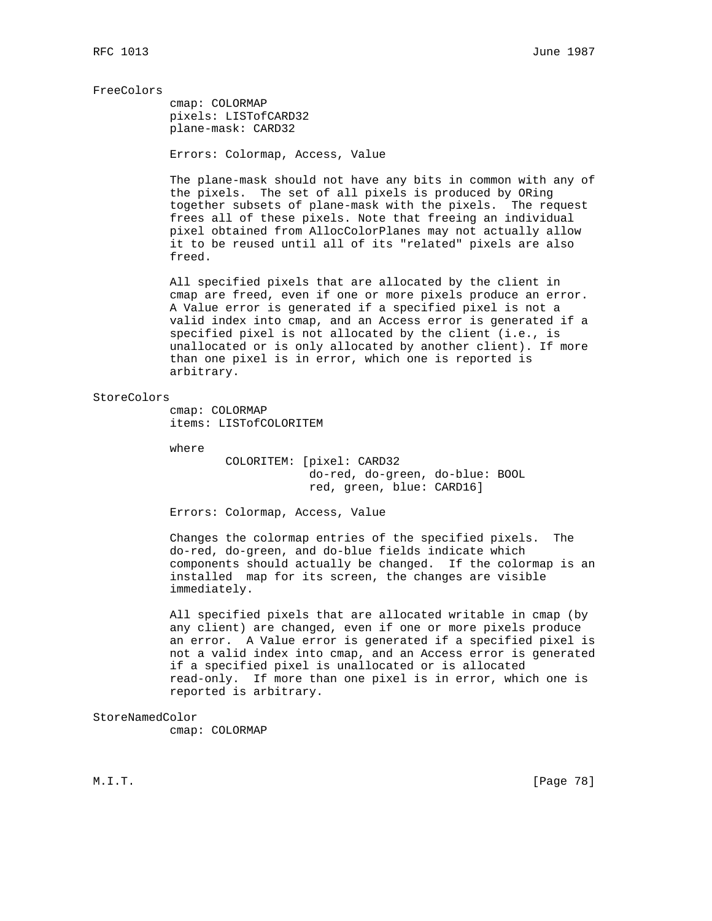FreeColors

cmap: COLORMAP
pixels: LISTofCARD32
plane-mask: CARD32

Errors: Colormap, Access, Value

The plane-mask should not have any bits in common with any of the pixels. The set of all pixels is produced by ORing together subsets of plane-mask with the pixels. The request frees all of these pixels. Note that freeing an individual pixel obtained from AllocColorPlanes may not actually allow it to be reused until all of its "related" pixels are also freed.

All specified pixels that are allocated by the client in cmap are freed, even if one or more pixels produce an error. A Value error is generated if a specified pixel is not a valid index into cmap, and an Access error is generated if a specified pixel is not allocated by the client (i.e., is unallocated or is only allocated by another client). If more than one pixel is in error, which one is reported is arbitrary.

StoreColors

cmap: COLORMAP
items: LISTofCOLORITEM

where

```
COLORITEM: [pixel: CARD32
            do-red, do-green, do-blue: BOOL
            red, green, blue: CARD16]
```

Errors: Colormap, Access, Value

Changes the colormap entries of the specified pixels. The do-red, do-green, and do-blue fields indicate which components should actually be changed. If the colormap is an installed map for its screen, the changes are visible immediately.

All specified pixels that are allocated writable in cmap (by any client) are changed, even if one or more pixels produce an error. A Value error is generated if a specified pixel is not a valid index into cmap, and an Access error is generated if a specified pixel is unallocated or is allocated read-only. If more than one pixel is in error, which one is reported is arbitrary.

StoreNamedColor

cmap: COLORMAP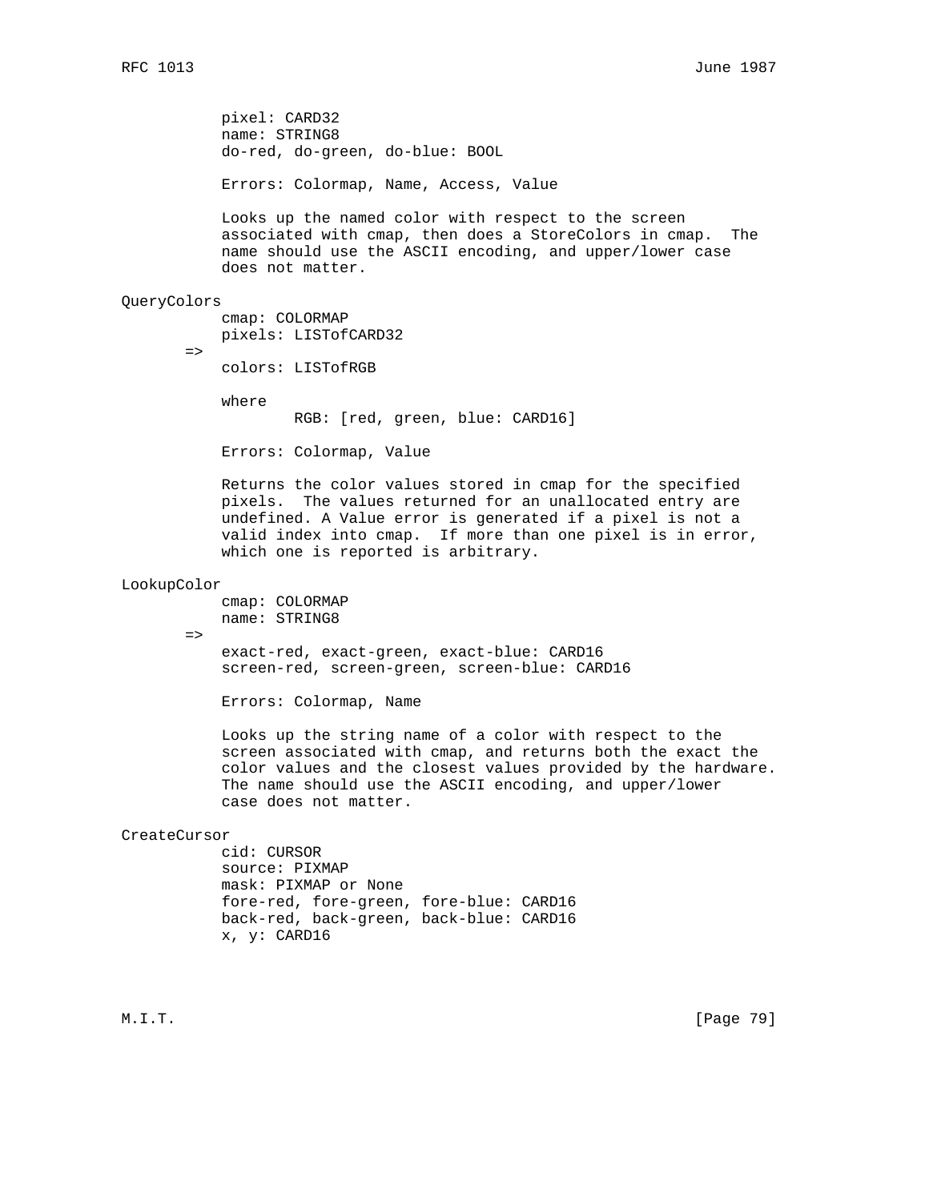pixel: CARD32
name: STRING8
do-red, do-green, do-blue: BOOL

Errors: Colormap, Name, Access, Value

Looks up the named color with respect to the screen associated with cmap, then does a StoreColors in cmap. The name should use the ASCII encoding, and upper/lower case does not matter.

QueryColors

cmap: COLORMAP
pixels: LISTofCARD32

=>

colors: LISTofRGB

where

RGB: [red, green, blue: CARD16]

Errors: Colormap, Value

Returns the color values stored in cmap for the specified pixels. The values returned for an unallocated entry are undefined. A Value error is generated if a pixel is not a valid index into cmap. If more than one pixel is in error, which one is reported is arbitrary.

LookupColor

cmap: COLORMAP
name: STRING8

=>

exact-red, exact-green, exact-blue: CARD16
screen-red, screen-green, screen-blue: CARD16

Errors: Colormap, Name

Looks up the string name of a color with respect to the screen associated with cmap, and returns both the exact the color values and the closest values provided by the hardware. The name should use the ASCII encoding, and upper/lower case does not matter.

CreateCursor

cid: CURSOR
source: PIXMAP
mask: PIXMAP or None
fore-red, fore-green, fore-blue: CARD16
back-red, back-green, back-blue: CARD16
x, y: CARD16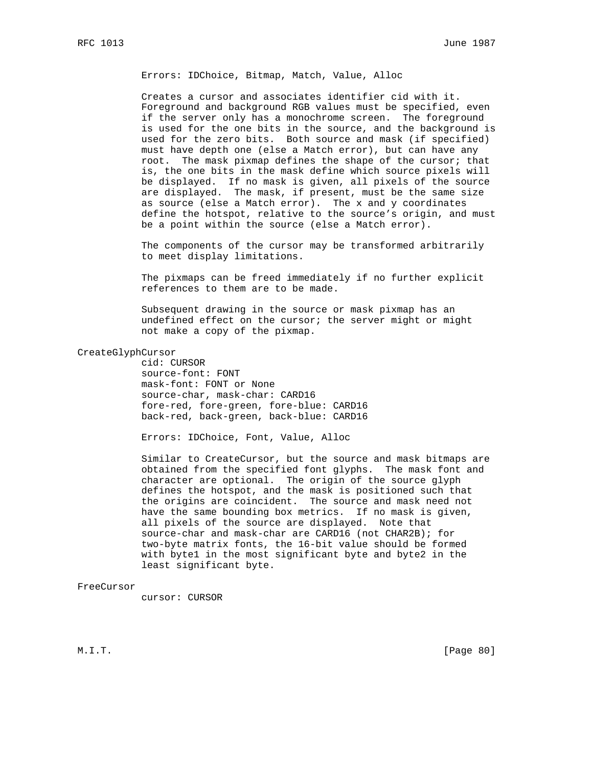Errors: IDChoice, Bitmap, Match, Value, Alloc

Creates a cursor and associates identifier cid with it. Foreground and background RGB values must be specified, even if the server only has a monochrome screen. The foreground is used for the one bits in the source, and the background is used for the zero bits. Both source and mask (if specified) must have depth one (else a Match error), but can have any root. The mask pixmap defines the shape of the cursor; that is, the one bits in the mask define which source pixels will be displayed. If no mask is given, all pixels of the source are displayed. The mask, if present, must be the same size as source (else a Match error). The x and y coordinates define the hotspot, relative to the source's origin, and must be a point within the source (else a Match error).

The components of the cursor may be transformed arbitrarily to meet display limitations.

The pixmaps can be freed immediately if no further explicit references to them are to be made.

Subsequent drawing in the source or mask pixmap has an undefined effect on the cursor; the server might or might not make a copy of the pixmap.

CreateGlyphCursor

```
cid: CURSOR
source-font: FONT
mask-font: FONT or None
source-char, mask-char: CARD16
fore-red, fore-green, fore-blue: CARD16
back-red, back-green, back-blue: CARD16
```

Errors: IDChoice, Font, Value, Alloc

Similar to CreateCursor, but the source and mask bitmaps are obtained from the specified font glyphs. The mask font and character are optional. The origin of the source glyph defines the hotspot, and the mask is positioned such that the origins are coincident. The source and mask need not have the same bounding box metrics. If no mask is given, all pixels of the source are displayed. Note that source-char and mask-char are CARD16 (not CHAR2B); for two-byte matrix fonts, the 16-bit value should be formed with byte1 in the most significant byte and byte2 in the least significant byte.

FreeCursor

```
cursor: CURSOR
```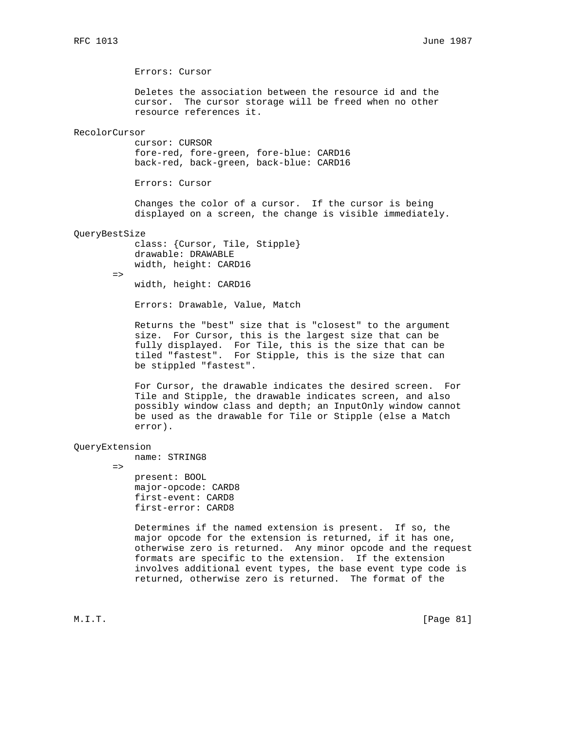Errors: Cursor

Deletes the association between the resource id and the cursor. The cursor storage will be freed when no other resource references it.

### RecolorCursor

cursor: CURSOR
fore-red, fore-green, fore-blue: CARD16
back-red, back-green, back-blue: CARD16

Errors: Cursor

Changes the color of a cursor. If the cursor is being displayed on a screen, the change is visible immediately.

### QueryBestSize

class: {Cursor, Tile, Stipple}
drawable: DRAWABLE
width, height: CARD16
=>
width, height: CARD16

Errors: Drawable, Value, Match

Returns the "best" size that is "closest" to the argument size. For Cursor, this is the largest size that can be fully displayed. For Tile, this is the size that can be tiled "fastest". For Stipple, this is the size that can be stippled "fastest".

For Cursor, the drawable indicates the desired screen. For Tile and Stipple, the drawable indicates screen, and also possibly window class and depth; an InputOnly window cannot be used as the drawable for Tile or Stipple (else a Match error).

### QueryExtension

name: STRING8
=>
present: BOOL
major-opcode: CARD8
first-event: CARD8
first-error: CARD8

Determines if the named extension is present. If so, the major opcode for the extension is returned, if it has one, otherwise zero is returned. Any minor opcode and the request formats are specific to the extension. If the extension involves additional event types, the base event type code is returned, otherwise zero is returned. The format of the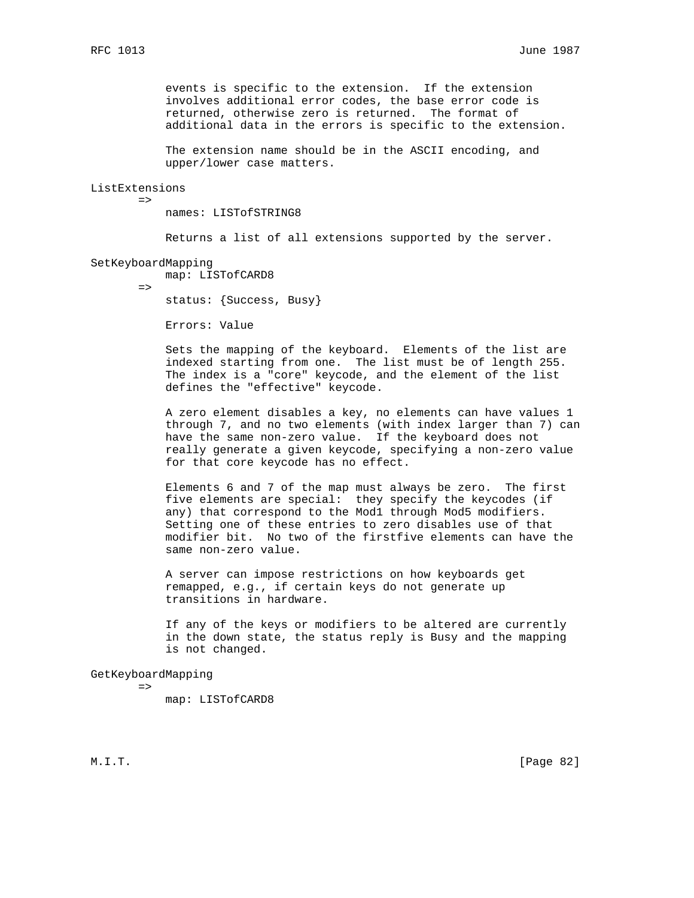events is specific to the extension. If the extension involves additional error codes, the base error code is returned, otherwise zero is returned. The format of additional data in the errors is specific to the extension.

The extension name should be in the ASCII encoding, and upper/lower case matters.

ListExtensions

=>

names: LISTofSTRING8

Returns a list of all extensions supported by the server.

SetKeyboardMapping

map: LISTofCARD8

=>

status: {Success, Busy}

Errors: Value

Sets the mapping of the keyboard. Elements of the list are indexed starting from one. The list must be of length 255. The index is a "core" keycode, and the element of the list defines the "effective" keycode.

A zero element disables a key, no elements can have values 1 through 7, and no two elements (with index larger than 7) can have the same non-zero value. If the keyboard does not really generate a given keycode, specifying a non-zero value for that core keycode has no effect.

Elements 6 and 7 of the map must always be zero. The first five elements are special: they specify the keycodes (if any) that correspond to the Mod1 through Mod5 modifiers. Setting one of these entries to zero disables use of that modifier bit. No two of the firstfive elements can have the same non-zero value.

A server can impose restrictions on how keyboards get remapped, e.g., if certain keys do not generate up transitions in hardware.

If any of the keys or modifiers to be altered are currently in the down state, the status reply is Busy and the mapping is not changed.

GetKeyboardMapping

=>

map: LISTofCARD8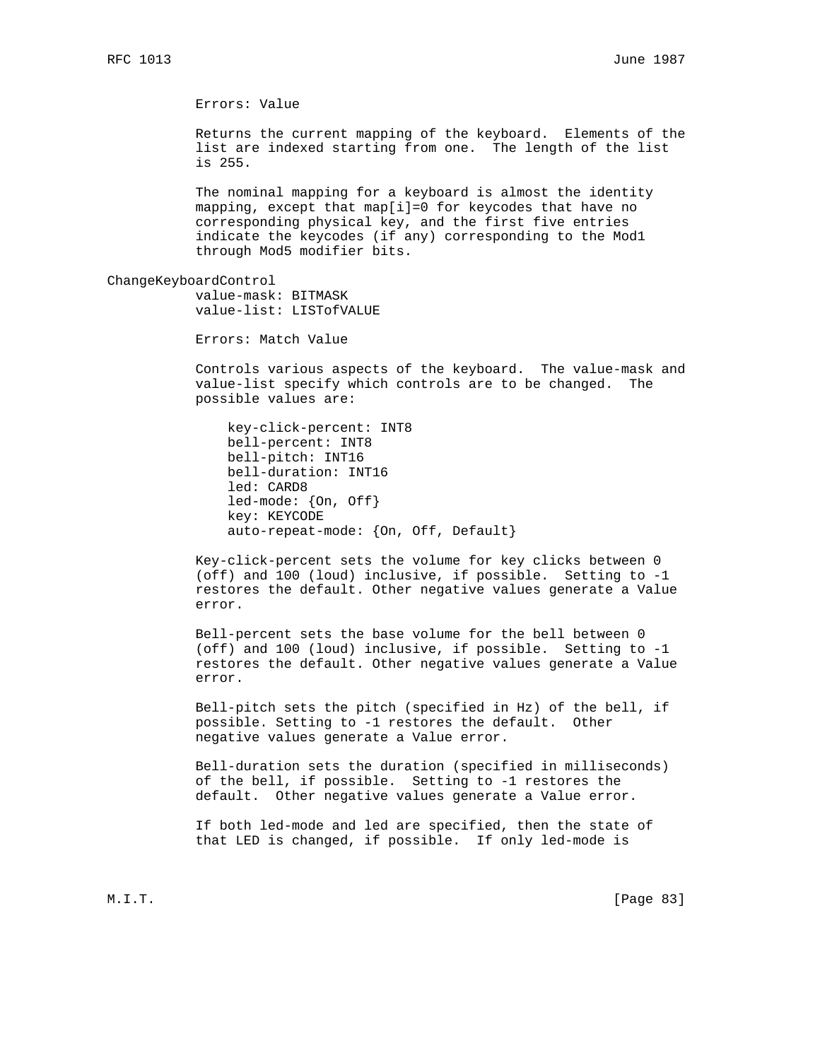Errors: Value

Returns the current mapping of the keyboard. Elements of the list are indexed starting from one. The length of the list is 255.

The nominal mapping for a keyboard is almost the identity mapping, except that map[i]=0 for keycodes that have no corresponding physical key, and the first five entries indicate the keycodes (if any) corresponding to the Mod1 through Mod5 modifier bits.

ChangeKeyboardControl

value-mask: BITMASK
value-list: LISTofVALUE

Errors: Match Value

Controls various aspects of the keyboard. The value-mask and value-list specify which controls are to be changed. The possible values are:

```
key-click-percent: INT8
bell-percent: INT8
bell-pitch: INT16
bell-duration: INT16
led: CARD8
led-mode: {On, Off}
key: KEYCODE
auto-repeat-mode: {On, Off, Default}
```

Key-click-percent sets the volume for key clicks between 0 (off) and 100 (loud) inclusive, if possible. Setting to -1 restores the default. Other negative values generate a Value error.

Bell-percent sets the base volume for the bell between 0 (off) and 100 (loud) inclusive, if possible. Setting to -1 restores the default. Other negative values generate a Value error.

Bell-pitch sets the pitch (specified in Hz) of the bell, if possible. Setting to -1 restores the default. Other negative values generate a Value error.

Bell-duration sets the duration (specified in milliseconds) of the bell, if possible. Setting to -1 restores the default. Other negative values generate a Value error.

If both led-mode and led are specified, then the state of that LED is changed, if possible. If only led-mode is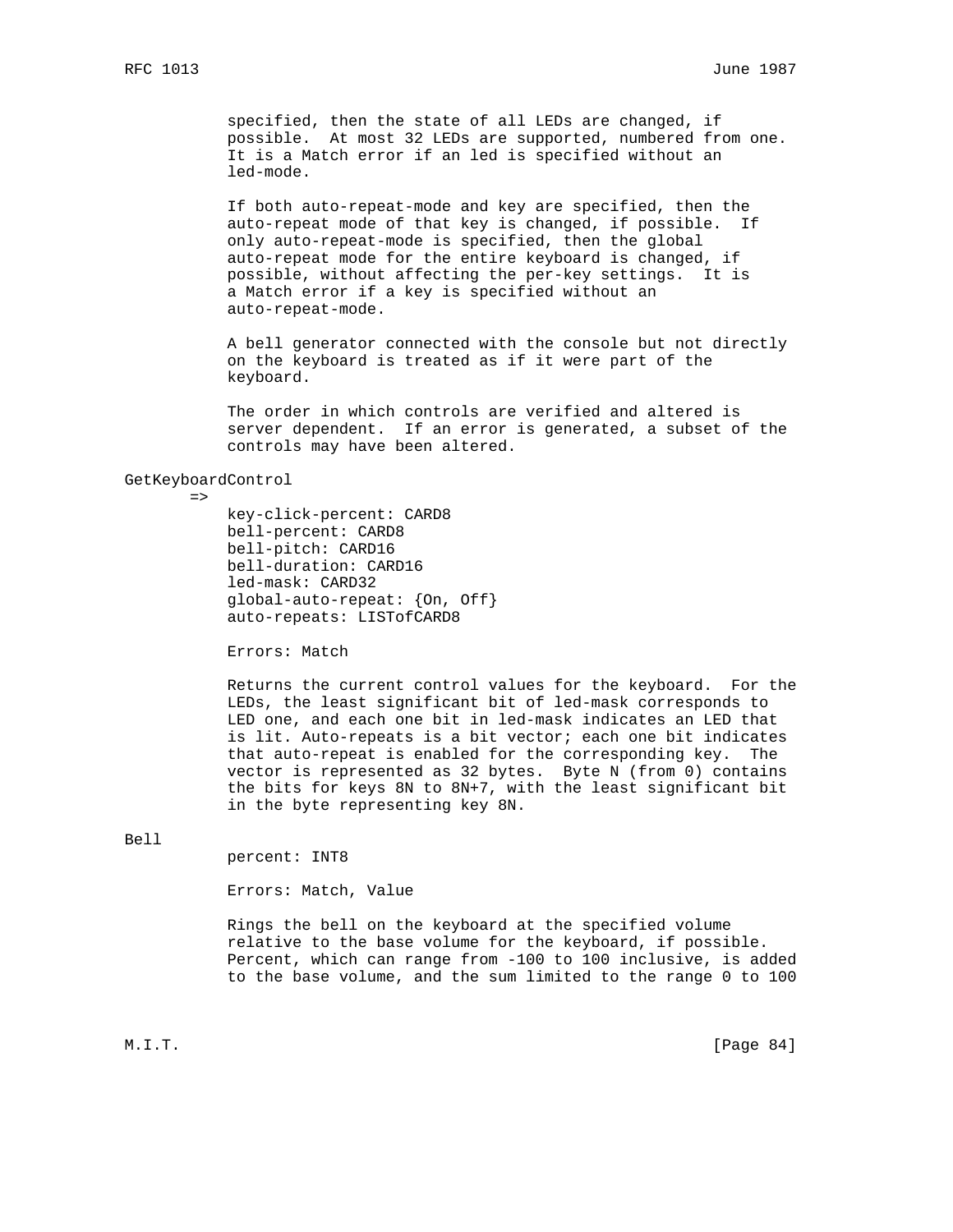specified, then the state of all LEDs are changed, if possible. At most 32 LEDs are supported, numbered from one. It is a Match error if an led is specified without an led-mode.

If both auto-repeat-mode and key are specified, then the auto-repeat mode of that key is changed, if possible. If only auto-repeat-mode is specified, then the global auto-repeat mode for the entire keyboard is changed, if possible, without affecting the per-key settings. It is a Match error if a key is specified without an auto-repeat-mode.

A bell generator connected with the console but not directly on the keyboard is treated as if it were part of the keyboard.

The order in which controls are verified and altered is server dependent. If an error is generated, a subset of the controls may have been altered.

GetKeyboardControl

```
=>
    key-click-percent: CARD8
    bell-percent: CARD8
    bell-pitch: CARD16
    bell-duration: CARD16
    led-mask: CARD32
    global-auto-repeat: {On, Off}
    auto-repeats: LISTofCARD8
```

Errors: Match

Returns the current control values for the keyboard. For the LEDs, the least significant bit of led-mask corresponds to LED one, and each one bit in led-mask indicates an LED that is lit. Auto-repeats is a bit vector; each one bit indicates that auto-repeat is enabled for the corresponding key. The vector is represented as 32 bytes. Byte N (from 0) contains the bits for keys 8N to 8N+7, with the least significant bit in the byte representing key 8N.

Bell

percent: INT8

Errors: Match, Value

Rings the bell on the keyboard at the specified volume relative to the base volume for the keyboard, if possible. Percent, which can range from -100 to 100 inclusive, is added to the base volume, and the sum limited to the range 0 to 100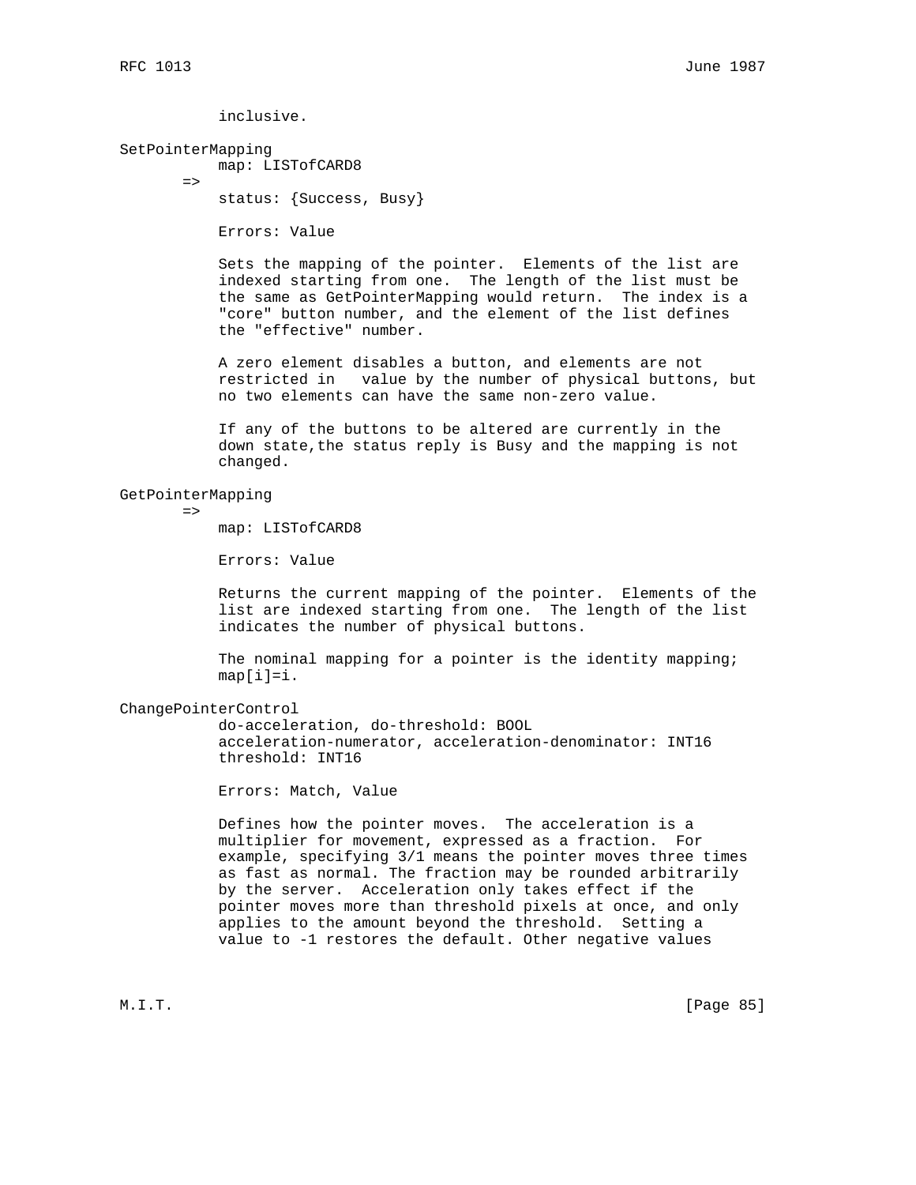inclusive.

SetPointerMapping

map: LISTofCARD8

=>

status: {Success, Busy}

Errors: Value

Sets the mapping of the pointer. Elements of the list are indexed starting from one. The length of the list must be the same as GetPointerMapping would return. The index is a "core" button number, and the element of the list defines the "effective" number.

A zero element disables a button, and elements are not restricted in value by the number of physical buttons, but no two elements can have the same non-zero value.

If any of the buttons to be altered are currently in the down state,the status reply is Busy and the mapping is not changed.

GetPointerMapping

=>

map: LISTofCARD8

Errors: Value

Returns the current mapping of the pointer. Elements of the list are indexed starting from one. The length of the list indicates the number of physical buttons.

The nominal mapping for a pointer is the identity mapping; map[i]=i.

ChangePointerControl

do-acceleration, do-threshold: BOOL
acceleration-numerator, acceleration-denominator: INT16
threshold: INT16

Errors: Match, Value

Defines how the pointer moves. The acceleration is a multiplier for movement, expressed as a fraction. For example, specifying 3/1 means the pointer moves three times as fast as normal. The fraction may be rounded arbitrarily by the server. Acceleration only takes effect if the pointer moves more than threshold pixels at once, and only applies to the amount beyond the threshold. Setting a value to -1 restores the default. Other negative values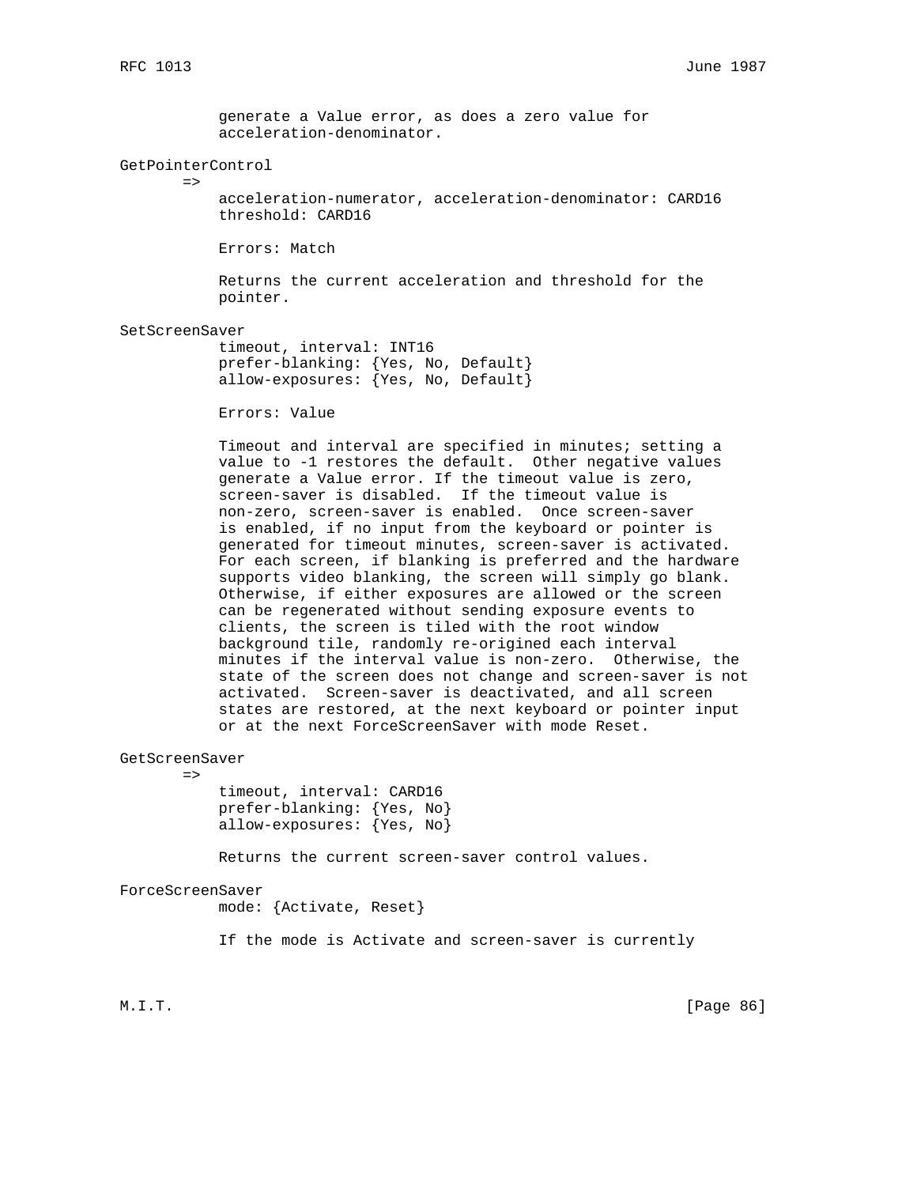generate a Value error, as does a zero value for acceleration-denominator.

GetPointerControl

=>

acceleration-numerator, acceleration-denominator: CARD16
threshold: CARD16

Errors: Match

Returns the current acceleration and threshold for the pointer.

SetScreenSaver

timeout, interval: INT16
prefer-blanking: {Yes, No, Default}
allow-exposures: {Yes, No, Default}

Errors: Value

Timeout and interval are specified in minutes; setting a value to -1 restores the default. Other negative values generate a Value error. If the timeout value is zero, screen-saver is disabled. If the timeout value is non-zero, screen-saver is enabled. Once screen-saver is enabled, if no input from the keyboard or pointer is generated for timeout minutes, screen-saver is activated. For each screen, if blanking is preferred and the hardware supports video blanking, the screen will simply go blank. Otherwise, if either exposures are allowed or the screen can be regenerated without sending exposure events to clients, the screen is tiled with the root window background tile, randomly re-origined each interval minutes if the interval value is non-zero. Otherwise, the state of the screen does not change and screen-saver is not activated. Screen-saver is deactivated, and all screen states are restored, at the next keyboard or pointer input or at the next ForceScreenSaver with mode Reset.

GetScreenSaver

=>

timeout, interval: CARD16
prefer-blanking: {Yes, No}
allow-exposures: {Yes, No}

Returns the current screen-saver control values.

ForceScreenSaver

mode: {Activate, Reset}

If the mode is Activate and screen-saver is currently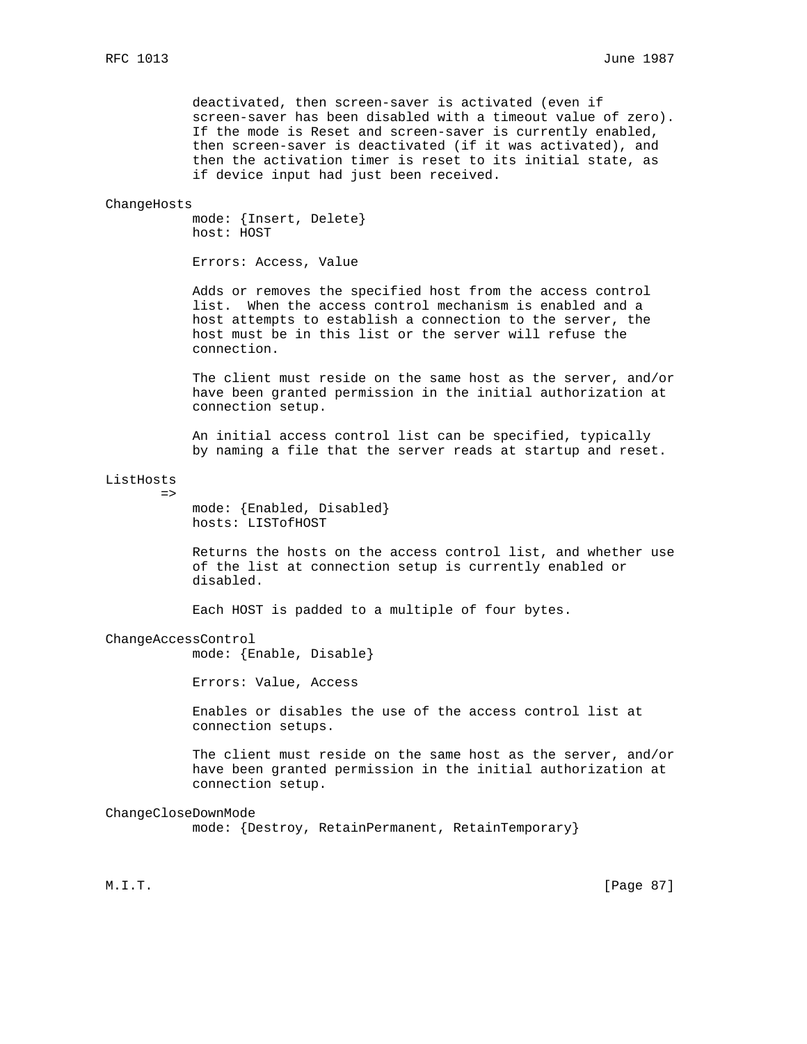deactivated, then screen-saver is activated (even if screen-saver has been disabled with a timeout value of zero). If the mode is Reset and screen-saver is currently enabled, then screen-saver is deactivated (if it was activated), and then the activation timer is reset to its initial state, as if device input had just been received.

**ChangeHosts**

mode: {Insert, Delete}
host: HOST

Errors: Access, Value

Adds or removes the specified host from the access control list. When the access control mechanism is enabled and a host attempts to establish a connection to the server, the host must be in this list or the server will refuse the connection.

The client must reside on the same host as the server, and/or have been granted permission in the initial authorization at connection setup.

An initial access control list can be specified, typically by naming a file that the server reads at startup and reset.

**ListHosts**

=>

mode: {Enabled, Disabled}
hosts: LISTofHOST

Returns the hosts on the access control list, and whether use of the list at connection setup is currently enabled or disabled.

Each HOST is padded to a multiple of four bytes.

**ChangeAccessControl**

mode: {Enable, Disable}

Errors: Value, Access

Enables or disables the use of the access control list at connection setups.

The client must reside on the same host as the server, and/or have been granted permission in the initial authorization at connection setup.

**ChangeCloseDownMode**

mode: {Destroy, RetainPermanent, RetainTemporary}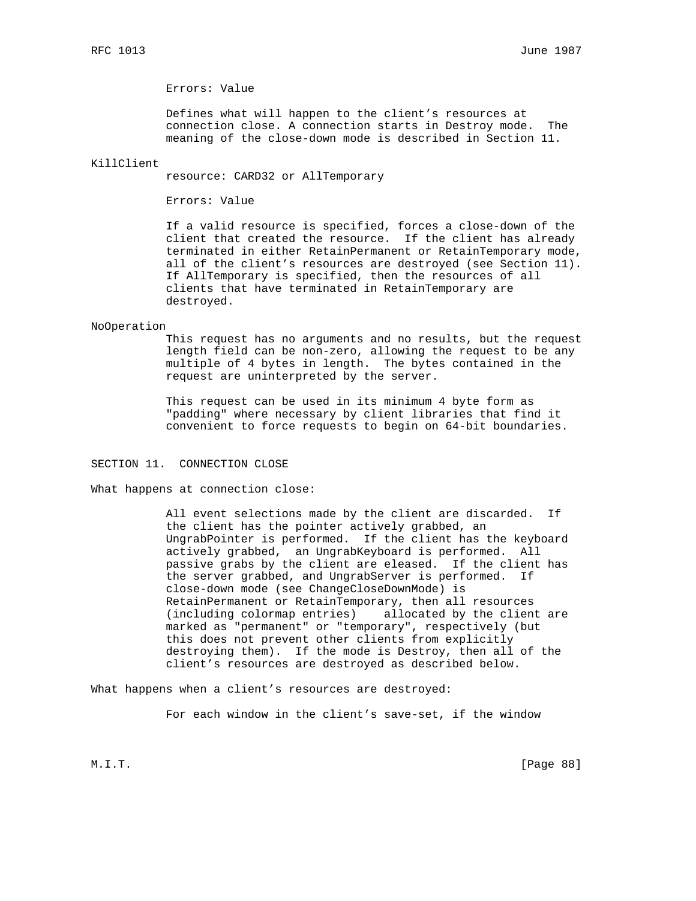Errors: Value

Defines what will happen to the client's resources at connection close. A connection starts in Destroy mode. The meaning of the close-down mode is described in Section 11.

KillClient

resource: CARD32 or AllTemporary

Errors: Value

If a valid resource is specified, forces a close-down of the client that created the resource. If the client has already terminated in either RetainPermanent or RetainTemporary mode, all of the client's resources are destroyed (see Section 11). If AllTemporary is specified, then the resources of all clients that have terminated in RetainTemporary are destroyed.

NoOperation

This request has no arguments and no results, but the request length field can be non-zero, allowing the request to be any multiple of 4 bytes in length. The bytes contained in the request are uninterpreted by the server.

This request can be used in its minimum 4 byte form as "padding" where necessary by client libraries that find it convenient to force requests to begin on 64-bit boundaries.

## SECTION 11. CONNECTION CLOSE

What happens at connection close:

All event selections made by the client are discarded. If the client has the pointer actively grabbed, an UngrabPointer is performed. If the client has the keyboard actively grabbed, an UngrabKeyboard is performed. All passive grabs by the client are eleased. If the client has the server grabbed, and UngrabServer is performed. If close-down mode (see ChangeCloseDownMode) is RetainPermanent or RetainTemporary, then all resources (including colormap entries) allocated by the client are marked as "permanent" or "temporary", respectively (but this does not prevent other clients from explicitly destroying them). If the mode is Destroy, then all of the client's resources are destroyed as described below.

What happens when a client's resources are destroyed:

For each window in the client's save-set, if the window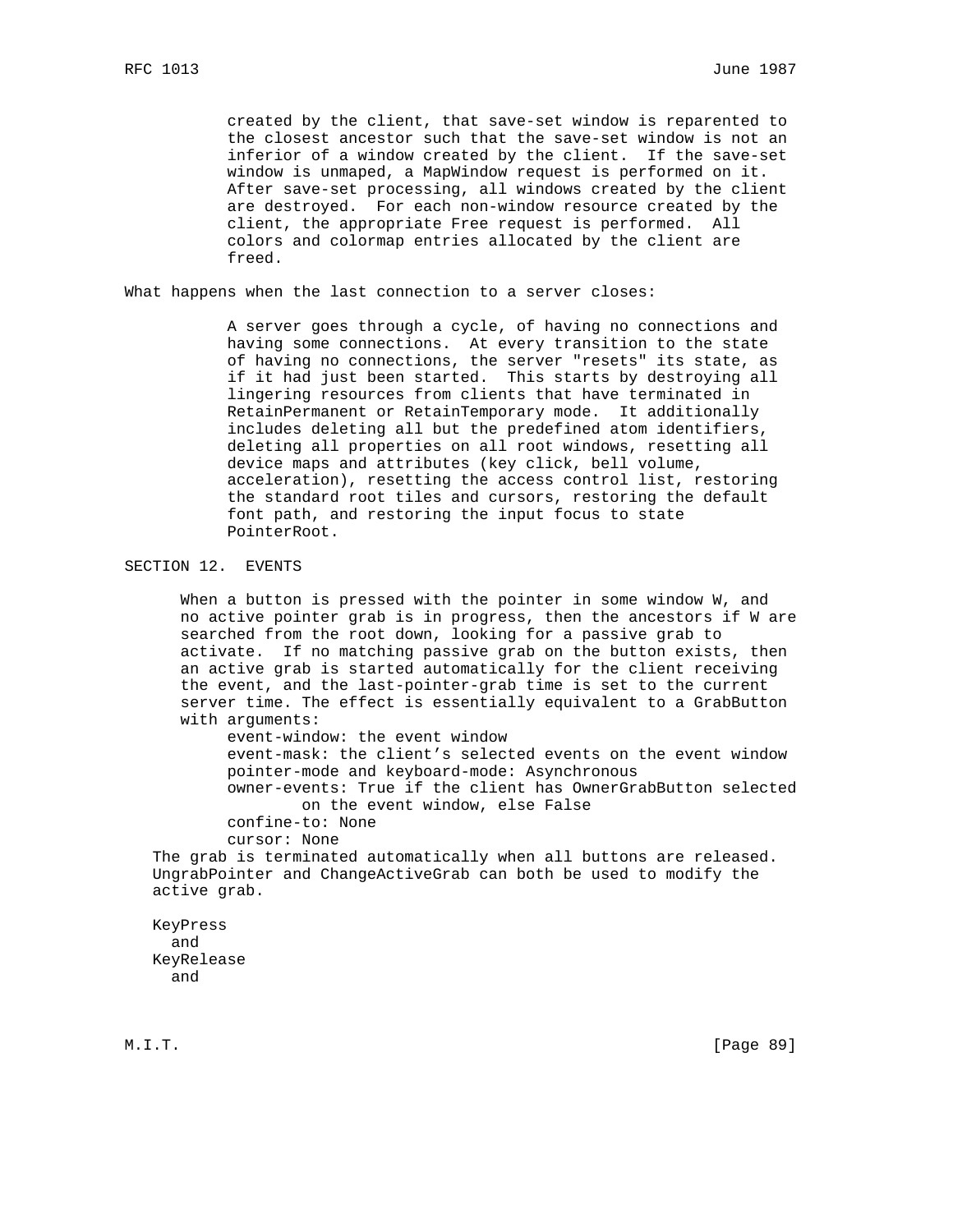created by the client, that save-set window is reparented to the closest ancestor such that the save-set window is not an inferior of a window created by the client. If the save-set window is unmaped, a MapWindow request is performed on it. After save-set processing, all windows created by the client are destroyed. For each non-window resource created by the client, the appropriate Free request is performed. All colors and colormap entries allocated by the client are freed.

What happens when the last connection to a server closes:

A server goes through a cycle, of having no connections and having some connections. At every transition to the state of having no connections, the server "resets" its state, as if it had just been started. This starts by destroying all lingering resources from clients that have terminated in RetainPermanent or RetainTemporary mode. It additionally includes deleting all but the predefined atom identifiers, deleting all properties on all root windows, resetting all device maps and attributes (key click, bell volume, acceleration), resetting the access control list, restoring the standard root tiles and cursors, restoring the default font path, and restoring the input focus to state PointerRoot.

## SECTION 12. EVENTS

When a button is pressed with the pointer in some window W, and no active pointer grab is in progress, then the ancestors if W are searched from the root down, looking for a passive grab to activate. If no matching passive grab on the button exists, then an active grab is started automatically for the client receiving the event, and the last-pointer-grab time is set to the current server time. The effect is essentially equivalent to a GrabButton with arguments:

- event-window: the event window
- event-mask: the client's selected events on the event window
- pointer-mode and keyboard-mode: Asynchronous
- owner-events: True if the client has OwnerGrabButton selected on the event window, else False
- confine-to: None
- cursor: None

The grab is terminated automatically when all buttons are released. UngrabPointer and ChangeActiveGrab can both be used to modify the active grab.

KeyPress
and
KeyRelease
and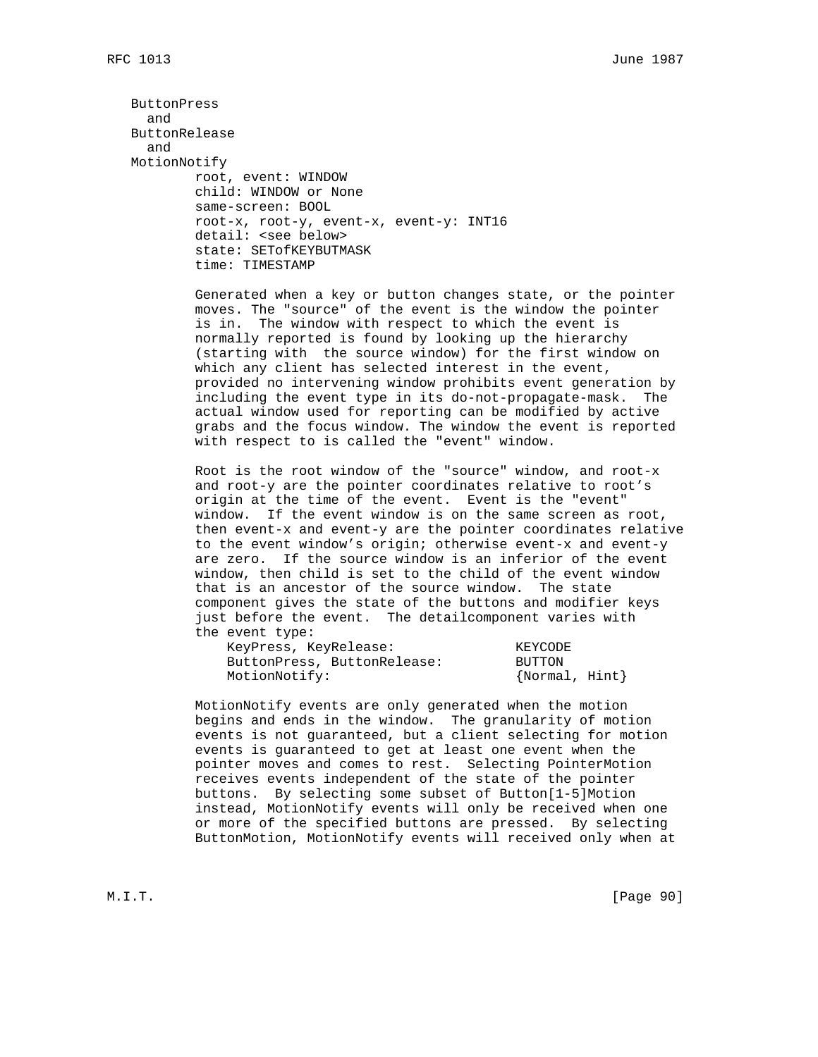ButtonPress
  and
ButtonRelease
  and
MotionNotify

```
root, event: WINDOW
child: WINDOW or None
same-screen: BOOL
root-x, root-y, event-x, event-y: INT16
detail: <see below>
state: SETofKEYBUTMASK
time: TIMESTAMP
```

Generated when a key or button changes state, or the pointer moves. The "source" of the event is the window the pointer is in. The window with respect to which the event is normally reported is found by looking up the hierarchy (starting with the source window) for the first window on which any client has selected interest in the event, provided no intervening window prohibits event generation by including the event type in its do-not-propagate-mask. The actual window used for reporting can be modified by active grabs and the focus window. The window the event is reported with respect to is called the "event" window.

Root is the root window of the "source" window, and root-x and root-y are the pointer coordinates relative to root's origin at the time of the event. Event is the "event" window. If the event window is on the same screen as root, then event-x and event-y are the pointer coordinates relative to the event window's origin; otherwise event-x and event-y are zero. If the source window is an inferior of the event window, then child is set to the child of the event window that is an ancestor of the source window. The state component gives the state of the buttons and modifier keys just before the event. The detailcomponent varies with the event type:

```
KeyPress, KeyRelease:              KEYCODE
ButtonPress, ButtonRelease:        BUTTON
MotionNotify:                      {Normal, Hint}
```

MotionNotify events are only generated when the motion begins and ends in the window. The granularity of motion events is not guaranteed, but a client selecting for motion events is guaranteed to get at least one event when the pointer moves and comes to rest. Selecting PointerMotion receives events independent of the state of the pointer buttons. By selecting some subset of Button[1-5]Motion instead, MotionNotify events will only be received when one or more of the specified buttons are pressed. By selecting ButtonMotion, MotionNotify events will received only when at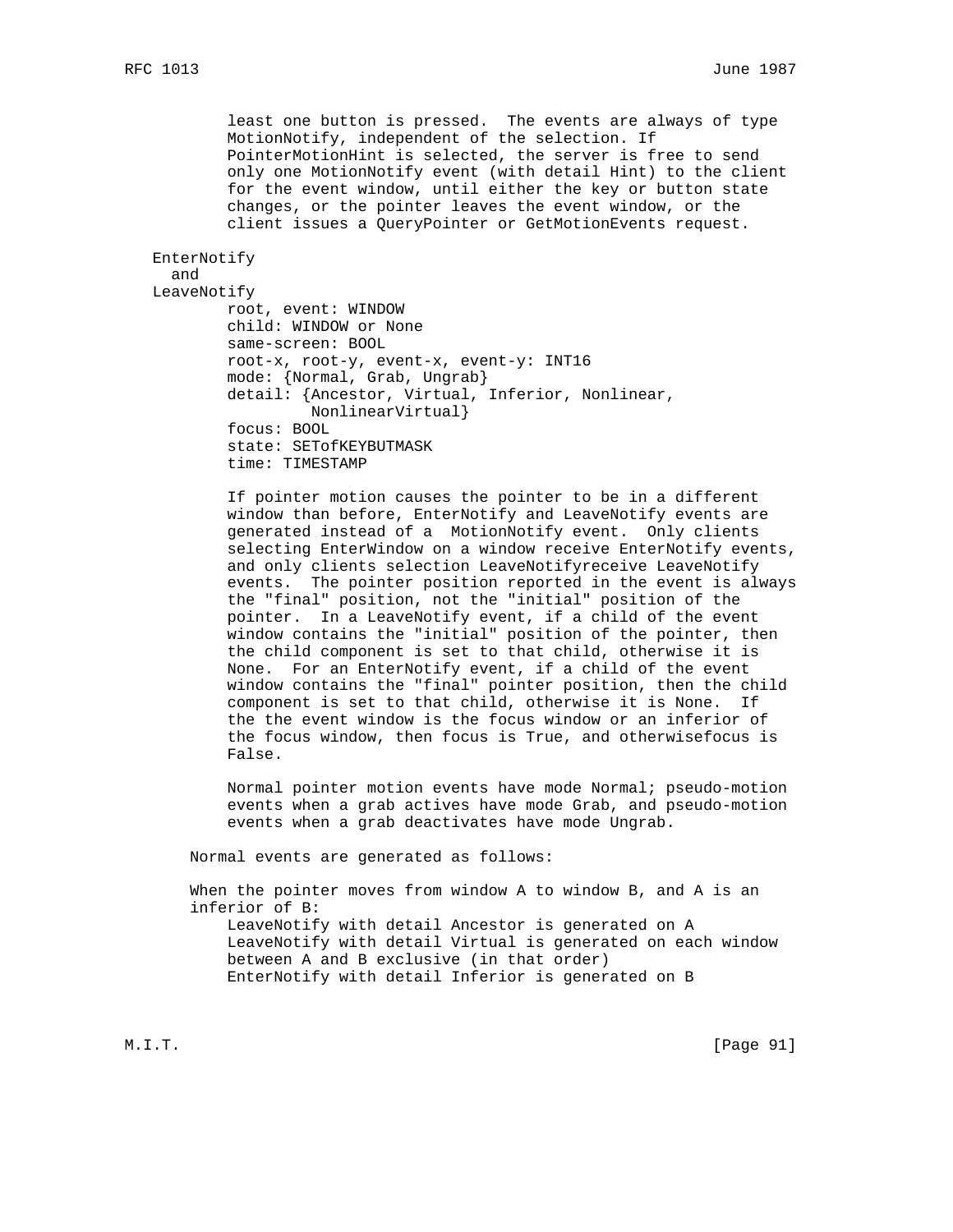least one button is pressed. The events are always of type MotionNotify, independent of the selection. If PointerMotionHint is selected, the server is free to send only one MotionNotify event (with detail Hint) to the client for the event window, until either the key or button state changes, or the pointer leaves the event window, or the client issues a QueryPointer or GetMotionEvents request.

EnterNotify
  and
LeaveNotify

```
root, event: WINDOW
child: WINDOW or None
same-screen: BOOL
root-x, root-y, event-x, event-y: INT16
mode: {Normal, Grab, Ungrab}
detail: {Ancestor, Virtual, Inferior, Nonlinear,
         NonlinearVirtual}
focus: BOOL
state: SETofKEYBUTMASK
time: TIMESTAMP
```

If pointer motion causes the pointer to be in a different window than before, EnterNotify and LeaveNotify events are generated instead of a MotionNotify event. Only clients selecting EnterWindow on a window receive EnterNotify events, and only clients selection LeaveNotifyreceive LeaveNotify events. The pointer position reported in the event is always the "final" position, not the "initial" position of the pointer. In a LeaveNotify event, if a child of the event window contains the "initial" position of the pointer, then the child component is set to that child, otherwise it is None. For an EnterNotify event, if a child of the event window contains the "final" pointer position, then the child component is set to that child, otherwise it is None. If the the event window is the focus window or an inferior of the focus window, then focus is True, and otherwisefocus is False.

Normal pointer motion events have mode Normal; pseudo-motion events when a grab actives have mode Grab, and pseudo-motion events when a grab deactivates have mode Ungrab.

Normal events are generated as follows:

When the pointer moves from window A to window B, and A is an inferior of B:

- LeaveNotify with detail Ancestor is generated on A
- LeaveNotify with detail Virtual is generated on each window between A and B exclusive (in that order)
- EnterNotify with detail Inferior is generated on B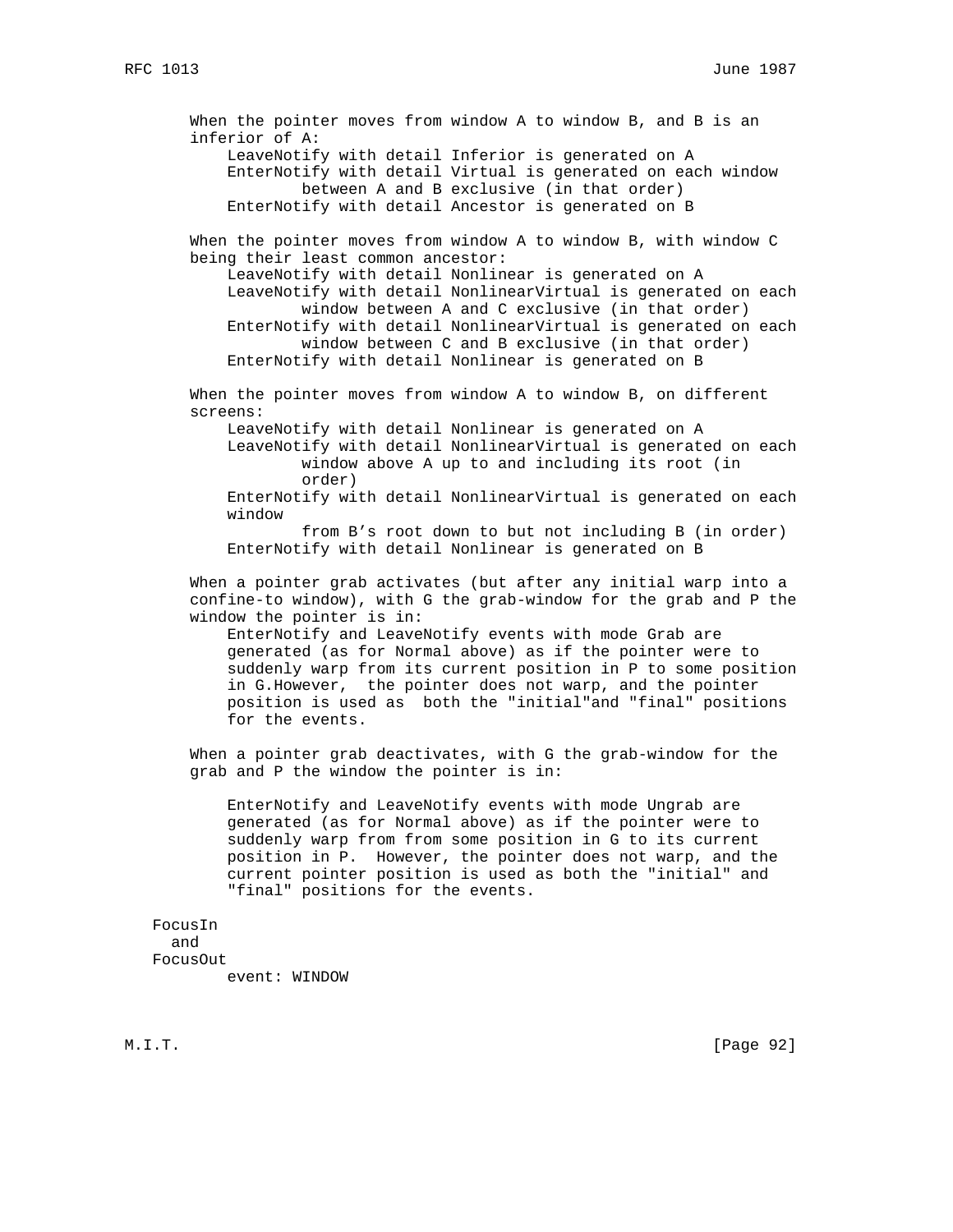When the pointer moves from window A to window B, and B is an inferior of A:

- LeaveNotify with detail Inferior is generated on A
- EnterNotify with detail Virtual is generated on each window between A and B exclusive (in that order)
- EnterNotify with detail Ancestor is generated on B

When the pointer moves from window A to window B, with window C being their least common ancestor:

- LeaveNotify with detail Nonlinear is generated on A
- LeaveNotify with detail NonlinearVirtual is generated on each window between A and C exclusive (in that order)
- EnterNotify with detail NonlinearVirtual is generated on each window between C and B exclusive (in that order)
- EnterNotify with detail Nonlinear is generated on B

When the pointer moves from window A to window B, on different screens:

- LeaveNotify with detail Nonlinear is generated on A
- LeaveNotify with detail NonlinearVirtual is generated on each window above A up to and including its root (in order)
- EnterNotify with detail NonlinearVirtual is generated on each window from B's root down to but not including B (in order)
- EnterNotify with detail Nonlinear is generated on B

When a pointer grab activates (but after any initial warp into a confine-to window), with G the grab-window for the grab and P the window the pointer is in:

EnterNotify and LeaveNotify events with mode Grab are generated (as for Normal above) as if the pointer were to suddenly warp from its current position in P to some position in G.However, the pointer does not warp, and the pointer position is used as both the "initial"and "final" positions for the events.

When a pointer grab deactivates, with G the grab-window for the grab and P the window the pointer is in:

EnterNotify and LeaveNotify events with mode Ungrab are generated (as for Normal above) as if the pointer were to suddenly warp from from some position in G to its current position in P. However, the pointer does not warp, and the current pointer position is used as both the "initial" and "final" positions for the events.

FocusIn
and
FocusOut

event: WINDOW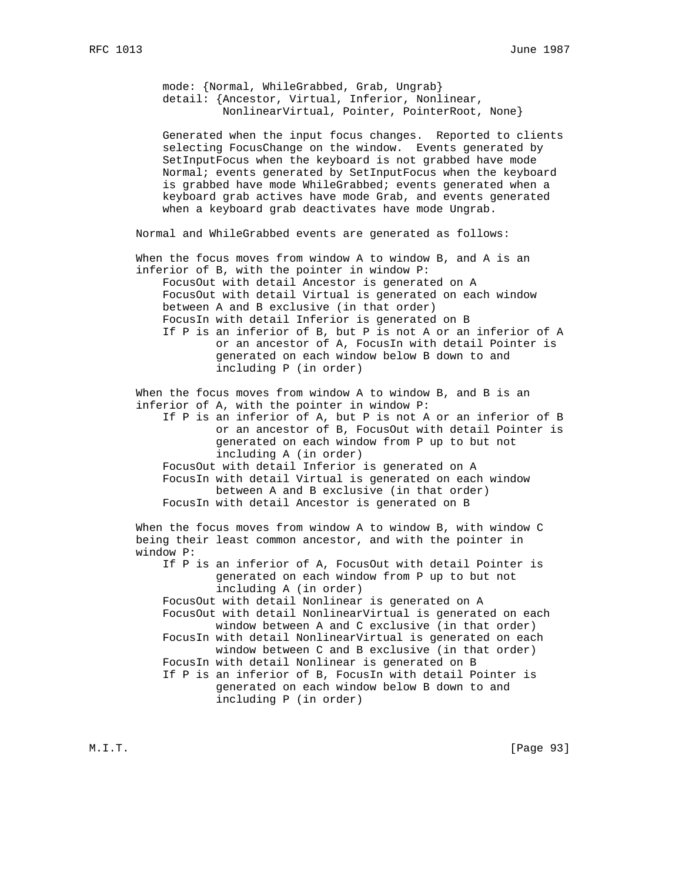mode: {Normal, WhileGrabbed, Grab, Ungrab}
detail: {Ancestor, Virtual, Inferior, Nonlinear, NonlinearVirtual, Pointer, PointerRoot, None}

Generated when the input focus changes. Reported to clients selecting FocusChange on the window. Events generated by SetInputFocus when the keyboard is not grabbed have mode Normal; events generated by SetInputFocus when the keyboard is grabbed have mode WhileGrabbed; events generated when a keyboard grab actives have mode Grab, and events generated when a keyboard grab deactivates have mode Ungrab.

Normal and WhileGrabbed events are generated as follows:

When the focus moves from window A to window B, and A is an inferior of B, with the pointer in window P:

- FocusOut with detail Ancestor is generated on A
- FocusOut with detail Virtual is generated on each window between A and B exclusive (in that order)
- FocusIn with detail Inferior is generated on B
- If P is an inferior of B, but P is not A or an inferior of A or an ancestor of A, FocusIn with detail Pointer is generated on each window below B down to and including P (in order)

When the focus moves from window A to window B, and B is an inferior of A, with the pointer in window P:

- If P is an inferior of A, but P is not A or an inferior of B or an ancestor of B, FocusOut with detail Pointer is generated on each window from P up to but not including A (in order)
- FocusOut with detail Inferior is generated on A
- FocusIn with detail Virtual is generated on each window between A and B exclusive (in that order)
- FocusIn with detail Ancestor is generated on B

When the focus moves from window A to window B, with window C being their least common ancestor, and with the pointer in window P:

- If P is an inferior of A, FocusOut with detail Pointer is generated on each window from P up to but not including A (in order)
- FocusOut with detail Nonlinear is generated on A
- FocusOut with detail NonlinearVirtual is generated on each window between A and C exclusive (in that order)
- FocusIn with detail NonlinearVirtual is generated on each window between C and B exclusive (in that order)
- FocusIn with detail Nonlinear is generated on B
- If P is an inferior of B, FocusIn with detail Pointer is generated on each window below B down to and including P (in order)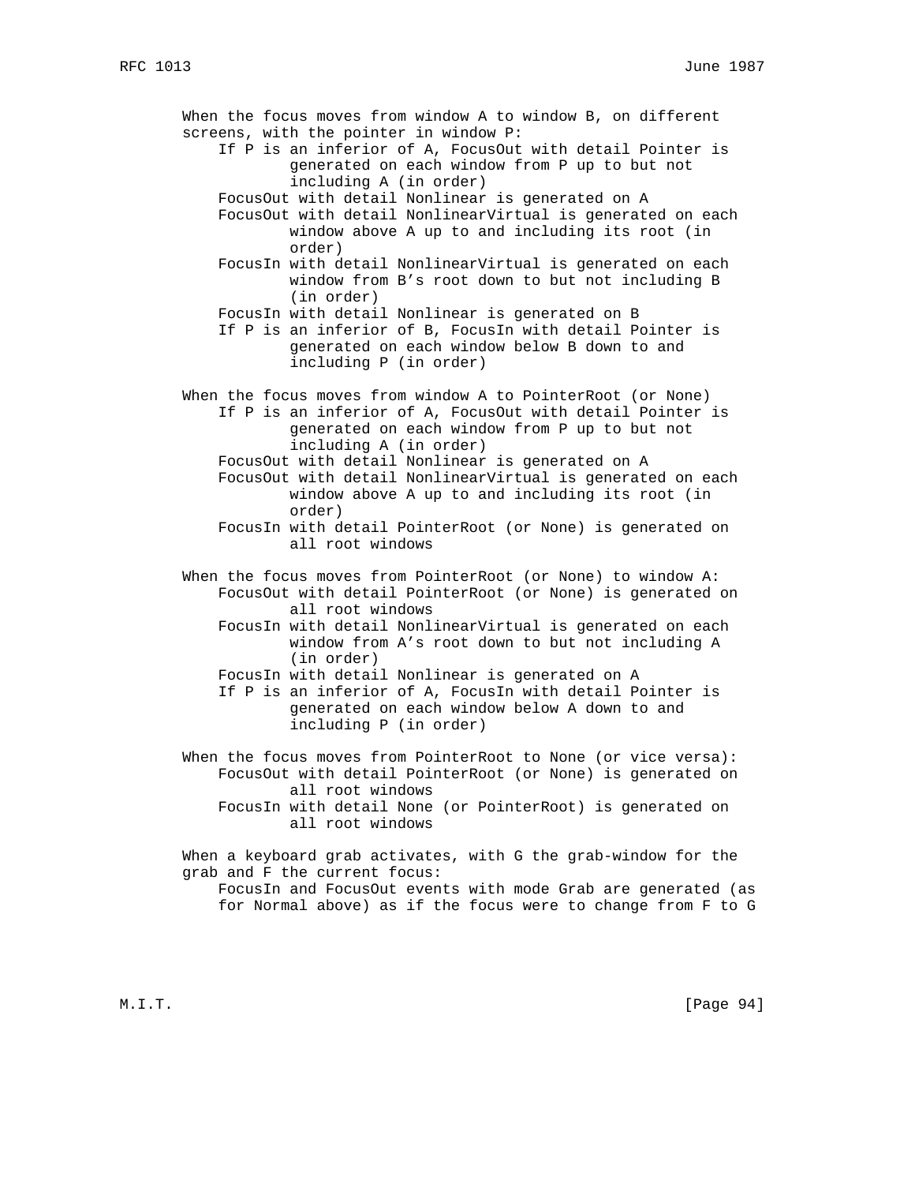When the focus moves from window A to window B, on different screens, with the pointer in window P:

- If P is an inferior of A, FocusOut with detail Pointer is generated on each window from P up to but not including A (in order)
- FocusOut with detail Nonlinear is generated on A
- FocusOut with detail NonlinearVirtual is generated on each window above A up to and including its root (in order)
- FocusIn with detail NonlinearVirtual is generated on each window from B's root down to but not including B (in order)
- FocusIn with detail Nonlinear is generated on B
- If P is an inferior of B, FocusIn with detail Pointer is generated on each window below B down to and including P (in order)

When the focus moves from window A to PointerRoot (or None)

- If P is an inferior of A, FocusOut with detail Pointer is generated on each window from P up to but not including A (in order)
- FocusOut with detail Nonlinear is generated on A
- FocusOut with detail NonlinearVirtual is generated on each window above A up to and including its root (in order)
- FocusIn with detail PointerRoot (or None) is generated on all root windows

When the focus moves from PointerRoot (or None) to window A:

- FocusOut with detail PointerRoot (or None) is generated on all root windows
- FocusIn with detail NonlinearVirtual is generated on each window from A's root down to but not including A (in order)
- FocusIn with detail Nonlinear is generated on A
- If P is an inferior of A, FocusIn with detail Pointer is generated on each window below A down to and including P (in order)

When the focus moves from PointerRoot to None (or vice versa):

- FocusOut with detail PointerRoot (or None) is generated on all root windows
- FocusIn with detail None (or PointerRoot) is generated on all root windows

When a keyboard grab activates, with G the grab-window for the grab and F the current focus:

- FocusIn and FocusOut events with mode Grab are generated (as for Normal above) as if the focus were to change from F to G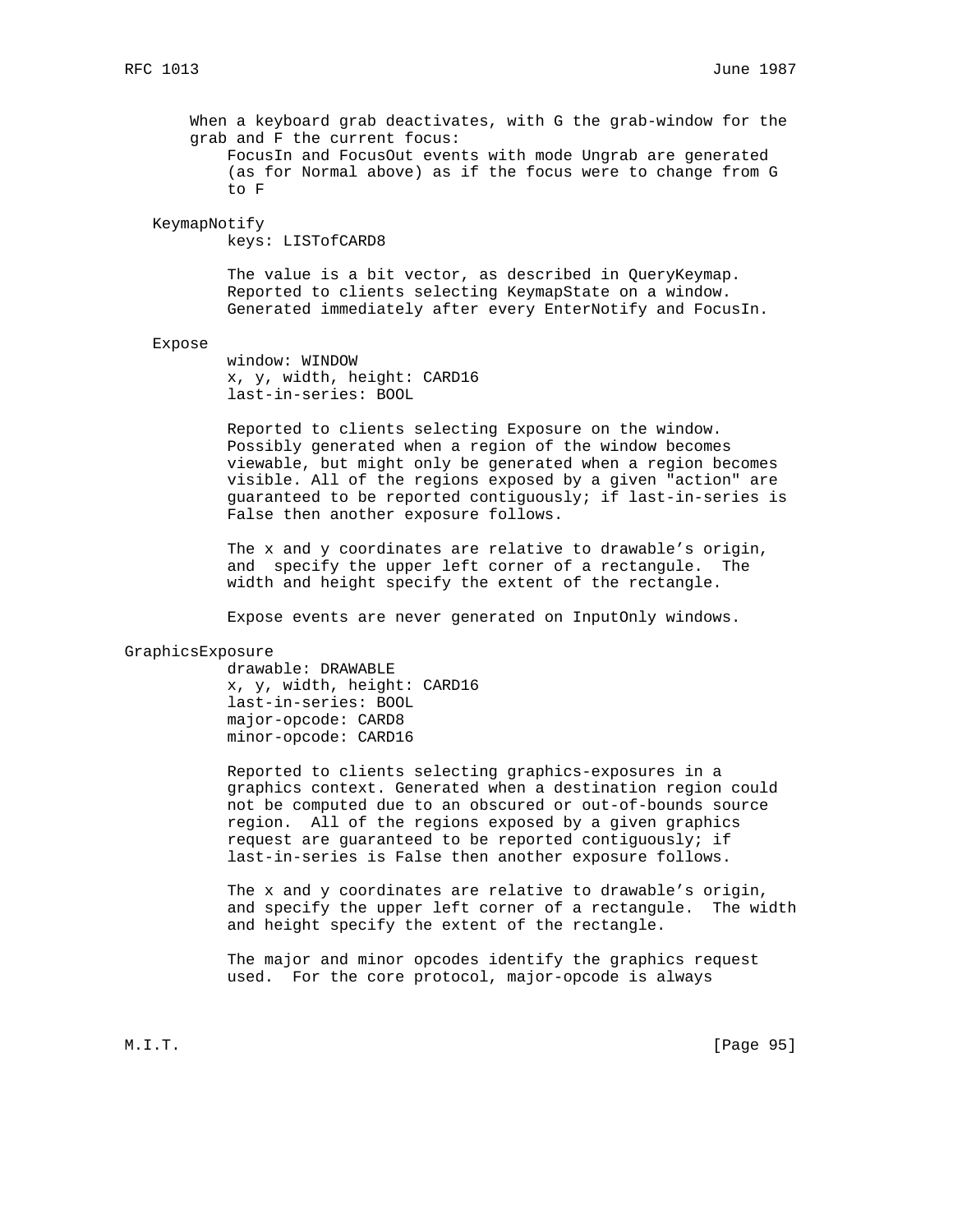When a keyboard grab deactivates, with G the grab-window for the grab and F the current focus:

FocusIn and FocusOut events with mode Ungrab are generated (as for Normal above) as if the focus were to change from G to F

### KeymapNotify

keys: LISTofCARD8

The value is a bit vector, as described in QueryKeymap. Reported to clients selecting KeymapState on a window. Generated immediately after every EnterNotify and FocusIn.

### Expose

window: WINDOW
x, y, width, height: CARD16
last-in-series: BOOL

Reported to clients selecting Exposure on the window. Possibly generated when a region of the window becomes viewable, but might only be generated when a region becomes visible. All of the regions exposed by a given "action" are guaranteed to be reported contiguously; if last-in-series is False then another exposure follows.

The x and y coordinates are relative to drawable's origin, and specify the upper left corner of a rectangule. The width and height specify the extent of the rectangle.

Expose events are never generated on InputOnly windows.

### GraphicsExposure

drawable: DRAWABLE
x, y, width, height: CARD16
last-in-series: BOOL
major-opcode: CARD8
minor-opcode: CARD16

Reported to clients selecting graphics-exposures in a graphics context. Generated when a destination region could not be computed due to an obscured or out-of-bounds source region. All of the regions exposed by a given graphics request are guaranteed to be reported contiguously; if last-in-series is False then another exposure follows.

The x and y coordinates are relative to drawable's origin, and specify the upper left corner of a rectangule. The width and height specify the extent of the rectangle.

The major and minor opcodes identify the graphics request used. For the core protocol, major-opcode is always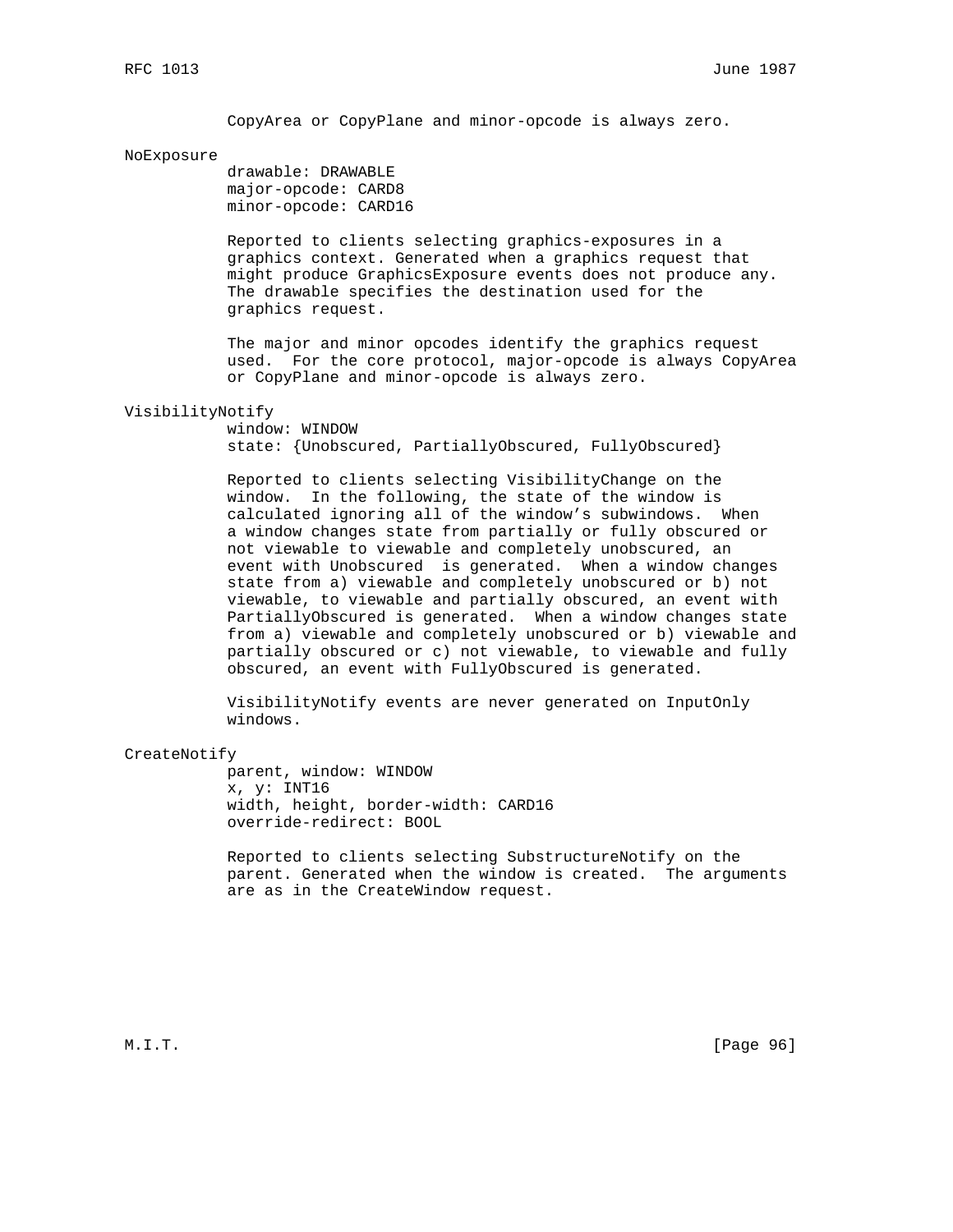CopyArea or CopyPlane and minor-opcode is always zero.

NoExposure

drawable: DRAWABLE
major-opcode: CARD8
minor-opcode: CARD16

Reported to clients selecting graphics-exposures in a graphics context. Generated when a graphics request that might produce GraphicsExposure events does not produce any. The drawable specifies the destination used for the graphics request.

The major and minor opcodes identify the graphics request used. For the core protocol, major-opcode is always CopyArea or CopyPlane and minor-opcode is always zero.

VisibilityNotify

window: WINDOW
state: {Unobscured, PartiallyObscured, FullyObscured}

Reported to clients selecting VisibilityChange on the window. In the following, the state of the window is calculated ignoring all of the window's subwindows. When a window changes state from partially or fully obscured or not viewable to viewable and completely unobscured, an event with Unobscured is generated. When a window changes state from a) viewable and completely unobscured or b) not viewable, to viewable and partially obscured, an event with PartiallyObscured is generated. When a window changes state from a) viewable and completely unobscured or b) viewable and partially obscured or c) not viewable, to viewable and fully obscured, an event with FullyObscured is generated.

VisibilityNotify events are never generated on InputOnly windows.

CreateNotify

parent, window: WINDOW
x, y: INT16
width, height, border-width: CARD16
override-redirect: BOOL

Reported to clients selecting SubstructureNotify on the parent. Generated when the window is created. The arguments are as in the CreateWindow request.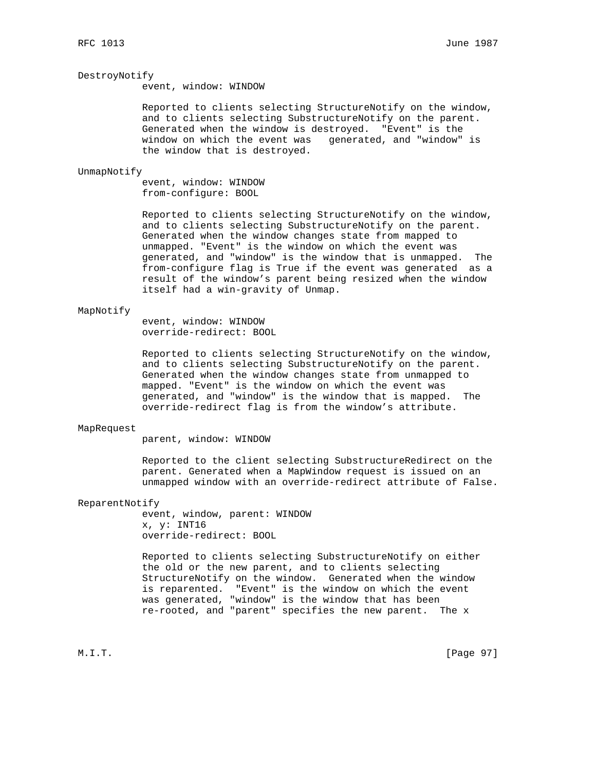DestroyNotify

event, window: WINDOW

Reported to clients selecting StructureNotify on the window, and to clients selecting SubstructureNotify on the parent. Generated when the window is destroyed. "Event" is the window on which the event was generated, and "window" is the window that is destroyed.

UnmapNotify

event, window: WINDOW
from-configure: BOOL

Reported to clients selecting StructureNotify on the window, and to clients selecting SubstructureNotify on the parent. Generated when the window changes state from mapped to unmapped. "Event" is the window on which the event was generated, and "window" is the window that is unmapped. The from-configure flag is True if the event was generated as a result of the window's parent being resized when the window itself had a win-gravity of Unmap.

MapNotify

event, window: WINDOW
override-redirect: BOOL

Reported to clients selecting StructureNotify on the window, and to clients selecting SubstructureNotify on the parent. Generated when the window changes state from unmapped to mapped. "Event" is the window on which the event was generated, and "window" is the window that is mapped. The override-redirect flag is from the window's attribute.

MapRequest

parent, window: WINDOW

Reported to the client selecting SubstructureRedirect on the parent. Generated when a MapWindow request is issued on an unmapped window with an override-redirect attribute of False.

ReparentNotify

event, window, parent: WINDOW
x, y: INT16
override-redirect: BOOL

Reported to clients selecting SubstructureNotify on either the old or the new parent, and to clients selecting StructureNotify on the window. Generated when the window is reparented. "Event" is the window on which the event was generated, "window" is the window that has been re-rooted, and "parent" specifies the new parent. The x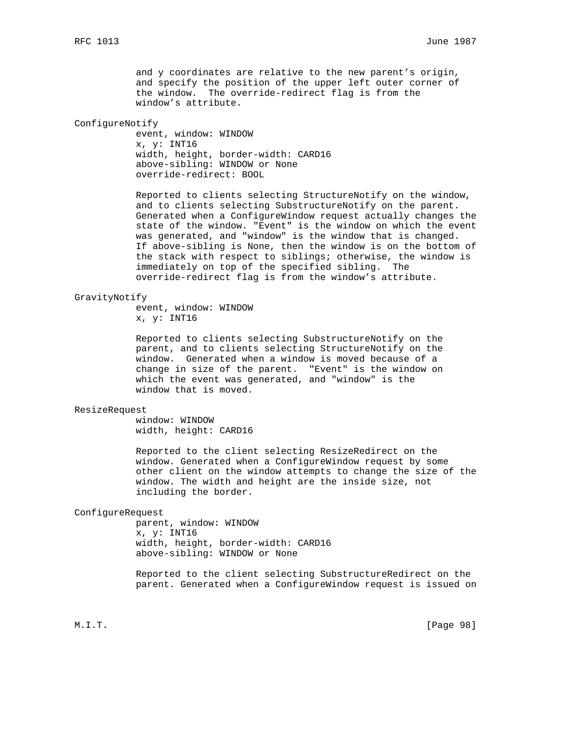and y coordinates are relative to the new parent's origin, and specify the position of the upper left outer corner of the window. The override-redirect flag is from the window's attribute.

ConfigureNotify

event, window: WINDOW
x, y: INT16
width, height, border-width: CARD16
above-sibling: WINDOW or None
override-redirect: BOOL

Reported to clients selecting StructureNotify on the window, and to clients selecting SubstructureNotify on the parent. Generated when a ConfigureWindow request actually changes the state of the window. "Event" is the window on which the event was generated, and "window" is the window that is changed. If above-sibling is None, then the window is on the bottom of the stack with respect to siblings; otherwise, the window is immediately on top of the specified sibling. The override-redirect flag is from the window's attribute.

GravityNotify

event, window: WINDOW
x, y: INT16

Reported to clients selecting SubstructureNotify on the parent, and to clients selecting StructureNotify on the window. Generated when a window is moved because of a change in size of the parent. "Event" is the window on which the event was generated, and "window" is the window that is moved.

ResizeRequest

window: WINDOW
width, height: CARD16

Reported to the client selecting ResizeRedirect on the window. Generated when a ConfigureWindow request by some other client on the window attempts to change the size of the window. The width and height are the inside size, not including the border.

ConfigureRequest

parent, window: WINDOW
x, y: INT16
width, height, border-width: CARD16
above-sibling: WINDOW or None

Reported to the client selecting SubstructureRedirect on the parent. Generated when a ConfigureWindow request is issued on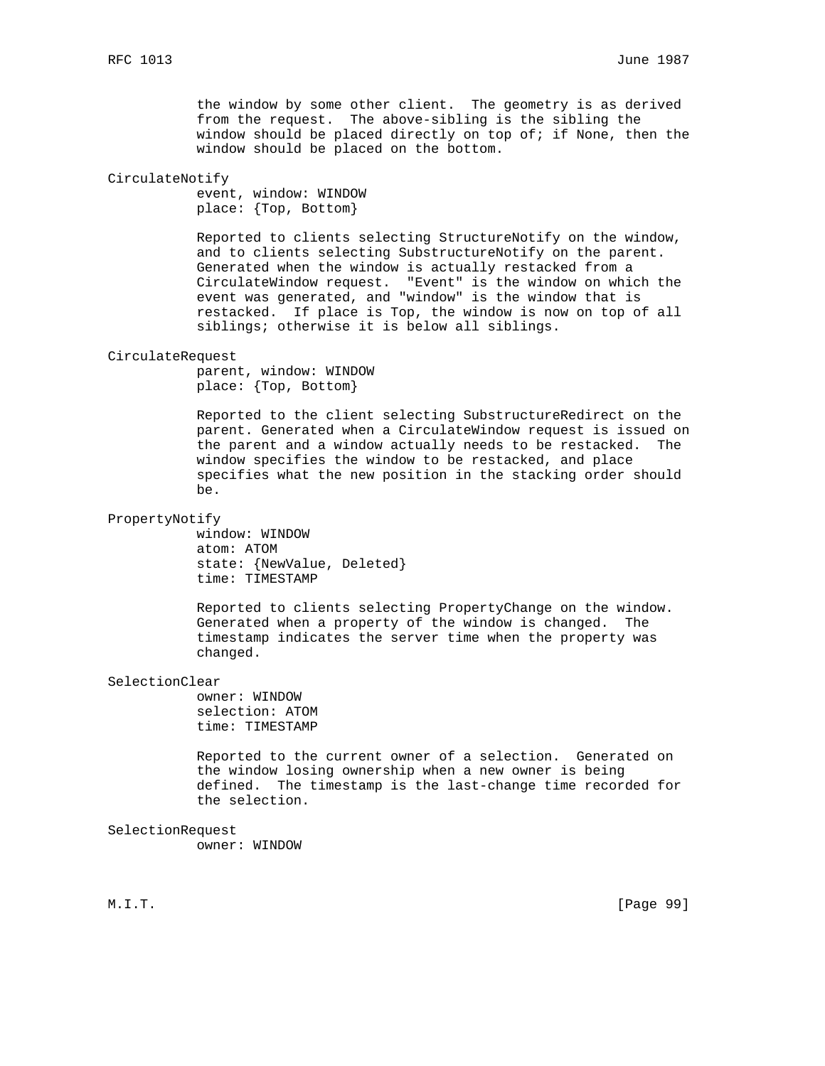the window by some other client. The geometry is as derived from the request. The above-sibling is the sibling the window should be placed directly on top of; if None, then the window should be placed on the bottom.

CirculateNotify

event, window: WINDOW
place: {Top, Bottom}

Reported to clients selecting StructureNotify on the window, and to clients selecting SubstructureNotify on the parent. Generated when the window is actually restacked from a CirculateWindow request. "Event" is the window on which the event was generated, and "window" is the window that is restacked. If place is Top, the window is now on top of all siblings; otherwise it is below all siblings.

CirculateRequest

parent, window: WINDOW
place: {Top, Bottom}

Reported to the client selecting SubstructureRedirect on the parent. Generated when a CirculateWindow request is issued on the parent and a window actually needs to be restacked. The window specifies the window to be restacked, and place specifies what the new position in the stacking order should be.

PropertyNotify

window: WINDOW
atom: ATOM
state: {NewValue, Deleted}
time: TIMESTAMP

Reported to clients selecting PropertyChange on the window. Generated when a property of the window is changed. The timestamp indicates the server time when the property was changed.

SelectionClear

owner: WINDOW
selection: ATOM
time: TIMESTAMP

Reported to the current owner of a selection. Generated on the window losing ownership when a new owner is being defined. The timestamp is the last-change time recorded for the selection.

SelectionRequest

owner: WINDOW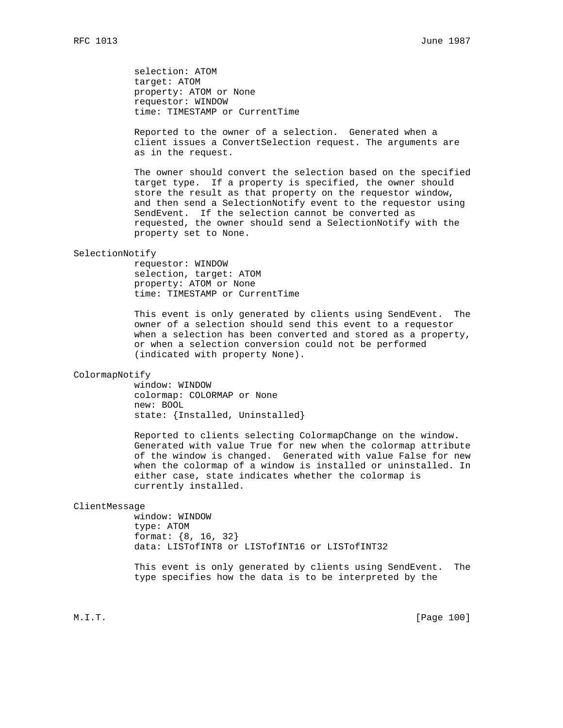selection: ATOM
target: ATOM
property: ATOM or None
requestor: WINDOW
time: TIMESTAMP or CurrentTime

Reported to the owner of a selection. Generated when a client issues a ConvertSelection request. The arguments are as in the request.

The owner should convert the selection based on the specified target type. If a property is specified, the owner should store the result as that property on the requestor window, and then send a SelectionNotify event to the requestor using SendEvent. If the selection cannot be converted as requested, the owner should send a SelectionNotify with the property set to None.

SelectionNotify

requestor: WINDOW
selection, target: ATOM
property: ATOM or None
time: TIMESTAMP or CurrentTime

This event is only generated by clients using SendEvent. The owner of a selection should send this event to a requestor when a selection has been converted and stored as a property, or when a selection conversion could not be performed (indicated with property None).

ColormapNotify

window: WINDOW
colormap: COLORMAP or None
new: BOOL
state: {Installed, Uninstalled}

Reported to clients selecting ColormapChange on the window. Generated with value True for new when the colormap attribute of the window is changed. Generated with value False for new when the colormap of a window is installed or uninstalled. In either case, state indicates whether the colormap is currently installed.

ClientMessage

window: WINDOW
type: ATOM
format: {8, 16, 32}
data: LISTofINT8 or LISTofINT16 or LISTofINT32

This event is only generated by clients using SendEvent. The type specifies how the data is to be interpreted by the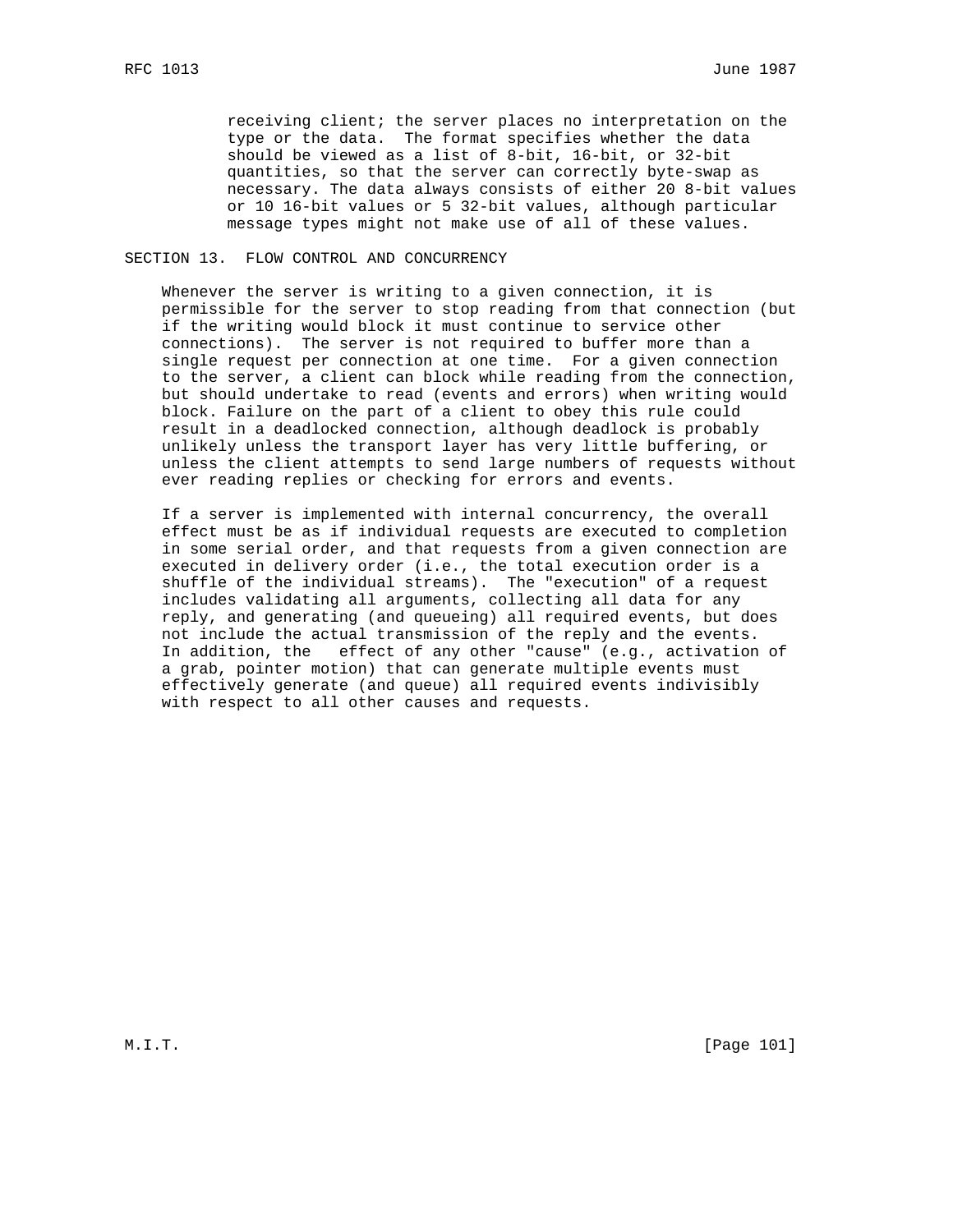receiving client; the server places no interpretation on the type or the data. The format specifies whether the data should be viewed as a list of 8-bit, 16-bit, or 32-bit quantities, so that the server can correctly byte-swap as necessary. The data always consists of either 20 8-bit values or 10 16-bit values or 5 32-bit values, although particular message types might not make use of all of these values.

## SECTION 13. FLOW CONTROL AND CONCURRENCY

Whenever the server is writing to a given connection, it is permissible for the server to stop reading from that connection (but if the writing would block it must continue to service other connections). The server is not required to buffer more than a single request per connection at one time. For a given connection to the server, a client can block while reading from the connection, but should undertake to read (events and errors) when writing would block. Failure on the part of a client to obey this rule could result in a deadlocked connection, although deadlock is probably unlikely unless the transport layer has very little buffering, or unless the client attempts to send large numbers of requests without ever reading replies or checking for errors and events.

If a server is implemented with internal concurrency, the overall effect must be as if individual requests are executed to completion in some serial order, and that requests from a given connection are executed in delivery order (i.e., the total execution order is a shuffle of the individual streams). The "execution" of a request includes validating all arguments, collecting all data for any reply, and generating (and queueing) all required events, but does not include the actual transmission of the reply and the events. In addition, the effect of any other "cause" (e.g., activation of a grab, pointer motion) that can generate multiple events must effectively generate (and queue) all required events indivisibly with respect to all other causes and requests.